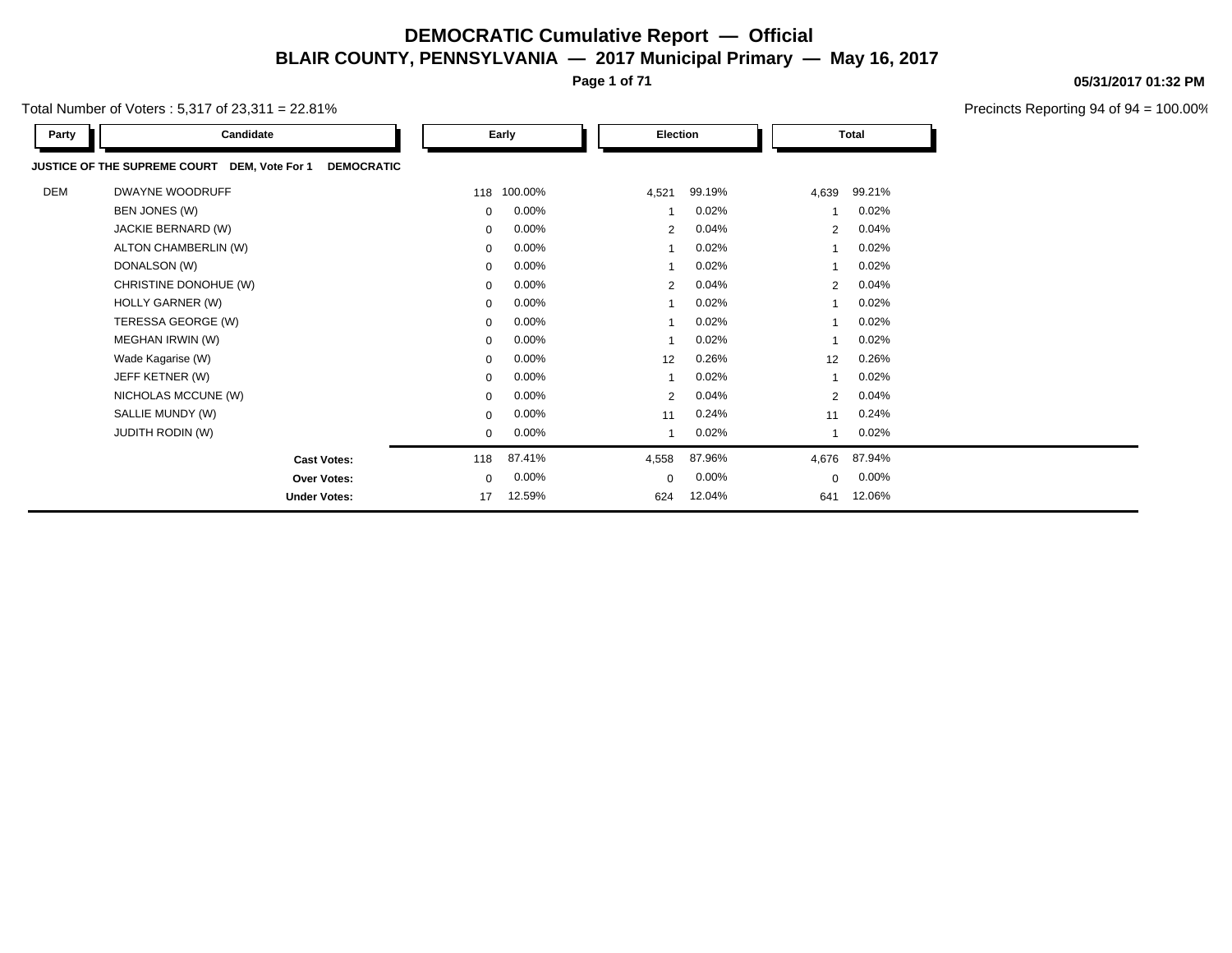# DEMOCRATIC Cumulative Report — Official

## BLAIR COUNTY, PENNSYLVANIA — 2017 Municipal Primary — May 16, 2017

05/31/2017 01:32 PM

Total Number of Voters : 5,317 of 23,311 = 22.81%

Precincts Reporting 94 of 94 = 100.00%

| Party | Candidate | Early | | Election | | Total | |
|---|---|---|---|---|---|---|---|
| **JUSTICE OF THE SUPREME COURT DEM, Vote For 1 DEMOCRATIC** | | | | | | | |
| DEM | DWAYNE WOODRUFF | 118 | 100.00% | 4,521 | 99.19% | 4,639 | 99.21% |
| | BEN JONES (W) | 0 | 0.00% | 1 | 0.02% | 1 | 0.02% |
| | JACKIE BERNARD (W) | 0 | 0.00% | 2 | 0.04% | 2 | 0.04% |
| | ALTON CHAMBERLIN (W) | 0 | 0.00% | 1 | 0.02% | 1 | 0.02% |
| | DONALSON (W) | 0 | 0.00% | 1 | 0.02% | 1 | 0.02% |
| | CHRISTINE DONOHUE (W) | 0 | 0.00% | 2 | 0.04% | 2 | 0.04% |
| | HOLLY GARNER (W) | 0 | 0.00% | 1 | 0.02% | 1 | 0.02% |
| | TERESSA GEORGE (W) | 0 | 0.00% | 1 | 0.02% | 1 | 0.02% |
| | MEGHAN IRWIN (W) | 0 | 0.00% | 1 | 0.02% | 1 | 0.02% |
| | Wade Kagarise (W) | 0 | 0.00% | 12 | 0.26% | 12 | 0.26% |
| | JEFF KETNER (W) | 0 | 0.00% | 1 | 0.02% | 1 | 0.02% |
| | NICHOLAS MCCUNE (W) | 0 | 0.00% | 2 | 0.04% | 2 | 0.04% |
| | SALLIE MUNDY (W) | 0 | 0.00% | 11 | 0.24% | 11 | 0.24% |
| | JUDITH RODIN (W) | 0 | 0.00% | 1 | 0.02% | 1 | 0.02% |
| | **Cast Votes:** | 118 | 87.41% | 4,558 | 87.96% | 4,676 | 87.94% |
| | **Over Votes:** | 0 | 0.00% | 0 | 0.00% | 0 | 0.00% |
| | **Under Votes:** | 17 | 12.59% | 624 | 12.04% | 641 | 12.06% |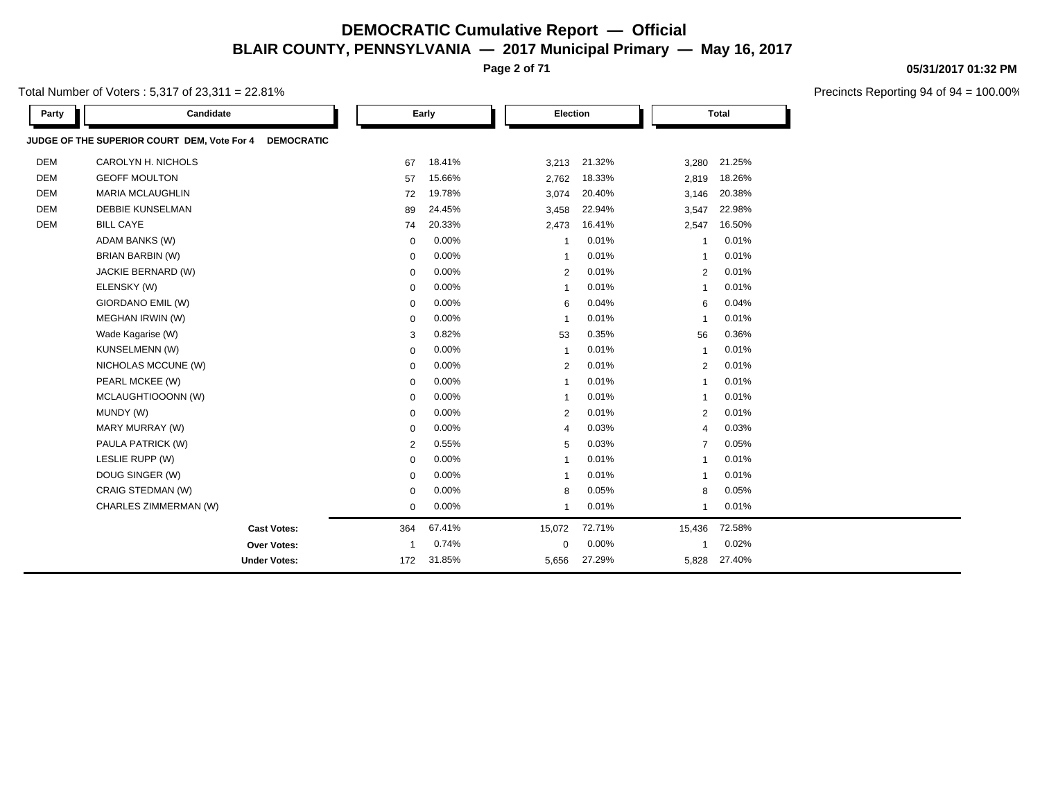# DEMOCRATIC Cumulative Report — Official

## BLAIR COUNTY, PENNSYLVANIA — 2017 Municipal Primary — May 16, 2017

05/31/2017 01:32 PM

Total Number of Voters : 5,317 of 23,311 = 22.81%

Precincts Reporting 94 of 94 = 100.00%

| Party | Candidate | Early | | Election | | Total | |
|---|---|---|---|---|---|---|---|
| **JUDGE OF THE SUPERIOR COURT DEM, Vote For 4** | **DEMOCRATIC** | | | | | | |
| DEM | CAROLYN H. NICHOLS | 67 | 18.41% | 3,213 | 21.32% | 3,280 | 21.25% |
| DEM | GEOFF MOULTON | 57 | 15.66% | 2,762 | 18.33% | 2,819 | 18.26% |
| DEM | MARIA MCLAUGHLIN | 72 | 19.78% | 3,074 | 20.40% | 3,146 | 20.38% |
| DEM | DEBBIE KUNSELMAN | 89 | 24.45% | 3,458 | 22.94% | 3,547 | 22.98% |
| DEM | BILL CAYE | 74 | 20.33% | 2,473 | 16.41% | 2,547 | 16.50% |
| | ADAM BANKS (W) | 0 | 0.00% | 1 | 0.01% | 1 | 0.01% |
| | BRIAN BARBIN (W) | 0 | 0.00% | 1 | 0.01% | 1 | 0.01% |
| | JACKIE BERNARD (W) | 0 | 0.00% | 2 | 0.01% | 2 | 0.01% |
| | ELENSKY (W) | 0 | 0.00% | 1 | 0.01% | 1 | 0.01% |
| | GIORDANO EMIL (W) | 0 | 0.00% | 6 | 0.04% | 6 | 0.04% |
| | MEGHAN IRWIN (W) | 0 | 0.00% | 1 | 0.01% | 1 | 0.01% |
| | Wade Kagarise (W) | 3 | 0.82% | 53 | 0.35% | 56 | 0.36% |
| | KUNSELMENN (W) | 0 | 0.00% | 1 | 0.01% | 1 | 0.01% |
| | NICHOLAS MCCUNE (W) | 0 | 0.00% | 2 | 0.01% | 2 | 0.01% |
| | PEARL MCKEE (W) | 0 | 0.00% | 1 | 0.01% | 1 | 0.01% |
| | MCLAUGHTIOOONN (W) | 0 | 0.00% | 1 | 0.01% | 1 | 0.01% |
| | MUNDY (W) | 0 | 0.00% | 2 | 0.01% | 2 | 0.01% |
| | MARY MURRAY (W) | 0 | 0.00% | 4 | 0.03% | 4 | 0.03% |
| | PAULA PATRICK (W) | 2 | 0.55% | 5 | 0.03% | 7 | 0.05% |
| | LESLIE RUPP (W) | 0 | 0.00% | 1 | 0.01% | 1 | 0.01% |
| | DOUG SINGER (W) | 0 | 0.00% | 1 | 0.01% | 1 | 0.01% |
| | CRAIG STEDMAN (W) | 0 | 0.00% | 8 | 0.05% | 8 | 0.05% |
| | CHARLES ZIMMERMAN (W) | 0 | 0.00% | 1 | 0.01% | 1 | 0.01% |
| | **Cast Votes:** | 364 | 67.41% | 15,072 | 72.71% | 15,436 | 72.58% |
| | **Over Votes:** | 1 | 0.74% | 0 | 0.00% | 1 | 0.02% |
| | **Under Votes:** | 172 | 31.85% | 5,656 | 27.29% | 5,828 | 27.40% |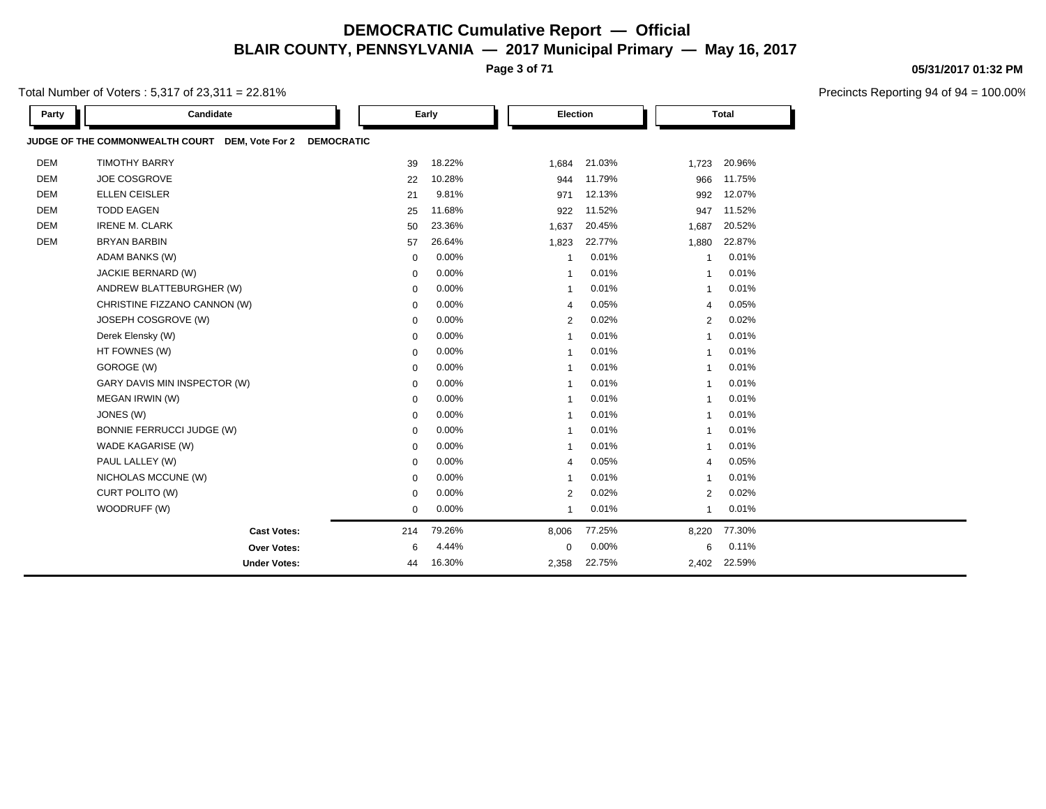# DEMOCRATIC Cumulative Report — Official

## BLAIR COUNTY, PENNSYLVANIA — 2017 Municipal Primary — May 16, 2017

05/31/2017 01:32 PM

Total Number of Voters : 5,317 of 23,311 = 22.81%

Precincts Reporting 94 of 94 = 100.00%

**JUDGE OF THE COMMONWEALTH COURT DEM, Vote For 2 DEMOCRATIC**

| Party | Candidate | Early | | Election | | Total | |
|---|---|---|---|---|---|---|---|
| DEM | TIMOTHY BARRY | 39 | 18.22% | 1,684 | 21.03% | 1,723 | 20.96% |
| DEM | JOE COSGROVE | 22 | 10.28% | 944 | 11.79% | 966 | 11.75% |
| DEM | ELLEN CEISLER | 21 | 9.81% | 971 | 12.13% | 992 | 12.07% |
| DEM | TODD EAGEN | 25 | 11.68% | 922 | 11.52% | 947 | 11.52% |
| DEM | IRENE M. CLARK | 50 | 23.36% | 1,637 | 20.45% | 1,687 | 20.52% |
| DEM | BRYAN BARBIN | 57 | 26.64% | 1,823 | 22.77% | 1,880 | 22.87% |
| | ADAM BANKS (W) | 0 | 0.00% | 1 | 0.01% | 1 | 0.01% |
| | JACKIE BERNARD (W) | 0 | 0.00% | 1 | 0.01% | 1 | 0.01% |
| | ANDREW BLATTEBURGHER (W) | 0 | 0.00% | 1 | 0.01% | 1 | 0.01% |
| | CHRISTINE FIZZANO CANNON (W) | 0 | 0.00% | 4 | 0.05% | 4 | 0.05% |
| | JOSEPH COSGROVE (W) | 0 | 0.00% | 2 | 0.02% | 2 | 0.02% |
| | Derek Elensky (W) | 0 | 0.00% | 1 | 0.01% | 1 | 0.01% |
| | HT FOWNES (W) | 0 | 0.00% | 1 | 0.01% | 1 | 0.01% |
| | GOROGE (W) | 0 | 0.00% | 1 | 0.01% | 1 | 0.01% |
| | GARY DAVIS MIN INSPECTOR (W) | 0 | 0.00% | 1 | 0.01% | 1 | 0.01% |
| | MEGAN IRWIN (W) | 0 | 0.00% | 1 | 0.01% | 1 | 0.01% |
| | JONES (W) | 0 | 0.00% | 1 | 0.01% | 1 | 0.01% |
| | BONNIE FERRUCCI JUDGE (W) | 0 | 0.00% | 1 | 0.01% | 1 | 0.01% |
| | WADE KAGARISE (W) | 0 | 0.00% | 1 | 0.01% | 1 | 0.01% |
| | PAUL LALLEY (W) | 0 | 0.00% | 4 | 0.05% | 4 | 0.05% |
| | NICHOLAS MCCUNE (W) | 0 | 0.00% | 1 | 0.01% | 1 | 0.01% |
| | CURT POLITO (W) | 0 | 0.00% | 2 | 0.02% | 2 | 0.02% |
| | WOODRUFF (W) | 0 | 0.00% | 1 | 0.01% | 1 | 0.01% |
| | **Cast Votes:** | 214 | 79.26% | 8,006 | 77.25% | 8,220 | 77.30% |
| | **Over Votes:** | 6 | 4.44% | 0 | 0.00% | 6 | 0.11% |
| | **Under Votes:** | 44 | 16.30% | 2,358 | 22.75% | 2,402 | 22.59% |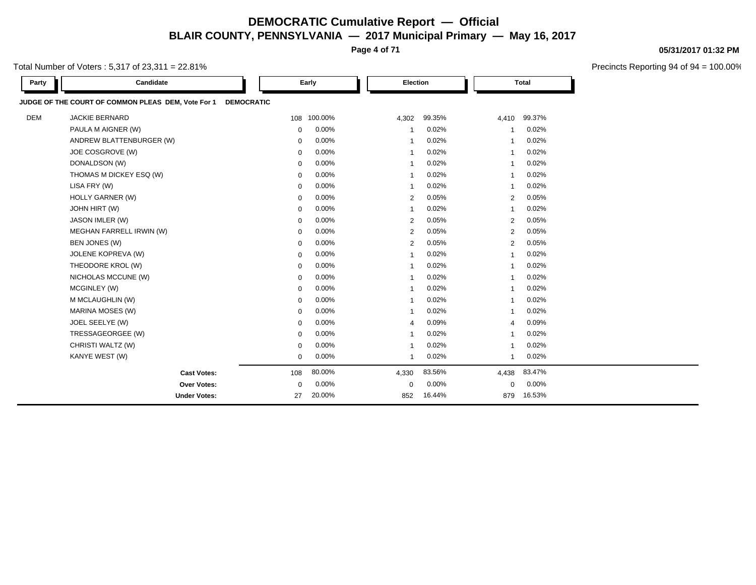# DEMOCRATIC Cumulative Report — Official

## BLAIR COUNTY, PENNSYLVANIA — 2017 Municipal Primary — May 16, 2017

05/31/2017 01:32 PM

Total Number of Voters : 5,317 of 23,311 = 22.81%

Precincts Reporting 94 of 94 = 100.00%

**JUDGE OF THE COURT OF COMMON PLEAS DEM, Vote For 1 DEMOCRATIC**

| Party | Candidate | Early | | Election | | Total | |
|---|---|---|---|---|---|---|---|
| DEM | JACKIE BERNARD | 108 | 100.00% | 4,302 | 99.35% | 4,410 | 99.37% |
| | PAULA M AIGNER (W) | 0 | 0.00% | 1 | 0.02% | 1 | 0.02% |
| | ANDREW BLATTENBURGER (W) | 0 | 0.00% | 1 | 0.02% | 1 | 0.02% |
| | JOE COSGROVE (W) | 0 | 0.00% | 1 | 0.02% | 1 | 0.02% |
| | DONALDSON (W) | 0 | 0.00% | 1 | 0.02% | 1 | 0.02% |
| | THOMAS M DICKEY ESQ (W) | 0 | 0.00% | 1 | 0.02% | 1 | 0.02% |
| | LISA FRY (W) | 0 | 0.00% | 1 | 0.02% | 1 | 0.02% |
| | HOLLY GARNER (W) | 0 | 0.00% | 2 | 0.05% | 2 | 0.05% |
| | JOHN HIRT (W) | 0 | 0.00% | 1 | 0.02% | 1 | 0.02% |
| | JASON IMLER (W) | 0 | 0.00% | 2 | 0.05% | 2 | 0.05% |
| | MEGHAN FARRELL IRWIN (W) | 0 | 0.00% | 2 | 0.05% | 2 | 0.05% |
| | BEN JONES (W) | 0 | 0.00% | 2 | 0.05% | 2 | 0.05% |
| | JOLENE KOPREVA (W) | 0 | 0.00% | 1 | 0.02% | 1 | 0.02% |
| | THEODORE KROL (W) | 0 | 0.00% | 1 | 0.02% | 1 | 0.02% |
| | NICHOLAS MCCUNE (W) | 0 | 0.00% | 1 | 0.02% | 1 | 0.02% |
| | MCGINLEY (W) | 0 | 0.00% | 1 | 0.02% | 1 | 0.02% |
| | M MCLAUGHLIN (W) | 0 | 0.00% | 1 | 0.02% | 1 | 0.02% |
| | MARINA MOSES (W) | 0 | 0.00% | 1 | 0.02% | 1 | 0.02% |
| | JOEL SEELYE (W) | 0 | 0.00% | 4 | 0.09% | 4 | 0.09% |
| | TRESSAGEORGEE (W) | 0 | 0.00% | 1 | 0.02% | 1 | 0.02% |
| | CHRISTI WALTZ (W) | 0 | 0.00% | 1 | 0.02% | 1 | 0.02% |
| | KANYE WEST (W) | 0 | 0.00% | 1 | 0.02% | 1 | 0.02% |
| | **Cast Votes:** | 108 | 80.00% | 4,330 | 83.56% | 4,438 | 83.47% |
| | **Over Votes:** | 0 | 0.00% | 0 | 0.00% | 0 | 0.00% |
| | **Under Votes:** | 27 | 20.00% | 852 | 16.44% | 879 | 16.53% |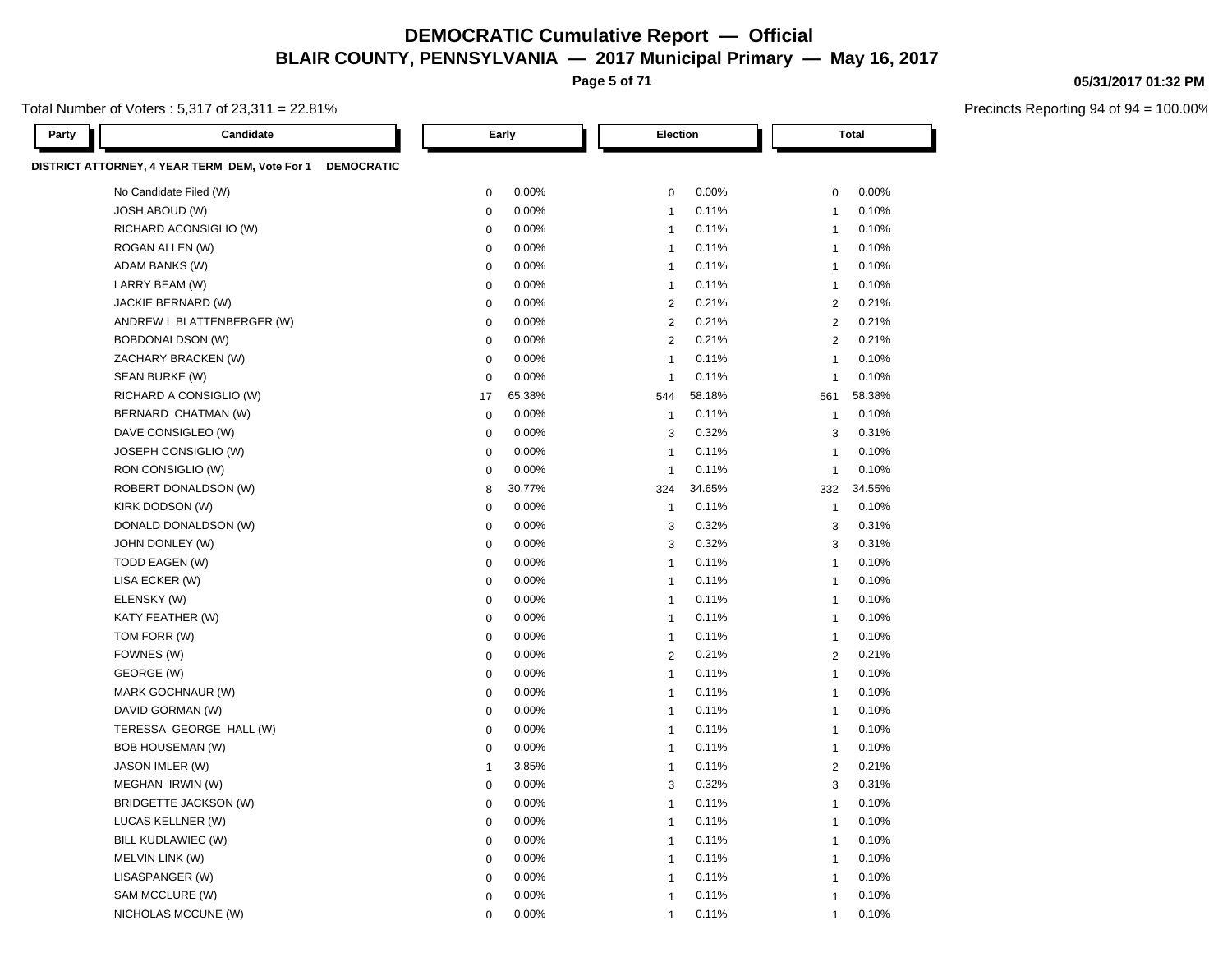# DEMOCRATIC Cumulative Report — Official

## BLAIR COUNTY, PENNSYLVANIA — 2017 Municipal Primary — May 16, 2017

05/31/2017 01:32 PM

Total Number of Voters : 5,317 of 23,311 = 22.81%

Precincts Reporting 94 of 94 = 100.00%

| Party | Candidate | Early | | Election | | Total | |
|---|---|---|---|---|---|---|---|
| **DISTRICT ATTORNEY, 4 YEAR TERM DEM, Vote For 1** | **DEMOCRATIC** | | | | | | |
| | No Candidate Filed (W) | 0 | 0.00% | 0 | 0.00% | 0 | 0.00% |
| | JOSH ABOUD (W) | 0 | 0.00% | 1 | 0.11% | 1 | 0.10% |
| | RICHARD ACONSIGLIO (W) | 0 | 0.00% | 1 | 0.11% | 1 | 0.10% |
| | ROGAN ALLEN (W) | 0 | 0.00% | 1 | 0.11% | 1 | 0.10% |
| | ADAM BANKS (W) | 0 | 0.00% | 1 | 0.11% | 1 | 0.10% |
| | LARRY BEAM (W) | 0 | 0.00% | 1 | 0.11% | 1 | 0.10% |
| | JACKIE BERNARD (W) | 0 | 0.00% | 2 | 0.21% | 2 | 0.21% |
| | ANDREW L BLATTENBERGER (W) | 0 | 0.00% | 2 | 0.21% | 2 | 0.21% |
| | BOBDONALDSON (W) | 0 | 0.00% | 2 | 0.21% | 2 | 0.21% |
| | ZACHARY BRACKEN (W) | 0 | 0.00% | 1 | 0.11% | 1 | 0.10% |
| | SEAN BURKE (W) | 0 | 0.00% | 1 | 0.11% | 1 | 0.10% |
| | RICHARD A CONSIGLIO (W) | 17 | 65.38% | 544 | 58.18% | 561 | 58.38% |
| | BERNARD CHATMAN (W) | 0 | 0.00% | 1 | 0.11% | 1 | 0.10% |
| | DAVE CONSIGLEO (W) | 0 | 0.00% | 3 | 0.32% | 3 | 0.31% |
| | JOSEPH CONSIGLIO (W) | 0 | 0.00% | 1 | 0.11% | 1 | 0.10% |
| | RON CONSIGLIO (W) | 0 | 0.00% | 1 | 0.11% | 1 | 0.10% |
| | ROBERT DONALDSON (W) | 8 | 30.77% | 324 | 34.65% | 332 | 34.55% |
| | KIRK DODSON (W) | 0 | 0.00% | 1 | 0.11% | 1 | 0.10% |
| | DONALD DONALDSON (W) | 0 | 0.00% | 3 | 0.32% | 3 | 0.31% |
| | JOHN DONLEY (W) | 0 | 0.00% | 3 | 0.32% | 3 | 0.31% |
| | TODD EAGEN (W) | 0 | 0.00% | 1 | 0.11% | 1 | 0.10% |
| | LISA ECKER (W) | 0 | 0.00% | 1 | 0.11% | 1 | 0.10% |
| | ELENSKY (W) | 0 | 0.00% | 1 | 0.11% | 1 | 0.10% |
| | KATY FEATHER (W) | 0 | 0.00% | 1 | 0.11% | 1 | 0.10% |
| | TOM FORR (W) | 0 | 0.00% | 1 | 0.11% | 1 | 0.10% |
| | FOWNES (W) | 0 | 0.00% | 2 | 0.21% | 2 | 0.21% |
| | GEORGE (W) | 0 | 0.00% | 1 | 0.11% | 1 | 0.10% |
| | MARK GOCHNAUR (W) | 0 | 0.00% | 1 | 0.11% | 1 | 0.10% |
| | DAVID GORMAN (W) | 0 | 0.00% | 1 | 0.11% | 1 | 0.10% |
| | TERESSA GEORGE HALL (W) | 0 | 0.00% | 1 | 0.11% | 1 | 0.10% |
| | BOB HOUSEMAN (W) | 0 | 0.00% | 1 | 0.11% | 1 | 0.10% |
| | JASON IMLER (W) | 1 | 3.85% | 1 | 0.11% | 2 | 0.21% |
| | MEGHAN IRWIN (W) | 0 | 0.00% | 3 | 0.32% | 3 | 0.31% |
| | BRIDGETTE JACKSON (W) | 0 | 0.00% | 1 | 0.11% | 1 | 0.10% |
| | LUCAS KELLNER (W) | 0 | 0.00% | 1 | 0.11% | 1 | 0.10% |
| | BILL KUDLAWIEC (W) | 0 | 0.00% | 1 | 0.11% | 1 | 0.10% |
| | MELVIN LINK (W) | 0 | 0.00% | 1 | 0.11% | 1 | 0.10% |
| | LISASPANGER (W) | 0 | 0.00% | 1 | 0.11% | 1 | 0.10% |
| | SAM MCCLURE (W) | 0 | 0.00% | 1 | 0.11% | 1 | 0.10% |
| | NICHOLAS MCCUNE (W) | 0 | 0.00% | 1 | 0.11% | 1 | 0.10% |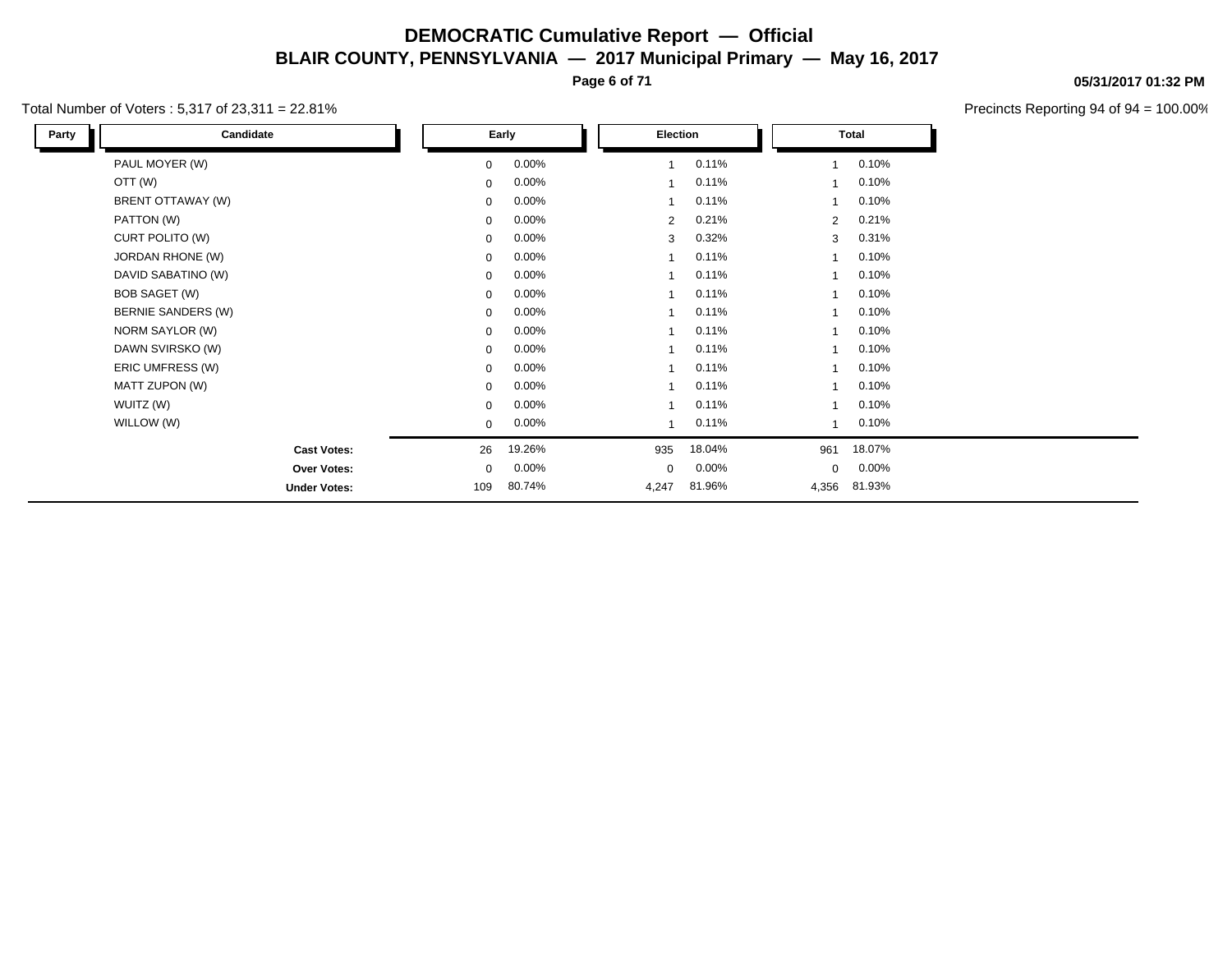# DEMOCRATIC Cumulative Report — Official

## BLAIR COUNTY, PENNSYLVANIA — 2017 Municipal Primary — May 16, 2017

**05/31/2017 01:32 PM**

Total Number of Voters : 5,317 of 23,311 = 22.81%

Precincts Reporting 94 of 94 = 100.00%

| Party | Candidate | Early | | Election | | Total | |
|---|---|---|---|---|---|---|---|
| | PAUL MOYER (W) | 0 | 0.00% | 1 | 0.11% | 1 | 0.10% |
| | OTT (W) | 0 | 0.00% | 1 | 0.11% | 1 | 0.10% |
| | BRENT OTTAWAY (W) | 0 | 0.00% | 1 | 0.11% | 1 | 0.10% |
| | PATTON (W) | 0 | 0.00% | 2 | 0.21% | 2 | 0.21% |
| | CURT POLITO (W) | 0 | 0.00% | 3 | 0.32% | 3 | 0.31% |
| | JORDAN RHONE (W) | 0 | 0.00% | 1 | 0.11% | 1 | 0.10% |
| | DAVID SABATINO (W) | 0 | 0.00% | 1 | 0.11% | 1 | 0.10% |
| | BOB SAGET (W) | 0 | 0.00% | 1 | 0.11% | 1 | 0.10% |
| | BERNIE SANDERS (W) | 0 | 0.00% | 1 | 0.11% | 1 | 0.10% |
| | NORM SAYLOR (W) | 0 | 0.00% | 1 | 0.11% | 1 | 0.10% |
| | DAWN SVIRSKO (W) | 0 | 0.00% | 1 | 0.11% | 1 | 0.10% |
| | ERIC UMFRESS (W) | 0 | 0.00% | 1 | 0.11% | 1 | 0.10% |
| | MATT ZUPON (W) | 0 | 0.00% | 1 | 0.11% | 1 | 0.10% |
| | WUITZ (W) | 0 | 0.00% | 1 | 0.11% | 1 | 0.10% |
| | WILLOW (W) | 0 | 0.00% | 1 | 0.11% | 1 | 0.10% |
| | **Cast Votes:** | 26 | 19.26% | 935 | 18.04% | 961 | 18.07% |
| | **Over Votes:** | 0 | 0.00% | 0 | 0.00% | 0 | 0.00% |
| | **Under Votes:** | 109 | 80.74% | 4,247 | 81.96% | 4,356 | 81.93% |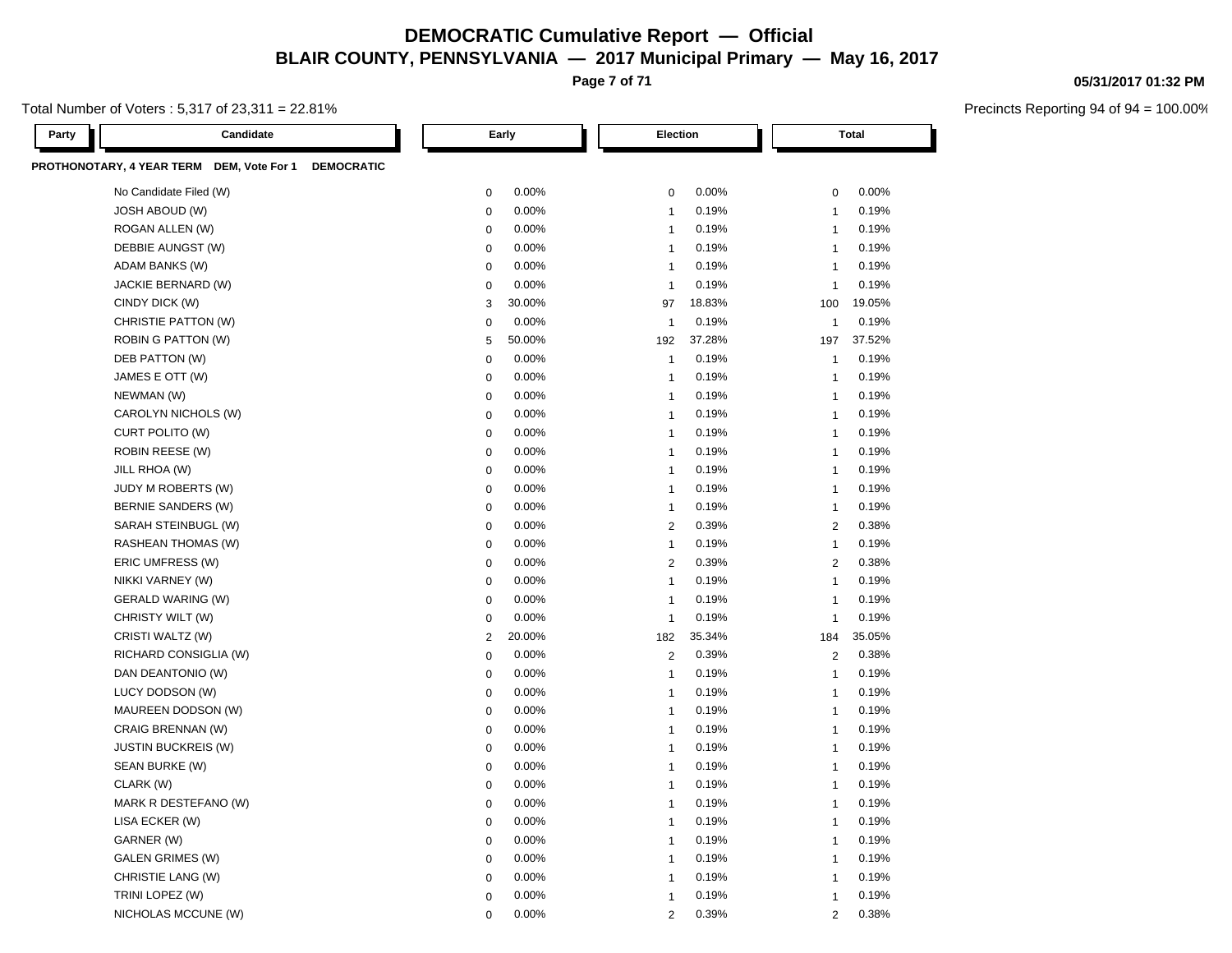# DEMOCRATIC Cumulative Report — Official

## BLAIR COUNTY, PENNSYLVANIA — 2017 Municipal Primary — May 16, 2017

05/31/2017 01:32 PM

Total Number of Voters : 5,317 of 23,311 = 22.81%

Precincts Reporting 94 of 94 = 100.00%

**PROTHONOTARY, 4 YEAR TERM DEM, Vote For 1 DEMOCRATIC**

| Party | Candidate | Early | | Election | | Total | |
|---|---|---|---|---|---|---|---|
| | No Candidate Filed (W) | 0 | 0.00% | 0 | 0.00% | 0 | 0.00% |
| | JOSH ABOUD (W) | 0 | 0.00% | 1 | 0.19% | 1 | 0.19% |
| | ROGAN ALLEN (W) | 0 | 0.00% | 1 | 0.19% | 1 | 0.19% |
| | DEBBIE AUNGST (W) | 0 | 0.00% | 1 | 0.19% | 1 | 0.19% |
| | ADAM BANKS (W) | 0 | 0.00% | 1 | 0.19% | 1 | 0.19% |
| | JACKIE BERNARD (W) | 0 | 0.00% | 1 | 0.19% | 1 | 0.19% |
| | CINDY DICK (W) | 3 | 30.00% | 97 | 18.83% | 100 | 19.05% |
| | CHRISTIE PATTON (W) | 0 | 0.00% | 1 | 0.19% | 1 | 0.19% |
| | ROBIN G PATTON (W) | 5 | 50.00% | 192 | 37.28% | 197 | 37.52% |
| | DEB PATTON (W) | 0 | 0.00% | 1 | 0.19% | 1 | 0.19% |
| | JAMES E OTT (W) | 0 | 0.00% | 1 | 0.19% | 1 | 0.19% |
| | NEWMAN (W) | 0 | 0.00% | 1 | 0.19% | 1 | 0.19% |
| | CAROLYN NICHOLS (W) | 0 | 0.00% | 1 | 0.19% | 1 | 0.19% |
| | CURT POLITO (W) | 0 | 0.00% | 1 | 0.19% | 1 | 0.19% |
| | ROBIN REESE (W) | 0 | 0.00% | 1 | 0.19% | 1 | 0.19% |
| | JILL RHOA (W) | 0 | 0.00% | 1 | 0.19% | 1 | 0.19% |
| | JUDY M ROBERTS (W) | 0 | 0.00% | 1 | 0.19% | 1 | 0.19% |
| | BERNIE SANDERS (W) | 0 | 0.00% | 1 | 0.19% | 1 | 0.19% |
| | SARAH STEINBUGL (W) | 0 | 0.00% | 2 | 0.39% | 2 | 0.38% |
| | RASHEAN THOMAS (W) | 0 | 0.00% | 1 | 0.19% | 1 | 0.19% |
| | ERIC UMFRESS (W) | 0 | 0.00% | 2 | 0.39% | 2 | 0.38% |
| | NIKKI VARNEY (W) | 0 | 0.00% | 1 | 0.19% | 1 | 0.19% |
| | GERALD WARING (W) | 0 | 0.00% | 1 | 0.19% | 1 | 0.19% |
| | CHRISTY WILT (W) | 0 | 0.00% | 1 | 0.19% | 1 | 0.19% |
| | CRISTI WALTZ (W) | 2 | 20.00% | 182 | 35.34% | 184 | 35.05% |
| | RICHARD CONSIGLIA (W) | 0 | 0.00% | 2 | 0.39% | 2 | 0.38% |
| | DAN DEANTONIO (W) | 0 | 0.00% | 1 | 0.19% | 1 | 0.19% |
| | LUCY DODSON (W) | 0 | 0.00% | 1 | 0.19% | 1 | 0.19% |
| | MAUREEN DODSON (W) | 0 | 0.00% | 1 | 0.19% | 1 | 0.19% |
| | CRAIG BRENNAN (W) | 0 | 0.00% | 1 | 0.19% | 1 | 0.19% |
| | JUSTIN BUCKREIS (W) | 0 | 0.00% | 1 | 0.19% | 1 | 0.19% |
| | SEAN BURKE (W) | 0 | 0.00% | 1 | 0.19% | 1 | 0.19% |
| | CLARK (W) | 0 | 0.00% | 1 | 0.19% | 1 | 0.19% |
| | MARK R DESTEFANO (W) | 0 | 0.00% | 1 | 0.19% | 1 | 0.19% |
| | LISA ECKER (W) | 0 | 0.00% | 1 | 0.19% | 1 | 0.19% |
| | GARNER (W) | 0 | 0.00% | 1 | 0.19% | 1 | 0.19% |
| | GALEN GRIMES (W) | 0 | 0.00% | 1 | 0.19% | 1 | 0.19% |
| | CHRISTIE LANG (W) | 0 | 0.00% | 1 | 0.19% | 1 | 0.19% |
| | TRINI LOPEZ (W) | 0 | 0.00% | 1 | 0.19% | 1 | 0.19% |
| | NICHOLAS MCCUNE (W) | 0 | 0.00% | 2 | 0.39% | 2 | 0.38% |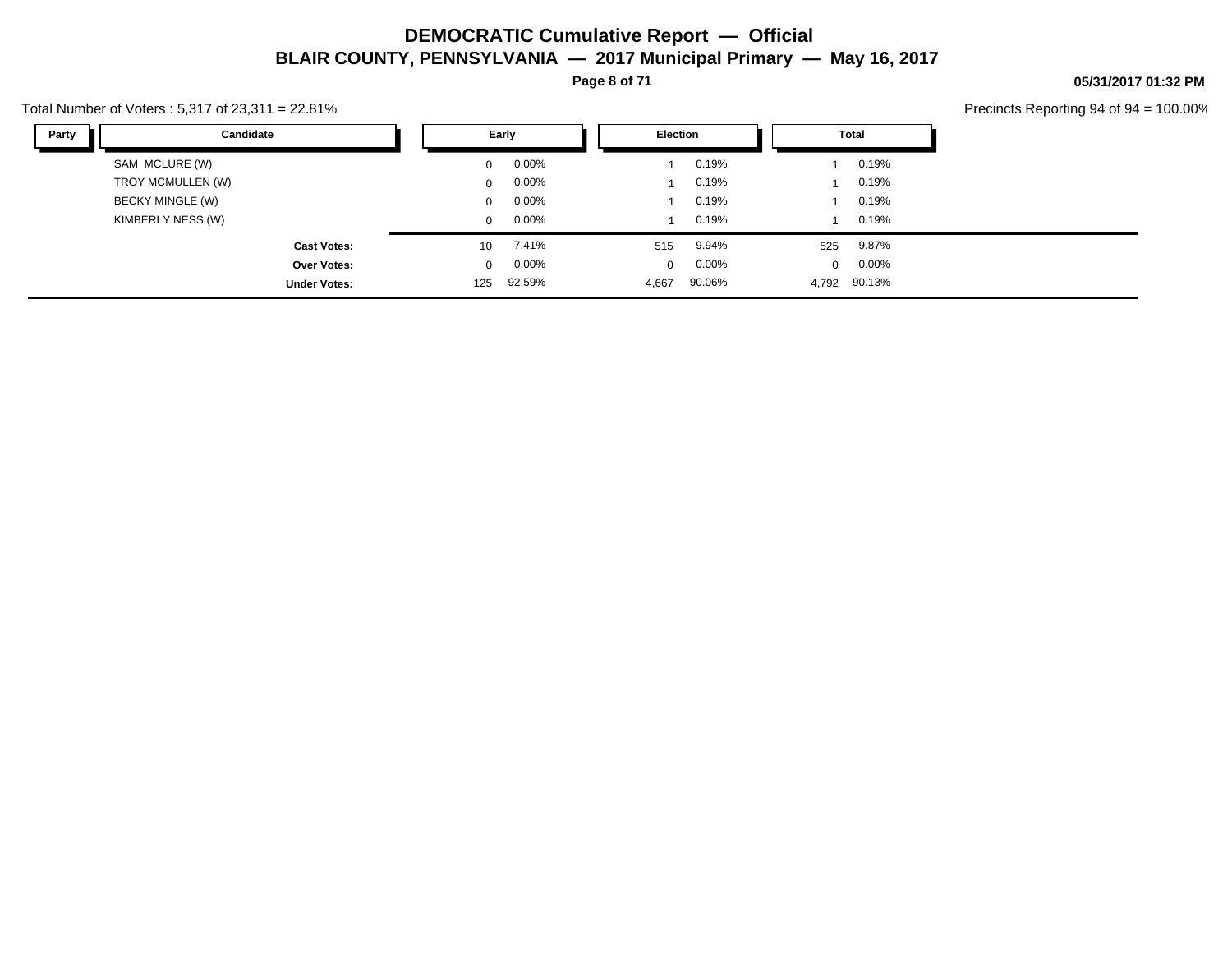# DEMOCRATIC Cumulative Report — Official

## BLAIR COUNTY, PENNSYLVANIA — 2017 Municipal Primary — May 16, 2017

05/31/2017 01:32 PM

Total Number of Voters : 5,317 of 23,311 = 22.81%

Precincts Reporting 94 of 94 = 100.00%

| Party | Candidate | Early | | Election | | Total | |
|---|---|---|---|---|---|---|---|
| | SAM MCLURE (W) | 0 | 0.00% | 1 | 0.19% | 1 | 0.19% |
| | TROY MCMULLEN (W) | 0 | 0.00% | 1 | 0.19% | 1 | 0.19% |
| | BECKY MINGLE (W) | 0 | 0.00% | 1 | 0.19% | 1 | 0.19% |
| | KIMBERLY NESS (W) | 0 | 0.00% | 1 | 0.19% | 1 | 0.19% |
| | **Cast Votes:** | 10 | 7.41% | 515 | 9.94% | 525 | 9.87% |
| | **Over Votes:** | 0 | 0.00% | 0 | 0.00% | 0 | 0.00% |
| | **Under Votes:** | 125 | 92.59% | 4,667 | 90.06% | 4,792 | 90.13% |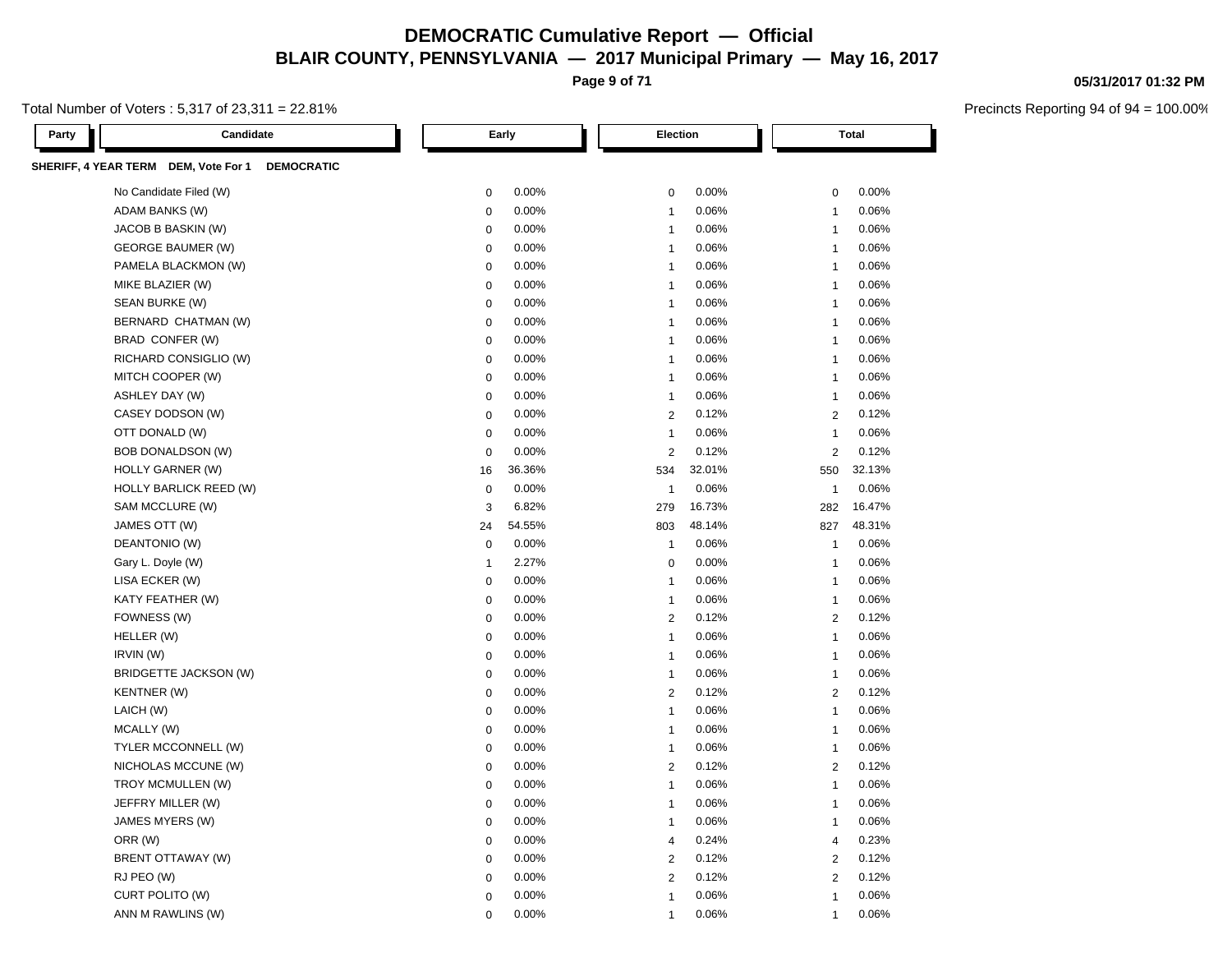# DEMOCRATIC Cumulative Report — Official

## BLAIR COUNTY, PENNSYLVANIA — 2017 Municipal Primary — May 16, 2017

05/31/2017 01:32 PM

Total Number of Voters : 5,317 of 23,311 = 22.81%

Precincts Reporting 94 of 94 = 100.00%

**SHERIFF, 4 YEAR TERM DEM, Vote For 1 DEMOCRATIC**

| Party | Candidate | Early | | Election | | Total | |
|---|---|---|---|---|---|---|---|
| | No Candidate Filed (W) | 0 | 0.00% | 0 | 0.00% | 0 | 0.00% |
| | ADAM BANKS (W) | 0 | 0.00% | 1 | 0.06% | 1 | 0.06% |
| | JACOB B BASKIN (W) | 0 | 0.00% | 1 | 0.06% | 1 | 0.06% |
| | GEORGE BAUMER (W) | 0 | 0.00% | 1 | 0.06% | 1 | 0.06% |
| | PAMELA BLACKMON (W) | 0 | 0.00% | 1 | 0.06% | 1 | 0.06% |
| | MIKE BLAZIER (W) | 0 | 0.00% | 1 | 0.06% | 1 | 0.06% |
| | SEAN BURKE (W) | 0 | 0.00% | 1 | 0.06% | 1 | 0.06% |
| | BERNARD CHATMAN (W) | 0 | 0.00% | 1 | 0.06% | 1 | 0.06% |
| | BRAD CONFER (W) | 0 | 0.00% | 1 | 0.06% | 1 | 0.06% |
| | RICHARD CONSIGLIO (W) | 0 | 0.00% | 1 | 0.06% | 1 | 0.06% |
| | MITCH COOPER (W) | 0 | 0.00% | 1 | 0.06% | 1 | 0.06% |
| | ASHLEY DAY (W) | 0 | 0.00% | 1 | 0.06% | 1 | 0.06% |
| | CASEY DODSON (W) | 0 | 0.00% | 2 | 0.12% | 2 | 0.12% |
| | OTT DONALD (W) | 0 | 0.00% | 1 | 0.06% | 1 | 0.06% |
| | BOB DONALDSON (W) | 0 | 0.00% | 2 | 0.12% | 2 | 0.12% |
| | HOLLY GARNER (W) | 16 | 36.36% | 534 | 32.01% | 550 | 32.13% |
| | HOLLY BARLICK REED (W) | 0 | 0.00% | 1 | 0.06% | 1 | 0.06% |
| | SAM MCCLURE (W) | 3 | 6.82% | 279 | 16.73% | 282 | 16.47% |
| | JAMES OTT (W) | 24 | 54.55% | 803 | 48.14% | 827 | 48.31% |
| | DEANTONIO (W) | 0 | 0.00% | 1 | 0.06% | 1 | 0.06% |
| | Gary L. Doyle (W) | 1 | 2.27% | 0 | 0.00% | 1 | 0.06% |
| | LISA ECKER (W) | 0 | 0.00% | 1 | 0.06% | 1 | 0.06% |
| | KATY FEATHER (W) | 0 | 0.00% | 1 | 0.06% | 1 | 0.06% |
| | FOWNESS (W) | 0 | 0.00% | 2 | 0.12% | 2 | 0.12% |
| | HELLER (W) | 0 | 0.00% | 1 | 0.06% | 1 | 0.06% |
| | IRVIN (W) | 0 | 0.00% | 1 | 0.06% | 1 | 0.06% |
| | BRIDGETTE JACKSON (W) | 0 | 0.00% | 1 | 0.06% | 1 | 0.06% |
| | KENTNER (W) | 0 | 0.00% | 2 | 0.12% | 2 | 0.12% |
| | LAICH (W) | 0 | 0.00% | 1 | 0.06% | 1 | 0.06% |
| | MCALLY (W) | 0 | 0.00% | 1 | 0.06% | 1 | 0.06% |
| | TYLER MCCONNELL (W) | 0 | 0.00% | 1 | 0.06% | 1 | 0.06% |
| | NICHOLAS MCCUNE (W) | 0 | 0.00% | 2 | 0.12% | 2 | 0.12% |
| | TROY MCMULLEN (W) | 0 | 0.00% | 1 | 0.06% | 1 | 0.06% |
| | JEFFRY MILLER (W) | 0 | 0.00% | 1 | 0.06% | 1 | 0.06% |
| | JAMES MYERS (W) | 0 | 0.00% | 1 | 0.06% | 1 | 0.06% |
| | ORR (W) | 0 | 0.00% | 4 | 0.24% | 4 | 0.23% |
| | BRENT OTTAWAY (W) | 0 | 0.00% | 2 | 0.12% | 2 | 0.12% |
| | RJ PEO (W) | 0 | 0.00% | 2 | 0.12% | 2 | 0.12% |
| | CURT POLITO (W) | 0 | 0.00% | 1 | 0.06% | 1 | 0.06% |
| | ANN M RAWLINS (W) | 0 | 0.00% | 1 | 0.06% | 1 | 0.06% |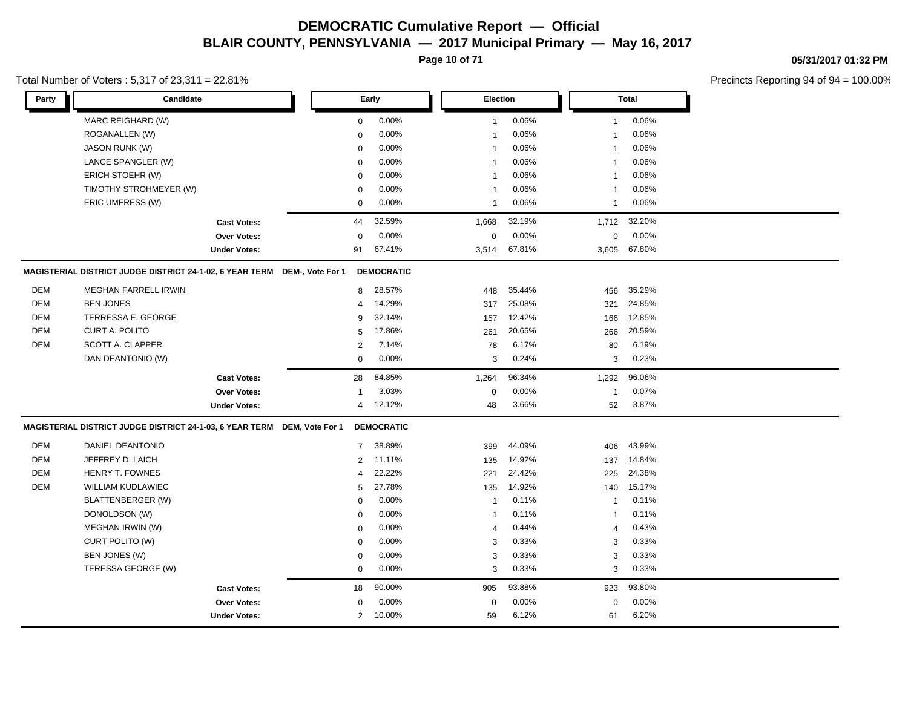# DEMOCRATIC Cumulative Report — Official

## BLAIR COUNTY, PENNSYLVANIA — 2017 Municipal Primary — May 16, 2017

05/31/2017 01:32 PM

Total Number of Voters : 5,317 of 23,311 = 22.81%

Precincts Reporting 94 of 94 = 100.00%

| Party | Candidate | Early | | Election | | Total | |
|---|---|---|---|---|---|---|---|
| | MARC REIGHARD (W) | 0 | 0.00% | 1 | 0.06% | 1 | 0.06% |
| | ROGANALLEN (W) | 0 | 0.00% | 1 | 0.06% | 1 | 0.06% |
| | JASON RUNK (W) | 0 | 0.00% | 1 | 0.06% | 1 | 0.06% |
| | LANCE SPANGLER (W) | 0 | 0.00% | 1 | 0.06% | 1 | 0.06% |
| | ERICH STOEHR (W) | 0 | 0.00% | 1 | 0.06% | 1 | 0.06% |
| | TIMOTHY STROHMEYER (W) | 0 | 0.00% | 1 | 0.06% | 1 | 0.06% |
| | ERIC UMFRESS (W) | 0 | 0.00% | 1 | 0.06% | 1 | 0.06% |
| | **Cast Votes:** | 44 | 32.59% | 1,668 | 32.19% | 1,712 | 32.20% |
| | **Over Votes:** | 0 | 0.00% | 0 | 0.00% | 0 | 0.00% |
| | **Under Votes:** | 91 | 67.41% | 3,514 | 67.81% | 3,605 | 67.80% |

**MAGISTERIAL DISTRICT JUDGE DISTRICT 24-1-02, 6 YEAR TERM DEM-, Vote For 1 — DEMOCRATIC**

| Party | Candidate | Early | | Election | | Total | |
|---|---|---|---|---|---|---|---|
| DEM | MEGHAN FARRELL IRWIN | 8 | 28.57% | 448 | 35.44% | 456 | 35.29% |
| DEM | BEN JONES | 4 | 14.29% | 317 | 25.08% | 321 | 24.85% |
| DEM | TERRESSA E. GEORGE | 9 | 32.14% | 157 | 12.42% | 166 | 12.85% |
| DEM | CURT A. POLITO | 5 | 17.86% | 261 | 20.65% | 266 | 20.59% |
| DEM | SCOTT A. CLAPPER | 2 | 7.14% | 78 | 6.17% | 80 | 6.19% |
| | DAN DEANTONIO (W) | 0 | 0.00% | 3 | 0.24% | 3 | 0.23% |
| | **Cast Votes:** | 28 | 84.85% | 1,264 | 96.34% | 1,292 | 96.06% |
| | **Over Votes:** | 1 | 3.03% | 0 | 0.00% | 1 | 0.07% |
| | **Under Votes:** | 4 | 12.12% | 48 | 3.66% | 52 | 3.87% |

**MAGISTERIAL DISTRICT JUDGE DISTRICT 24-1-03, 6 YEAR TERM DEM, Vote For 1 — DEMOCRATIC**

| Party | Candidate | Early | | Election | | Total | |
|---|---|---|---|---|---|---|---|
| DEM | DANIEL DEANTONIO | 7 | 38.89% | 399 | 44.09% | 406 | 43.99% |
| DEM | JEFFREY D. LAICH | 2 | 11.11% | 135 | 14.92% | 137 | 14.84% |
| DEM | HENRY T. FOWNES | 4 | 22.22% | 221 | 24.42% | 225 | 24.38% |
| DEM | WILLIAM KUDLAWIEC | 5 | 27.78% | 135 | 14.92% | 140 | 15.17% |
| | BLATTENBERGER (W) | 0 | 0.00% | 1 | 0.11% | 1 | 0.11% |
| | DONOLDSON (W) | 0 | 0.00% | 1 | 0.11% | 1 | 0.11% |
| | MEGHAN IRWIN (W) | 0 | 0.00% | 4 | 0.44% | 4 | 0.43% |
| | CURT POLITO (W) | 0 | 0.00% | 3 | 0.33% | 3 | 0.33% |
| | BEN JONES (W) | 0 | 0.00% | 3 | 0.33% | 3 | 0.33% |
| | TERESSA GEORGE (W) | 0 | 0.00% | 3 | 0.33% | 3 | 0.33% |
| | **Cast Votes:** | 18 | 90.00% | 905 | 93.88% | 923 | 93.80% |
| | **Over Votes:** | 0 | 0.00% | 0 | 0.00% | 0 | 0.00% |
| | **Under Votes:** | 2 | 10.00% | 59 | 6.12% | 61 | 6.20% |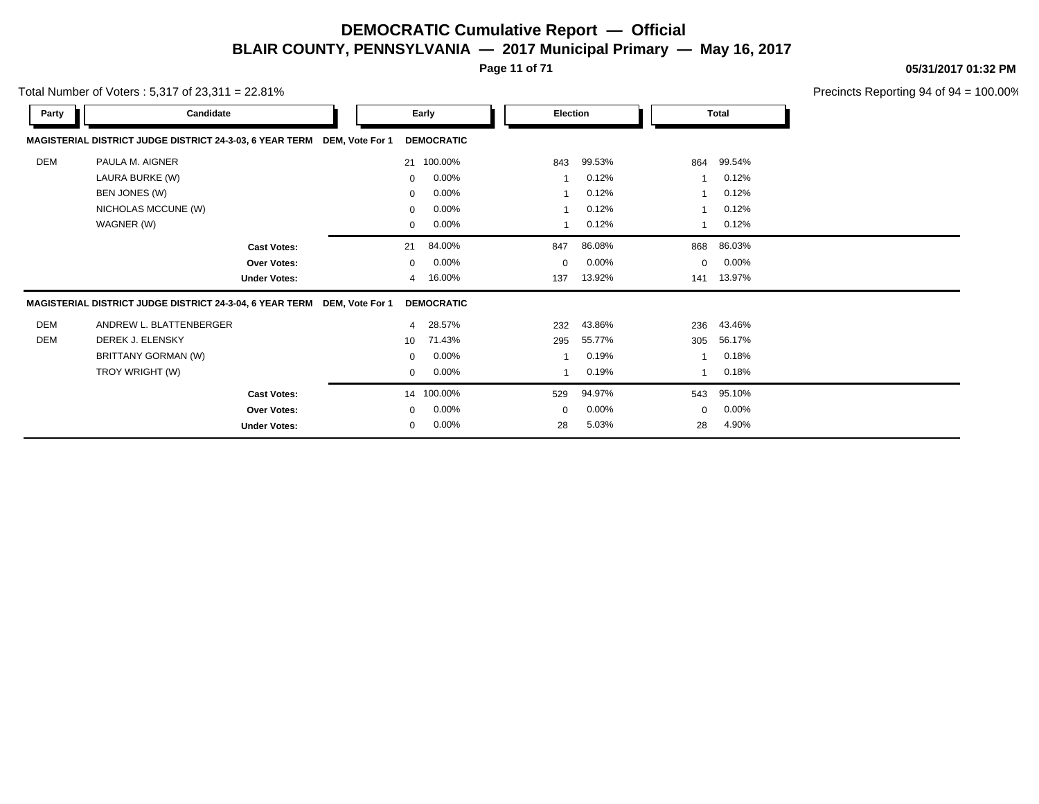# DEMOCRATIC Cumulative Report — Official

## BLAIR COUNTY, PENNSYLVANIA — 2017 Municipal Primary — May 16, 2017

05/31/2017 01:32 PM

Total Number of Voters : 5,317 of 23,311 = 22.81%

Precincts Reporting 94 of 94 = 100.00%

| Party | Candidate | Early | | Election | | Total | |
|---|---|---|---|---|---|---|---|
| **MAGISTERIAL DISTRICT JUDGE DISTRICT 24-3-03, 6 YEAR TERM** | **DEM, Vote For 1** | **DEMOCRATIC** | | | | | |
| DEM | PAULA M. AIGNER | 21 | 100.00% | 843 | 99.53% | 864 | 99.54% |
| | LAURA BURKE (W) | 0 | 0.00% | 1 | 0.12% | 1 | 0.12% |
| | BEN JONES (W) | 0 | 0.00% | 1 | 0.12% | 1 | 0.12% |
| | NICHOLAS MCCUNE (W) | 0 | 0.00% | 1 | 0.12% | 1 | 0.12% |
| | WAGNER (W) | 0 | 0.00% | 1 | 0.12% | 1 | 0.12% |
| | **Cast Votes:** | 21 | 84.00% | 847 | 86.08% | 868 | 86.03% |
| | **Over Votes:** | 0 | 0.00% | 0 | 0.00% | 0 | 0.00% |
| | **Under Votes:** | 4 | 16.00% | 137 | 13.92% | 141 | 13.97% |
| **MAGISTERIAL DISTRICT JUDGE DISTRICT 24-3-04, 6 YEAR TERM** | **DEM, Vote For 1** | **DEMOCRATIC** | | | | | |
| DEM | ANDREW L. BLATTENBERGER | 4 | 28.57% | 232 | 43.86% | 236 | 43.46% |
| DEM | DEREK J. ELENSKY | 10 | 71.43% | 295 | 55.77% | 305 | 56.17% |
| | BRITTANY GORMAN (W) | 0 | 0.00% | 1 | 0.19% | 1 | 0.18% |
| | TROY WRIGHT (W) | 0 | 0.00% | 1 | 0.19% | 1 | 0.18% |
| | **Cast Votes:** | 14 | 100.00% | 529 | 94.97% | 543 | 95.10% |
| | **Over Votes:** | 0 | 0.00% | 0 | 0.00% | 0 | 0.00% |
| | **Under Votes:** | 0 | 0.00% | 28 | 5.03% | 28 | 4.90% |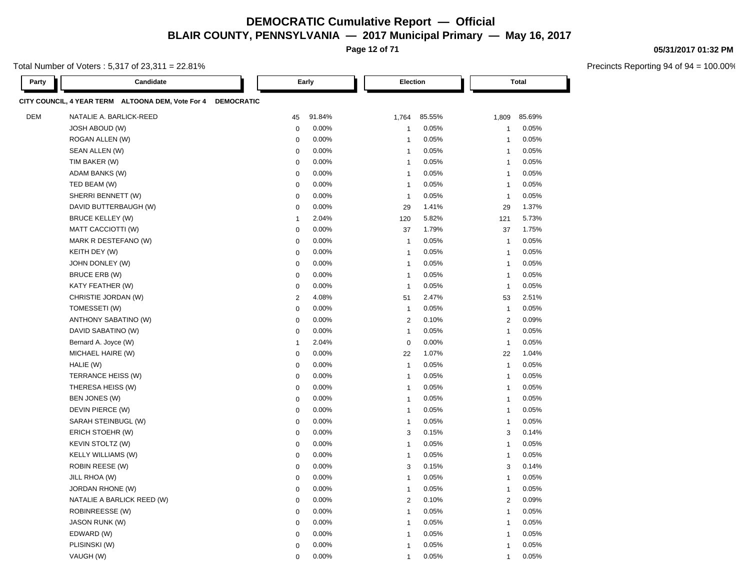# DEMOCRATIC Cumulative Report — Official

## BLAIR COUNTY, PENNSYLVANIA — 2017 Municipal Primary — May 16, 2017

05/31/2017 01:32 PM

Total Number of Voters : 5,317 of 23,311 = 22.81%

Precincts Reporting 94 of 94 = 100.00%

**CITY COUNCIL, 4 YEAR TERM ALTOONA DEM, Vote For 4 DEMOCRATIC**

| Party | Candidate | Early | | Election | | Total | |
|---|---|---|---|---|---|---|---|
| DEM | NATALIE A. BARLICK-REED | 45 | 91.84% | 1,764 | 85.55% | 1,809 | 85.69% |
| | JOSH ABOUD (W) | 0 | 0.00% | 1 | 0.05% | 1 | 0.05% |
| | ROGAN ALLEN (W) | 0 | 0.00% | 1 | 0.05% | 1 | 0.05% |
| | SEAN ALLEN (W) | 0 | 0.00% | 1 | 0.05% | 1 | 0.05% |
| | TIM BAKER (W) | 0 | 0.00% | 1 | 0.05% | 1 | 0.05% |
| | ADAM BANKS (W) | 0 | 0.00% | 1 | 0.05% | 1 | 0.05% |
| | TED BEAM (W) | 0 | 0.00% | 1 | 0.05% | 1 | 0.05% |
| | SHERRI BENNETT (W) | 0 | 0.00% | 1 | 0.05% | 1 | 0.05% |
| | DAVID BUTTERBAUGH (W) | 0 | 0.00% | 29 | 1.41% | 29 | 1.37% |
| | BRUCE KELLEY (W) | 1 | 2.04% | 120 | 5.82% | 121 | 5.73% |
| | MATT CACCIOTTI (W) | 0 | 0.00% | 37 | 1.79% | 37 | 1.75% |
| | MARK R DESTEFANO (W) | 0 | 0.00% | 1 | 0.05% | 1 | 0.05% |
| | KEITH DEY (W) | 0 | 0.00% | 1 | 0.05% | 1 | 0.05% |
| | JOHN DONLEY (W) | 0 | 0.00% | 1 | 0.05% | 1 | 0.05% |
| | BRUCE ERB (W) | 0 | 0.00% | 1 | 0.05% | 1 | 0.05% |
| | KATY FEATHER (W) | 0 | 0.00% | 1 | 0.05% | 1 | 0.05% |
| | CHRISTIE JORDAN (W) | 2 | 4.08% | 51 | 2.47% | 53 | 2.51% |
| | TOMESSETI (W) | 0 | 0.00% | 1 | 0.05% | 1 | 0.05% |
| | ANTHONY SABATINO (W) | 0 | 0.00% | 2 | 0.10% | 2 | 0.09% |
| | DAVID SABATINO (W) | 0 | 0.00% | 1 | 0.05% | 1 | 0.05% |
| | Bernard A. Joyce (W) | 1 | 2.04% | 0 | 0.00% | 1 | 0.05% |
| | MICHAEL HAIRE (W) | 0 | 0.00% | 22 | 1.07% | 22 | 1.04% |
| | HALIE (W) | 0 | 0.00% | 1 | 0.05% | 1 | 0.05% |
| | TERRANCE HEISS (W) | 0 | 0.00% | 1 | 0.05% | 1 | 0.05% |
| | THERESA HEISS (W) | 0 | 0.00% | 1 | 0.05% | 1 | 0.05% |
| | BEN JONES (W) | 0 | 0.00% | 1 | 0.05% | 1 | 0.05% |
| | DEVIN PIERCE (W) | 0 | 0.00% | 1 | 0.05% | 1 | 0.05% |
| | SARAH STEINBUGL (W) | 0 | 0.00% | 1 | 0.05% | 1 | 0.05% |
| | ERICH STOEHR (W) | 0 | 0.00% | 3 | 0.15% | 3 | 0.14% |
| | KEVIN STOLTZ (W) | 0 | 0.00% | 1 | 0.05% | 1 | 0.05% |
| | KELLY WILLIAMS (W) | 0 | 0.00% | 1 | 0.05% | 1 | 0.05% |
| | ROBIN REESE (W) | 0 | 0.00% | 3 | 0.15% | 3 | 0.14% |
| | JILL RHOA (W) | 0 | 0.00% | 1 | 0.05% | 1 | 0.05% |
| | JORDAN RHONE (W) | 0 | 0.00% | 1 | 0.05% | 1 | 0.05% |
| | NATALIE A BARLICK REED (W) | 0 | 0.00% | 2 | 0.10% | 2 | 0.09% |
| | ROBINREESSE (W) | 0 | 0.00% | 1 | 0.05% | 1 | 0.05% |
| | JASON RUNK (W) | 0 | 0.00% | 1 | 0.05% | 1 | 0.05% |
| | EDWARD (W) | 0 | 0.00% | 1 | 0.05% | 1 | 0.05% |
| | PLISINSKI (W) | 0 | 0.00% | 1 | 0.05% | 1 | 0.05% |
| | VAUGH (W) | 0 | 0.00% | 1 | 0.05% | 1 | 0.05% |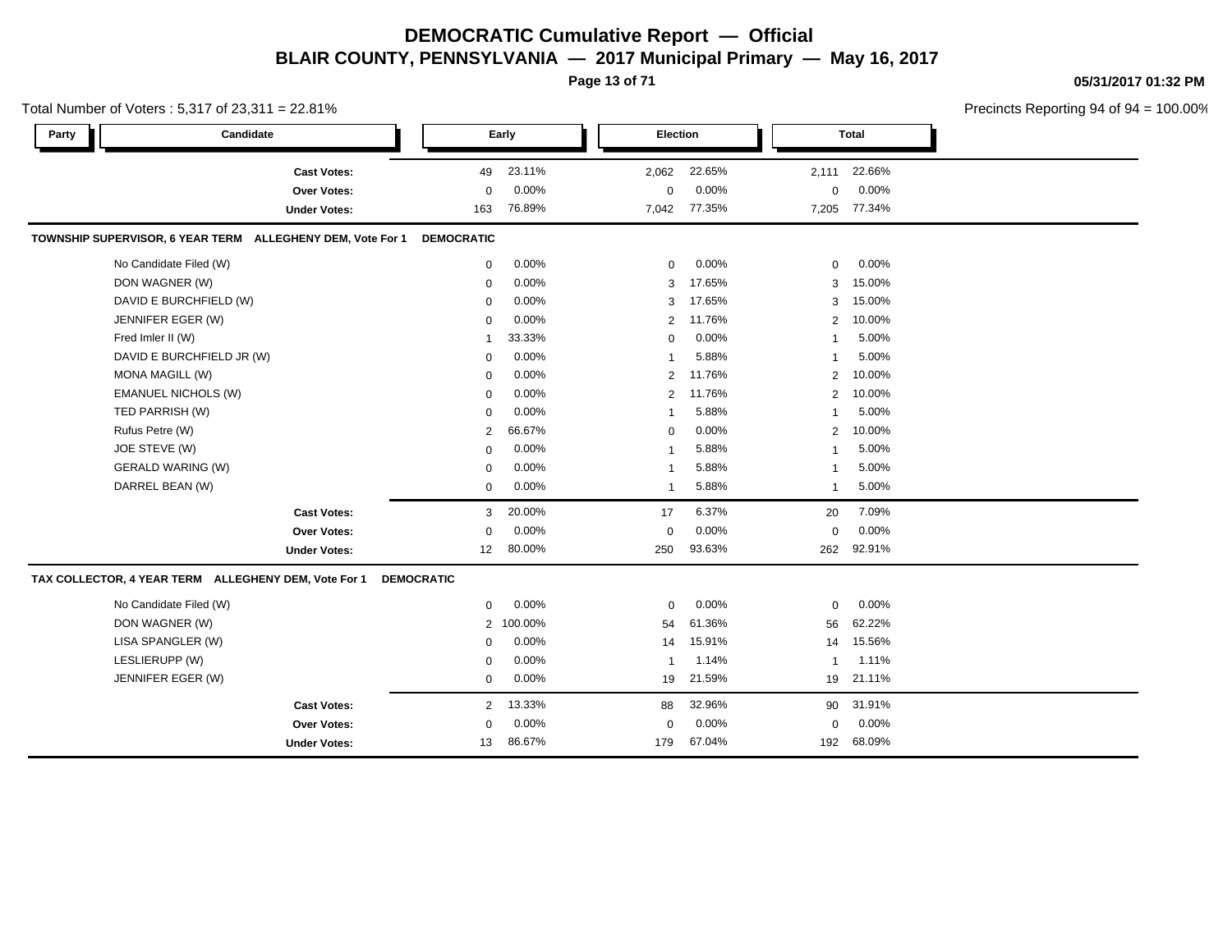# DEMOCRATIC Cumulative Report — Official

## BLAIR COUNTY, PENNSYLVANIA — 2017 Municipal Primary — May 16, 2017

05/31/2017 01:32 PM

Total Number of Voters : 5,317 of 23,311 = 22.81%

Precincts Reporting 94 of 94 = 100.00%

| Party | Candidate | Early | | Election | | Total | |
|---|---|---|---|---|---|---|---|
| | **Cast Votes:** | 49 | 23.11% | 2,062 | 22.65% | 2,111 | 22.66% |
| | **Over Votes:** | 0 | 0.00% | 0 | 0.00% | 0 | 0.00% |
| | **Under Votes:** | 163 | 76.89% | 7,042 | 77.35% | 7,205 | 77.34% |

**TOWNSHIP SUPERVISOR, 6 YEAR TERM ALLEGHENY DEM, Vote For 1 DEMOCRATIC**

| Candidate | Early | | Election | | Total | |
|---|---|---|---|---|---|---|
| No Candidate Filed (W) | 0 | 0.00% | 0 | 0.00% | 0 | 0.00% |
| DON WAGNER (W) | 0 | 0.00% | 3 | 17.65% | 3 | 15.00% |
| DAVID E BURCHFIELD (W) | 0 | 0.00% | 3 | 17.65% | 3 | 15.00% |
| JENNIFER EGER (W) | 0 | 0.00% | 2 | 11.76% | 2 | 10.00% |
| Fred Imler II (W) | 1 | 33.33% | 0 | 0.00% | 1 | 5.00% |
| DAVID E BURCHFIELD JR (W) | 0 | 0.00% | 1 | 5.88% | 1 | 5.00% |
| MONA MAGILL (W) | 0 | 0.00% | 2 | 11.76% | 2 | 10.00% |
| EMANUEL NICHOLS (W) | 0 | 0.00% | 2 | 11.76% | 2 | 10.00% |
| TED PARRISH (W) | 0 | 0.00% | 1 | 5.88% | 1 | 5.00% |
| Rufus Petre (W) | 2 | 66.67% | 0 | 0.00% | 2 | 10.00% |
| JOE STEVE (W) | 0 | 0.00% | 1 | 5.88% | 1 | 5.00% |
| GERALD WARING (W) | 0 | 0.00% | 1 | 5.88% | 1 | 5.00% |
| DARREL BEAN (W) | 0 | 0.00% | 1 | 5.88% | 1 | 5.00% |
| **Cast Votes:** | 3 | 20.00% | 17 | 6.37% | 20 | 7.09% |
| **Over Votes:** | 0 | 0.00% | 0 | 0.00% | 0 | 0.00% |
| **Under Votes:** | 12 | 80.00% | 250 | 93.63% | 262 | 92.91% |

**TAX COLLECTOR, 4 YEAR TERM ALLEGHENY DEM, Vote For 1 DEMOCRATIC**

| Candidate | Early | | Election | | Total | |
|---|---|---|---|---|---|---|
| No Candidate Filed (W) | 0 | 0.00% | 0 | 0.00% | 0 | 0.00% |
| DON WAGNER (W) | 2 | 100.00% | 54 | 61.36% | 56 | 62.22% |
| LISA SPANGLER (W) | 0 | 0.00% | 14 | 15.91% | 14 | 15.56% |
| LESLIERUPP (W) | 0 | 0.00% | 1 | 1.14% | 1 | 1.11% |
| JENNIFER EGER (W) | 0 | 0.00% | 19 | 21.59% | 19 | 21.11% |
| **Cast Votes:** | 2 | 13.33% | 88 | 32.96% | 90 | 31.91% |
| **Over Votes:** | 0 | 0.00% | 0 | 0.00% | 0 | 0.00% |
| **Under Votes:** | 13 | 86.67% | 179 | 67.04% | 192 | 68.09% |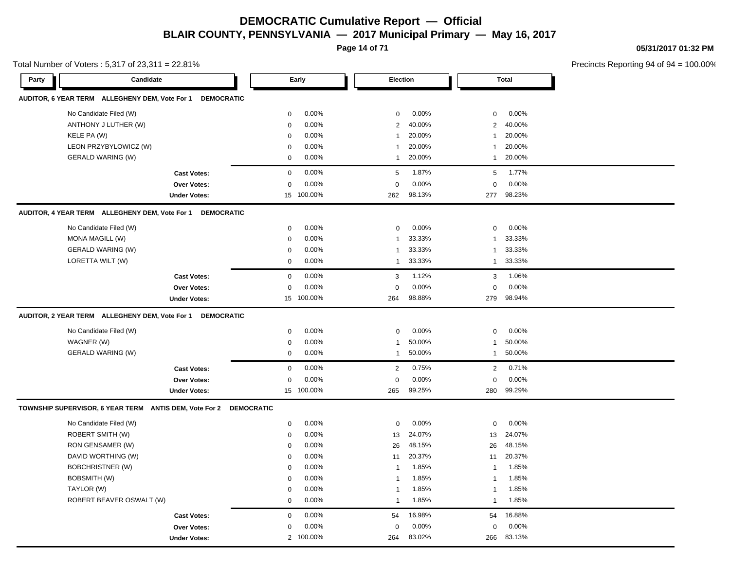# DEMOCRATIC Cumulative Report — Official

## BLAIR COUNTY, PENNSYLVANIA — 2017 Municipal Primary — May 16, 2017

05/31/2017 01:32 PM

Total Number of Voters : 5,317 of 23,311 = 22.81%

Precincts Reporting 94 of 94 = 100.00%

| Party | Candidate | Early | | Election | | Total | |
|---|---|---|---|---|---|---|---|
| **AUDITOR, 6 YEAR TERM ALLEGHENY DEM, Vote For 1 DEMOCRATIC** | | | | | | | |
| | No Candidate Filed (W) | 0 | 0.00% | 0 | 0.00% | 0 | 0.00% |
| | ANTHONY J LUTHER (W) | 0 | 0.00% | 2 | 40.00% | 2 | 40.00% |
| | KELE PA (W) | 0 | 0.00% | 1 | 20.00% | 1 | 20.00% |
| | LEON PRZYBYLOWICZ (W) | 0 | 0.00% | 1 | 20.00% | 1 | 20.00% |
| | GERALD WARING (W) | 0 | 0.00% | 1 | 20.00% | 1 | 20.00% |
| | **Cast Votes:** | 0 | 0.00% | 5 | 1.87% | 5 | 1.77% |
| | **Over Votes:** | 0 | 0.00% | 0 | 0.00% | 0 | 0.00% |
| | **Under Votes:** | 15 | 100.00% | 262 | 98.13% | 277 | 98.23% |
| **AUDITOR, 4 YEAR TERM ALLEGHENY DEM, Vote For 1 DEMOCRATIC** | | | | | | | |
| | No Candidate Filed (W) | 0 | 0.00% | 0 | 0.00% | 0 | 0.00% |
| | MONA MAGILL (W) | 0 | 0.00% | 1 | 33.33% | 1 | 33.33% |
| | GERALD WARING (W) | 0 | 0.00% | 1 | 33.33% | 1 | 33.33% |
| | LORETTA WILT (W) | 0 | 0.00% | 1 | 33.33% | 1 | 33.33% |
| | **Cast Votes:** | 0 | 0.00% | 3 | 1.12% | 3 | 1.06% |
| | **Over Votes:** | 0 | 0.00% | 0 | 0.00% | 0 | 0.00% |
| | **Under Votes:** | 15 | 100.00% | 264 | 98.88% | 279 | 98.94% |
| **AUDITOR, 2 YEAR TERM ALLEGHENY DEM, Vote For 1 DEMOCRATIC** | | | | | | | |
| | No Candidate Filed (W) | 0 | 0.00% | 0 | 0.00% | 0 | 0.00% |
| | WAGNER (W) | 0 | 0.00% | 1 | 50.00% | 1 | 50.00% |
| | GERALD WARING (W) | 0 | 0.00% | 1 | 50.00% | 1 | 50.00% |
| | **Cast Votes:** | 0 | 0.00% | 2 | 0.75% | 2 | 0.71% |
| | **Over Votes:** | 0 | 0.00% | 0 | 0.00% | 0 | 0.00% |
| | **Under Votes:** | 15 | 100.00% | 265 | 99.25% | 280 | 99.29% |
| **TOWNSHIP SUPERVISOR, 6 YEAR TERM ANTIS DEM, Vote For 2 DEMOCRATIC** | | | | | | | |
| | No Candidate Filed (W) | 0 | 0.00% | 0 | 0.00% | 0 | 0.00% |
| | ROBERT SMITH (W) | 0 | 0.00% | 13 | 24.07% | 13 | 24.07% |
| | RON GENSAMER (W) | 0 | 0.00% | 26 | 48.15% | 26 | 48.15% |
| | DAVID WORTHING (W) | 0 | 0.00% | 11 | 20.37% | 11 | 20.37% |
| | BOBCHRISTNER (W) | 0 | 0.00% | 1 | 1.85% | 1 | 1.85% |
| | BOBSMITH (W) | 0 | 0.00% | 1 | 1.85% | 1 | 1.85% |
| | TAYLOR (W) | 0 | 0.00% | 1 | 1.85% | 1 | 1.85% |
| | ROBERT BEAVER OSWALT (W) | 0 | 0.00% | 1 | 1.85% | 1 | 1.85% |
| | **Cast Votes:** | 0 | 0.00% | 54 | 16.98% | 54 | 16.88% |
| | **Over Votes:** | 0 | 0.00% | 0 | 0.00% | 0 | 0.00% |
| | **Under Votes:** | 2 | 100.00% | 264 | 83.02% | 266 | 83.13% |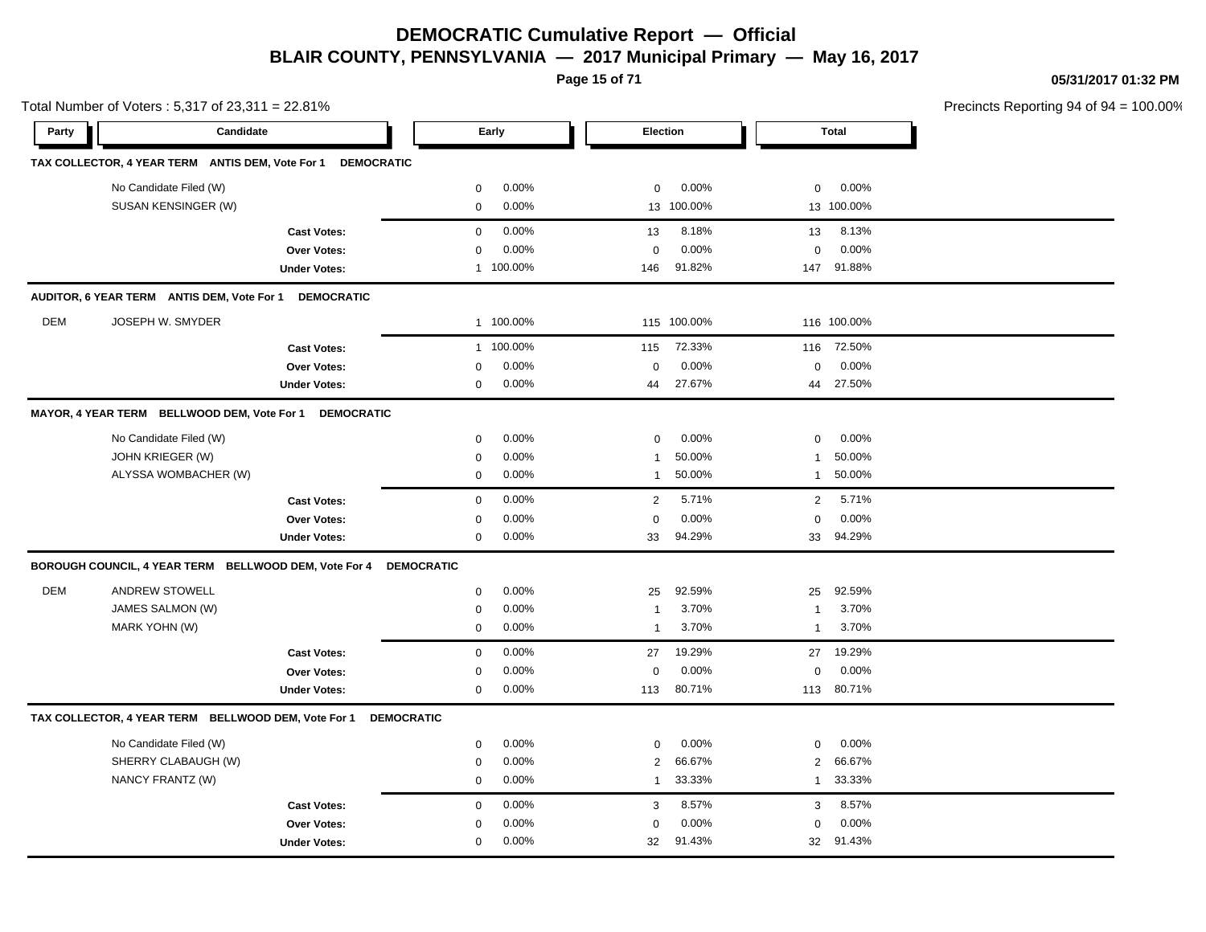# DEMOCRATIC Cumulative Report — Official

## BLAIR COUNTY, PENNSYLVANIA — 2017 Municipal Primary — May 16, 2017

05/31/2017 01:32 PM

Total Number of Voters : 5,317 of 23,311 = 22.81%

Precincts Reporting 94 of 94 = 100.00%

| Party | Candidate | Early | | Election | | Total | |
|---|---|---|---|---|---|---|---|
| **TAX COLLECTOR, 4 YEAR TERM ANTIS DEM, Vote For 1 DEMOCRATIC** | | | | | | | |
| | No Candidate Filed (W) | 0 | 0.00% | 0 | 0.00% | 0 | 0.00% |
| | SUSAN KENSINGER (W) | 0 | 0.00% | 13 | 100.00% | 13 | 100.00% |
| | **Cast Votes:** | 0 | 0.00% | 13 | 8.18% | 13 | 8.13% |
| | **Over Votes:** | 0 | 0.00% | 0 | 0.00% | 0 | 0.00% |
| | **Under Votes:** | 1 | 100.00% | 146 | 91.82% | 147 | 91.88% |
| **AUDITOR, 6 YEAR TERM ANTIS DEM, Vote For 1 DEMOCRATIC** | | | | | | | |
| DEM | JOSEPH W. SMYDER | 1 | 100.00% | 115 | 100.00% | 116 | 100.00% |
| | **Cast Votes:** | 1 | 100.00% | 115 | 72.33% | 116 | 72.50% |
| | **Over Votes:** | 0 | 0.00% | 0 | 0.00% | 0 | 0.00% |
| | **Under Votes:** | 0 | 0.00% | 44 | 27.67% | 44 | 27.50% |
| **MAYOR, 4 YEAR TERM BELLWOOD DEM, Vote For 1 DEMOCRATIC** | | | | | | | |
| | No Candidate Filed (W) | 0 | 0.00% | 0 | 0.00% | 0 | 0.00% |
| | JOHN KRIEGER (W) | 0 | 0.00% | 1 | 50.00% | 1 | 50.00% |
| | ALYSSA WOMBACHER (W) | 0 | 0.00% | 1 | 50.00% | 1 | 50.00% |
| | **Cast Votes:** | 0 | 0.00% | 2 | 5.71% | 2 | 5.71% |
| | **Over Votes:** | 0 | 0.00% | 0 | 0.00% | 0 | 0.00% |
| | **Under Votes:** | 0 | 0.00% | 33 | 94.29% | 33 | 94.29% |
| **BOROUGH COUNCIL, 4 YEAR TERM BELLWOOD DEM, Vote For 4 DEMOCRATIC** | | | | | | | |
| DEM | ANDREW STOWELL | 0 | 0.00% | 25 | 92.59% | 25 | 92.59% |
| | JAMES SALMON (W) | 0 | 0.00% | 1 | 3.70% | 1 | 3.70% |
| | MARK YOHN (W) | 0 | 0.00% | 1 | 3.70% | 1 | 3.70% |
| | **Cast Votes:** | 0 | 0.00% | 27 | 19.29% | 27 | 19.29% |
| | **Over Votes:** | 0 | 0.00% | 0 | 0.00% | 0 | 0.00% |
| | **Under Votes:** | 0 | 0.00% | 113 | 80.71% | 113 | 80.71% |
| **TAX COLLECTOR, 4 YEAR TERM BELLWOOD DEM, Vote For 1 DEMOCRATIC** | | | | | | | |
| | No Candidate Filed (W) | 0 | 0.00% | 0 | 0.00% | 0 | 0.00% |
| | SHERRY CLABAUGH (W) | 0 | 0.00% | 2 | 66.67% | 2 | 66.67% |
| | NANCY FRANTZ (W) | 0 | 0.00% | 1 | 33.33% | 1 | 33.33% |
| | **Cast Votes:** | 0 | 0.00% | 3 | 8.57% | 3 | 8.57% |
| | **Over Votes:** | 0 | 0.00% | 0 | 0.00% | 0 | 0.00% |
| | **Under Votes:** | 0 | 0.00% | 32 | 91.43% | 32 | 91.43% |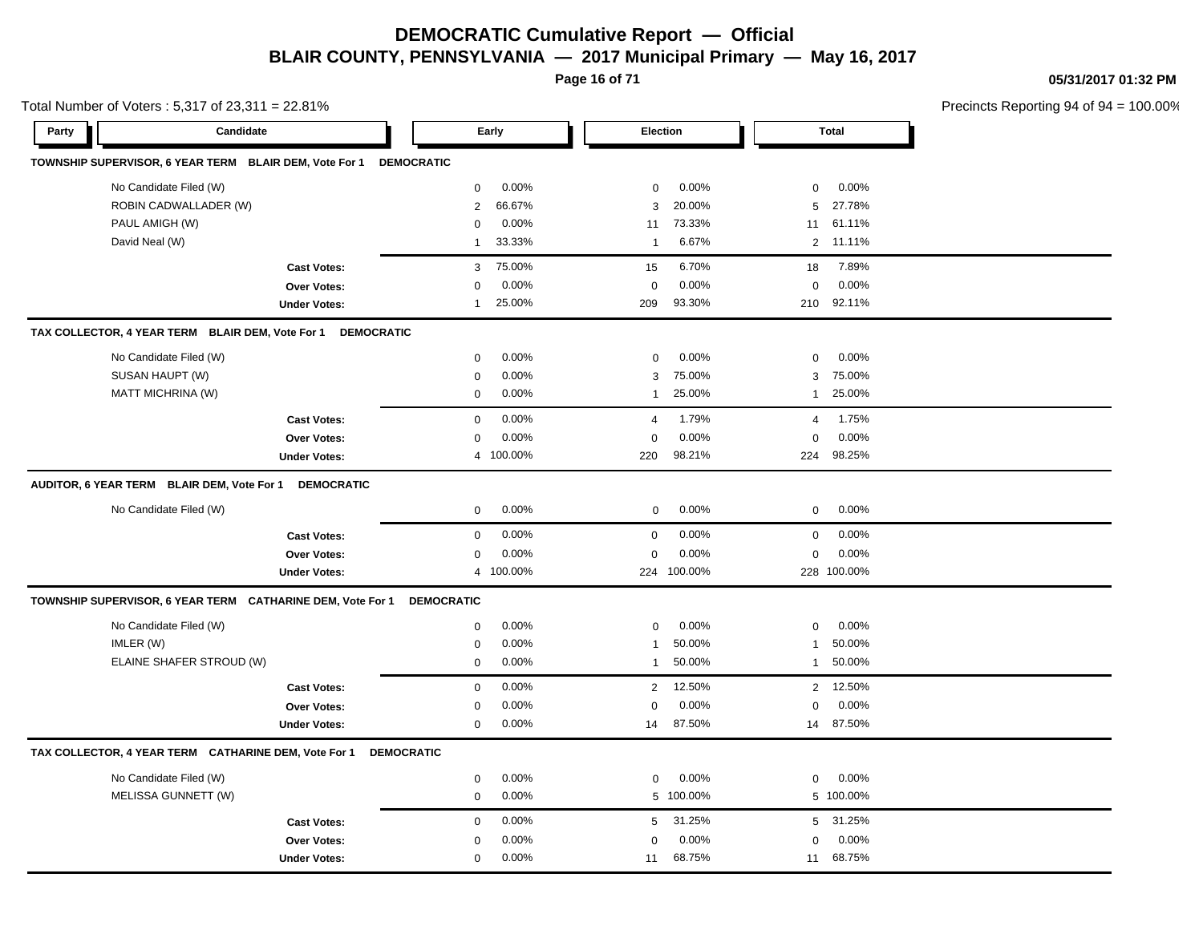# DEMOCRATIC Cumulative Report — Official

## BLAIR COUNTY, PENNSYLVANIA — 2017 Municipal Primary — May 16, 2017

05/31/2017 01:32 PM

Total Number of Voters : 5,317 of 23,311 = 22.81%

Precincts Reporting 94 of 94 = 100.00%

| Party | Candidate | Early | | Election | | Total | |
|---|---|---|---|---|---|---|---|
| **TOWNSHIP SUPERVISOR, 6 YEAR TERM BLAIR DEM, Vote For 1 DEMOCRATIC** | | | | | | | |
| | No Candidate Filed (W) | 0 | 0.00% | 0 | 0.00% | 0 | 0.00% |
| | ROBIN CADWALLADER (W) | 2 | 66.67% | 3 | 20.00% | 5 | 27.78% |
| | PAUL AMIGH (W) | 0 | 0.00% | 11 | 73.33% | 11 | 61.11% |
| | David Neal (W) | 1 | 33.33% | 1 | 6.67% | 2 | 11.11% |
| | **Cast Votes:** | 3 | 75.00% | 15 | 6.70% | 18 | 7.89% |
| | **Over Votes:** | 0 | 0.00% | 0 | 0.00% | 0 | 0.00% |
| | **Under Votes:** | 1 | 25.00% | 209 | 93.30% | 210 | 92.11% |
| **TAX COLLECTOR, 4 YEAR TERM BLAIR DEM, Vote For 1 DEMOCRATIC** | | | | | | | |
| | No Candidate Filed (W) | 0 | 0.00% | 0 | 0.00% | 0 | 0.00% |
| | SUSAN HAUPT (W) | 0 | 0.00% | 3 | 75.00% | 3 | 75.00% |
| | MATT MICHRINA (W) | 0 | 0.00% | 1 | 25.00% | 1 | 25.00% |
| | **Cast Votes:** | 0 | 0.00% | 4 | 1.79% | 4 | 1.75% |
| | **Over Votes:** | 0 | 0.00% | 0 | 0.00% | 0 | 0.00% |
| | **Under Votes:** | 4 | 100.00% | 220 | 98.21% | 224 | 98.25% |
| **AUDITOR, 6 YEAR TERM BLAIR DEM, Vote For 1 DEMOCRATIC** | | | | | | | |
| | No Candidate Filed (W) | 0 | 0.00% | 0 | 0.00% | 0 | 0.00% |
| | **Cast Votes:** | 0 | 0.00% | 0 | 0.00% | 0 | 0.00% |
| | **Over Votes:** | 0 | 0.00% | 0 | 0.00% | 0 | 0.00% |
| | **Under Votes:** | 4 | 100.00% | 224 | 100.00% | 228 | 100.00% |
| **TOWNSHIP SUPERVISOR, 6 YEAR TERM CATHARINE DEM, Vote For 1 DEMOCRATIC** | | | | | | | |
| | No Candidate Filed (W) | 0 | 0.00% | 0 | 0.00% | 0 | 0.00% |
| | IMLER (W) | 0 | 0.00% | 1 | 50.00% | 1 | 50.00% |
| | ELAINE SHAFER STROUD (W) | 0 | 0.00% | 1 | 50.00% | 1 | 50.00% |
| | **Cast Votes:** | 0 | 0.00% | 2 | 12.50% | 2 | 12.50% |
| | **Over Votes:** | 0 | 0.00% | 0 | 0.00% | 0 | 0.00% |
| | **Under Votes:** | 0 | 0.00% | 14 | 87.50% | 14 | 87.50% |
| **TAX COLLECTOR, 4 YEAR TERM CATHARINE DEM, Vote For 1 DEMOCRATIC** | | | | | | | |
| | No Candidate Filed (W) | 0 | 0.00% | 0 | 0.00% | 0 | 0.00% |
| | MELISSA GUNNETT (W) | 0 | 0.00% | 5 | 100.00% | 5 | 100.00% |
| | **Cast Votes:** | 0 | 0.00% | 5 | 31.25% | 5 | 31.25% |
| | **Over Votes:** | 0 | 0.00% | 0 | 0.00% | 0 | 0.00% |
| | **Under Votes:** | 0 | 0.00% | 11 | 68.75% | 11 | 68.75% |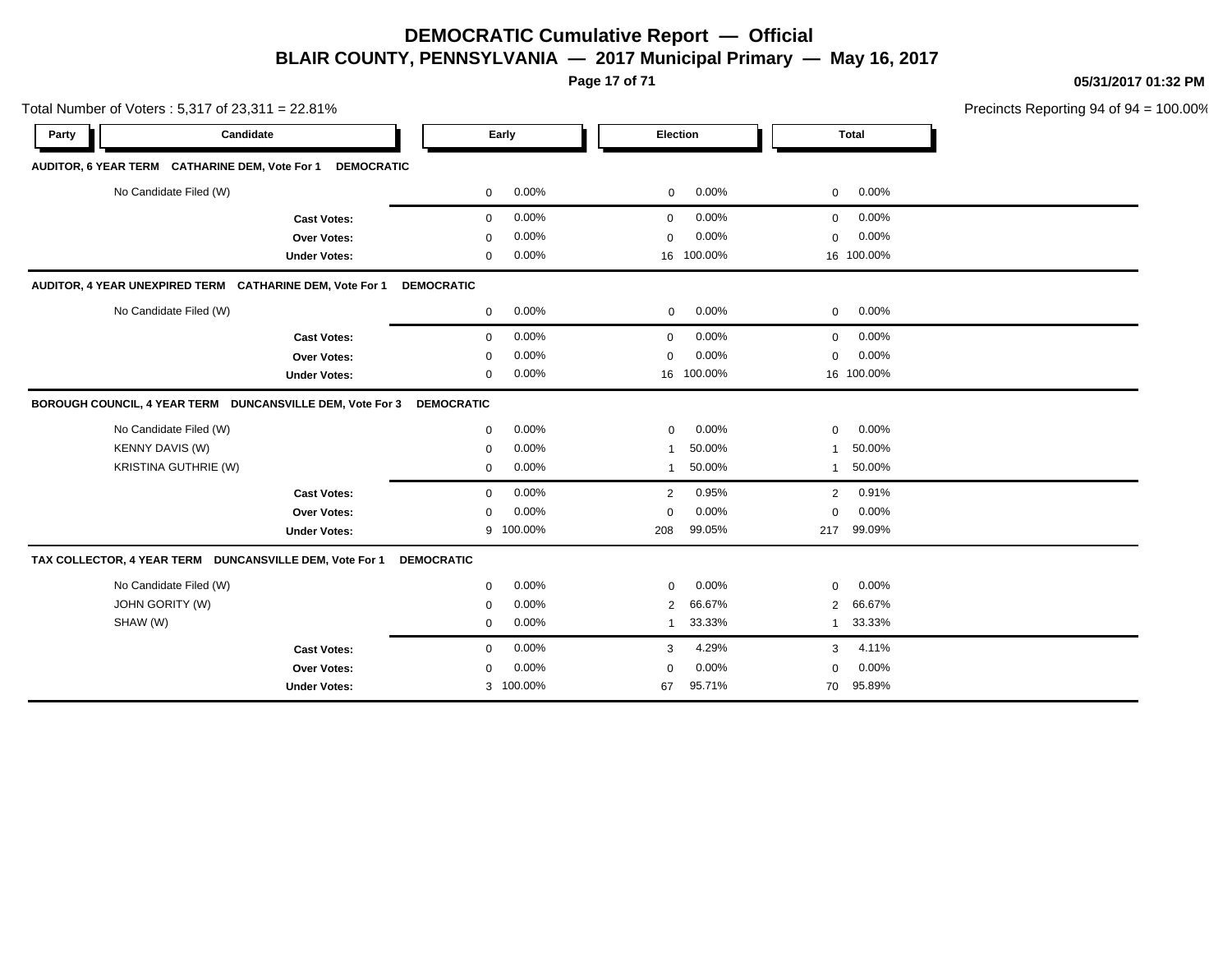# DEMOCRATIC Cumulative Report — Official

## BLAIR COUNTY, PENNSYLVANIA — 2017 Municipal Primary — May 16, 2017

05/31/2017 01:32 PM

Total Number of Voters : 5,317 of 23,311 = 22.81%

Precincts Reporting 94 of 94 = 100.00%

| Party | Candidate | Early | | Election | | Total | |
|---|---|---|---|---|---|---|---|
| **AUDITOR, 6 YEAR TERM CATHARINE DEM, Vote For 1 DEMOCRATIC** | | | | | | | |
| | No Candidate Filed (W) | 0 | 0.00% | 0 | 0.00% | 0 | 0.00% |
| | **Cast Votes:** | 0 | 0.00% | 0 | 0.00% | 0 | 0.00% |
| | **Over Votes:** | 0 | 0.00% | 0 | 0.00% | 0 | 0.00% |
| | **Under Votes:** | 0 | 0.00% | 16 | 100.00% | 16 | 100.00% |
| **AUDITOR, 4 YEAR UNEXPIRED TERM CATHARINE DEM, Vote For 1 DEMOCRATIC** | | | | | | | |
| | No Candidate Filed (W) | 0 | 0.00% | 0 | 0.00% | 0 | 0.00% |
| | **Cast Votes:** | 0 | 0.00% | 0 | 0.00% | 0 | 0.00% |
| | **Over Votes:** | 0 | 0.00% | 0 | 0.00% | 0 | 0.00% |
| | **Under Votes:** | 0 | 0.00% | 16 | 100.00% | 16 | 100.00% |
| **BOROUGH COUNCIL, 4 YEAR TERM DUNCANSVILLE DEM, Vote For 3 DEMOCRATIC** | | | | | | | |
| | No Candidate Filed (W) | 0 | 0.00% | 0 | 0.00% | 0 | 0.00% |
| | KENNY DAVIS (W) | 0 | 0.00% | 1 | 50.00% | 1 | 50.00% |
| | KRISTINA GUTHRIE (W) | 0 | 0.00% | 1 | 50.00% | 1 | 50.00% |
| | **Cast Votes:** | 0 | 0.00% | 2 | 0.95% | 2 | 0.91% |
| | **Over Votes:** | 0 | 0.00% | 0 | 0.00% | 0 | 0.00% |
| | **Under Votes:** | 9 | 100.00% | 208 | 99.05% | 217 | 99.09% |
| **TAX COLLECTOR, 4 YEAR TERM DUNCANSVILLE DEM, Vote For 1 DEMOCRATIC** | | | | | | | |
| | No Candidate Filed (W) | 0 | 0.00% | 0 | 0.00% | 0 | 0.00% |
| | JOHN GORITY (W) | 0 | 0.00% | 2 | 66.67% | 2 | 66.67% |
| | SHAW (W) | 0 | 0.00% | 1 | 33.33% | 1 | 33.33% |
| | **Cast Votes:** | 0 | 0.00% | 3 | 4.29% | 3 | 4.11% |
| | **Over Votes:** | 0 | 0.00% | 0 | 0.00% | 0 | 0.00% |
| | **Under Votes:** | 3 | 100.00% | 67 | 95.71% | 70 | 95.89% |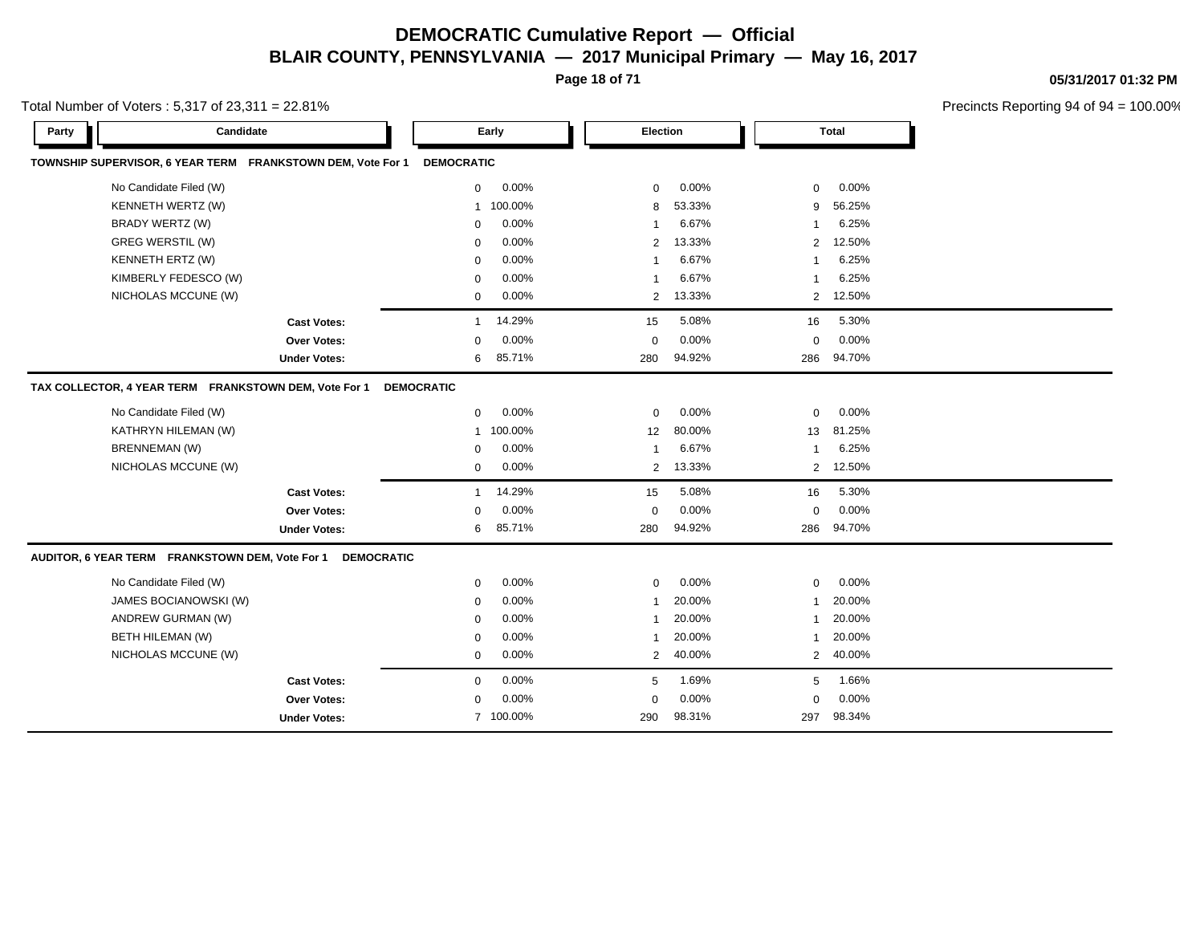# DEMOCRATIC Cumulative Report — Official

## BLAIR COUNTY, PENNSYLVANIA — 2017 Municipal Primary — May 16, 2017

05/31/2017 01:32 PM

Total Number of Voters : 5,317 of 23,311 = 22.81%

Precincts Reporting 94 of 94 = 100.00%

### TOWNSHIP SUPERVISOR, 6 YEAR TERM FRANKSTOWN DEM, Vote For 1 — DEMOCRATIC

| Party | Candidate | Early | | Election | | Total | |
|---|---|---|---|---|---|---|---|
| | No Candidate Filed (W) | 0 | 0.00% | 0 | 0.00% | 0 | 0.00% |
| | KENNETH WERTZ (W) | 1 | 100.00% | 8 | 53.33% | 9 | 56.25% |
| | BRADY WERTZ (W) | 0 | 0.00% | 1 | 6.67% | 1 | 6.25% |
| | GREG WERSTIL (W) | 0 | 0.00% | 2 | 13.33% | 2 | 12.50% |
| | KENNETH ERTZ (W) | 0 | 0.00% | 1 | 6.67% | 1 | 6.25% |
| | KIMBERLY FEDESCO (W) | 0 | 0.00% | 1 | 6.67% | 1 | 6.25% |
| | NICHOLAS MCCUNE (W) | 0 | 0.00% | 2 | 13.33% | 2 | 12.50% |
| | **Cast Votes:** | 1 | 14.29% | 15 | 5.08% | 16 | 5.30% |
| | **Over Votes:** | 0 | 0.00% | 0 | 0.00% | 0 | 0.00% |
| | **Under Votes:** | 6 | 85.71% | 280 | 94.92% | 286 | 94.70% |

### TAX COLLECTOR, 4 YEAR TERM FRANKSTOWN DEM, Vote For 1 — DEMOCRATIC

| Party | Candidate | Early | | Election | | Total | |
|---|---|---|---|---|---|---|---|
| | No Candidate Filed (W) | 0 | 0.00% | 0 | 0.00% | 0 | 0.00% |
| | KATHRYN HILEMAN (W) | 1 | 100.00% | 12 | 80.00% | 13 | 81.25% |
| | BRENNEMAN (W) | 0 | 0.00% | 1 | 6.67% | 1 | 6.25% |
| | NICHOLAS MCCUNE (W) | 0 | 0.00% | 2 | 13.33% | 2 | 12.50% |
| | **Cast Votes:** | 1 | 14.29% | 15 | 5.08% | 16 | 5.30% |
| | **Over Votes:** | 0 | 0.00% | 0 | 0.00% | 0 | 0.00% |
| | **Under Votes:** | 6 | 85.71% | 280 | 94.92% | 286 | 94.70% |

### AUDITOR, 6 YEAR TERM FRANKSTOWN DEM, Vote For 1 — DEMOCRATIC

| Party | Candidate | Early | | Election | | Total | |
|---|---|---|---|---|---|---|---|
| | No Candidate Filed (W) | 0 | 0.00% | 0 | 0.00% | 0 | 0.00% |
| | JAMES BOCIANOWSKI (W) | 0 | 0.00% | 1 | 20.00% | 1 | 20.00% |
| | ANDREW GURMAN (W) | 0 | 0.00% | 1 | 20.00% | 1 | 20.00% |
| | BETH HILEMAN (W) | 0 | 0.00% | 1 | 20.00% | 1 | 20.00% |
| | NICHOLAS MCCUNE (W) | 0 | 0.00% | 2 | 40.00% | 2 | 40.00% |
| | **Cast Votes:** | 0 | 0.00% | 5 | 1.69% | 5 | 1.66% |
| | **Over Votes:** | 0 | 0.00% | 0 | 0.00% | 0 | 0.00% |
| | **Under Votes:** | 7 | 100.00% | 290 | 98.31% | 297 | 98.34% |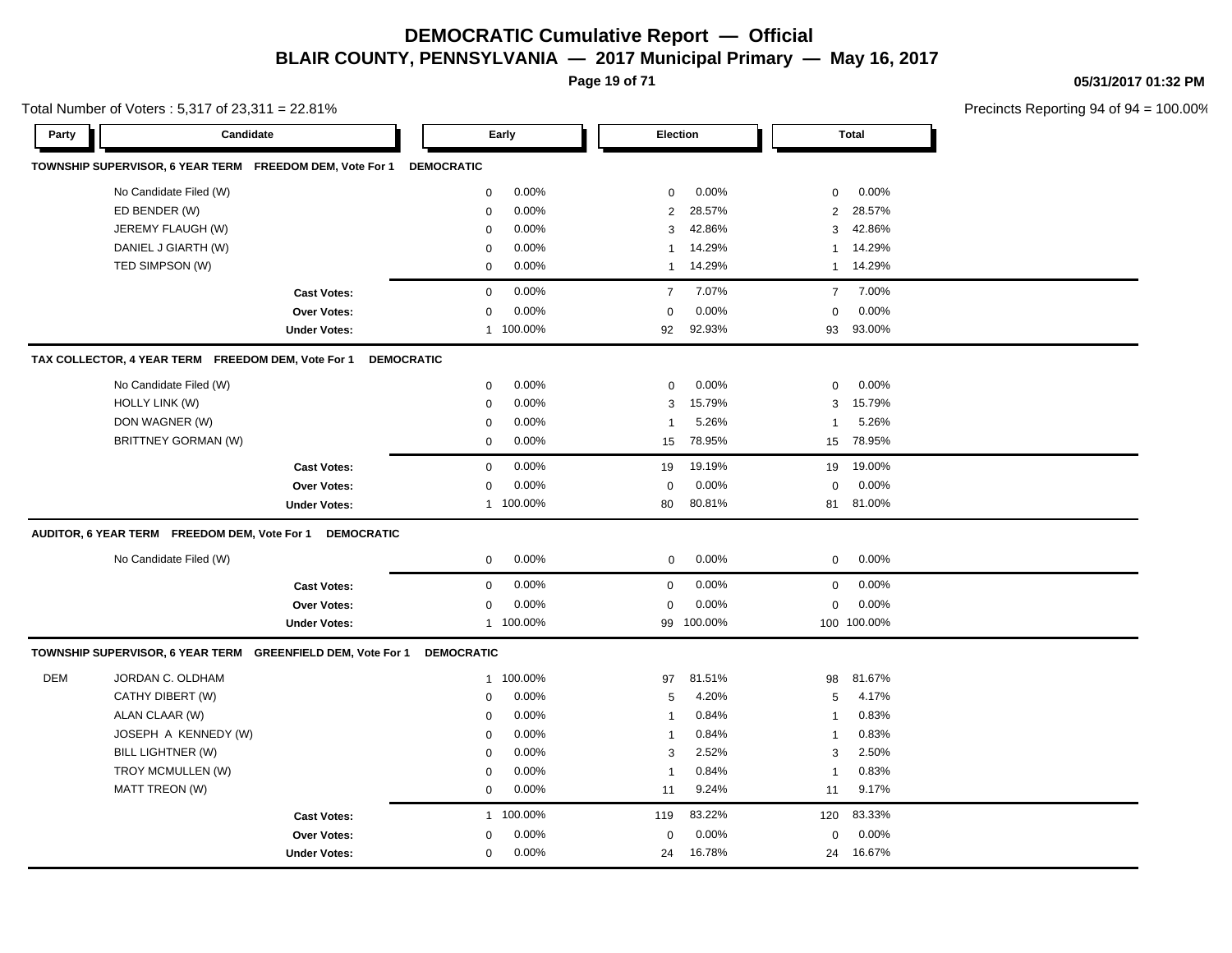# DEMOCRATIC Cumulative Report — Official

## BLAIR COUNTY, PENNSYLVANIA — 2017 Municipal Primary — May 16, 2017

05/31/2017 01:32 PM

Total Number of Voters : 5,317 of 23,311 = 22.81%

Precincts Reporting 94 of 94 = 100.00%

### TOWNSHIP SUPERVISOR, 6 YEAR TERM FREEDOM DEM, Vote For 1 DEMOCRATIC

| Party | Candidate | Early | | Election | | Total | |
|---|---|---|---|---|---|---|---|
| | No Candidate Filed (W) | 0 | 0.00% | 0 | 0.00% | 0 | 0.00% |
| | ED BENDER (W) | 0 | 0.00% | 2 | 28.57% | 2 | 28.57% |
| | JEREMY FLAUGH (W) | 0 | 0.00% | 3 | 42.86% | 3 | 42.86% |
| | DANIEL J GIARTH (W) | 0 | 0.00% | 1 | 14.29% | 1 | 14.29% |
| | TED SIMPSON (W) | 0 | 0.00% | 1 | 14.29% | 1 | 14.29% |
| | **Cast Votes:** | 0 | 0.00% | 7 | 7.07% | 7 | 7.00% |
| | **Over Votes:** | 0 | 0.00% | 0 | 0.00% | 0 | 0.00% |
| | **Under Votes:** | 1 | 100.00% | 92 | 92.93% | 93 | 93.00% |

### TAX COLLECTOR, 4 YEAR TERM FREEDOM DEM, Vote For 1 DEMOCRATIC

| Party | Candidate | Early | | Election | | Total | |
|---|---|---|---|---|---|---|---|
| | No Candidate Filed (W) | 0 | 0.00% | 0 | 0.00% | 0 | 0.00% |
| | HOLLY LINK (W) | 0 | 0.00% | 3 | 15.79% | 3 | 15.79% |
| | DON WAGNER (W) | 0 | 0.00% | 1 | 5.26% | 1 | 5.26% |
| | BRITTNEY GORMAN (W) | 0 | 0.00% | 15 | 78.95% | 15 | 78.95% |
| | **Cast Votes:** | 0 | 0.00% | 19 | 19.19% | 19 | 19.00% |
| | **Over Votes:** | 0 | 0.00% | 0 | 0.00% | 0 | 0.00% |
| | **Under Votes:** | 1 | 100.00% | 80 | 80.81% | 81 | 81.00% |

### AUDITOR, 6 YEAR TERM FREEDOM DEM, Vote For 1 DEMOCRATIC

| Party | Candidate | Early | | Election | | Total | |
|---|---|---|---|---|---|---|---|
| | No Candidate Filed (W) | 0 | 0.00% | 0 | 0.00% | 0 | 0.00% |
| | **Cast Votes:** | 0 | 0.00% | 0 | 0.00% | 0 | 0.00% |
| | **Over Votes:** | 0 | 0.00% | 0 | 0.00% | 0 | 0.00% |
| | **Under Votes:** | 1 | 100.00% | 99 | 100.00% | 100 | 100.00% |

### TOWNSHIP SUPERVISOR, 6 YEAR TERM GREENFIELD DEM, Vote For 1 DEMOCRATIC

| Party | Candidate | Early | | Election | | Total | |
|---|---|---|---|---|---|---|---|
| DEM | JORDAN C. OLDHAM | 1 | 100.00% | 97 | 81.51% | 98 | 81.67% |
| | CATHY DIBERT (W) | 0 | 0.00% | 5 | 4.20% | 5 | 4.17% |
| | ALAN CLAAR (W) | 0 | 0.00% | 1 | 0.84% | 1 | 0.83% |
| | JOSEPH A KENNEDY (W) | 0 | 0.00% | 1 | 0.84% | 1 | 0.83% |
| | BILL LIGHTNER (W) | 0 | 0.00% | 3 | 2.52% | 3 | 2.50% |
| | TROY MCMULLEN (W) | 0 | 0.00% | 1 | 0.84% | 1 | 0.83% |
| | MATT TREON (W) | 0 | 0.00% | 11 | 9.24% | 11 | 9.17% |
| | **Cast Votes:** | 1 | 100.00% | 119 | 83.22% | 120 | 83.33% |
| | **Over Votes:** | 0 | 0.00% | 0 | 0.00% | 0 | 0.00% |
| | **Under Votes:** | 0 | 0.00% | 24 | 16.78% | 24 | 16.67% |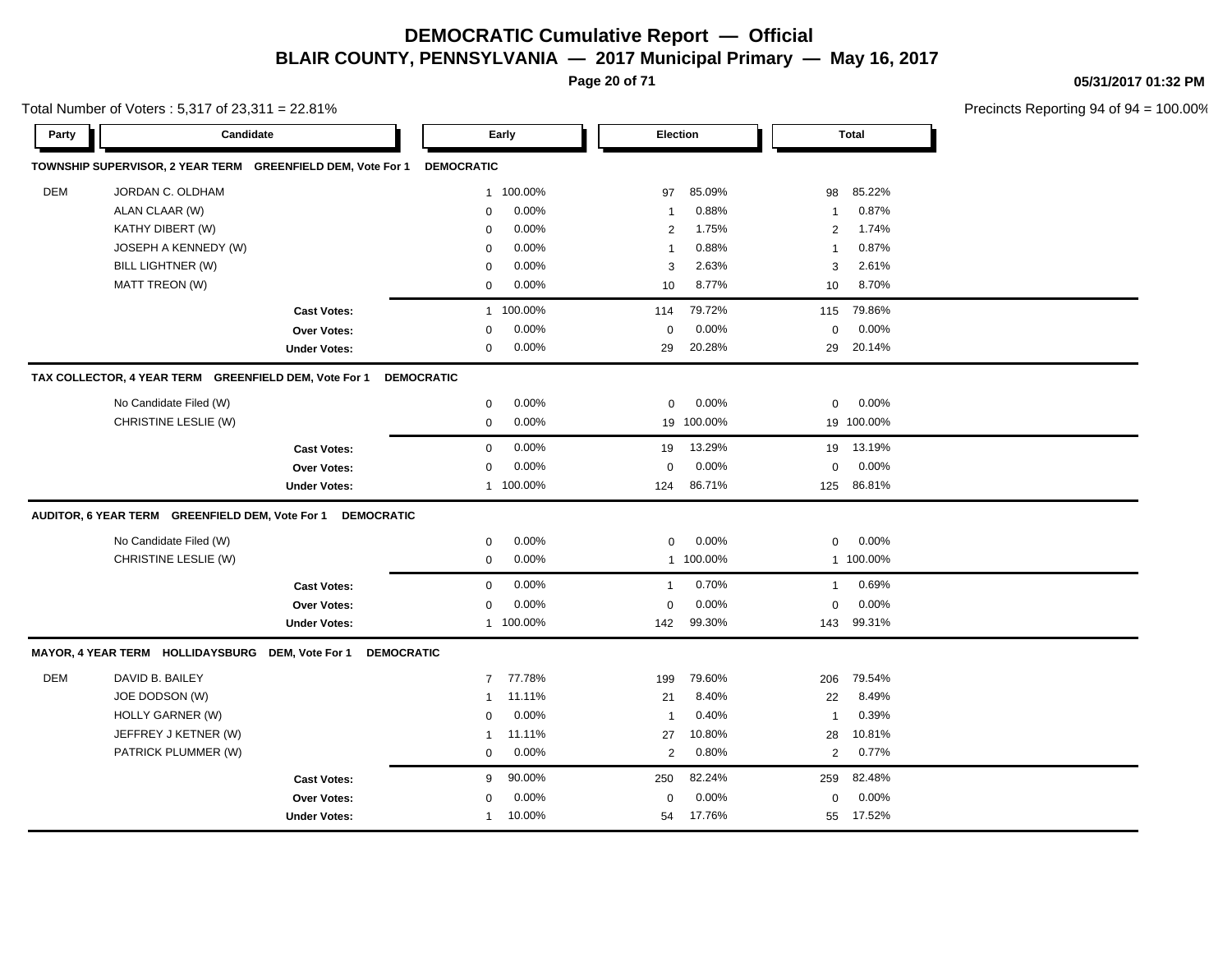# DEMOCRATIC Cumulative Report — Official

## BLAIR COUNTY, PENNSYLVANIA — 2017 Municipal Primary — May 16, 2017

05/31/2017 01:32 PM

Total Number of Voters : 5,317 of 23,311 = 22.81%

Precincts Reporting 94 of 94 = 100.00%

### TOWNSHIP SUPERVISOR, 2 YEAR TERM GREENFIELD DEM, Vote For 1 DEMOCRATIC

| Party | Candidate | Early | | Election | | Total | |
|---|---|---|---|---|---|---|---|
| DEM | JORDAN C. OLDHAM | 1 | 100.00% | 97 | 85.09% | 98 | 85.22% |
| | ALAN CLAAR (W) | 0 | 0.00% | 1 | 0.88% | 1 | 0.87% |
| | KATHY DIBERT (W) | 0 | 0.00% | 2 | 1.75% | 2 | 1.74% |
| | JOSEPH A KENNEDY (W) | 0 | 0.00% | 1 | 0.88% | 1 | 0.87% |
| | BILL LIGHTNER (W) | 0 | 0.00% | 3 | 2.63% | 3 | 2.61% |
| | MATT TREON (W) | 0 | 0.00% | 10 | 8.77% | 10 | 8.70% |
| | **Cast Votes:** | 1 | 100.00% | 114 | 79.72% | 115 | 79.86% |
| | **Over Votes:** | 0 | 0.00% | 0 | 0.00% | 0 | 0.00% |
| | **Under Votes:** | 0 | 0.00% | 29 | 20.28% | 29 | 20.14% |

### TAX COLLECTOR, 4 YEAR TERM GREENFIELD DEM, Vote For 1 DEMOCRATIC

| Party | Candidate | Early | | Election | | Total | |
|---|---|---|---|---|---|---|---|
| | No Candidate Filed (W) | 0 | 0.00% | 0 | 0.00% | 0 | 0.00% |
| | CHRISTINE LESLIE (W) | 0 | 0.00% | 19 | 100.00% | 19 | 100.00% |
| | **Cast Votes:** | 0 | 0.00% | 19 | 13.29% | 19 | 13.19% |
| | **Over Votes:** | 0 | 0.00% | 0 | 0.00% | 0 | 0.00% |
| | **Under Votes:** | 1 | 100.00% | 124 | 86.71% | 125 | 86.81% |

### AUDITOR, 6 YEAR TERM GREENFIELD DEM, Vote For 1 DEMOCRATIC

| Party | Candidate | Early | | Election | | Total | |
|---|---|---|---|---|---|---|---|
| | No Candidate Filed (W) | 0 | 0.00% | 0 | 0.00% | 0 | 0.00% |
| | CHRISTINE LESLIE (W) | 0 | 0.00% | 1 | 100.00% | 1 | 100.00% |
| | **Cast Votes:** | 0 | 0.00% | 1 | 0.70% | 1 | 0.69% |
| | **Over Votes:** | 0 | 0.00% | 0 | 0.00% | 0 | 0.00% |
| | **Under Votes:** | 1 | 100.00% | 142 | 99.30% | 143 | 99.31% |

### MAYOR, 4 YEAR TERM HOLLIDAYSBURG DEM, Vote For 1 DEMOCRATIC

| Party | Candidate | Early | | Election | | Total | |
|---|---|---|---|---|---|---|---|
| DEM | DAVID B. BAILEY | 7 | 77.78% | 199 | 79.60% | 206 | 79.54% |
| | JOE DODSON (W) | 1 | 11.11% | 21 | 8.40% | 22 | 8.49% |
| | HOLLY GARNER (W) | 0 | 0.00% | 1 | 0.40% | 1 | 0.39% |
| | JEFFREY J KETNER (W) | 1 | 11.11% | 27 | 10.80% | 28 | 10.81% |
| | PATRICK PLUMMER (W) | 0 | 0.00% | 2 | 0.80% | 2 | 0.77% |
| | **Cast Votes:** | 9 | 90.00% | 250 | 82.24% | 259 | 82.48% |
| | **Over Votes:** | 0 | 0.00% | 0 | 0.00% | 0 | 0.00% |
| | **Under Votes:** | 1 | 10.00% | 54 | 17.76% | 55 | 17.52% |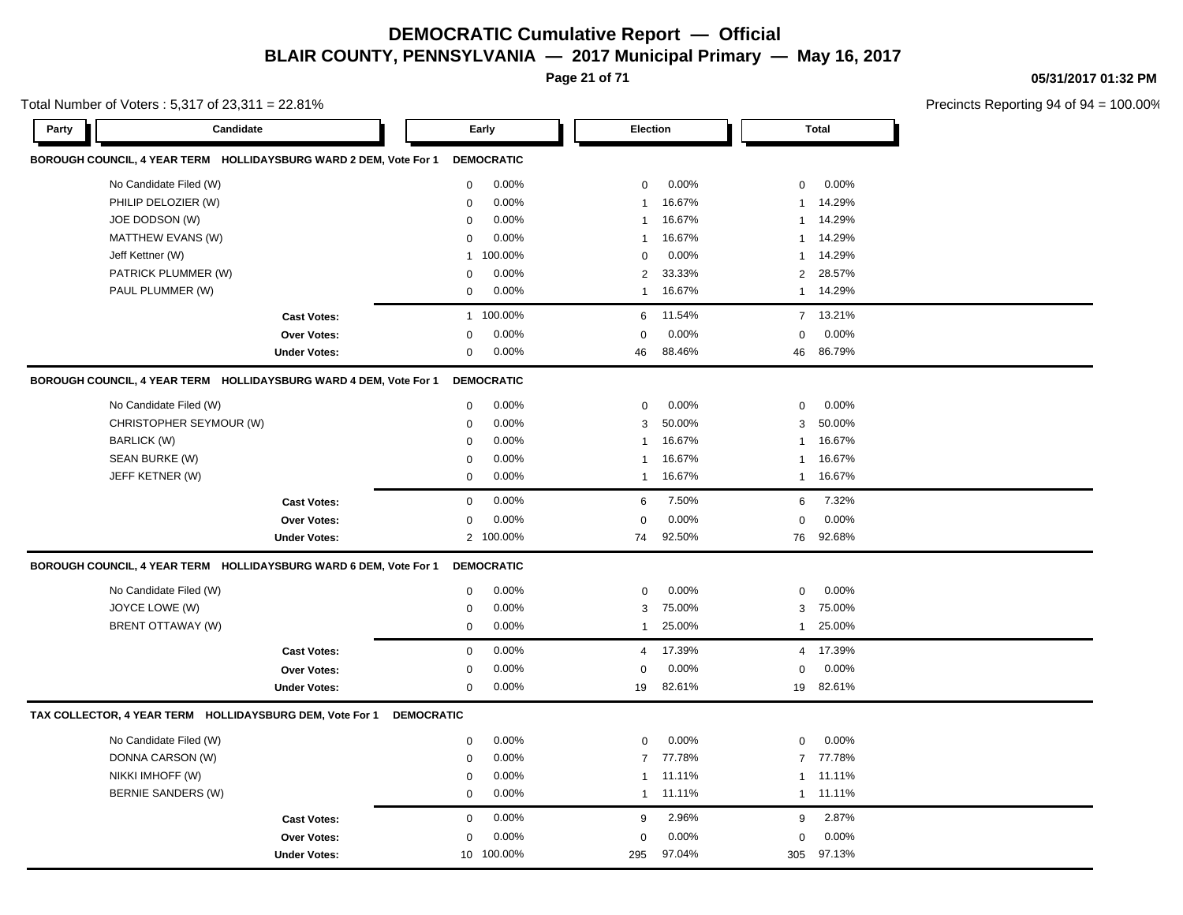# DEMOCRATIC Cumulative Report — Official

## BLAIR COUNTY, PENNSYLVANIA — 2017 Municipal Primary — May 16, 2017

05/31/2017 01:32 PM

Total Number of Voters : 5,317 of 23,311 = 22.81%

Precincts Reporting 94 of 94 = 100.00%

### BOROUGH COUNCIL, 4 YEAR TERM HOLLIDAYSBURG WARD 2 DEM, Vote For 1 — DEMOCRATIC

| Party | Candidate | Early | | Election | | Total | |
|---|---|---|---|---|---|---|---|
| | No Candidate Filed (W) | 0 | 0.00% | 0 | 0.00% | 0 | 0.00% |
| | PHILIP DELOZIER (W) | 0 | 0.00% | 1 | 16.67% | 1 | 14.29% |
| | JOE DODSON (W) | 0 | 0.00% | 1 | 16.67% | 1 | 14.29% |
| | MATTHEW EVANS (W) | 0 | 0.00% | 1 | 16.67% | 1 | 14.29% |
| | Jeff Kettner (W) | 1 | 100.00% | 0 | 0.00% | 1 | 14.29% |
| | PATRICK PLUMMER (W) | 0 | 0.00% | 2 | 33.33% | 2 | 28.57% |
| | PAUL PLUMMER (W) | 0 | 0.00% | 1 | 16.67% | 1 | 14.29% |
| | **Cast Votes:** | 1 | 100.00% | 6 | 11.54% | 7 | 13.21% |
| | **Over Votes:** | 0 | 0.00% | 0 | 0.00% | 0 | 0.00% |
| | **Under Votes:** | 0 | 0.00% | 46 | 88.46% | 46 | 86.79% |

### BOROUGH COUNCIL, 4 YEAR TERM HOLLIDAYSBURG WARD 4 DEM, Vote For 1 — DEMOCRATIC

| Party | Candidate | Early | | Election | | Total | |
|---|---|---|---|---|---|---|---|
| | No Candidate Filed (W) | 0 | 0.00% | 0 | 0.00% | 0 | 0.00% |
| | CHRISTOPHER SEYMOUR (W) | 0 | 0.00% | 3 | 50.00% | 3 | 50.00% |
| | BARLICK (W) | 0 | 0.00% | 1 | 16.67% | 1 | 16.67% |
| | SEAN BURKE (W) | 0 | 0.00% | 1 | 16.67% | 1 | 16.67% |
| | JEFF KETNER (W) | 0 | 0.00% | 1 | 16.67% | 1 | 16.67% |
| | **Cast Votes:** | 0 | 0.00% | 6 | 7.50% | 6 | 7.32% |
| | **Over Votes:** | 0 | 0.00% | 0 | 0.00% | 0 | 0.00% |
| | **Under Votes:** | 2 | 100.00% | 74 | 92.50% | 76 | 92.68% |

### BOROUGH COUNCIL, 4 YEAR TERM HOLLIDAYSBURG WARD 6 DEM, Vote For 1 — DEMOCRATIC

| Party | Candidate | Early | | Election | | Total | |
|---|---|---|---|---|---|---|---|
| | No Candidate Filed (W) | 0 | 0.00% | 0 | 0.00% | 0 | 0.00% |
| | JOYCE LOWE (W) | 0 | 0.00% | 3 | 75.00% | 3 | 75.00% |
| | BRENT OTTAWAY (W) | 0 | 0.00% | 1 | 25.00% | 1 | 25.00% |
| | **Cast Votes:** | 0 | 0.00% | 4 | 17.39% | 4 | 17.39% |
| | **Over Votes:** | 0 | 0.00% | 0 | 0.00% | 0 | 0.00% |
| | **Under Votes:** | 0 | 0.00% | 19 | 82.61% | 19 | 82.61% |

### TAX COLLECTOR, 4 YEAR TERM HOLLIDAYSBURG DEM, Vote For 1 — DEMOCRATIC

| Party | Candidate | Early | | Election | | Total | |
|---|---|---|---|---|---|---|---|
| | No Candidate Filed (W) | 0 | 0.00% | 0 | 0.00% | 0 | 0.00% |
| | DONNA CARSON (W) | 0 | 0.00% | 7 | 77.78% | 7 | 77.78% |
| | NIKKI IMHOFF (W) | 0 | 0.00% | 1 | 11.11% | 1 | 11.11% |
| | BERNIE SANDERS (W) | 0 | 0.00% | 1 | 11.11% | 1 | 11.11% |
| | **Cast Votes:** | 0 | 0.00% | 9 | 2.96% | 9 | 2.87% |
| | **Over Votes:** | 0 | 0.00% | 0 | 0.00% | 0 | 0.00% |
| | **Under Votes:** | 10 | 100.00% | 295 | 97.04% | 305 | 97.13% |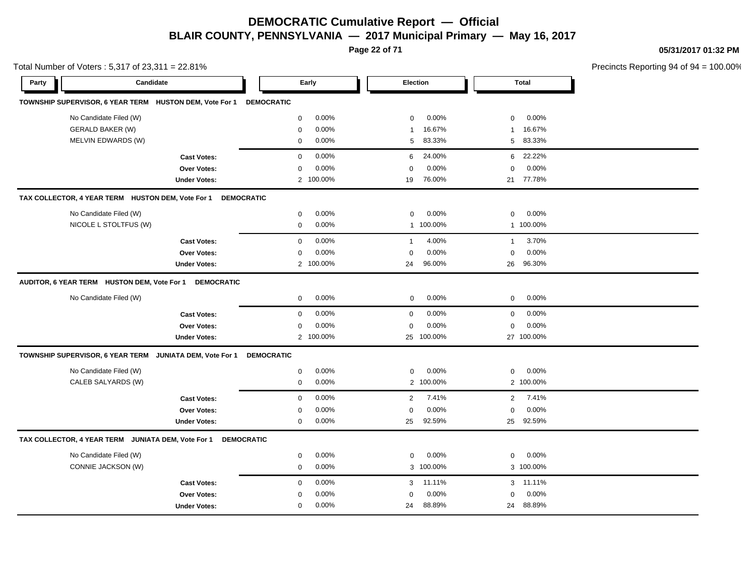# DEMOCRATIC Cumulative Report — Official

## BLAIR COUNTY, PENNSYLVANIA — 2017 Municipal Primary — May 16, 2017

05/31/2017 01:32 PM

Total Number of Voters : 5,317 of 23,311 = 22.81%

Precincts Reporting 94 of 94 = 100.00%

| Party | Candidate | Early | | Election | | Total | |
|---|---|---|---|---|---|---|---|
| **TOWNSHIP SUPERVISOR, 6 YEAR TERM HUSTON DEM, Vote For 1 DEMOCRATIC** | | | | | | | |
| | No Candidate Filed (W) | 0 | 0.00% | 0 | 0.00% | 0 | 0.00% |
| | GERALD BAKER (W) | 0 | 0.00% | 1 | 16.67% | 1 | 16.67% |
| | MELVIN EDWARDS (W) | 0 | 0.00% | 5 | 83.33% | 5 | 83.33% |
| | **Cast Votes:** | 0 | 0.00% | 6 | 24.00% | 6 | 22.22% |
| | **Over Votes:** | 0 | 0.00% | 0 | 0.00% | 0 | 0.00% |
| | **Under Votes:** | 2 | 100.00% | 19 | 76.00% | 21 | 77.78% |
| **TAX COLLECTOR, 4 YEAR TERM HUSTON DEM, Vote For 1 DEMOCRATIC** | | | | | | | |
| | No Candidate Filed (W) | 0 | 0.00% | 0 | 0.00% | 0 | 0.00% |
| | NICOLE L STOLTFUS (W) | 0 | 0.00% | 1 | 100.00% | 1 | 100.00% |
| | **Cast Votes:** | 0 | 0.00% | 1 | 4.00% | 1 | 3.70% |
| | **Over Votes:** | 0 | 0.00% | 0 | 0.00% | 0 | 0.00% |
| | **Under Votes:** | 2 | 100.00% | 24 | 96.00% | 26 | 96.30% |
| **AUDITOR, 6 YEAR TERM HUSTON DEM, Vote For 1 DEMOCRATIC** | | | | | | | |
| | No Candidate Filed (W) | 0 | 0.00% | 0 | 0.00% | 0 | 0.00% |
| | **Cast Votes:** | 0 | 0.00% | 0 | 0.00% | 0 | 0.00% |
| | **Over Votes:** | 0 | 0.00% | 0 | 0.00% | 0 | 0.00% |
| | **Under Votes:** | 2 | 100.00% | 25 | 100.00% | 27 | 100.00% |
| **TOWNSHIP SUPERVISOR, 6 YEAR TERM JUNIATA DEM, Vote For 1 DEMOCRATIC** | | | | | | | |
| | No Candidate Filed (W) | 0 | 0.00% | 0 | 0.00% | 0 | 0.00% |
| | CALEB SALYARDS (W) | 0 | 0.00% | 2 | 100.00% | 2 | 100.00% |
| | **Cast Votes:** | 0 | 0.00% | 2 | 7.41% | 2 | 7.41% |
| | **Over Votes:** | 0 | 0.00% | 0 | 0.00% | 0 | 0.00% |
| | **Under Votes:** | 0 | 0.00% | 25 | 92.59% | 25 | 92.59% |
| **TAX COLLECTOR, 4 YEAR TERM JUNIATA DEM, Vote For 1 DEMOCRATIC** | | | | | | | |
| | No Candidate Filed (W) | 0 | 0.00% | 0 | 0.00% | 0 | 0.00% |
| | CONNIE JACKSON (W) | 0 | 0.00% | 3 | 100.00% | 3 | 100.00% |
| | **Cast Votes:** | 0 | 0.00% | 3 | 11.11% | 3 | 11.11% |
| | **Over Votes:** | 0 | 0.00% | 0 | 0.00% | 0 | 0.00% |
| | **Under Votes:** | 0 | 0.00% | 24 | 88.89% | 24 | 88.89% |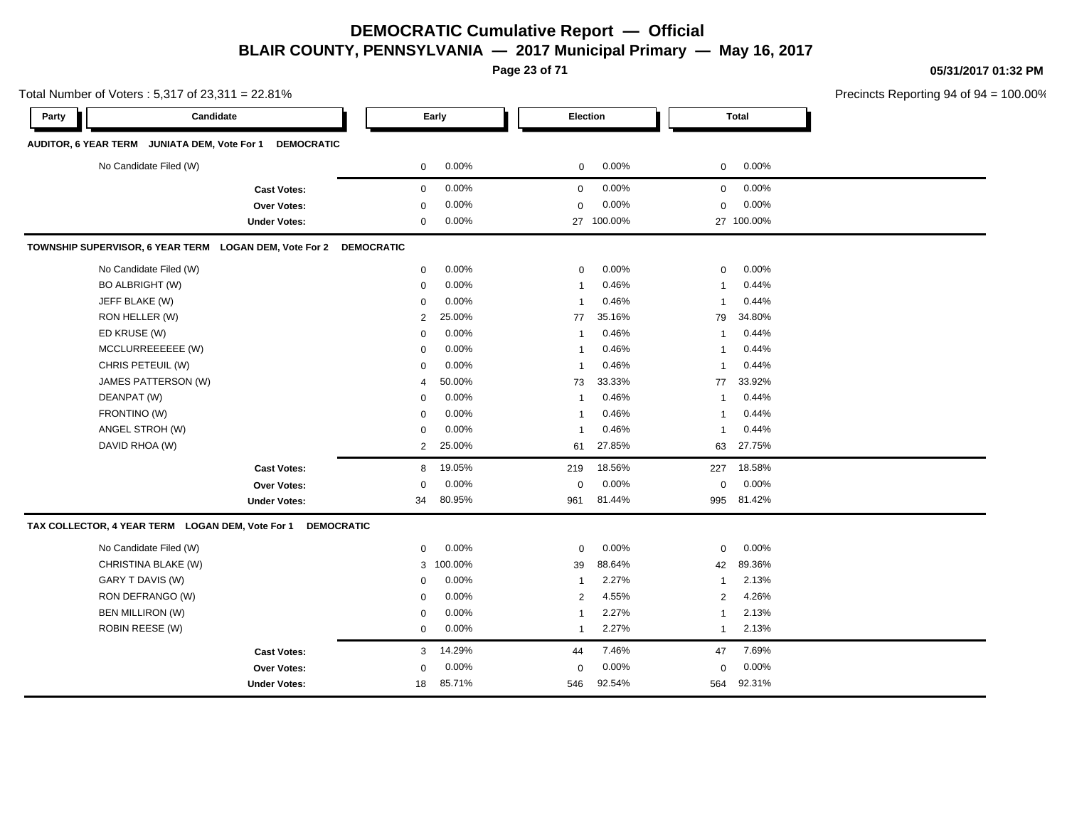# DEMOCRATIC Cumulative Report — Official

## BLAIR COUNTY, PENNSYLVANIA — 2017 Municipal Primary — May 16, 2017

05/31/2017 01:32 PM

Total Number of Voters : 5,317 of 23,311 = 22.81%

Precincts Reporting 94 of 94 = 100.00%

| Party | Candidate | Early | | Election | | Total | |
|---|---|---|---|---|---|---|---|
| **AUDITOR, 6 YEAR TERM JUNIATA DEM, Vote For 1 DEMOCRATIC** | | | | | | | |
| | No Candidate Filed (W) | 0 | 0.00% | 0 | 0.00% | 0 | 0.00% |
| | **Cast Votes:** | 0 | 0.00% | 0 | 0.00% | 0 | 0.00% |
| | **Over Votes:** | 0 | 0.00% | 0 | 0.00% | 0 | 0.00% |
| | **Under Votes:** | 0 | 0.00% | 27 | 100.00% | 27 | 100.00% |
| **TOWNSHIP SUPERVISOR, 6 YEAR TERM LOGAN DEM, Vote For 2 DEMOCRATIC** | | | | | | | |
| | No Candidate Filed (W) | 0 | 0.00% | 0 | 0.00% | 0 | 0.00% |
| | BO ALBRIGHT (W) | 0 | 0.00% | 1 | 0.46% | 1 | 0.44% |
| | JEFF BLAKE (W) | 0 | 0.00% | 1 | 0.46% | 1 | 0.44% |
| | RON HELLER (W) | 2 | 25.00% | 77 | 35.16% | 79 | 34.80% |
| | ED KRUSE (W) | 0 | 0.00% | 1 | 0.46% | 1 | 0.44% |
| | MCCLURREEEEEE (W) | 0 | 0.00% | 1 | 0.46% | 1 | 0.44% |
| | CHRIS PETEUIL (W) | 0 | 0.00% | 1 | 0.46% | 1 | 0.44% |
| | JAMES PATTERSON (W) | 4 | 50.00% | 73 | 33.33% | 77 | 33.92% |
| | DEANPAT (W) | 0 | 0.00% | 1 | 0.46% | 1 | 0.44% |
| | FRONTINO (W) | 0 | 0.00% | 1 | 0.46% | 1 | 0.44% |
| | ANGEL STROH (W) | 0 | 0.00% | 1 | 0.46% | 1 | 0.44% |
| | DAVID RHOA (W) | 2 | 25.00% | 61 | 27.85% | 63 | 27.75% |
| | **Cast Votes:** | 8 | 19.05% | 219 | 18.56% | 227 | 18.58% |
| | **Over Votes:** | 0 | 0.00% | 0 | 0.00% | 0 | 0.00% |
| | **Under Votes:** | 34 | 80.95% | 961 | 81.44% | 995 | 81.42% |
| **TAX COLLECTOR, 4 YEAR TERM LOGAN DEM, Vote For 1 DEMOCRATIC** | | | | | | | |
| | No Candidate Filed (W) | 0 | 0.00% | 0 | 0.00% | 0 | 0.00% |
| | CHRISTINA BLAKE (W) | 3 | 100.00% | 39 | 88.64% | 42 | 89.36% |
| | GARY T DAVIS (W) | 0 | 0.00% | 1 | 2.27% | 1 | 2.13% |
| | RON DEFRANGO (W) | 0 | 0.00% | 2 | 4.55% | 2 | 4.26% |
| | BEN MILLIRON (W) | 0 | 0.00% | 1 | 2.27% | 1 | 2.13% |
| | ROBIN REESE (W) | 0 | 0.00% | 1 | 2.27% | 1 | 2.13% |
| | **Cast Votes:** | 3 | 14.29% | 44 | 7.46% | 47 | 7.69% |
| | **Over Votes:** | 0 | 0.00% | 0 | 0.00% | 0 | 0.00% |
| | **Under Votes:** | 18 | 85.71% | 546 | 92.54% | 564 | 92.31% |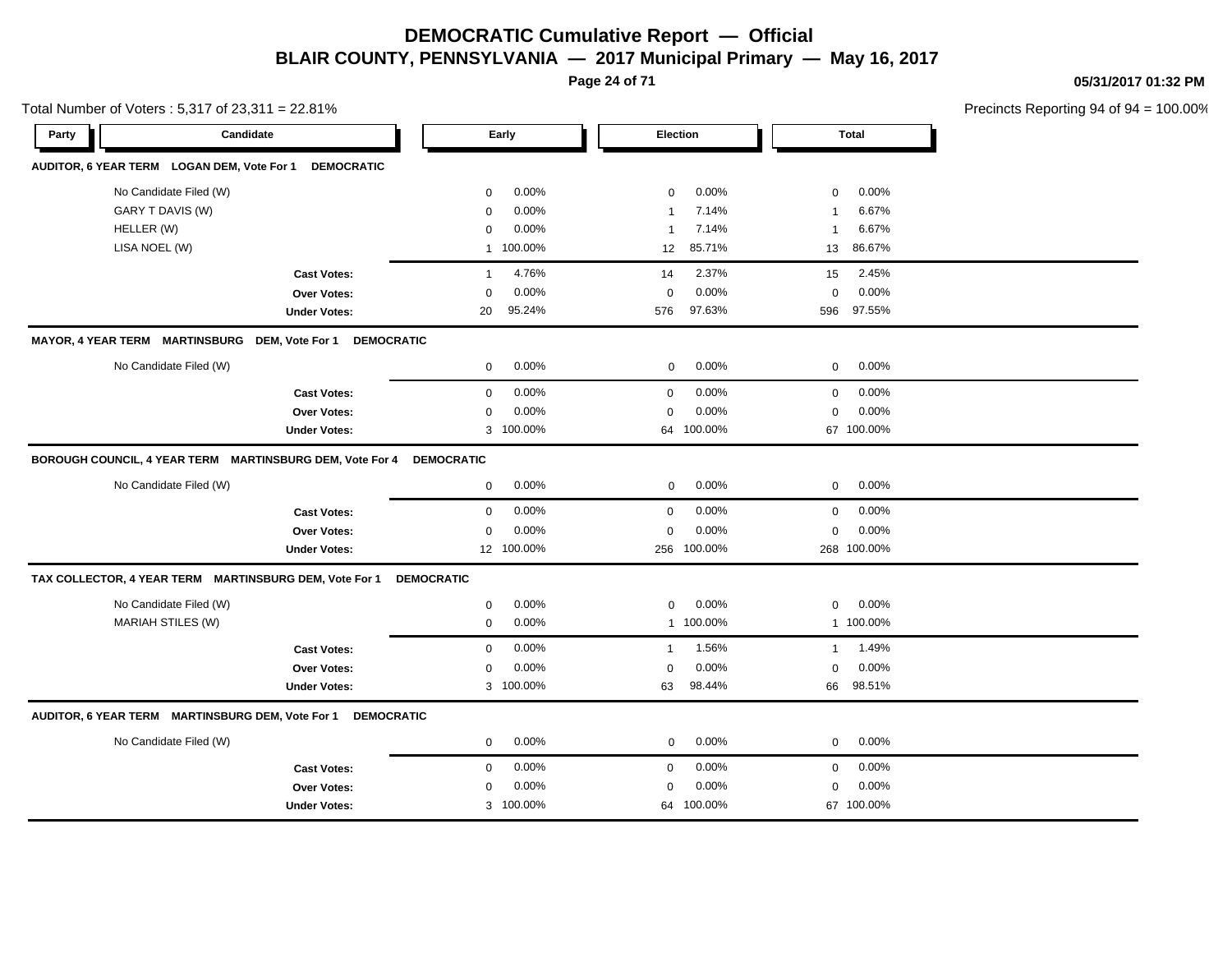# DEMOCRATIC Cumulative Report — Official

## BLAIR COUNTY, PENNSYLVANIA — 2017 Municipal Primary — May 16, 2017

05/31/2017 01:32 PM

Total Number of Voters : 5,317 of 23,311 = 22.81%

Precincts Reporting 94 of 94 = 100.00%

| Party | Candidate | Early | | Election | | Total | |
|---|---|---|---|---|---|---|---|
| **AUDITOR, 6 YEAR TERM LOGAN DEM, Vote For 1 DEMOCRATIC** | | | | | | | |
| | No Candidate Filed (W) | 0 | 0.00% | 0 | 0.00% | 0 | 0.00% |
| | GARY T DAVIS (W) | 0 | 0.00% | 1 | 7.14% | 1 | 6.67% |
| | HELLER (W) | 0 | 0.00% | 1 | 7.14% | 1 | 6.67% |
| | LISA NOEL (W) | 1 | 100.00% | 12 | 85.71% | 13 | 86.67% |
| | **Cast Votes:** | 1 | 4.76% | 14 | 2.37% | 15 | 2.45% |
| | **Over Votes:** | 0 | 0.00% | 0 | 0.00% | 0 | 0.00% |
| | **Under Votes:** | 20 | 95.24% | 576 | 97.63% | 596 | 97.55% |
| **MAYOR, 4 YEAR TERM MARTINSBURG DEM, Vote For 1 DEMOCRATIC** | | | | | | | |
| | No Candidate Filed (W) | 0 | 0.00% | 0 | 0.00% | 0 | 0.00% |
| | **Cast Votes:** | 0 | 0.00% | 0 | 0.00% | 0 | 0.00% |
| | **Over Votes:** | 0 | 0.00% | 0 | 0.00% | 0 | 0.00% |
| | **Under Votes:** | 3 | 100.00% | 64 | 100.00% | 67 | 100.00% |
| **BOROUGH COUNCIL, 4 YEAR TERM MARTINSBURG DEM, Vote For 4 DEMOCRATIC** | | | | | | | |
| | No Candidate Filed (W) | 0 | 0.00% | 0 | 0.00% | 0 | 0.00% |
| | **Cast Votes:** | 0 | 0.00% | 0 | 0.00% | 0 | 0.00% |
| | **Over Votes:** | 0 | 0.00% | 0 | 0.00% | 0 | 0.00% |
| | **Under Votes:** | 12 | 100.00% | 256 | 100.00% | 268 | 100.00% |
| **TAX COLLECTOR, 4 YEAR TERM MARTINSBURG DEM, Vote For 1 DEMOCRATIC** | | | | | | | |
| | No Candidate Filed (W) | 0 | 0.00% | 0 | 0.00% | 0 | 0.00% |
| | MARIAH STILES (W) | 0 | 0.00% | 1 | 100.00% | 1 | 100.00% |
| | **Cast Votes:** | 0 | 0.00% | 1 | 1.56% | 1 | 1.49% |
| | **Over Votes:** | 0 | 0.00% | 0 | 0.00% | 0 | 0.00% |
| | **Under Votes:** | 3 | 100.00% | 63 | 98.44% | 66 | 98.51% |
| **AUDITOR, 6 YEAR TERM MARTINSBURG DEM, Vote For 1 DEMOCRATIC** | | | | | | | |
| | No Candidate Filed (W) | 0 | 0.00% | 0 | 0.00% | 0 | 0.00% |
| | **Cast Votes:** | 0 | 0.00% | 0 | 0.00% | 0 | 0.00% |
| | **Over Votes:** | 0 | 0.00% | 0 | 0.00% | 0 | 0.00% |
| | **Under Votes:** | 3 | 100.00% | 64 | 100.00% | 67 | 100.00% |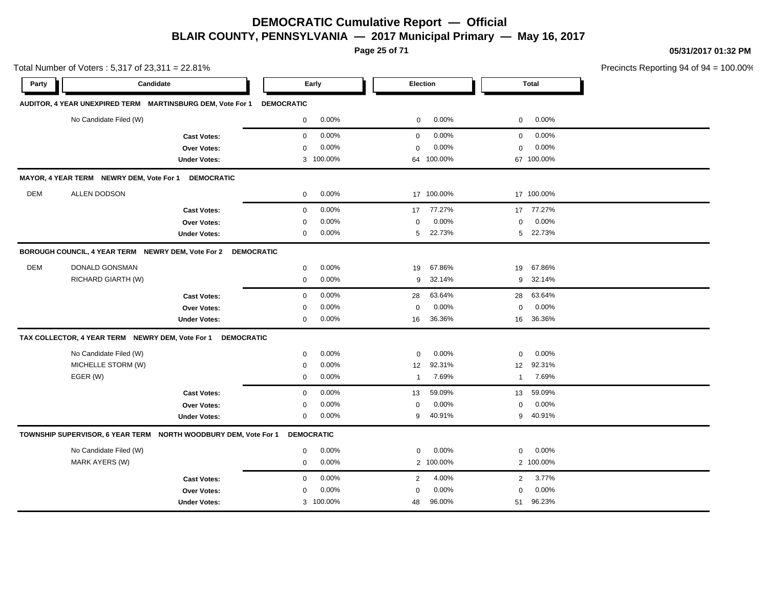# DEMOCRATIC Cumulative Report — Official

## BLAIR COUNTY, PENNSYLVANIA — 2017 Municipal Primary — May 16, 2017

05/31/2017 01:32 PM

Total Number of Voters : 5,317 of 23,311 = 22.81%

Precincts Reporting 94 of 94 = 100.00%

| Party | Candidate | Early | | Election | | Total | |
|---|---|---|---|---|---|---|---|
| **AUDITOR, 4 YEAR UNEXPIRED TERM MARTINSBURG DEM, Vote For 1 DEMOCRATIC** | | | | | | | |
| | No Candidate Filed (W) | 0 | 0.00% | 0 | 0.00% | 0 | 0.00% |
| | **Cast Votes:** | 0 | 0.00% | 0 | 0.00% | 0 | 0.00% |
| | **Over Votes:** | 0 | 0.00% | 0 | 0.00% | 0 | 0.00% |
| | **Under Votes:** | 3 | 100.00% | 64 | 100.00% | 67 | 100.00% |
| **MAYOR, 4 YEAR TERM NEWRY DEM, Vote For 1 DEMOCRATIC** | | | | | | | |
| DEM | ALLEN DODSON | 0 | 0.00% | 17 | 100.00% | 17 | 100.00% |
| | **Cast Votes:** | 0 | 0.00% | 17 | 77.27% | 17 | 77.27% |
| | **Over Votes:** | 0 | 0.00% | 0 | 0.00% | 0 | 0.00% |
| | **Under Votes:** | 0 | 0.00% | 5 | 22.73% | 5 | 22.73% |
| **BOROUGH COUNCIL, 4 YEAR TERM NEWRY DEM, Vote For 2 DEMOCRATIC** | | | | | | | |
| DEM | DONALD GONSMAN | 0 | 0.00% | 19 | 67.86% | 19 | 67.86% |
| | RICHARD GIARTH (W) | 0 | 0.00% | 9 | 32.14% | 9 | 32.14% |
| | **Cast Votes:** | 0 | 0.00% | 28 | 63.64% | 28 | 63.64% |
| | **Over Votes:** | 0 | 0.00% | 0 | 0.00% | 0 | 0.00% |
| | **Under Votes:** | 0 | 0.00% | 16 | 36.36% | 16 | 36.36% |
| **TAX COLLECTOR, 4 YEAR TERM NEWRY DEM, Vote For 1 DEMOCRATIC** | | | | | | | |
| | No Candidate Filed (W) | 0 | 0.00% | 0 | 0.00% | 0 | 0.00% |
| | MICHELLE STORM (W) | 0 | 0.00% | 12 | 92.31% | 12 | 92.31% |
| | EGER (W) | 0 | 0.00% | 1 | 7.69% | 1 | 7.69% |
| | **Cast Votes:** | 0 | 0.00% | 13 | 59.09% | 13 | 59.09% |
| | **Over Votes:** | 0 | 0.00% | 0 | 0.00% | 0 | 0.00% |
| | **Under Votes:** | 0 | 0.00% | 9 | 40.91% | 9 | 40.91% |
| **TOWNSHIP SUPERVISOR, 6 YEAR TERM NORTH WOODBURY DEM, Vote For 1 DEMOCRATIC** | | | | | | | |
| | No Candidate Filed (W) | 0 | 0.00% | 0 | 0.00% | 0 | 0.00% |
| | MARK AYERS (W) | 0 | 0.00% | 2 | 100.00% | 2 | 100.00% |
| | **Cast Votes:** | 0 | 0.00% | 2 | 4.00% | 2 | 3.77% |
| | **Over Votes:** | 0 | 0.00% | 0 | 0.00% | 0 | 0.00% |
| | **Under Votes:** | 3 | 100.00% | 48 | 96.00% | 51 | 96.23% |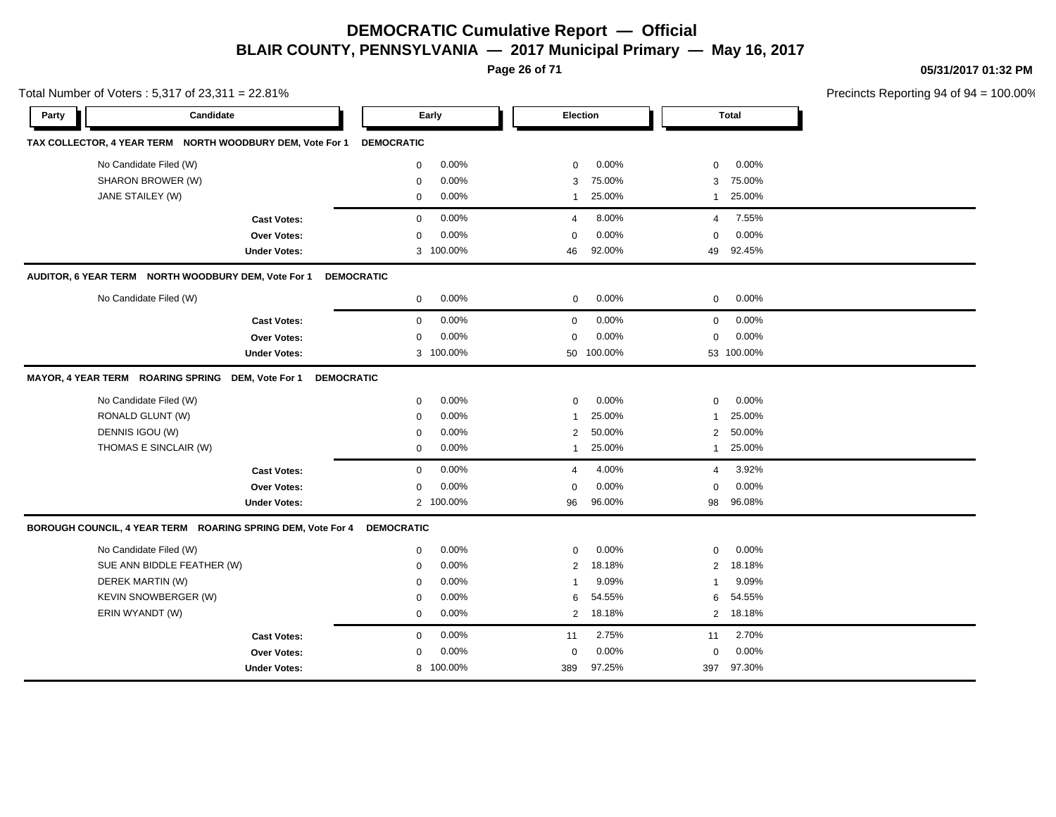# DEMOCRATIC Cumulative Report — Official

## BLAIR COUNTY, PENNSYLVANIA — 2017 Municipal Primary — May 16, 2017

05/31/2017 01:32 PM

Total Number of Voters : 5,317 of 23,311 = 22.81%

Precincts Reporting 94 of 94 = 100.00%

| Party | Candidate | Early | | Election | | Total | |
|---|---|---|---|---|---|---|---|
| **TAX COLLECTOR, 4 YEAR TERM NORTH WOODBURY DEM, Vote For 1** | **DEMOCRATIC** | | | | | | |
| | No Candidate Filed (W) | 0 | 0.00% | 0 | 0.00% | 0 | 0.00% |
| | SHARON BROWER (W) | 0 | 0.00% | 3 | 75.00% | 3 | 75.00% |
| | JANE STAILEY (W) | 0 | 0.00% | 1 | 25.00% | 1 | 25.00% |
| | **Cast Votes:** | 0 | 0.00% | 4 | 8.00% | 4 | 7.55% |
| | **Over Votes:** | 0 | 0.00% | 0 | 0.00% | 0 | 0.00% |
| | **Under Votes:** | 3 | 100.00% | 46 | 92.00% | 49 | 92.45% |
| **AUDITOR, 6 YEAR TERM NORTH WOODBURY DEM, Vote For 1** | **DEMOCRATIC** | | | | | | |
| | No Candidate Filed (W) | 0 | 0.00% | 0 | 0.00% | 0 | 0.00% |
| | **Cast Votes:** | 0 | 0.00% | 0 | 0.00% | 0 | 0.00% |
| | **Over Votes:** | 0 | 0.00% | 0 | 0.00% | 0 | 0.00% |
| | **Under Votes:** | 3 | 100.00% | 50 | 100.00% | 53 | 100.00% |
| **MAYOR, 4 YEAR TERM ROARING SPRING DEM, Vote For 1** | **DEMOCRATIC** | | | | | | |
| | No Candidate Filed (W) | 0 | 0.00% | 0 | 0.00% | 0 | 0.00% |
| | RONALD GLUNT (W) | 0 | 0.00% | 1 | 25.00% | 1 | 25.00% |
| | DENNIS IGOU (W) | 0 | 0.00% | 2 | 50.00% | 2 | 50.00% |
| | THOMAS E SINCLAIR (W) | 0 | 0.00% | 1 | 25.00% | 1 | 25.00% |
| | **Cast Votes:** | 0 | 0.00% | 4 | 4.00% | 4 | 3.92% |
| | **Over Votes:** | 0 | 0.00% | 0 | 0.00% | 0 | 0.00% |
| | **Under Votes:** | 2 | 100.00% | 96 | 96.00% | 98 | 96.08% |
| **BOROUGH COUNCIL, 4 YEAR TERM ROARING SPRING DEM, Vote For 4** | **DEMOCRATIC** | | | | | | |
| | No Candidate Filed (W) | 0 | 0.00% | 0 | 0.00% | 0 | 0.00% |
| | SUE ANN BIDDLE FEATHER (W) | 0 | 0.00% | 2 | 18.18% | 2 | 18.18% |
| | DEREK MARTIN (W) | 0 | 0.00% | 1 | 9.09% | 1 | 9.09% |
| | KEVIN SNOWBERGER (W) | 0 | 0.00% | 6 | 54.55% | 6 | 54.55% |
| | ERIN WYANDT (W) | 0 | 0.00% | 2 | 18.18% | 2 | 18.18% |
| | **Cast Votes:** | 0 | 0.00% | 11 | 2.75% | 11 | 2.70% |
| | **Over Votes:** | 0 | 0.00% | 0 | 0.00% | 0 | 0.00% |
| | **Under Votes:** | 8 | 100.00% | 389 | 97.25% | 397 | 97.30% |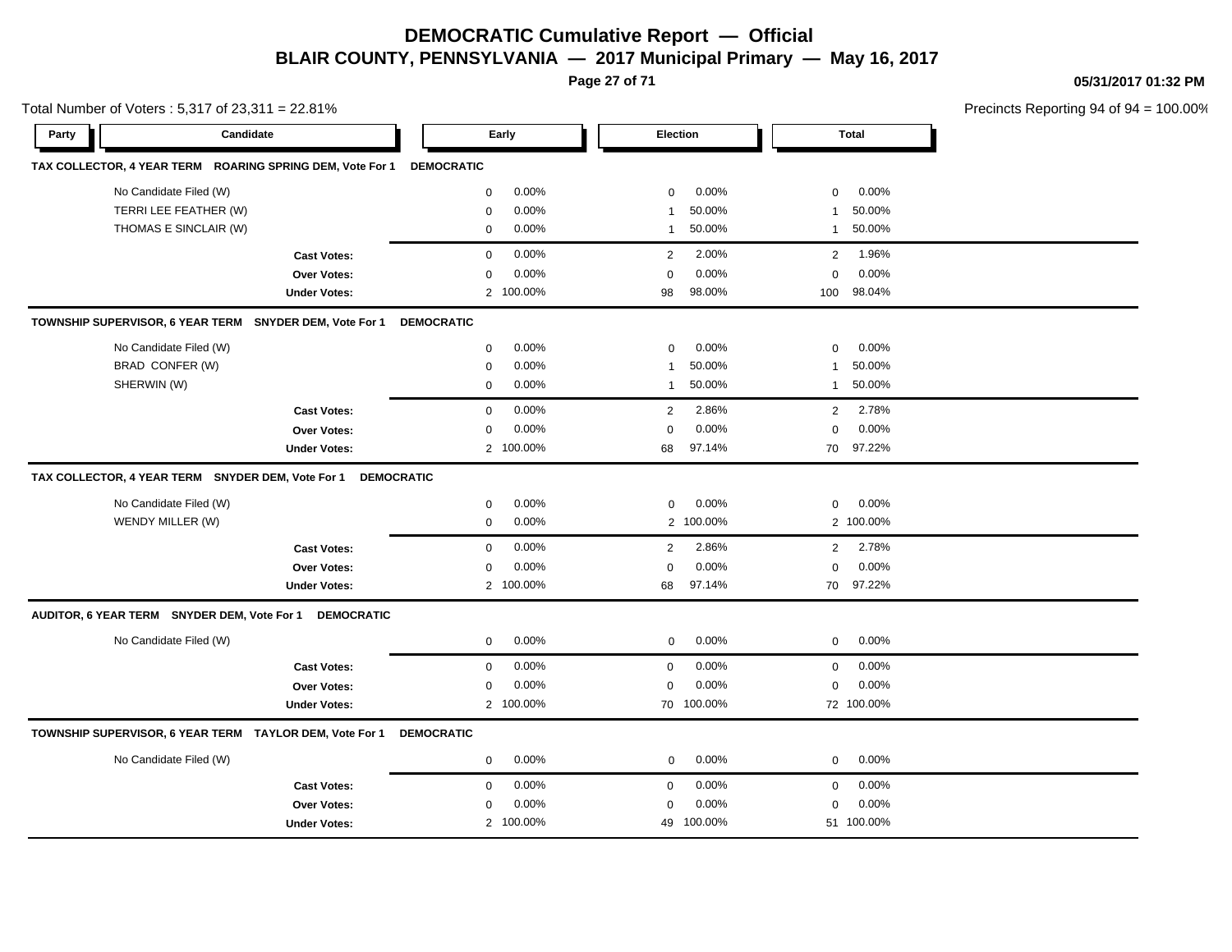# DEMOCRATIC Cumulative Report — Official

## BLAIR COUNTY, PENNSYLVANIA — 2017 Municipal Primary — May 16, 2017

05/31/2017 01:32 PM

Total Number of Voters : 5,317 of 23,311 = 22.81%

Precincts Reporting 94 of 94 = 100.00%

### TAX COLLECTOR, 4 YEAR TERM ROARING SPRING DEM, Vote For 1 DEMOCRATIC

| Candidate | Early | | Election | | Total | |
|---|---|---|---|---|---|---|
| No Candidate Filed (W) | 0 | 0.00% | 0 | 0.00% | 0 | 0.00% |
| TERRI LEE FEATHER (W) | 0 | 0.00% | 1 | 50.00% | 1 | 50.00% |
| THOMAS E SINCLAIR (W) | 0 | 0.00% | 1 | 50.00% | 1 | 50.00% |
| **Cast Votes:** | 0 | 0.00% | 2 | 2.00% | 2 | 1.96% |
| **Over Votes:** | 0 | 0.00% | 0 | 0.00% | 0 | 0.00% |
| **Under Votes:** | 2 | 100.00% | 98 | 98.00% | 100 | 98.04% |

### TOWNSHIP SUPERVISOR, 6 YEAR TERM SNYDER DEM, Vote For 1 DEMOCRATIC

| Candidate | Early | | Election | | Total | |
|---|---|---|---|---|---|---|
| No Candidate Filed (W) | 0 | 0.00% | 0 | 0.00% | 0 | 0.00% |
| BRAD CONFER (W) | 0 | 0.00% | 1 | 50.00% | 1 | 50.00% |
| SHERWIN (W) | 0 | 0.00% | 1 | 50.00% | 1 | 50.00% |
| **Cast Votes:** | 0 | 0.00% | 2 | 2.86% | 2 | 2.78% |
| **Over Votes:** | 0 | 0.00% | 0 | 0.00% | 0 | 0.00% |
| **Under Votes:** | 2 | 100.00% | 68 | 97.14% | 70 | 97.22% |

### TAX COLLECTOR, 4 YEAR TERM SNYDER DEM, Vote For 1 DEMOCRATIC

| Candidate | Early | | Election | | Total | |
|---|---|---|---|---|---|---|
| No Candidate Filed (W) | 0 | 0.00% | 0 | 0.00% | 0 | 0.00% |
| WENDY MILLER (W) | 0 | 0.00% | 2 | 100.00% | 2 | 100.00% |
| **Cast Votes:** | 0 | 0.00% | 2 | 2.86% | 2 | 2.78% |
| **Over Votes:** | 0 | 0.00% | 0 | 0.00% | 0 | 0.00% |
| **Under Votes:** | 2 | 100.00% | 68 | 97.14% | 70 | 97.22% |

### AUDITOR, 6 YEAR TERM SNYDER DEM, Vote For 1 DEMOCRATIC

| Candidate | Early | | Election | | Total | |
|---|---|---|---|---|---|---|
| No Candidate Filed (W) | 0 | 0.00% | 0 | 0.00% | 0 | 0.00% |
| **Cast Votes:** | 0 | 0.00% | 0 | 0.00% | 0 | 0.00% |
| **Over Votes:** | 0 | 0.00% | 0 | 0.00% | 0 | 0.00% |
| **Under Votes:** | 2 | 100.00% | 70 | 100.00% | 72 | 100.00% |

### TOWNSHIP SUPERVISOR, 6 YEAR TERM TAYLOR DEM, Vote For 1 DEMOCRATIC

| Candidate | Early | | Election | | Total | |
|---|---|---|---|---|---|---|
| No Candidate Filed (W) | 0 | 0.00% | 0 | 0.00% | 0 | 0.00% |
| **Cast Votes:** | 0 | 0.00% | 0 | 0.00% | 0 | 0.00% |
| **Over Votes:** | 0 | 0.00% | 0 | 0.00% | 0 | 0.00% |
| **Under Votes:** | 2 | 100.00% | 49 | 100.00% | 51 | 100.00% |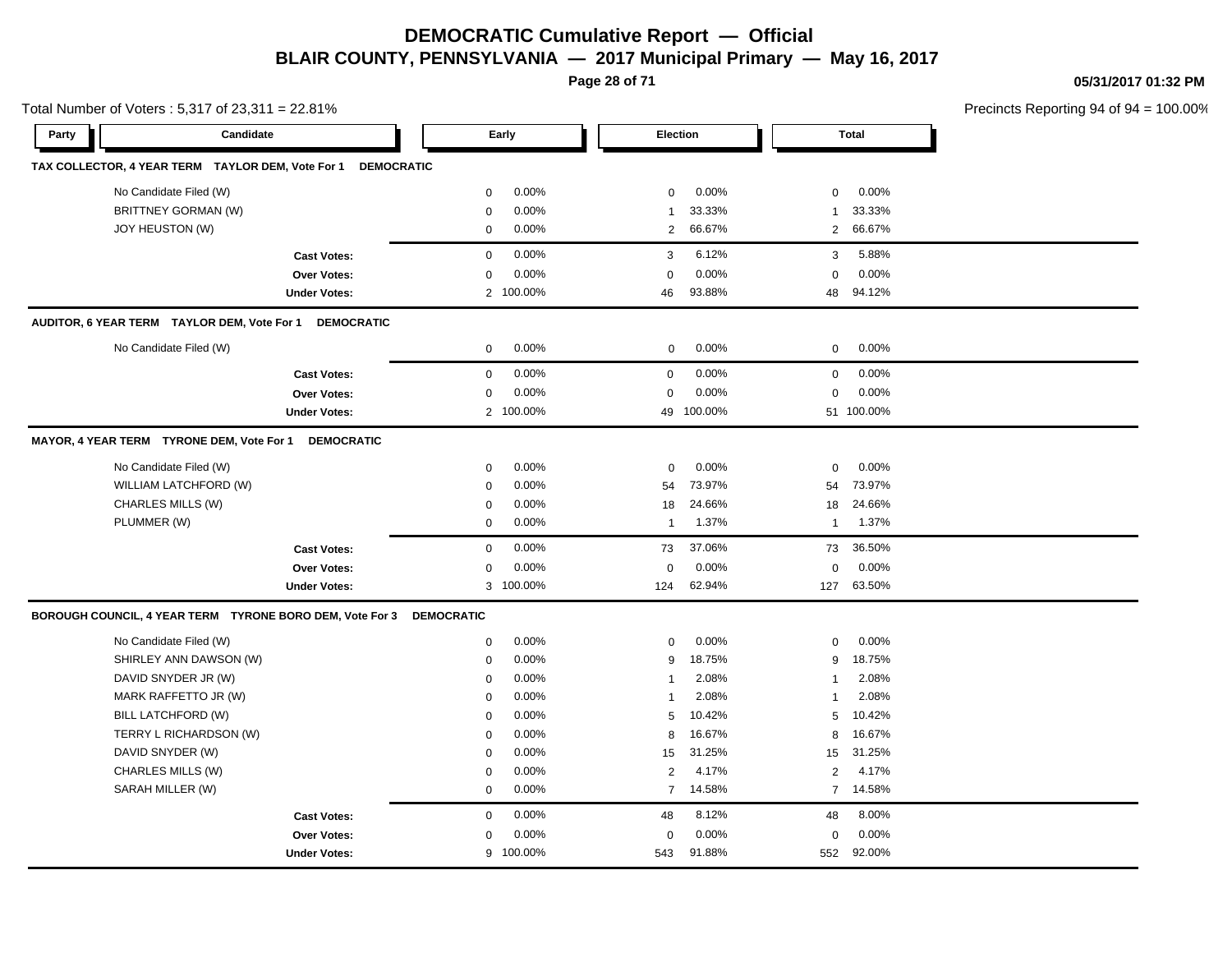# DEMOCRATIC Cumulative Report — Official

## BLAIR COUNTY, PENNSYLVANIA — 2017 Municipal Primary — May 16, 2017

05/31/2017 01:32 PM

Total Number of Voters : 5,317 of 23,311 = 22.81%

Precincts Reporting 94 of 94 = 100.00%

| Party | Candidate | Early | | Election | | Total | |
|---|---|---|---|---|---|---|---|
| **TAX COLLECTOR, 4 YEAR TERM TAYLOR DEM, Vote For 1 DEMOCRATIC** | | | | | | | |
| | No Candidate Filed (W) | 0 | 0.00% | 0 | 0.00% | 0 | 0.00% |
| | BRITTNEY GORMAN (W) | 0 | 0.00% | 1 | 33.33% | 1 | 33.33% |
| | JOY HEUSTON (W) | 0 | 0.00% | 2 | 66.67% | 2 | 66.67% |
| | **Cast Votes:** | 0 | 0.00% | 3 | 6.12% | 3 | 5.88% |
| | **Over Votes:** | 0 | 0.00% | 0 | 0.00% | 0 | 0.00% |
| | **Under Votes:** | 2 | 100.00% | 46 | 93.88% | 48 | 94.12% |
| **AUDITOR, 6 YEAR TERM TAYLOR DEM, Vote For 1 DEMOCRATIC** | | | | | | | |
| | No Candidate Filed (W) | 0 | 0.00% | 0 | 0.00% | 0 | 0.00% |
| | **Cast Votes:** | 0 | 0.00% | 0 | 0.00% | 0 | 0.00% |
| | **Over Votes:** | 0 | 0.00% | 0 | 0.00% | 0 | 0.00% |
| | **Under Votes:** | 2 | 100.00% | 49 | 100.00% | 51 | 100.00% |
| **MAYOR, 4 YEAR TERM TYRONE DEM, Vote For 1 DEMOCRATIC** | | | | | | | |
| | No Candidate Filed (W) | 0 | 0.00% | 0 | 0.00% | 0 | 0.00% |
| | WILLIAM LATCHFORD (W) | 0 | 0.00% | 54 | 73.97% | 54 | 73.97% |
| | CHARLES MILLS (W) | 0 | 0.00% | 18 | 24.66% | 18 | 24.66% |
| | PLUMMER (W) | 0 | 0.00% | 1 | 1.37% | 1 | 1.37% |
| | **Cast Votes:** | 0 | 0.00% | 73 | 37.06% | 73 | 36.50% |
| | **Over Votes:** | 0 | 0.00% | 0 | 0.00% | 0 | 0.00% |
| | **Under Votes:** | 3 | 100.00% | 124 | 62.94% | 127 | 63.50% |
| **BOROUGH COUNCIL, 4 YEAR TERM TYRONE BORO DEM, Vote For 3 DEMOCRATIC** | | | | | | | |
| | No Candidate Filed (W) | 0 | 0.00% | 0 | 0.00% | 0 | 0.00% |
| | SHIRLEY ANN DAWSON (W) | 0 | 0.00% | 9 | 18.75% | 9 | 18.75% |
| | DAVID SNYDER JR (W) | 0 | 0.00% | 1 | 2.08% | 1 | 2.08% |
| | MARK RAFFETTO JR (W) | 0 | 0.00% | 1 | 2.08% | 1 | 2.08% |
| | BILL LATCHFORD (W) | 0 | 0.00% | 5 | 10.42% | 5 | 10.42% |
| | TERRY L RICHARDSON (W) | 0 | 0.00% | 8 | 16.67% | 8 | 16.67% |
| | DAVID SNYDER (W) | 0 | 0.00% | 15 | 31.25% | 15 | 31.25% |
| | CHARLES MILLS (W) | 0 | 0.00% | 2 | 4.17% | 2 | 4.17% |
| | SARAH MILLER (W) | 0 | 0.00% | 7 | 14.58% | 7 | 14.58% |
| | **Cast Votes:** | 0 | 0.00% | 48 | 8.12% | 48 | 8.00% |
| | **Over Votes:** | 0 | 0.00% | 0 | 0.00% | 0 | 0.00% |
| | **Under Votes:** | 9 | 100.00% | 543 | 91.88% | 552 | 92.00% |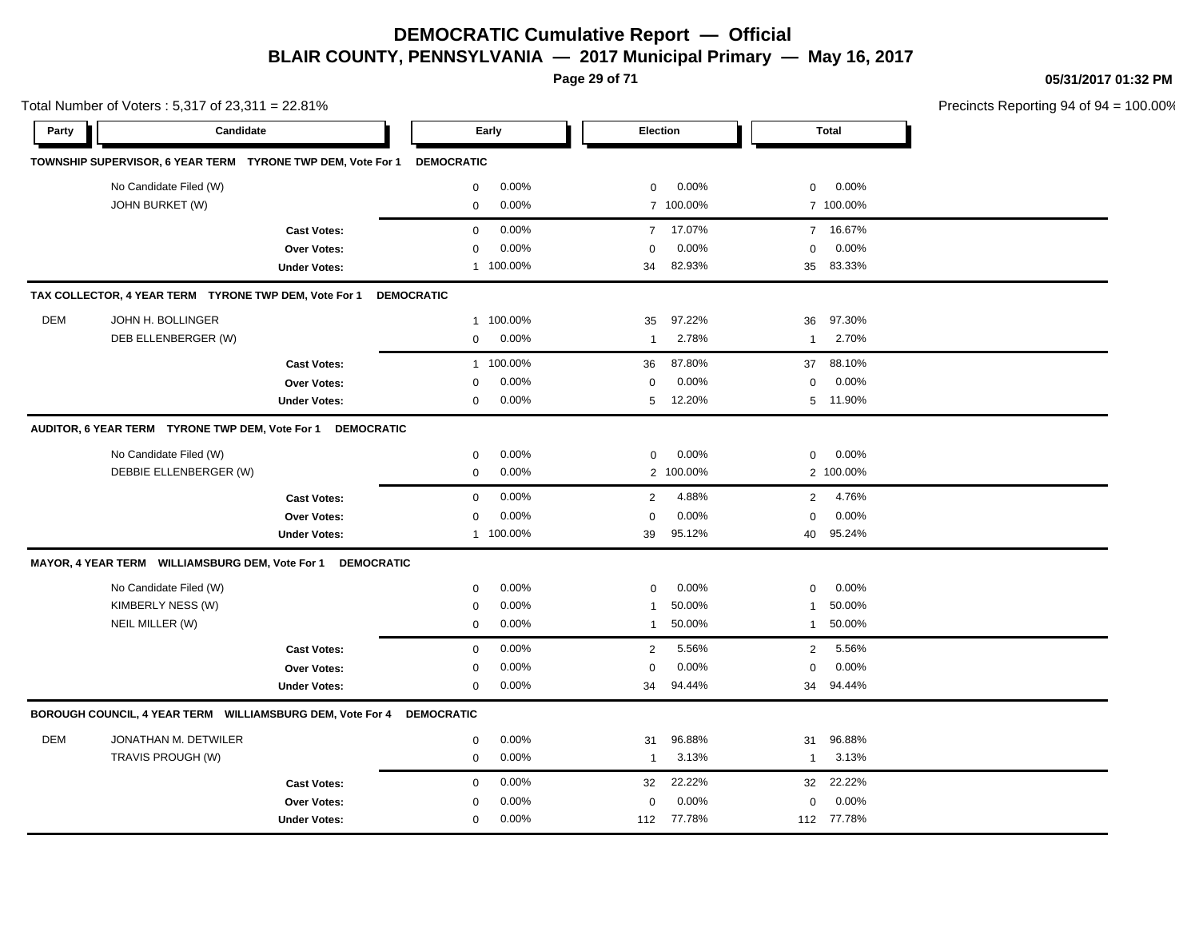# DEMOCRATIC Cumulative Report — Official

## BLAIR COUNTY, PENNSYLVANIA — 2017 Municipal Primary — May 16, 2017

05/31/2017 01:32 PM

Total Number of Voters : 5,317 of 23,311 = 22.81%

Precincts Reporting 94 of 94 = 100.00%

| Party | Candidate | Early | | Election | | Total | |
|---|---|---|---|---|---|---|---|
| **TOWNSHIP SUPERVISOR, 6 YEAR TERM TYRONE TWP DEM, Vote For 1 DEMOCRATIC** | | | | | | | |
| | No Candidate Filed (W) | 0 | 0.00% | 0 | 0.00% | 0 | 0.00% |
| | JOHN BURKET (W) | 0 | 0.00% | 7 | 100.00% | 7 | 100.00% |
| | **Cast Votes:** | 0 | 0.00% | 7 | 17.07% | 7 | 16.67% |
| | **Over Votes:** | 0 | 0.00% | 0 | 0.00% | 0 | 0.00% |
| | **Under Votes:** | 1 | 100.00% | 34 | 82.93% | 35 | 83.33% |
| **TAX COLLECTOR, 4 YEAR TERM TYRONE TWP DEM, Vote For 1 DEMOCRATIC** | | | | | | | |
| DEM | JOHN H. BOLLINGER | 1 | 100.00% | 35 | 97.22% | 36 | 97.30% |
| | DEB ELLENBERGER (W) | 0 | 0.00% | 1 | 2.78% | 1 | 2.70% |
| | **Cast Votes:** | 1 | 100.00% | 36 | 87.80% | 37 | 88.10% |
| | **Over Votes:** | 0 | 0.00% | 0 | 0.00% | 0 | 0.00% |
| | **Under Votes:** | 0 | 0.00% | 5 | 12.20% | 5 | 11.90% |
| **AUDITOR, 6 YEAR TERM TYRONE TWP DEM, Vote For 1 DEMOCRATIC** | | | | | | | |
| | No Candidate Filed (W) | 0 | 0.00% | 0 | 0.00% | 0 | 0.00% |
| | DEBBIE ELLENBERGER (W) | 0 | 0.00% | 2 | 100.00% | 2 | 100.00% |
| | **Cast Votes:** | 0 | 0.00% | 2 | 4.88% | 2 | 4.76% |
| | **Over Votes:** | 0 | 0.00% | 0 | 0.00% | 0 | 0.00% |
| | **Under Votes:** | 1 | 100.00% | 39 | 95.12% | 40 | 95.24% |
| **MAYOR, 4 YEAR TERM WILLIAMSBURG DEM, Vote For 1 DEMOCRATIC** | | | | | | | |
| | No Candidate Filed (W) | 0 | 0.00% | 0 | 0.00% | 0 | 0.00% |
| | KIMBERLY NESS (W) | 0 | 0.00% | 1 | 50.00% | 1 | 50.00% |
| | NEIL MILLER (W) | 0 | 0.00% | 1 | 50.00% | 1 | 50.00% |
| | **Cast Votes:** | 0 | 0.00% | 2 | 5.56% | 2 | 5.56% |
| | **Over Votes:** | 0 | 0.00% | 0 | 0.00% | 0 | 0.00% |
| | **Under Votes:** | 0 | 0.00% | 34 | 94.44% | 34 | 94.44% |
| **BOROUGH COUNCIL, 4 YEAR TERM WILLIAMSBURG DEM, Vote For 4 DEMOCRATIC** | | | | | | | |
| DEM | JONATHAN M. DETWILER | 0 | 0.00% | 31 | 96.88% | 31 | 96.88% |
| | TRAVIS PROUGH (W) | 0 | 0.00% | 1 | 3.13% | 1 | 3.13% |
| | **Cast Votes:** | 0 | 0.00% | 32 | 22.22% | 32 | 22.22% |
| | **Over Votes:** | 0 | 0.00% | 0 | 0.00% | 0 | 0.00% |
| | **Under Votes:** | 0 | 0.00% | 112 | 77.78% | 112 | 77.78% |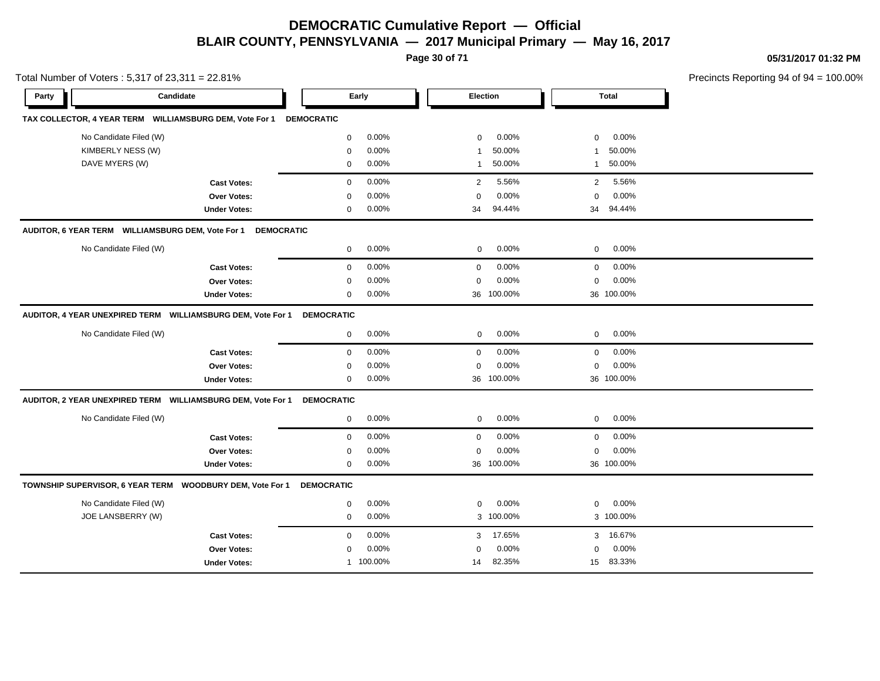# DEMOCRATIC Cumulative Report — Official

## BLAIR COUNTY, PENNSYLVANIA — 2017 Municipal Primary — May 16, 2017

05/31/2017 01:32 PM

Total Number of Voters : 5,317 of 23,311 = 22.81%

Precincts Reporting 94 of 94 = 100.00%

| Party | Candidate | Early | | Election | | Total | |
|---|---|---|---|---|---|---|---|
| **TAX COLLECTOR, 4 YEAR TERM WILLIAMSBURG DEM, Vote For 1** | **DEMOCRATIC** | | | | | | |
| | No Candidate Filed (W) | 0 | 0.00% | 0 | 0.00% | 0 | 0.00% |
| | KIMBERLY NESS (W) | 0 | 0.00% | 1 | 50.00% | 1 | 50.00% |
| | DAVE MYERS (W) | 0 | 0.00% | 1 | 50.00% | 1 | 50.00% |
| | **Cast Votes:** | 0 | 0.00% | 2 | 5.56% | 2 | 5.56% |
| | **Over Votes:** | 0 | 0.00% | 0 | 0.00% | 0 | 0.00% |
| | **Under Votes:** | 0 | 0.00% | 34 | 94.44% | 34 | 94.44% |
| **AUDITOR, 6 YEAR TERM WILLIAMSBURG DEM, Vote For 1** | **DEMOCRATIC** | | | | | | |
| | No Candidate Filed (W) | 0 | 0.00% | 0 | 0.00% | 0 | 0.00% |
| | **Cast Votes:** | 0 | 0.00% | 0 | 0.00% | 0 | 0.00% |
| | **Over Votes:** | 0 | 0.00% | 0 | 0.00% | 0 | 0.00% |
| | **Under Votes:** | 0 | 0.00% | 36 | 100.00% | 36 | 100.00% |
| **AUDITOR, 4 YEAR UNEXPIRED TERM WILLIAMSBURG DEM, Vote For 1** | **DEMOCRATIC** | | | | | | |
| | No Candidate Filed (W) | 0 | 0.00% | 0 | 0.00% | 0 | 0.00% |
| | **Cast Votes:** | 0 | 0.00% | 0 | 0.00% | 0 | 0.00% |
| | **Over Votes:** | 0 | 0.00% | 0 | 0.00% | 0 | 0.00% |
| | **Under Votes:** | 0 | 0.00% | 36 | 100.00% | 36 | 100.00% |
| **AUDITOR, 2 YEAR UNEXPIRED TERM WILLIAMSBURG DEM, Vote For 1** | **DEMOCRATIC** | | | | | | |
| | No Candidate Filed (W) | 0 | 0.00% | 0 | 0.00% | 0 | 0.00% |
| | **Cast Votes:** | 0 | 0.00% | 0 | 0.00% | 0 | 0.00% |
| | **Over Votes:** | 0 | 0.00% | 0 | 0.00% | 0 | 0.00% |
| | **Under Votes:** | 0 | 0.00% | 36 | 100.00% | 36 | 100.00% |
| **TOWNSHIP SUPERVISOR, 6 YEAR TERM WOODBURY DEM, Vote For 1** | **DEMOCRATIC** | | | | | | |
| | No Candidate Filed (W) | 0 | 0.00% | 0 | 0.00% | 0 | 0.00% |
| | JOE LANSBERRY (W) | 0 | 0.00% | 3 | 100.00% | 3 | 100.00% |
| | **Cast Votes:** | 0 | 0.00% | 3 | 17.65% | 3 | 16.67% |
| | **Over Votes:** | 0 | 0.00% | 0 | 0.00% | 0 | 0.00% |
| | **Under Votes:** | 1 | 100.00% | 14 | 82.35% | 15 | 83.33% |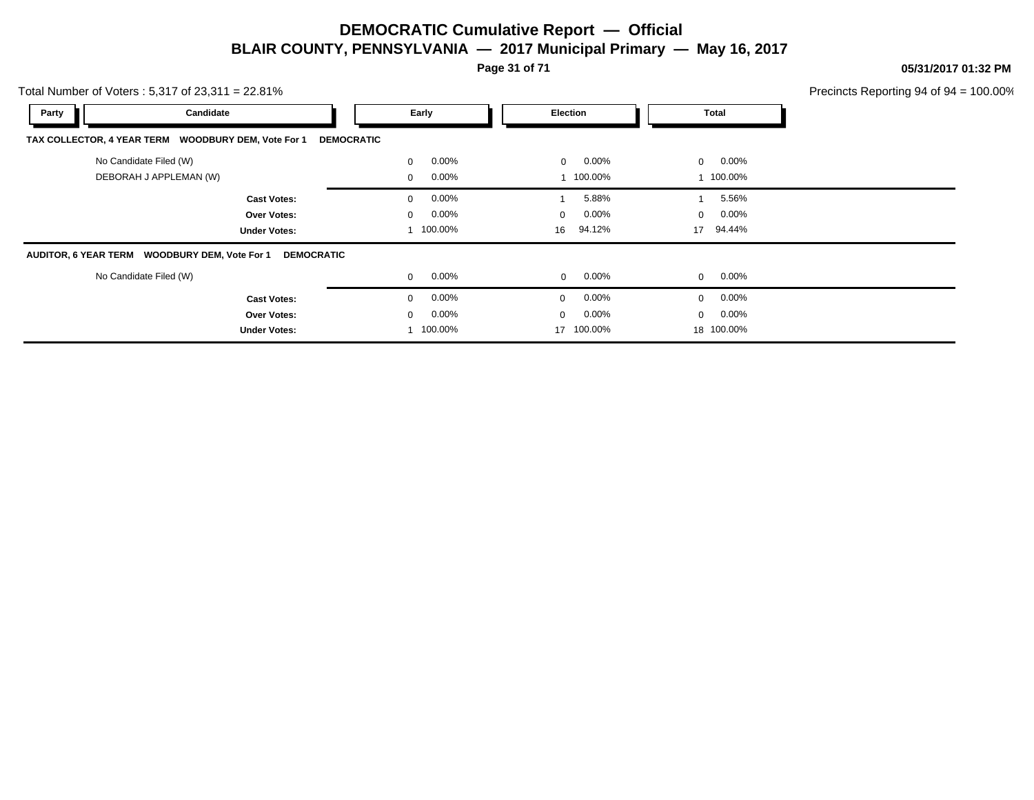# DEMOCRATIC Cumulative Report — Official

## BLAIR COUNTY, PENNSYLVANIA — 2017 Municipal Primary — May 16, 2017

05/31/2017 01:32 PM

Total Number of Voters : 5,317 of 23,311 = 22.81%

Precincts Reporting 94 of 94 = 100.00%

| Party | Candidate | Early | | Election | | Total | |
|---|---|---|---|---|---|---|---|
| **TAX COLLECTOR, 4 YEAR TERM WOODBURY DEM, Vote For 1 DEMOCRATIC** | | | | | | | |
| | No Candidate Filed (W) | 0 | 0.00% | 0 | 0.00% | 0 | 0.00% |
| | DEBORAH J APPLEMAN (W) | 0 | 0.00% | 1 | 100.00% | 1 | 100.00% |
| | **Cast Votes:** | 0 | 0.00% | 1 | 5.88% | 1 | 5.56% |
| | **Over Votes:** | 0 | 0.00% | 0 | 0.00% | 0 | 0.00% |
| | **Under Votes:** | 1 | 100.00% | 16 | 94.12% | 17 | 94.44% |
| **AUDITOR, 6 YEAR TERM WOODBURY DEM, Vote For 1 DEMOCRATIC** | | | | | | | |
| | No Candidate Filed (W) | 0 | 0.00% | 0 | 0.00% | 0 | 0.00% |
| | **Cast Votes:** | 0 | 0.00% | 0 | 0.00% | 0 | 0.00% |
| | **Over Votes:** | 0 | 0.00% | 0 | 0.00% | 0 | 0.00% |
| | **Under Votes:** | 1 | 100.00% | 17 | 100.00% | 18 | 100.00% |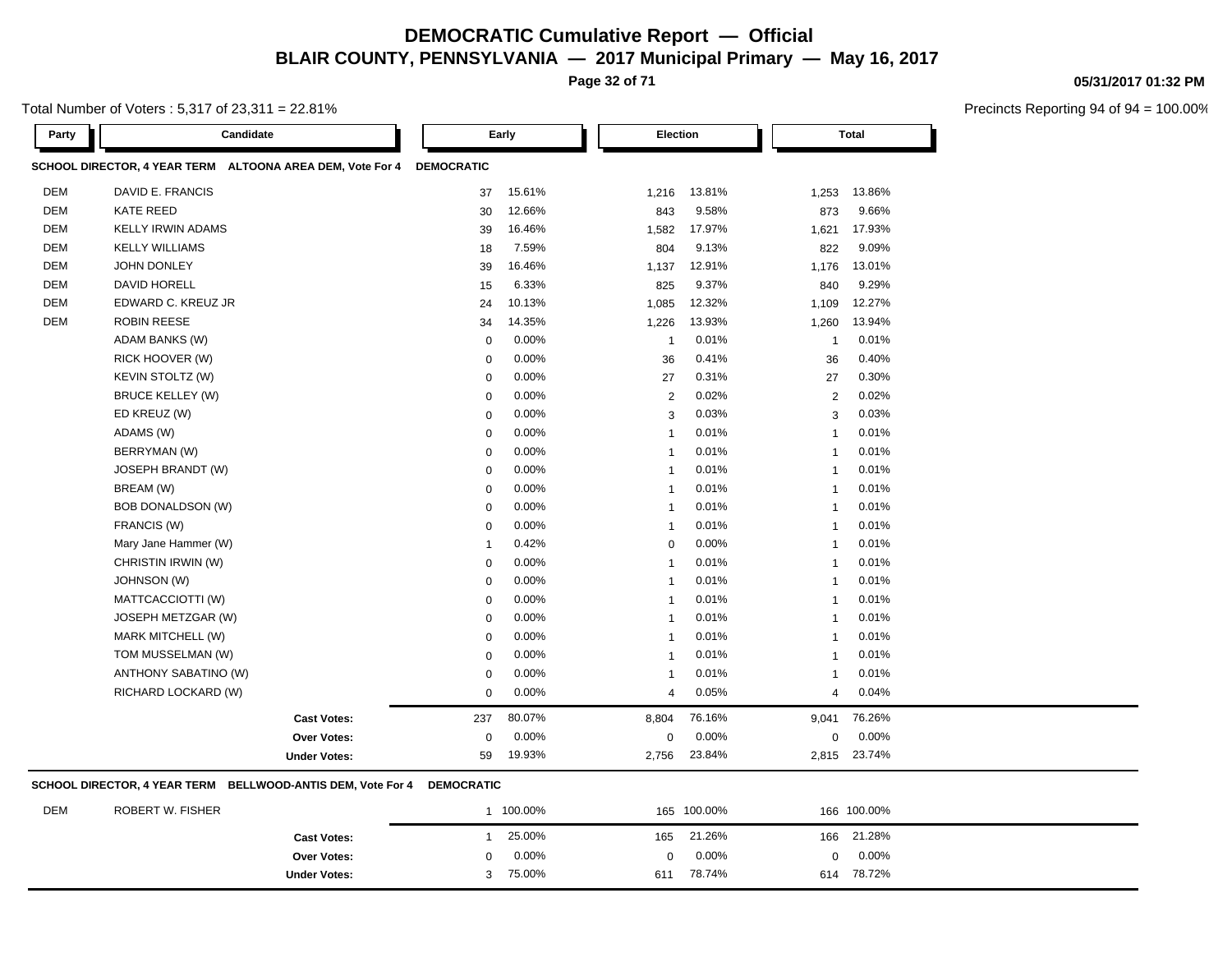# DEMOCRATIC Cumulative Report — Official

## BLAIR COUNTY, PENNSYLVANIA — 2017 Municipal Primary — May 16, 2017

05/31/2017 01:32 PM

Total Number of Voters : 5,317 of 23,311 = 22.81%

Precincts Reporting 94 of 94 = 100.00%

| Party | Candidate | Early | | Election | | Total | |
|---|---|---|---|---|---|---|---|
| **SCHOOL DIRECTOR, 4 YEAR TERM ALTOONA AREA DEM, Vote For 4** | | **DEMOCRATIC** | | | | | |
| DEM | DAVID E. FRANCIS | 37 | 15.61% | 1,216 | 13.81% | 1,253 | 13.86% |
| DEM | KATE REED | 30 | 12.66% | 843 | 9.58% | 873 | 9.66% |
| DEM | KELLY IRWIN ADAMS | 39 | 16.46% | 1,582 | 17.97% | 1,621 | 17.93% |
| DEM | KELLY WILLIAMS | 18 | 7.59% | 804 | 9.13% | 822 | 9.09% |
| DEM | JOHN DONLEY | 39 | 16.46% | 1,137 | 12.91% | 1,176 | 13.01% |
| DEM | DAVID HORELL | 15 | 6.33% | 825 | 9.37% | 840 | 9.29% |
| DEM | EDWARD C. KREUZ JR | 24 | 10.13% | 1,085 | 12.32% | 1,109 | 12.27% |
| DEM | ROBIN REESE | 34 | 14.35% | 1,226 | 13.93% | 1,260 | 13.94% |
| | ADAM BANKS (W) | 0 | 0.00% | 1 | 0.01% | 1 | 0.01% |
| | RICK HOOVER (W) | 0 | 0.00% | 36 | 0.41% | 36 | 0.40% |
| | KEVIN STOLTZ (W) | 0 | 0.00% | 27 | 0.31% | 27 | 0.30% |
| | BRUCE KELLEY (W) | 0 | 0.00% | 2 | 0.02% | 2 | 0.02% |
| | ED KREUZ (W) | 0 | 0.00% | 3 | 0.03% | 3 | 0.03% |
| | ADAMS (W) | 0 | 0.00% | 1 | 0.01% | 1 | 0.01% |
| | BERRYMAN (W) | 0 | 0.00% | 1 | 0.01% | 1 | 0.01% |
| | JOSEPH BRANDT (W) | 0 | 0.00% | 1 | 0.01% | 1 | 0.01% |
| | BREAM (W) | 0 | 0.00% | 1 | 0.01% | 1 | 0.01% |
| | BOB DONALDSON (W) | 0 | 0.00% | 1 | 0.01% | 1 | 0.01% |
| | FRANCIS (W) | 0 | 0.00% | 1 | 0.01% | 1 | 0.01% |
| | Mary Jane Hammer (W) | 1 | 0.42% | 0 | 0.00% | 1 | 0.01% |
| | CHRISTIN IRWIN (W) | 0 | 0.00% | 1 | 0.01% | 1 | 0.01% |
| | JOHNSON (W) | 0 | 0.00% | 1 | 0.01% | 1 | 0.01% |
| | MATTCACCIOTTI (W) | 0 | 0.00% | 1 | 0.01% | 1 | 0.01% |
| | JOSEPH METZGAR (W) | 0 | 0.00% | 1 | 0.01% | 1 | 0.01% |
| | MARK MITCHELL (W) | 0 | 0.00% | 1 | 0.01% | 1 | 0.01% |
| | TOM MUSSELMAN (W) | 0 | 0.00% | 1 | 0.01% | 1 | 0.01% |
| | ANTHONY SABATINO (W) | 0 | 0.00% | 1 | 0.01% | 1 | 0.01% |
| | RICHARD LOCKARD (W) | 0 | 0.00% | 4 | 0.05% | 4 | 0.04% |
| | **Cast Votes:** | 237 | 80.07% | 8,804 | 76.16% | 9,041 | 76.26% |
| | **Over Votes:** | 0 | 0.00% | 0 | 0.00% | 0 | 0.00% |
| | **Under Votes:** | 59 | 19.93% | 2,756 | 23.84% | 2,815 | 23.74% |
| **SCHOOL DIRECTOR, 4 YEAR TERM BELLWOOD-ANTIS DEM, Vote For 4** | | **DEMOCRATIC** | | | | | |
| DEM | ROBERT W. FISHER | 1 | 100.00% | 165 | 100.00% | 166 | 100.00% |
| | **Cast Votes:** | 1 | 25.00% | 165 | 21.26% | 166 | 21.28% |
| | **Over Votes:** | 0 | 0.00% | 0 | 0.00% | 0 | 0.00% |
| | **Under Votes:** | 3 | 75.00% | 611 | 78.74% | 614 | 78.72% |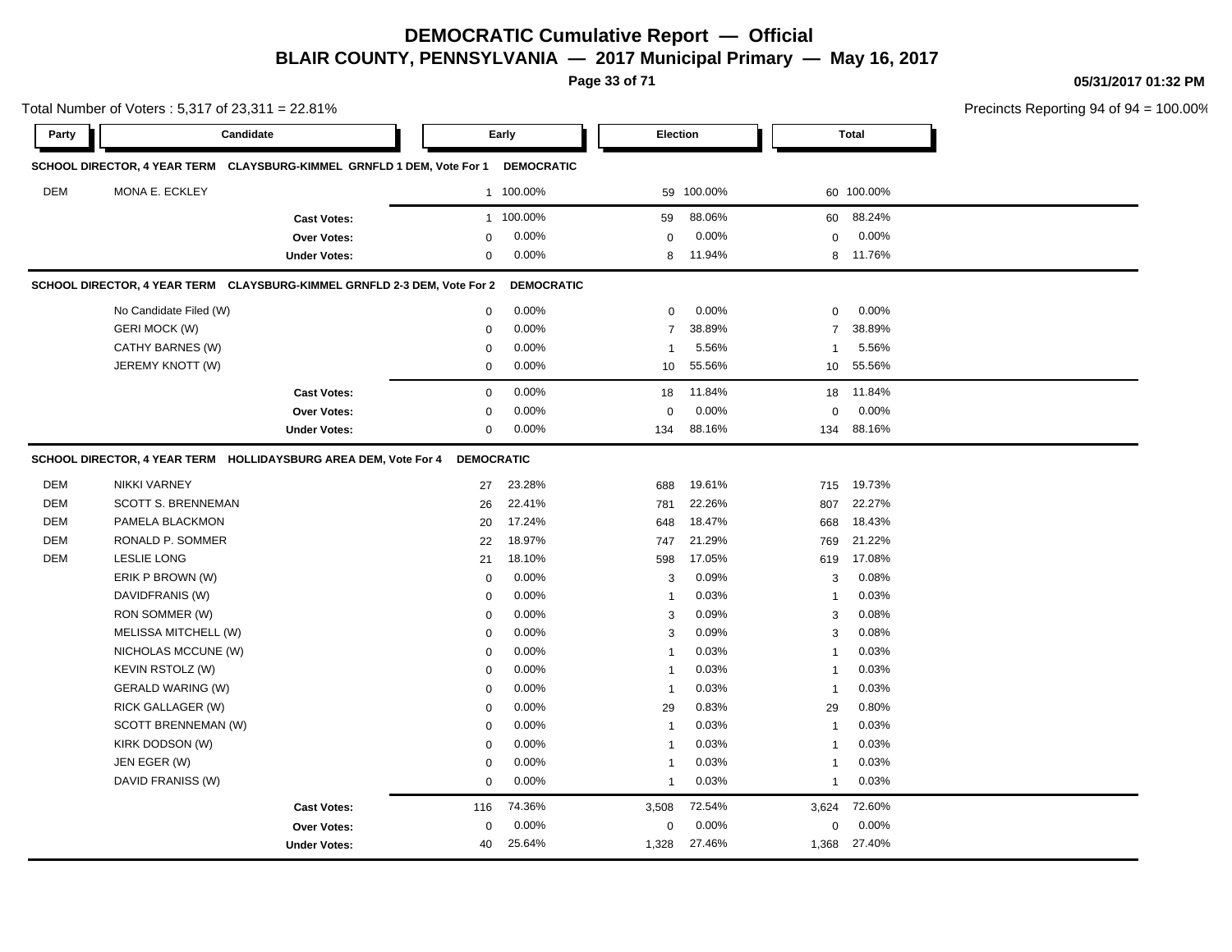# DEMOCRATIC Cumulative Report — Official

## BLAIR COUNTY, PENNSYLVANIA — 2017 Municipal Primary — May 16, 2017

05/31/2017 01:32 PM

Total Number of Voters : 5,317 of 23,311 = 22.81%

Precincts Reporting 94 of 94 = 100.00%

| Party | Candidate | Early | | Election | | Total | |
|---|---|---|---|---|---|---|---|
| **SCHOOL DIRECTOR, 4 YEAR TERM CLAYSBURG-KIMMEL GRNFLD 1 DEM, Vote For 1** | | **DEMOCRATIC** | | | | | |
| DEM | MONA E. ECKLEY | 1 | 100.00% | 59 | 100.00% | 60 | 100.00% |
| | **Cast Votes:** | 1 | 100.00% | 59 | 88.06% | 60 | 88.24% |
| | **Over Votes:** | 0 | 0.00% | 0 | 0.00% | 0 | 0.00% |
| | **Under Votes:** | 0 | 0.00% | 8 | 11.94% | 8 | 11.76% |
| **SCHOOL DIRECTOR, 4 YEAR TERM CLAYSBURG-KIMMEL GRNFLD 2-3 DEM, Vote For 2** | | **DEMOCRATIC** | | | | | |
| | No Candidate Filed (W) | 0 | 0.00% | 0 | 0.00% | 0 | 0.00% |
| | GERI MOCK (W) | 0 | 0.00% | 7 | 38.89% | 7 | 38.89% |
| | CATHY BARNES (W) | 0 | 0.00% | 1 | 5.56% | 1 | 5.56% |
| | JEREMY KNOTT (W) | 0 | 0.00% | 10 | 55.56% | 10 | 55.56% |
| | **Cast Votes:** | 0 | 0.00% | 18 | 11.84% | 18 | 11.84% |
| | **Over Votes:** | 0 | 0.00% | 0 | 0.00% | 0 | 0.00% |
| | **Under Votes:** | 0 | 0.00% | 134 | 88.16% | 134 | 88.16% |
| **SCHOOL DIRECTOR, 4 YEAR TERM HOLLIDAYSBURG AREA DEM, Vote For 4** | | **DEMOCRATIC** | | | | | |
| DEM | NIKKI VARNEY | 27 | 23.28% | 688 | 19.61% | 715 | 19.73% |
| DEM | SCOTT S. BRENNEMAN | 26 | 22.41% | 781 | 22.26% | 807 | 22.27% |
| DEM | PAMELA BLACKMON | 20 | 17.24% | 648 | 18.47% | 668 | 18.43% |
| DEM | RONALD P. SOMMER | 22 | 18.97% | 747 | 21.29% | 769 | 21.22% |
| DEM | LESLIE LONG | 21 | 18.10% | 598 | 17.05% | 619 | 17.08% |
| | ERIK P BROWN (W) | 0 | 0.00% | 3 | 0.09% | 3 | 0.08% |
| | DAVIDFRANIS (W) | 0 | 0.00% | 1 | 0.03% | 1 | 0.03% |
| | RON SOMMER (W) | 0 | 0.00% | 3 | 0.09% | 3 | 0.08% |
| | MELISSA MITCHELL (W) | 0 | 0.00% | 3 | 0.09% | 3 | 0.08% |
| | NICHOLAS MCCUNE (W) | 0 | 0.00% | 1 | 0.03% | 1 | 0.03% |
| | KEVIN RSTOLZ (W) | 0 | 0.00% | 1 | 0.03% | 1 | 0.03% |
| | GERALD WARING (W) | 0 | 0.00% | 1 | 0.03% | 1 | 0.03% |
| | RICK GALLAGER (W) | 0 | 0.00% | 29 | 0.83% | 29 | 0.80% |
| | SCOTT BRENNEMAN (W) | 0 | 0.00% | 1 | 0.03% | 1 | 0.03% |
| | KIRK DODSON (W) | 0 | 0.00% | 1 | 0.03% | 1 | 0.03% |
| | JEN EGER (W) | 0 | 0.00% | 1 | 0.03% | 1 | 0.03% |
| | DAVID FRANISS (W) | 0 | 0.00% | 1 | 0.03% | 1 | 0.03% |
| | **Cast Votes:** | 116 | 74.36% | 3,508 | 72.54% | 3,624 | 72.60% |
| | **Over Votes:** | 0 | 0.00% | 0 | 0.00% | 0 | 0.00% |
| | **Under Votes:** | 40 | 25.64% | 1,328 | 27.46% | 1,368 | 27.40% |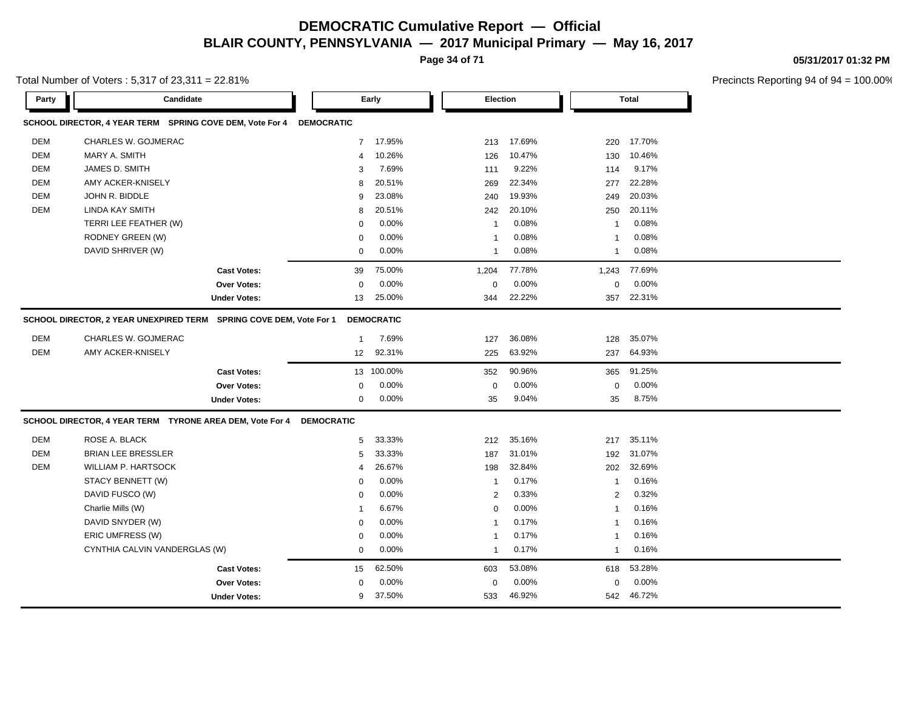# DEMOCRATIC Cumulative Report — Official

## BLAIR COUNTY, PENNSYLVANIA — 2017 Municipal Primary — May 16, 2017

Total Number of Voters : 5,317 of 23,311 = 22.81%

Precincts Reporting 94 of 94 = 100.00%

### SCHOOL DIRECTOR, 4 YEAR TERM SPRING COVE DEM, Vote For 4 — DEMOCRATIC

| Party | Candidate | Early | | Election | | Total | |
|---|---|---|---|---|---|---|---|
| DEM | CHARLES W. GOJMERAC | 7 | 17.95% | 213 | 17.69% | 220 | 17.70% |
| DEM | MARY A. SMITH | 4 | 10.26% | 126 | 10.47% | 130 | 10.46% |
| DEM | JAMES D. SMITH | 3 | 7.69% | 111 | 9.22% | 114 | 9.17% |
| DEM | AMY ACKER-KNISELY | 8 | 20.51% | 269 | 22.34% | 277 | 22.28% |
| DEM | JOHN R. BIDDLE | 9 | 23.08% | 240 | 19.93% | 249 | 20.03% |
| DEM | LINDA KAY SMITH | 8 | 20.51% | 242 | 20.10% | 250 | 20.11% |
| | TERRI LEE FEATHER (W) | 0 | 0.00% | 1 | 0.08% | 1 | 0.08% |
| | RODNEY GREEN (W) | 0 | 0.00% | 1 | 0.08% | 1 | 0.08% |
| | DAVID SHRIVER (W) | 0 | 0.00% | 1 | 0.08% | 1 | 0.08% |
| | **Cast Votes:** | 39 | 75.00% | 1,204 | 77.78% | 1,243 | 77.69% |
| | **Over Votes:** | 0 | 0.00% | 0 | 0.00% | 0 | 0.00% |
| | **Under Votes:** | 13 | 25.00% | 344 | 22.22% | 357 | 22.31% |

### SCHOOL DIRECTOR, 2 YEAR UNEXPIRED TERM SPRING COVE DEM, Vote For 1 — DEMOCRATIC

| Party | Candidate | Early | | Election | | Total | |
|---|---|---|---|---|---|---|---|
| DEM | CHARLES W. GOJMERAC | 1 | 7.69% | 127 | 36.08% | 128 | 35.07% |
| DEM | AMY ACKER-KNISELY | 12 | 92.31% | 225 | 63.92% | 237 | 64.93% |
| | **Cast Votes:** | 13 | 100.00% | 352 | 90.96% | 365 | 91.25% |
| | **Over Votes:** | 0 | 0.00% | 0 | 0.00% | 0 | 0.00% |
| | **Under Votes:** | 0 | 0.00% | 35 | 9.04% | 35 | 8.75% |

### SCHOOL DIRECTOR, 4 YEAR TERM TYRONE AREA DEM, Vote For 4 — DEMOCRATIC

| Party | Candidate | Early | | Election | | Total | |
|---|---|---|---|---|---|---|---|
| DEM | ROSE A. BLACK | 5 | 33.33% | 212 | 35.16% | 217 | 35.11% |
| DEM | BRIAN LEE BRESSLER | 5 | 33.33% | 187 | 31.01% | 192 | 31.07% |
| DEM | WILLIAM P. HARTSOCK | 4 | 26.67% | 198 | 32.84% | 202 | 32.69% |
| | STACY BENNETT (W) | 0 | 0.00% | 1 | 0.17% | 1 | 0.16% |
| | DAVID FUSCO (W) | 0 | 0.00% | 2 | 0.33% | 2 | 0.32% |
| | Charlie Mills (W) | 1 | 6.67% | 0 | 0.00% | 1 | 0.16% |
| | DAVID SNYDER (W) | 0 | 0.00% | 1 | 0.17% | 1 | 0.16% |
| | ERIC UMFRESS (W) | 0 | 0.00% | 1 | 0.17% | 1 | 0.16% |
| | CYNTHIA CALVIN VANDERGLAS (W) | 0 | 0.00% | 1 | 0.17% | 1 | 0.16% |
| | **Cast Votes:** | 15 | 62.50% | 603 | 53.08% | 618 | 53.28% |
| | **Over Votes:** | 0 | 0.00% | 0 | 0.00% | 0 | 0.00% |
| | **Under Votes:** | 9 | 37.50% | 533 | 46.92% | 542 | 46.72% |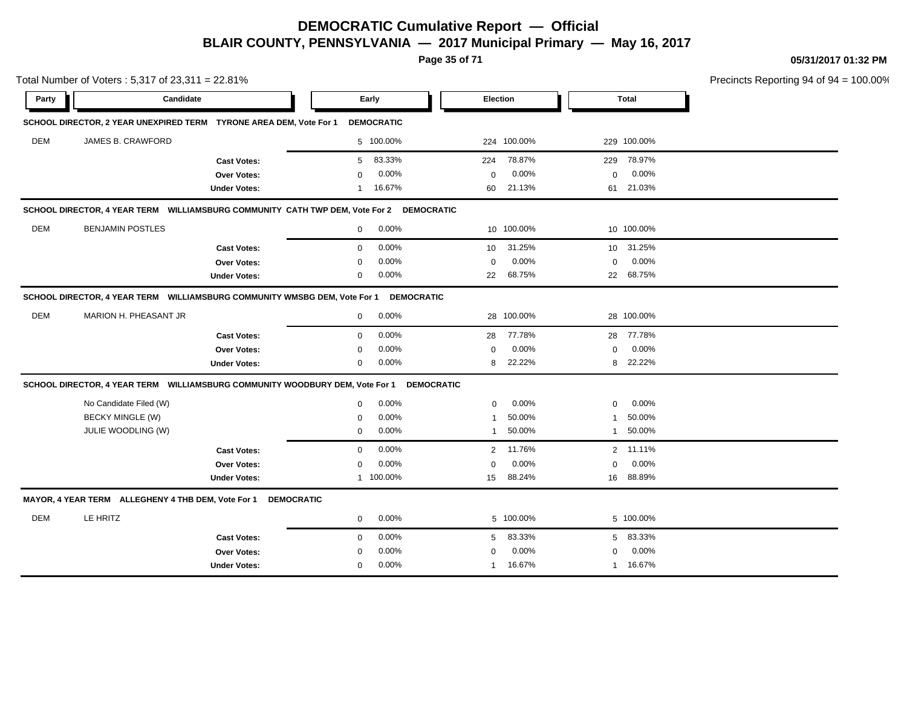# DEMOCRATIC Cumulative Report — Official

## BLAIR COUNTY, PENNSYLVANIA — 2017 Municipal Primary — May 16, 2017

05/31/2017 01:32 PM

Total Number of Voters : 5,317 of 23,311 = 22.81%

Precincts Reporting 94 of 94 = 100.00%

| Party | Candidate | Early | | Election | | Total | |
|---|---|---|---|---|---|---|---|
| **SCHOOL DIRECTOR, 2 YEAR UNEXPIRED TERM TYRONE AREA DEM, Vote For 1 DEMOCRATIC** | | | | | | | |
| DEM | JAMES B. CRAWFORD | 5 | 100.00% | 224 | 100.00% | 229 | 100.00% |
| | **Cast Votes:** | 5 | 83.33% | 224 | 78.87% | 229 | 78.97% |
| | **Over Votes:** | 0 | 0.00% | 0 | 0.00% | 0 | 0.00% |
| | **Under Votes:** | 1 | 16.67% | 60 | 21.13% | 61 | 21.03% |
| **SCHOOL DIRECTOR, 4 YEAR TERM WILLIAMSBURG COMMUNITY CATH TWP DEM, Vote For 2 DEMOCRATIC** | | | | | | | |
| DEM | BENJAMIN POSTLES | 0 | 0.00% | 10 | 100.00% | 10 | 100.00% |
| | **Cast Votes:** | 0 | 0.00% | 10 | 31.25% | 10 | 31.25% |
| | **Over Votes:** | 0 | 0.00% | 0 | 0.00% | 0 | 0.00% |
| | **Under Votes:** | 0 | 0.00% | 22 | 68.75% | 22 | 68.75% |
| **SCHOOL DIRECTOR, 4 YEAR TERM WILLIAMSBURG COMMUNITY WMSBG DEM, Vote For 1 DEMOCRATIC** | | | | | | | |
| DEM | MARION H. PHEASANT JR | 0 | 0.00% | 28 | 100.00% | 28 | 100.00% |
| | **Cast Votes:** | 0 | 0.00% | 28 | 77.78% | 28 | 77.78% |
| | **Over Votes:** | 0 | 0.00% | 0 | 0.00% | 0 | 0.00% |
| | **Under Votes:** | 0 | 0.00% | 8 | 22.22% | 8 | 22.22% |
| **SCHOOL DIRECTOR, 4 YEAR TERM WILLIAMSBURG COMMUNITY WOODBURY DEM, Vote For 1 DEMOCRATIC** | | | | | | | |
| | No Candidate Filed (W) | 0 | 0.00% | 0 | 0.00% | 0 | 0.00% |
| | BECKY MINGLE (W) | 0 | 0.00% | 1 | 50.00% | 1 | 50.00% |
| | JULIE WOODLING (W) | 0 | 0.00% | 1 | 50.00% | 1 | 50.00% |
| | **Cast Votes:** | 0 | 0.00% | 2 | 11.76% | 2 | 11.11% |
| | **Over Votes:** | 0 | 0.00% | 0 | 0.00% | 0 | 0.00% |
| | **Under Votes:** | 1 | 100.00% | 15 | 88.24% | 16 | 88.89% |
| **MAYOR, 4 YEAR TERM ALLEGHENY 4 THB DEM, Vote For 1 DEMOCRATIC** | | | | | | | |
| DEM | LE HRITZ | 0 | 0.00% | 5 | 100.00% | 5 | 100.00% |
| | **Cast Votes:** | 0 | 0.00% | 5 | 83.33% | 5 | 83.33% |
| | **Over Votes:** | 0 | 0.00% | 0 | 0.00% | 0 | 0.00% |
| | **Under Votes:** | 0 | 0.00% | 1 | 16.67% | 1 | 16.67% |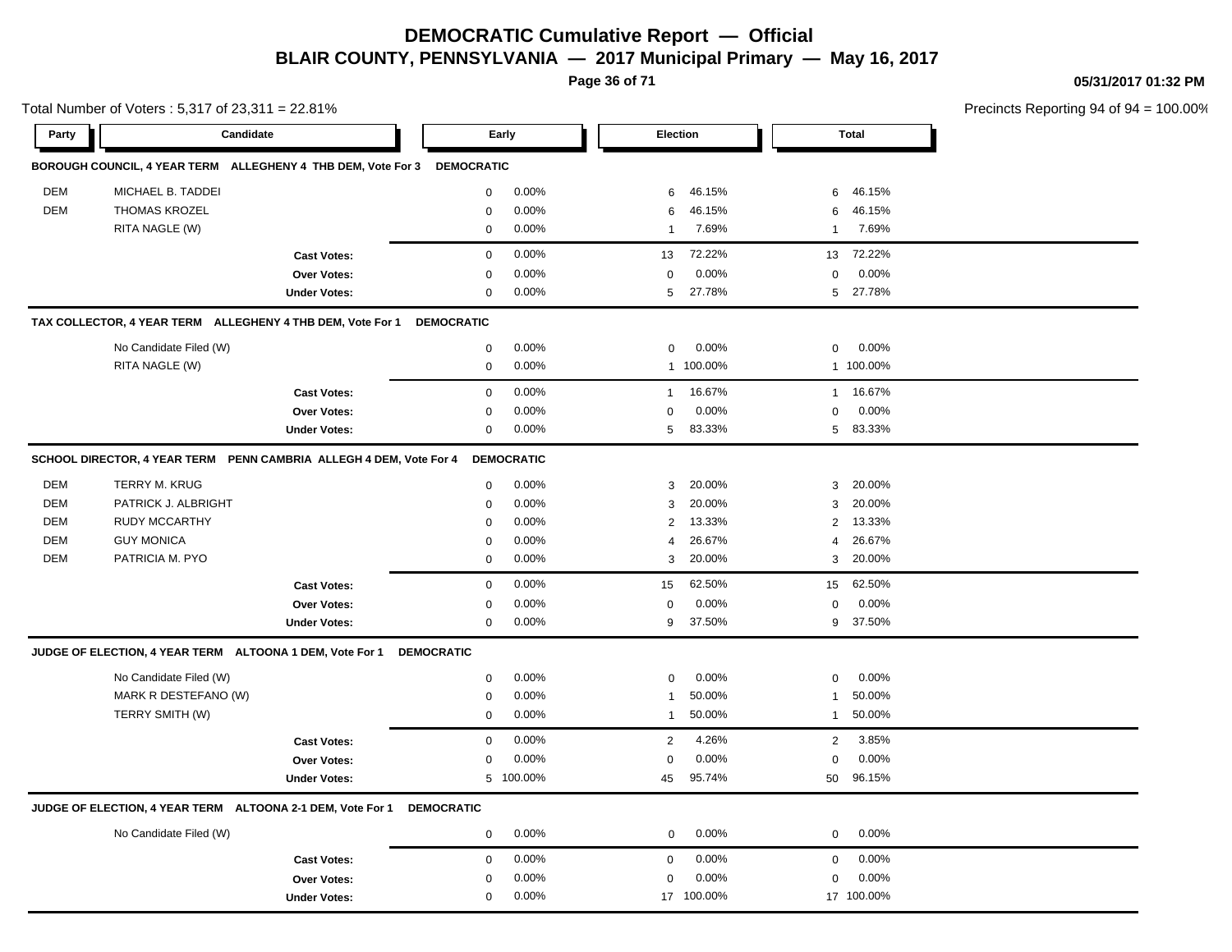# DEMOCRATIC Cumulative Report — Official

## BLAIR COUNTY, PENNSYLVANIA — 2017 Municipal Primary — May 16, 2017

05/31/2017 01:32 PM

Total Number of Voters : 5,317 of 23,311 = 22.81%

Precincts Reporting 94 of 94 = 100.00%

### BOROUGH COUNCIL, 4 YEAR TERM ALLEGHENY 4 THB DEM, Vote For 3 DEMOCRATIC

| Party | Candidate | Early | | Election | | Total | |
|---|---|---|---|---|---|---|---|
| DEM | MICHAEL B. TADDEI | 0 | 0.00% | 6 | 46.15% | 6 | 46.15% |
| DEM | THOMAS KROZEL | 0 | 0.00% | 6 | 46.15% | 6 | 46.15% |
| | RITA NAGLE (W) | 0 | 0.00% | 1 | 7.69% | 1 | 7.69% |
| | **Cast Votes:** | 0 | 0.00% | 13 | 72.22% | 13 | 72.22% |
| | **Over Votes:** | 0 | 0.00% | 0 | 0.00% | 0 | 0.00% |
| | **Under Votes:** | 0 | 0.00% | 5 | 27.78% | 5 | 27.78% |

### TAX COLLECTOR, 4 YEAR TERM ALLEGHENY 4 THB DEM, Vote For 1 DEMOCRATIC

| Party | Candidate | Early | | Election | | Total | |
|---|---|---|---|---|---|---|---|
| | No Candidate Filed (W) | 0 | 0.00% | 0 | 0.00% | 0 | 0.00% |
| | RITA NAGLE (W) | 0 | 0.00% | 1 | 100.00% | 1 | 100.00% |
| | **Cast Votes:** | 0 | 0.00% | 1 | 16.67% | 1 | 16.67% |
| | **Over Votes:** | 0 | 0.00% | 0 | 0.00% | 0 | 0.00% |
| | **Under Votes:** | 0 | 0.00% | 5 | 83.33% | 5 | 83.33% |

### SCHOOL DIRECTOR, 4 YEAR TERM PENN CAMBRIA ALLEGH 4 DEM, Vote For 4 DEMOCRATIC

| Party | Candidate | Early | | Election | | Total | |
|---|---|---|---|---|---|---|---|
| DEM | TERRY M. KRUG | 0 | 0.00% | 3 | 20.00% | 3 | 20.00% |
| DEM | PATRICK J. ALBRIGHT | 0 | 0.00% | 3 | 20.00% | 3 | 20.00% |
| DEM | RUDY MCCARTHY | 0 | 0.00% | 2 | 13.33% | 2 | 13.33% |
| DEM | GUY MONICA | 0 | 0.00% | 4 | 26.67% | 4 | 26.67% |
| DEM | PATRICIA M. PYO | 0 | 0.00% | 3 | 20.00% | 3 | 20.00% |
| | **Cast Votes:** | 0 | 0.00% | 15 | 62.50% | 15 | 62.50% |
| | **Over Votes:** | 0 | 0.00% | 0 | 0.00% | 0 | 0.00% |
| | **Under Votes:** | 0 | 0.00% | 9 | 37.50% | 9 | 37.50% |

### JUDGE OF ELECTION, 4 YEAR TERM ALTOONA 1 DEM, Vote For 1 DEMOCRATIC

| Party | Candidate | Early | | Election | | Total | |
|---|---|---|---|---|---|---|---|
| | No Candidate Filed (W) | 0 | 0.00% | 0 | 0.00% | 0 | 0.00% |
| | MARK R DESTEFANO (W) | 0 | 0.00% | 1 | 50.00% | 1 | 50.00% |
| | TERRY SMITH (W) | 0 | 0.00% | 1 | 50.00% | 1 | 50.00% |
| | **Cast Votes:** | 0 | 0.00% | 2 | 4.26% | 2 | 3.85% |
| | **Over Votes:** | 0 | 0.00% | 0 | 0.00% | 0 | 0.00% |
| | **Under Votes:** | 5 | 100.00% | 45 | 95.74% | 50 | 96.15% |

### JUDGE OF ELECTION, 4 YEAR TERM ALTOONA 2-1 DEM, Vote For 1 DEMOCRATIC

| Party | Candidate | Early | | Election | | Total | |
|---|---|---|---|---|---|---|---|
| | No Candidate Filed (W) | 0 | 0.00% | 0 | 0.00% | 0 | 0.00% |
| | **Cast Votes:** | 0 | 0.00% | 0 | 0.00% | 0 | 0.00% |
| | **Over Votes:** | 0 | 0.00% | 0 | 0.00% | 0 | 0.00% |
| | **Under Votes:** | 0 | 0.00% | 17 | 100.00% | 17 | 100.00% |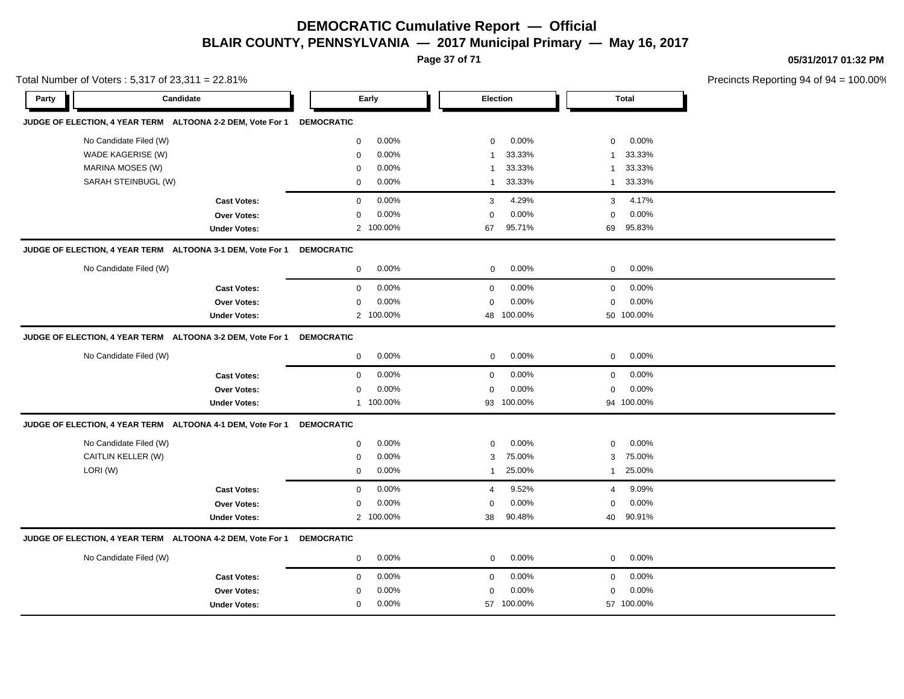# DEMOCRATIC Cumulative Report — Official

## BLAIR COUNTY, PENNSYLVANIA — 2017 Municipal Primary — May 16, 2017

05/31/2017 01:32 PM

Total Number of Voters : 5,317 of 23,311 = 22.81%

Precincts Reporting 94 of 94 = 100.00%

| Party | Candidate | Early | | Election | | Total | |
|---|---|---|---|---|---|---|---|
| **JUDGE OF ELECTION, 4 YEAR TERM ALTOONA 2-2 DEM, Vote For 1** | | **DEMOCRATIC** | | | | | |
| | No Candidate Filed (W) | 0 | 0.00% | 0 | 0.00% | 0 | 0.00% |
| | WADE KAGERISE (W) | 0 | 0.00% | 1 | 33.33% | 1 | 33.33% |
| | MARINA MOSES (W) | 0 | 0.00% | 1 | 33.33% | 1 | 33.33% |
| | SARAH STEINBUGL (W) | 0 | 0.00% | 1 | 33.33% | 1 | 33.33% |
| | **Cast Votes:** | 0 | 0.00% | 3 | 4.29% | 3 | 4.17% |
| | **Over Votes:** | 0 | 0.00% | 0 | 0.00% | 0 | 0.00% |
| | **Under Votes:** | 2 | 100.00% | 67 | 95.71% | 69 | 95.83% |
| **JUDGE OF ELECTION, 4 YEAR TERM ALTOONA 3-1 DEM, Vote For 1** | | **DEMOCRATIC** | | | | | |
| | No Candidate Filed (W) | 0 | 0.00% | 0 | 0.00% | 0 | 0.00% |
| | **Cast Votes:** | 0 | 0.00% | 0 | 0.00% | 0 | 0.00% |
| | **Over Votes:** | 0 | 0.00% | 0 | 0.00% | 0 | 0.00% |
| | **Under Votes:** | 2 | 100.00% | 48 | 100.00% | 50 | 100.00% |
| **JUDGE OF ELECTION, 4 YEAR TERM ALTOONA 3-2 DEM, Vote For 1** | | **DEMOCRATIC** | | | | | |
| | No Candidate Filed (W) | 0 | 0.00% | 0 | 0.00% | 0 | 0.00% |
| | **Cast Votes:** | 0 | 0.00% | 0 | 0.00% | 0 | 0.00% |
| | **Over Votes:** | 0 | 0.00% | 0 | 0.00% | 0 | 0.00% |
| | **Under Votes:** | 1 | 100.00% | 93 | 100.00% | 94 | 100.00% |
| **JUDGE OF ELECTION, 4 YEAR TERM ALTOONA 4-1 DEM, Vote For 1** | | **DEMOCRATIC** | | | | | |
| | No Candidate Filed (W) | 0 | 0.00% | 0 | 0.00% | 0 | 0.00% |
| | CAITLIN KELLER (W) | 0 | 0.00% | 3 | 75.00% | 3 | 75.00% |
| | LORI (W) | 0 | 0.00% | 1 | 25.00% | 1 | 25.00% |
| | **Cast Votes:** | 0 | 0.00% | 4 | 9.52% | 4 | 9.09% |
| | **Over Votes:** | 0 | 0.00% | 0 | 0.00% | 0 | 0.00% |
| | **Under Votes:** | 2 | 100.00% | 38 | 90.48% | 40 | 90.91% |
| **JUDGE OF ELECTION, 4 YEAR TERM ALTOONA 4-2 DEM, Vote For 1** | | **DEMOCRATIC** | | | | | |
| | No Candidate Filed (W) | 0 | 0.00% | 0 | 0.00% | 0 | 0.00% |
| | **Cast Votes:** | 0 | 0.00% | 0 | 0.00% | 0 | 0.00% |
| | **Over Votes:** | 0 | 0.00% | 0 | 0.00% | 0 | 0.00% |
| | **Under Votes:** | 0 | 0.00% | 57 | 100.00% | 57 | 100.00% |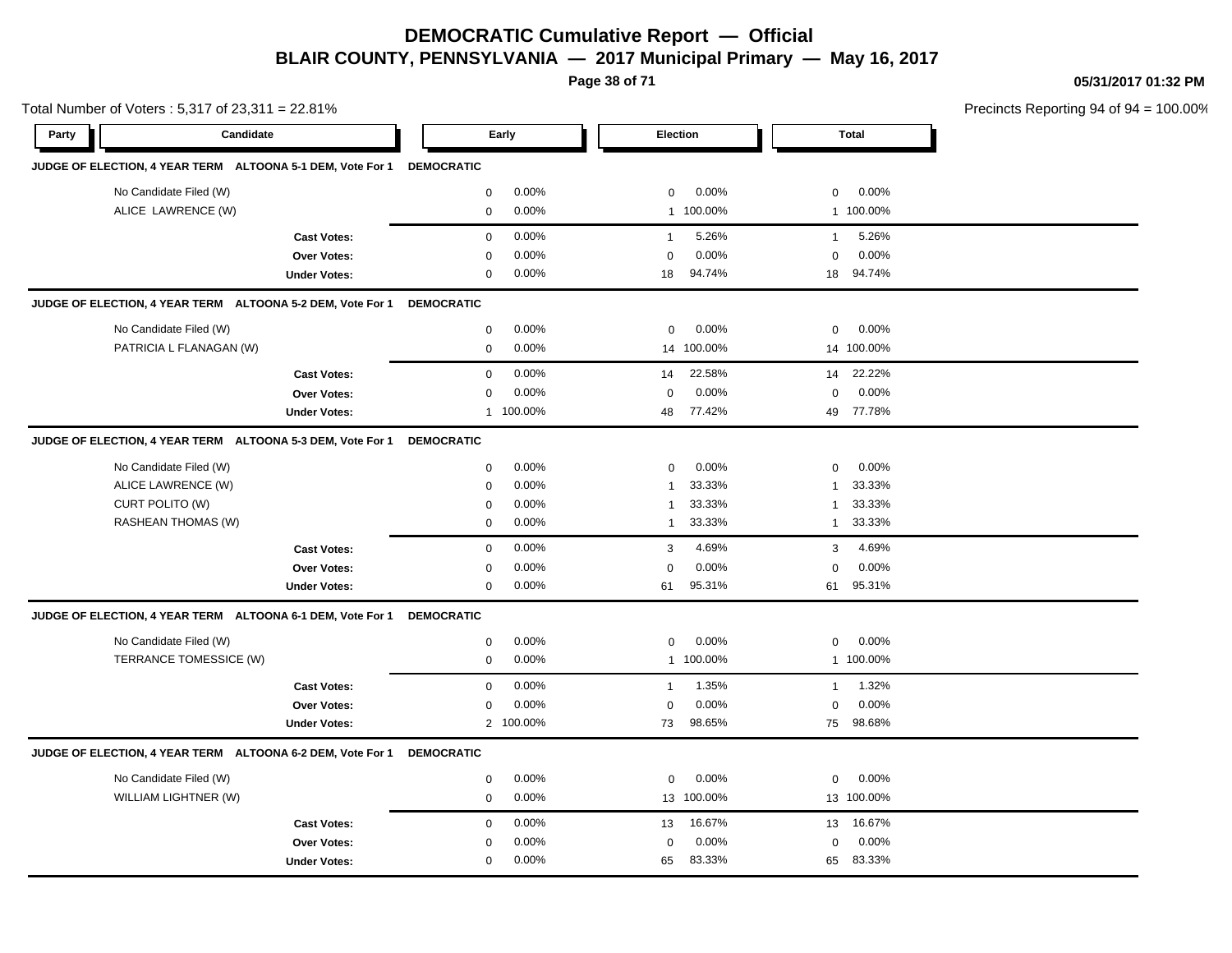# DEMOCRATIC Cumulative Report — Official

## BLAIR COUNTY, PENNSYLVANIA — 2017 Municipal Primary — May 16, 2017

05/31/2017 01:32 PM

Total Number of Voters : 5,317 of 23,311 = 22.81%

Precincts Reporting 94 of 94 = 100.00%

| Party | Candidate | Early | | Election | | Total | |
|---|---|---|---|---|---|---|---|
| **JUDGE OF ELECTION, 4 YEAR TERM ALTOONA 5-1 DEM, Vote For 1** | | **DEMOCRATIC** | | | | | |
| | No Candidate Filed (W) | 0 | 0.00% | 0 | 0.00% | 0 | 0.00% |
| | ALICE LAWRENCE (W) | 0 | 0.00% | 1 | 100.00% | 1 | 100.00% |
| | **Cast Votes:** | 0 | 0.00% | 1 | 5.26% | 1 | 5.26% |
| | **Over Votes:** | 0 | 0.00% | 0 | 0.00% | 0 | 0.00% |
| | **Under Votes:** | 0 | 0.00% | 18 | 94.74% | 18 | 94.74% |
| **JUDGE OF ELECTION, 4 YEAR TERM ALTOONA 5-2 DEM, Vote For 1** | | **DEMOCRATIC** | | | | | |
| | No Candidate Filed (W) | 0 | 0.00% | 0 | 0.00% | 0 | 0.00% |
| | PATRICIA L FLANAGAN (W) | 0 | 0.00% | 14 | 100.00% | 14 | 100.00% |
| | **Cast Votes:** | 0 | 0.00% | 14 | 22.58% | 14 | 22.22% |
| | **Over Votes:** | 0 | 0.00% | 0 | 0.00% | 0 | 0.00% |
| | **Under Votes:** | 1 | 100.00% | 48 | 77.42% | 49 | 77.78% |
| **JUDGE OF ELECTION, 4 YEAR TERM ALTOONA 5-3 DEM, Vote For 1** | | **DEMOCRATIC** | | | | | |
| | No Candidate Filed (W) | 0 | 0.00% | 0 | 0.00% | 0 | 0.00% |
| | ALICE LAWRENCE (W) | 0 | 0.00% | 1 | 33.33% | 1 | 33.33% |
| | CURT POLITO (W) | 0 | 0.00% | 1 | 33.33% | 1 | 33.33% |
| | RASHEAN THOMAS (W) | 0 | 0.00% | 1 | 33.33% | 1 | 33.33% |
| | **Cast Votes:** | 0 | 0.00% | 3 | 4.69% | 3 | 4.69% |
| | **Over Votes:** | 0 | 0.00% | 0 | 0.00% | 0 | 0.00% |
| | **Under Votes:** | 0 | 0.00% | 61 | 95.31% | 61 | 95.31% |
| **JUDGE OF ELECTION, 4 YEAR TERM ALTOONA 6-1 DEM, Vote For 1** | | **DEMOCRATIC** | | | | | |
| | No Candidate Filed (W) | 0 | 0.00% | 0 | 0.00% | 0 | 0.00% |
| | TERRANCE TOMESSICE (W) | 0 | 0.00% | 1 | 100.00% | 1 | 100.00% |
| | **Cast Votes:** | 0 | 0.00% | 1 | 1.35% | 1 | 1.32% |
| | **Over Votes:** | 0 | 0.00% | 0 | 0.00% | 0 | 0.00% |
| | **Under Votes:** | 2 | 100.00% | 73 | 98.65% | 75 | 98.68% |
| **JUDGE OF ELECTION, 4 YEAR TERM ALTOONA 6-2 DEM, Vote For 1** | | **DEMOCRATIC** | | | | | |
| | No Candidate Filed (W) | 0 | 0.00% | 0 | 0.00% | 0 | 0.00% |
| | WILLIAM LIGHTNER (W) | 0 | 0.00% | 13 | 100.00% | 13 | 100.00% |
| | **Cast Votes:** | 0 | 0.00% | 13 | 16.67% | 13 | 16.67% |
| | **Over Votes:** | 0 | 0.00% | 0 | 0.00% | 0 | 0.00% |
| | **Under Votes:** | 0 | 0.00% | 65 | 83.33% | 65 | 83.33% |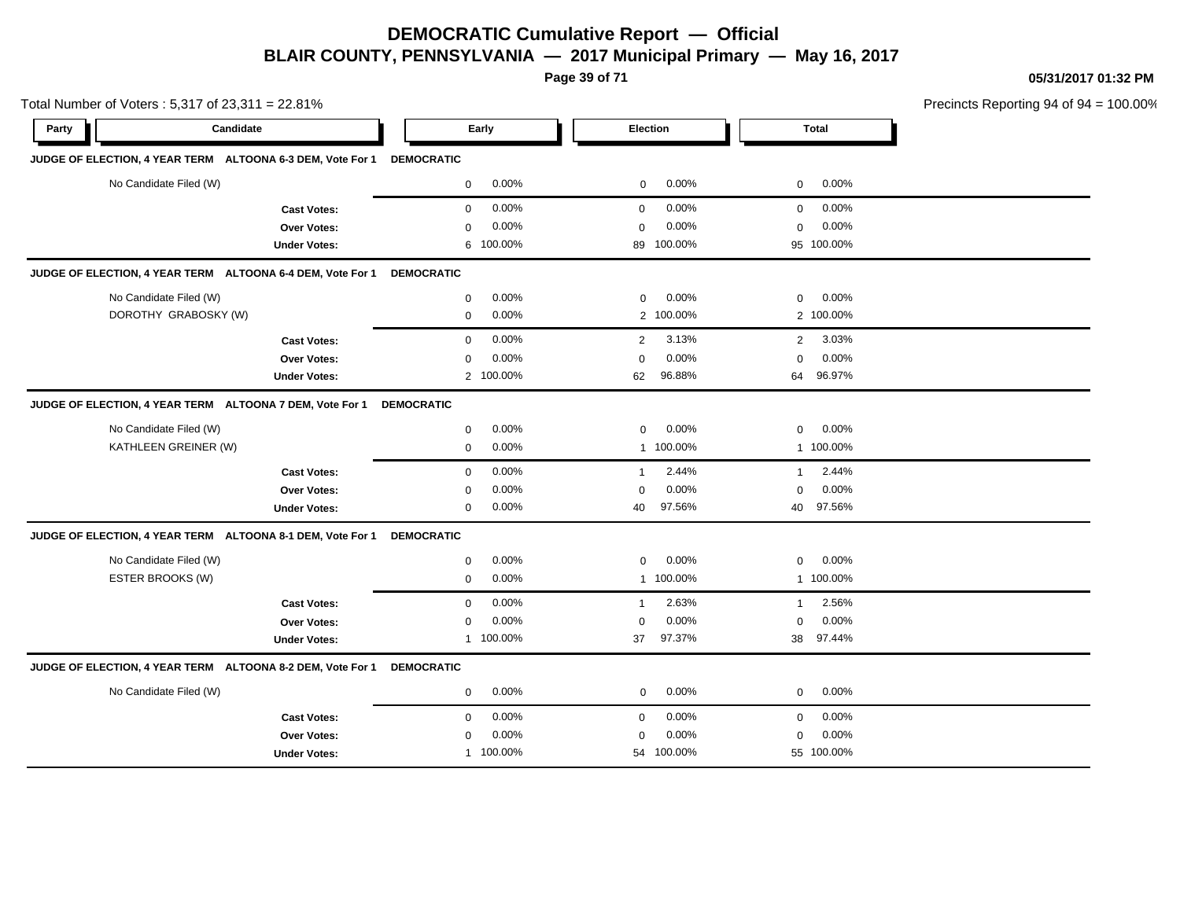# DEMOCRATIC Cumulative Report — Official

## BLAIR COUNTY, PENNSYLVANIA — 2017 Municipal Primary — May 16, 2017

05/31/2017 01:32 PM

Total Number of Voters : 5,317 of 23,311 = 22.81%

Precincts Reporting 94 of 94 = 100.00%

| Party | Candidate | Early | | Election | | Total | |
|---|---|---|---|---|---|---|---|
| **JUDGE OF ELECTION, 4 YEAR TERM ALTOONA 6-3 DEM, Vote For 1** | | **DEMOCRATIC** | | | | | |
| | No Candidate Filed (W) | 0 | 0.00% | 0 | 0.00% | 0 | 0.00% |
| | **Cast Votes:** | 0 | 0.00% | 0 | 0.00% | 0 | 0.00% |
| | **Over Votes:** | 0 | 0.00% | 0 | 0.00% | 0 | 0.00% |
| | **Under Votes:** | 6 | 100.00% | 89 | 100.00% | 95 | 100.00% |
| **JUDGE OF ELECTION, 4 YEAR TERM ALTOONA 6-4 DEM, Vote For 1** | | **DEMOCRATIC** | | | | | |
| | No Candidate Filed (W) | 0 | 0.00% | 0 | 0.00% | 0 | 0.00% |
| | DOROTHY GRABOSKY (W) | 0 | 0.00% | 2 | 100.00% | 2 | 100.00% |
| | **Cast Votes:** | 0 | 0.00% | 2 | 3.13% | 2 | 3.03% |
| | **Over Votes:** | 0 | 0.00% | 0 | 0.00% | 0 | 0.00% |
| | **Under Votes:** | 2 | 100.00% | 62 | 96.88% | 64 | 96.97% |
| **JUDGE OF ELECTION, 4 YEAR TERM ALTOONA 7 DEM, Vote For 1** | | **DEMOCRATIC** | | | | | |
| | No Candidate Filed (W) | 0 | 0.00% | 0 | 0.00% | 0 | 0.00% |
| | KATHLEEN GREINER (W) | 0 | 0.00% | 1 | 100.00% | 1 | 100.00% |
| | **Cast Votes:** | 0 | 0.00% | 1 | 2.44% | 1 | 2.44% |
| | **Over Votes:** | 0 | 0.00% | 0 | 0.00% | 0 | 0.00% |
| | **Under Votes:** | 0 | 0.00% | 40 | 97.56% | 40 | 97.56% |
| **JUDGE OF ELECTION, 4 YEAR TERM ALTOONA 8-1 DEM, Vote For 1** | | **DEMOCRATIC** | | | | | |
| | No Candidate Filed (W) | 0 | 0.00% | 0 | 0.00% | 0 | 0.00% |
| | ESTER BROOKS (W) | 0 | 0.00% | 1 | 100.00% | 1 | 100.00% |
| | **Cast Votes:** | 0 | 0.00% | 1 | 2.63% | 1 | 2.56% |
| | **Over Votes:** | 0 | 0.00% | 0 | 0.00% | 0 | 0.00% |
| | **Under Votes:** | 1 | 100.00% | 37 | 97.37% | 38 | 97.44% |
| **JUDGE OF ELECTION, 4 YEAR TERM ALTOONA 8-2 DEM, Vote For 1** | | **DEMOCRATIC** | | | | | |
| | No Candidate Filed (W) | 0 | 0.00% | 0 | 0.00% | 0 | 0.00% |
| | **Cast Votes:** | 0 | 0.00% | 0 | 0.00% | 0 | 0.00% |
| | **Over Votes:** | 0 | 0.00% | 0 | 0.00% | 0 | 0.00% |
| | **Under Votes:** | 1 | 100.00% | 54 | 100.00% | 55 | 100.00% |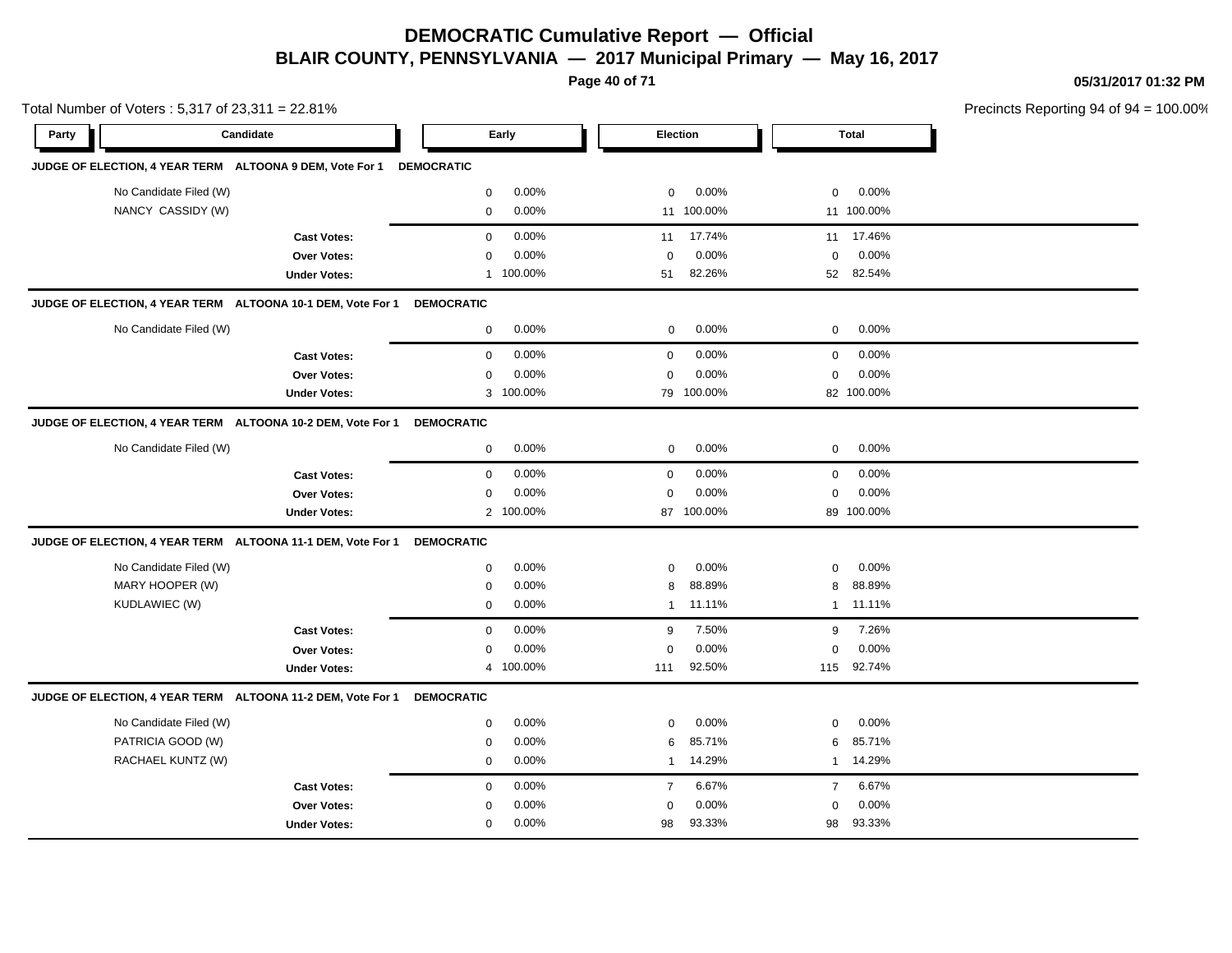# DEMOCRATIC Cumulative Report — Official

## BLAIR COUNTY, PENNSYLVANIA — 2017 Municipal Primary — May 16, 2017

05/31/2017 01:32 PM

Total Number of Voters : 5,317 of 23,311 = 22.81%

Precincts Reporting 94 of 94 = 100.00%

| Party | Candidate | Early | | Election | | Total | |
|---|---|---|---|---|---|---|---|
| **JUDGE OF ELECTION, 4 YEAR TERM ALTOONA 9 DEM, Vote For 1** | **DEMOCRATIC** | | | | | | |
| | No Candidate Filed (W) | 0 | 0.00% | 0 | 0.00% | 0 | 0.00% |
| | NANCY CASSIDY (W) | 0 | 0.00% | 11 | 100.00% | 11 | 100.00% |
| | **Cast Votes:** | 0 | 0.00% | 11 | 17.74% | 11 | 17.46% |
| | **Over Votes:** | 0 | 0.00% | 0 | 0.00% | 0 | 0.00% |
| | **Under Votes:** | 1 | 100.00% | 51 | 82.26% | 52 | 82.54% |
| **JUDGE OF ELECTION, 4 YEAR TERM ALTOONA 10-1 DEM, Vote For 1** | **DEMOCRATIC** | | | | | | |
| | No Candidate Filed (W) | 0 | 0.00% | 0 | 0.00% | 0 | 0.00% |
| | **Cast Votes:** | 0 | 0.00% | 0 | 0.00% | 0 | 0.00% |
| | **Over Votes:** | 0 | 0.00% | 0 | 0.00% | 0 | 0.00% |
| | **Under Votes:** | 3 | 100.00% | 79 | 100.00% | 82 | 100.00% |
| **JUDGE OF ELECTION, 4 YEAR TERM ALTOONA 10-2 DEM, Vote For 1** | **DEMOCRATIC** | | | | | | |
| | No Candidate Filed (W) | 0 | 0.00% | 0 | 0.00% | 0 | 0.00% |
| | **Cast Votes:** | 0 | 0.00% | 0 | 0.00% | 0 | 0.00% |
| | **Over Votes:** | 0 | 0.00% | 0 | 0.00% | 0 | 0.00% |
| | **Under Votes:** | 2 | 100.00% | 87 | 100.00% | 89 | 100.00% |
| **JUDGE OF ELECTION, 4 YEAR TERM ALTOONA 11-1 DEM, Vote For 1** | **DEMOCRATIC** | | | | | | |
| | No Candidate Filed (W) | 0 | 0.00% | 0 | 0.00% | 0 | 0.00% |
| | MARY HOOPER (W) | 0 | 0.00% | 8 | 88.89% | 8 | 88.89% |
| | KUDLAWIEC (W) | 0 | 0.00% | 1 | 11.11% | 1 | 11.11% |
| | **Cast Votes:** | 0 | 0.00% | 9 | 7.50% | 9 | 7.26% |
| | **Over Votes:** | 0 | 0.00% | 0 | 0.00% | 0 | 0.00% |
| | **Under Votes:** | 4 | 100.00% | 111 | 92.50% | 115 | 92.74% |
| **JUDGE OF ELECTION, 4 YEAR TERM ALTOONA 11-2 DEM, Vote For 1** | **DEMOCRATIC** | | | | | | |
| | No Candidate Filed (W) | 0 | 0.00% | 0 | 0.00% | 0 | 0.00% |
| | PATRICIA GOOD (W) | 0 | 0.00% | 6 | 85.71% | 6 | 85.71% |
| | RACHAEL KUNTZ (W) | 0 | 0.00% | 1 | 14.29% | 1 | 14.29% |
| | **Cast Votes:** | 0 | 0.00% | 7 | 6.67% | 7 | 6.67% |
| | **Over Votes:** | 0 | 0.00% | 0 | 0.00% | 0 | 0.00% |
| | **Under Votes:** | 0 | 0.00% | 98 | 93.33% | 98 | 93.33% |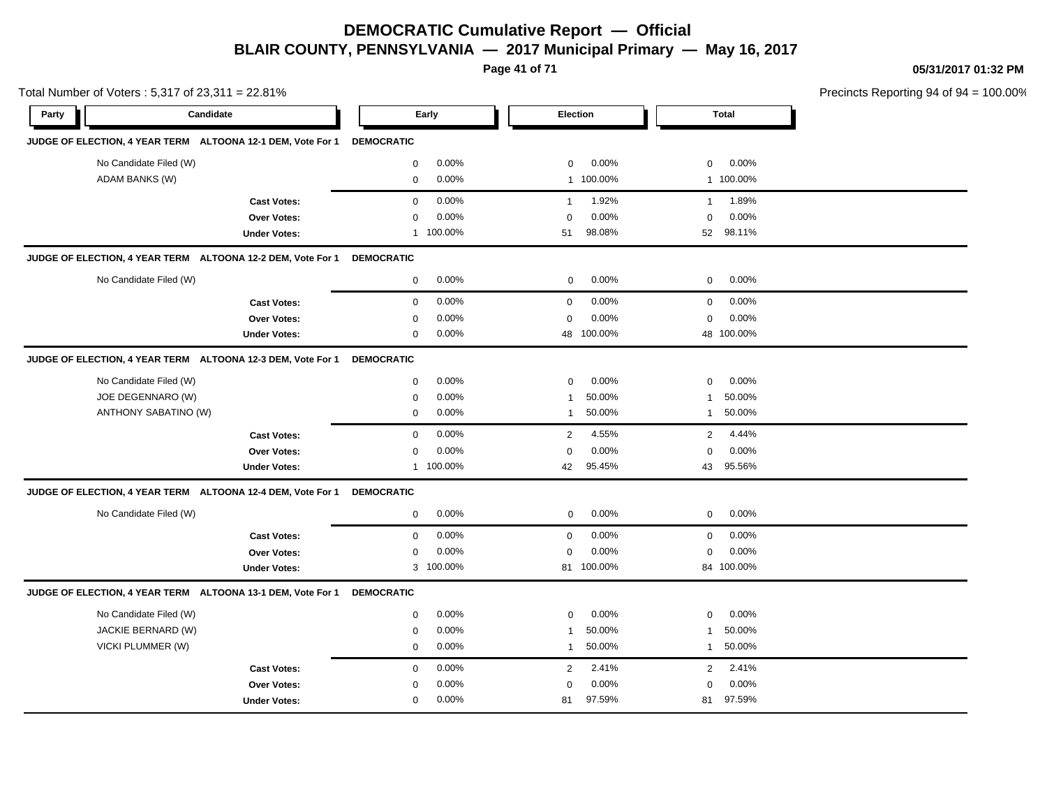# DEMOCRATIC Cumulative Report — Official

## BLAIR COUNTY, PENNSYLVANIA — 2017 Municipal Primary — May 16, 2017

05/31/2017 01:32 PM

Total Number of Voters : 5,317 of 23,311 = 22.81%

Precincts Reporting 94 of 94 = 100.00%

| Party | Candidate | Early | | Election | | Total | |
|---|---|---|---|---|---|---|---|
| **JUDGE OF ELECTION, 4 YEAR TERM ALTOONA 12-1 DEM, Vote For 1** | | **DEMOCRATIC** | | | | | |
| | No Candidate Filed (W) | 0 | 0.00% | 0 | 0.00% | 0 | 0.00% |
| | ADAM BANKS (W) | 0 | 0.00% | 1 | 100.00% | 1 | 100.00% |
| | **Cast Votes:** | 0 | 0.00% | 1 | 1.92% | 1 | 1.89% |
| | **Over Votes:** | 0 | 0.00% | 0 | 0.00% | 0 | 0.00% |
| | **Under Votes:** | 1 | 100.00% | 51 | 98.08% | 52 | 98.11% |
| **JUDGE OF ELECTION, 4 YEAR TERM ALTOONA 12-2 DEM, Vote For 1** | | **DEMOCRATIC** | | | | | |
| | No Candidate Filed (W) | 0 | 0.00% | 0 | 0.00% | 0 | 0.00% |
| | **Cast Votes:** | 0 | 0.00% | 0 | 0.00% | 0 | 0.00% |
| | **Over Votes:** | 0 | 0.00% | 0 | 0.00% | 0 | 0.00% |
| | **Under Votes:** | 0 | 0.00% | 48 | 100.00% | 48 | 100.00% |
| **JUDGE OF ELECTION, 4 YEAR TERM ALTOONA 12-3 DEM, Vote For 1** | | **DEMOCRATIC** | | | | | |
| | No Candidate Filed (W) | 0 | 0.00% | 0 | 0.00% | 0 | 0.00% |
| | JOE DEGENNARO (W) | 0 | 0.00% | 1 | 50.00% | 1 | 50.00% |
| | ANTHONY SABATINO (W) | 0 | 0.00% | 1 | 50.00% | 1 | 50.00% |
| | **Cast Votes:** | 0 | 0.00% | 2 | 4.55% | 2 | 4.44% |
| | **Over Votes:** | 0 | 0.00% | 0 | 0.00% | 0 | 0.00% |
| | **Under Votes:** | 1 | 100.00% | 42 | 95.45% | 43 | 95.56% |
| **JUDGE OF ELECTION, 4 YEAR TERM ALTOONA 12-4 DEM, Vote For 1** | | **DEMOCRATIC** | | | | | |
| | No Candidate Filed (W) | 0 | 0.00% | 0 | 0.00% | 0 | 0.00% |
| | **Cast Votes:** | 0 | 0.00% | 0 | 0.00% | 0 | 0.00% |
| | **Over Votes:** | 0 | 0.00% | 0 | 0.00% | 0 | 0.00% |
| | **Under Votes:** | 3 | 100.00% | 81 | 100.00% | 84 | 100.00% |
| **JUDGE OF ELECTION, 4 YEAR TERM ALTOONA 13-1 DEM, Vote For 1** | | **DEMOCRATIC** | | | | | |
| | No Candidate Filed (W) | 0 | 0.00% | 0 | 0.00% | 0 | 0.00% |
| | JACKIE BERNARD (W) | 0 | 0.00% | 1 | 50.00% | 1 | 50.00% |
| | VICKI PLUMMER (W) | 0 | 0.00% | 1 | 50.00% | 1 | 50.00% |
| | **Cast Votes:** | 0 | 0.00% | 2 | 2.41% | 2 | 2.41% |
| | **Over Votes:** | 0 | 0.00% | 0 | 0.00% | 0 | 0.00% |
| | **Under Votes:** | 0 | 0.00% | 81 | 97.59% | 81 | 97.59% |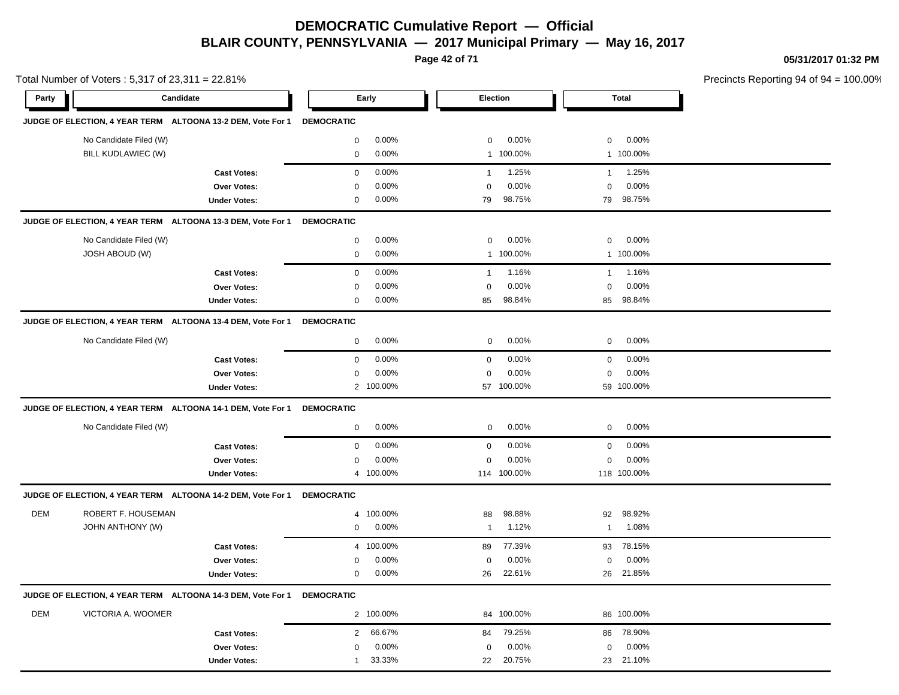# DEMOCRATIC Cumulative Report — Official

## BLAIR COUNTY, PENNSYLVANIA — 2017 Municipal Primary — May 16, 2017

05/31/2017 01:32 PM

Total Number of Voters : 5,317 of 23,311 = 22.81%

Precincts Reporting 94 of 94 = 100.00%

| Party | Candidate | Early | | Election | | Total | |
|---|---|---|---|---|---|---|---|
| **JUDGE OF ELECTION, 4 YEAR TERM ALTOONA 13-2 DEM, Vote For 1** | | **DEMOCRATIC** | | | | | |
| | No Candidate Filed (W) | 0 | 0.00% | 0 | 0.00% | 0 | 0.00% |
| | BILL KUDLAWIEC (W) | 0 | 0.00% | 1 | 100.00% | 1 | 100.00% |
| | **Cast Votes:** | 0 | 0.00% | 1 | 1.25% | 1 | 1.25% |
| | **Over Votes:** | 0 | 0.00% | 0 | 0.00% | 0 | 0.00% |
| | **Under Votes:** | 0 | 0.00% | 79 | 98.75% | 79 | 98.75% |
| **JUDGE OF ELECTION, 4 YEAR TERM ALTOONA 13-3 DEM, Vote For 1** | | **DEMOCRATIC** | | | | | |
| | No Candidate Filed (W) | 0 | 0.00% | 0 | 0.00% | 0 | 0.00% |
| | JOSH ABOUD (W) | 0 | 0.00% | 1 | 100.00% | 1 | 100.00% |
| | **Cast Votes:** | 0 | 0.00% | 1 | 1.16% | 1 | 1.16% |
| | **Over Votes:** | 0 | 0.00% | 0 | 0.00% | 0 | 0.00% |
| | **Under Votes:** | 0 | 0.00% | 85 | 98.84% | 85 | 98.84% |
| **JUDGE OF ELECTION, 4 YEAR TERM ALTOONA 13-4 DEM, Vote For 1** | | **DEMOCRATIC** | | | | | |
| | No Candidate Filed (W) | 0 | 0.00% | 0 | 0.00% | 0 | 0.00% |
| | **Cast Votes:** | 0 | 0.00% | 0 | 0.00% | 0 | 0.00% |
| | **Over Votes:** | 0 | 0.00% | 0 | 0.00% | 0 | 0.00% |
| | **Under Votes:** | 2 | 100.00% | 57 | 100.00% | 59 | 100.00% |
| **JUDGE OF ELECTION, 4 YEAR TERM ALTOONA 14-1 DEM, Vote For 1** | | **DEMOCRATIC** | | | | | |
| | No Candidate Filed (W) | 0 | 0.00% | 0 | 0.00% | 0 | 0.00% |
| | **Cast Votes:** | 0 | 0.00% | 0 | 0.00% | 0 | 0.00% |
| | **Over Votes:** | 0 | 0.00% | 0 | 0.00% | 0 | 0.00% |
| | **Under Votes:** | 4 | 100.00% | 114 | 100.00% | 118 | 100.00% |
| **JUDGE OF ELECTION, 4 YEAR TERM ALTOONA 14-2 DEM, Vote For 1** | | **DEMOCRATIC** | | | | | |
| DEM | ROBERT F. HOUSEMAN | 4 | 100.00% | 88 | 98.88% | 92 | 98.92% |
| | JOHN ANTHONY (W) | 0 | 0.00% | 1 | 1.12% | 1 | 1.08% |
| | **Cast Votes:** | 4 | 100.00% | 89 | 77.39% | 93 | 78.15% |
| | **Over Votes:** | 0 | 0.00% | 0 | 0.00% | 0 | 0.00% |
| | **Under Votes:** | 0 | 0.00% | 26 | 22.61% | 26 | 21.85% |
| **JUDGE OF ELECTION, 4 YEAR TERM ALTOONA 14-3 DEM, Vote For 1** | | **DEMOCRATIC** | | | | | |
| DEM | VICTORIA A. WOOMER | 2 | 100.00% | 84 | 100.00% | 86 | 100.00% |
| | **Cast Votes:** | 2 | 66.67% | 84 | 79.25% | 86 | 78.90% |
| | **Over Votes:** | 0 | 0.00% | 0 | 0.00% | 0 | 0.00% |
| | **Under Votes:** | 1 | 33.33% | 22 | 20.75% | 23 | 21.10% |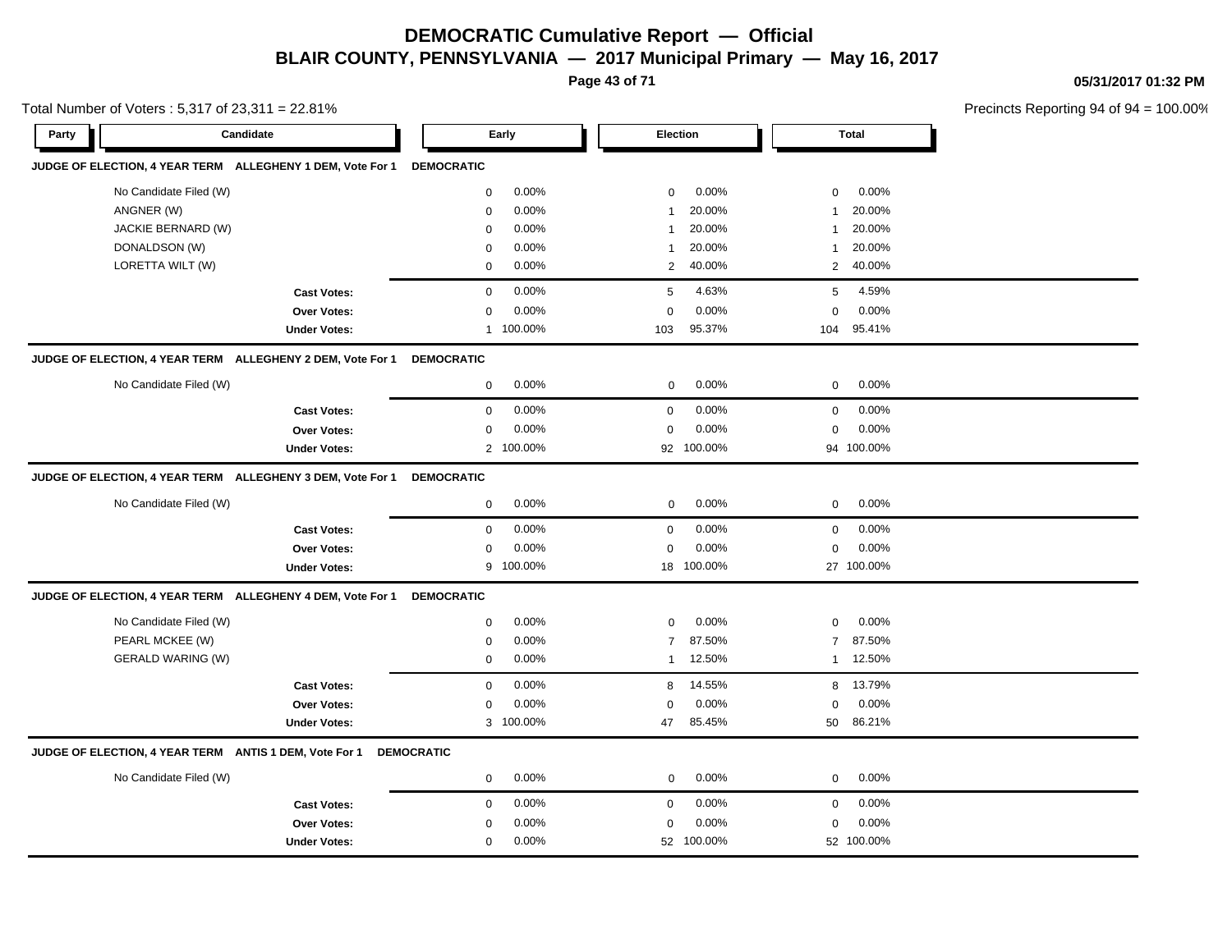# DEMOCRATIC Cumulative Report — Official

## BLAIR COUNTY, PENNSYLVANIA — 2017 Municipal Primary — May 16, 2017

05/31/2017 01:32 PM

Total Number of Voters : 5,317 of 23,311 = 22.81%

Precincts Reporting 94 of 94 = 100.00%

| Party | Candidate | Early | | Election | | Total | |
|---|---|---|---|---|---|---|---|
| **JUDGE OF ELECTION, 4 YEAR TERM ALLEGHENY 1 DEM, Vote For 1** | | **DEMOCRATIC** | | | | | |
| | No Candidate Filed (W) | 0 | 0.00% | 0 | 0.00% | 0 | 0.00% |
| | ANGNER (W) | 0 | 0.00% | 1 | 20.00% | 1 | 20.00% |
| | JACKIE BERNARD (W) | 0 | 0.00% | 1 | 20.00% | 1 | 20.00% |
| | DONALDSON (W) | 0 | 0.00% | 1 | 20.00% | 1 | 20.00% |
| | LORETTA WILT (W) | 0 | 0.00% | 2 | 40.00% | 2 | 40.00% |
| | **Cast Votes:** | 0 | 0.00% | 5 | 4.63% | 5 | 4.59% |
| | **Over Votes:** | 0 | 0.00% | 0 | 0.00% | 0 | 0.00% |
| | **Under Votes:** | 1 | 100.00% | 103 | 95.37% | 104 | 95.41% |
| **JUDGE OF ELECTION, 4 YEAR TERM ALLEGHENY 2 DEM, Vote For 1** | | **DEMOCRATIC** | | | | | |
| | No Candidate Filed (W) | 0 | 0.00% | 0 | 0.00% | 0 | 0.00% |
| | **Cast Votes:** | 0 | 0.00% | 0 | 0.00% | 0 | 0.00% |
| | **Over Votes:** | 0 | 0.00% | 0 | 0.00% | 0 | 0.00% |
| | **Under Votes:** | 2 | 100.00% | 92 | 100.00% | 94 | 100.00% |
| **JUDGE OF ELECTION, 4 YEAR TERM ALLEGHENY 3 DEM, Vote For 1** | | **DEMOCRATIC** | | | | | |
| | No Candidate Filed (W) | 0 | 0.00% | 0 | 0.00% | 0 | 0.00% |
| | **Cast Votes:** | 0 | 0.00% | 0 | 0.00% | 0 | 0.00% |
| | **Over Votes:** | 0 | 0.00% | 0 | 0.00% | 0 | 0.00% |
| | **Under Votes:** | 9 | 100.00% | 18 | 100.00% | 27 | 100.00% |
| **JUDGE OF ELECTION, 4 YEAR TERM ALLEGHENY 4 DEM, Vote For 1** | | **DEMOCRATIC** | | | | | |
| | No Candidate Filed (W) | 0 | 0.00% | 0 | 0.00% | 0 | 0.00% |
| | PEARL MCKEE (W) | 0 | 0.00% | 7 | 87.50% | 7 | 87.50% |
| | GERALD WARING (W) | 0 | 0.00% | 1 | 12.50% | 1 | 12.50% |
| | **Cast Votes:** | 0 | 0.00% | 8 | 14.55% | 8 | 13.79% |
| | **Over Votes:** | 0 | 0.00% | 0 | 0.00% | 0 | 0.00% |
| | **Under Votes:** | 3 | 100.00% | 47 | 85.45% | 50 | 86.21% |
| **JUDGE OF ELECTION, 4 YEAR TERM ANTIS 1 DEM, Vote For 1** | | **DEMOCRATIC** | | | | | |
| | No Candidate Filed (W) | 0 | 0.00% | 0 | 0.00% | 0 | 0.00% |
| | **Cast Votes:** | 0 | 0.00% | 0 | 0.00% | 0 | 0.00% |
| | **Over Votes:** | 0 | 0.00% | 0 | 0.00% | 0 | 0.00% |
| | **Under Votes:** | 0 | 0.00% | 52 | 100.00% | 52 | 100.00% |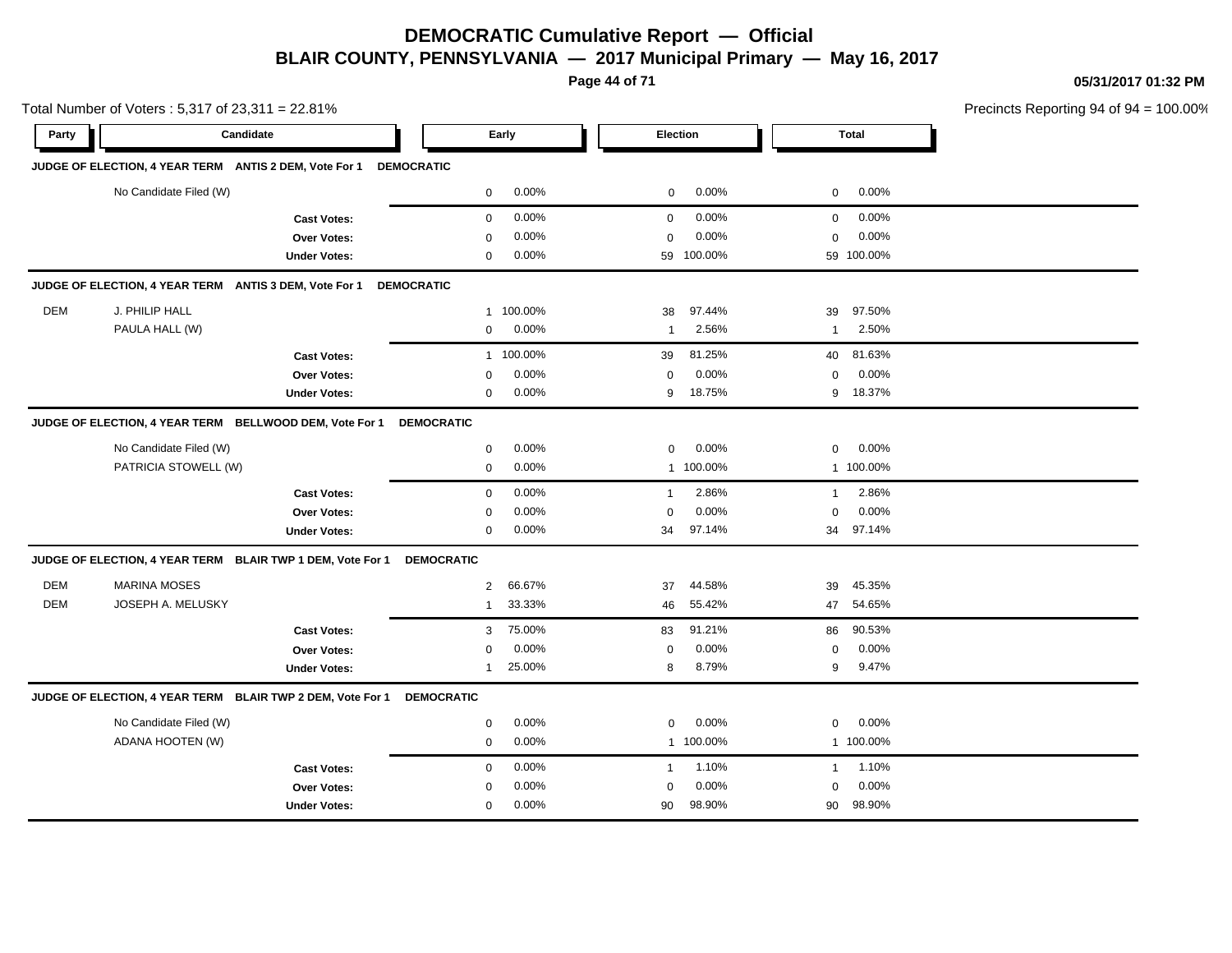# DEMOCRATIC Cumulative Report — Official

## BLAIR COUNTY, PENNSYLVANIA — 2017 Municipal Primary — May 16, 2017

05/31/2017 01:32 PM

Total Number of Voters : 5,317 of 23,311 = 22.81%

Precincts Reporting 94 of 94 = 100.00%

| Party | Candidate | Early | | Election | | Total | |
|---|---|---|---|---|---|---|---|
| **JUDGE OF ELECTION, 4 YEAR TERM ANTIS 2 DEM, Vote For 1 DEMOCRATIC** | | | | | | | |
| | No Candidate Filed (W) | 0 | 0.00% | 0 | 0.00% | 0 | 0.00% |
| | **Cast Votes:** | 0 | 0.00% | 0 | 0.00% | 0 | 0.00% |
| | **Over Votes:** | 0 | 0.00% | 0 | 0.00% | 0 | 0.00% |
| | **Under Votes:** | 0 | 0.00% | 59 | 100.00% | 59 | 100.00% |
| **JUDGE OF ELECTION, 4 YEAR TERM ANTIS 3 DEM, Vote For 1 DEMOCRATIC** | | | | | | | |
| DEM | J. PHILIP HALL | 1 | 100.00% | 38 | 97.44% | 39 | 97.50% |
| | PAULA HALL (W) | 0 | 0.00% | 1 | 2.56% | 1 | 2.50% |
| | **Cast Votes:** | 1 | 100.00% | 39 | 81.25% | 40 | 81.63% |
| | **Over Votes:** | 0 | 0.00% | 0 | 0.00% | 0 | 0.00% |
| | **Under Votes:** | 0 | 0.00% | 9 | 18.75% | 9 | 18.37% |
| **JUDGE OF ELECTION, 4 YEAR TERM BELLWOOD DEM, Vote For 1 DEMOCRATIC** | | | | | | | |
| | No Candidate Filed (W) | 0 | 0.00% | 0 | 0.00% | 0 | 0.00% |
| | PATRICIA STOWELL (W) | 0 | 0.00% | 1 | 100.00% | 1 | 100.00% |
| | **Cast Votes:** | 0 | 0.00% | 1 | 2.86% | 1 | 2.86% |
| | **Over Votes:** | 0 | 0.00% | 0 | 0.00% | 0 | 0.00% |
| | **Under Votes:** | 0 | 0.00% | 34 | 97.14% | 34 | 97.14% |
| **JUDGE OF ELECTION, 4 YEAR TERM BLAIR TWP 1 DEM, Vote For 1 DEMOCRATIC** | | | | | | | |
| DEM | MARINA MOSES | 2 | 66.67% | 37 | 44.58% | 39 | 45.35% |
| DEM | JOSEPH A. MELUSKY | 1 | 33.33% | 46 | 55.42% | 47 | 54.65% |
| | **Cast Votes:** | 3 | 75.00% | 83 | 91.21% | 86 | 90.53% |
| | **Over Votes:** | 0 | 0.00% | 0 | 0.00% | 0 | 0.00% |
| | **Under Votes:** | 1 | 25.00% | 8 | 8.79% | 9 | 9.47% |
| **JUDGE OF ELECTION, 4 YEAR TERM BLAIR TWP 2 DEM, Vote For 1 DEMOCRATIC** | | | | | | | |
| | No Candidate Filed (W) | 0 | 0.00% | 0 | 0.00% | 0 | 0.00% |
| | ADANA HOOTEN (W) | 0 | 0.00% | 1 | 100.00% | 1 | 100.00% |
| | **Cast Votes:** | 0 | 0.00% | 1 | 1.10% | 1 | 1.10% |
| | **Over Votes:** | 0 | 0.00% | 0 | 0.00% | 0 | 0.00% |
| | **Under Votes:** | 0 | 0.00% | 90 | 98.90% | 90 | 98.90% |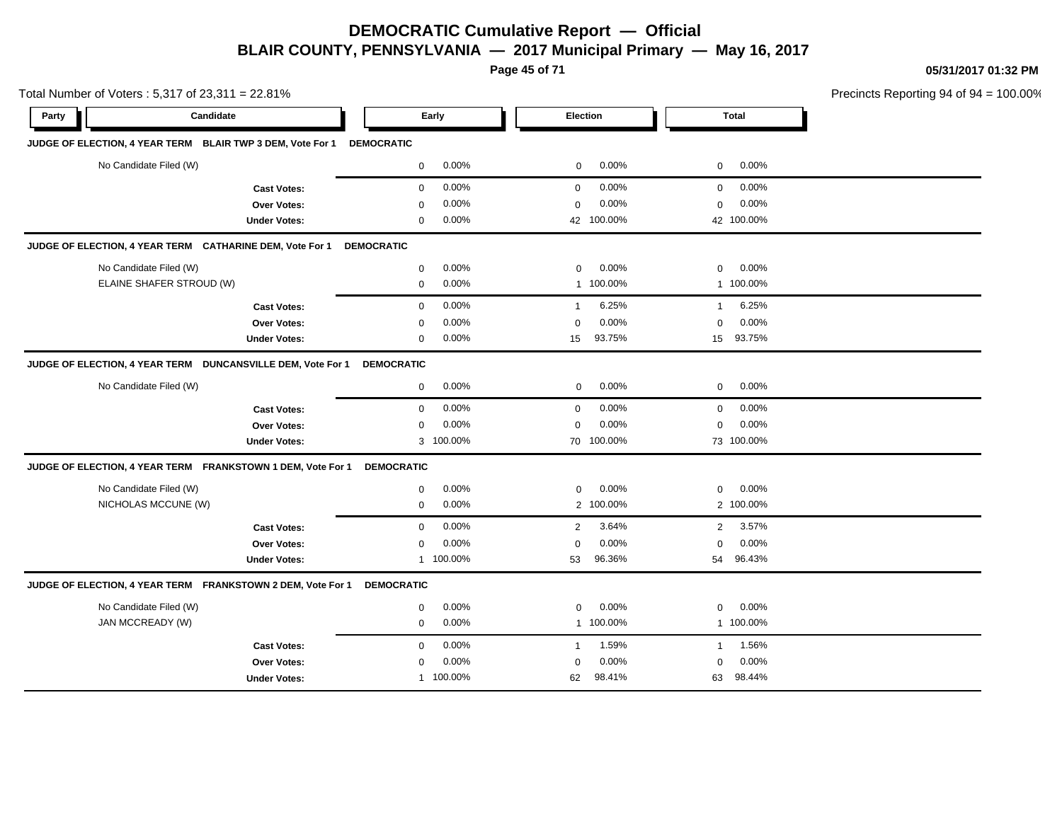# DEMOCRATIC Cumulative Report — Official

## BLAIR COUNTY, PENNSYLVANIA — 2017 Municipal Primary — May 16, 2017

05/31/2017 01:32 PM

Total Number of Voters : 5,317 of 23,311 = 22.81%

Precincts Reporting 94 of 94 = 100.00%

| Party | Candidate | Early | | Election | | Total | |
|---|---|---|---|---|---|---|---|
| **JUDGE OF ELECTION, 4 YEAR TERM BLAIR TWP 3 DEM, Vote For 1** | **DEMOCRATIC** | | | | | | |
| | No Candidate Filed (W) | 0 | 0.00% | 0 | 0.00% | 0 | 0.00% |
| | **Cast Votes:** | 0 | 0.00% | 0 | 0.00% | 0 | 0.00% |
| | **Over Votes:** | 0 | 0.00% | 0 | 0.00% | 0 | 0.00% |
| | **Under Votes:** | 0 | 0.00% | 42 | 100.00% | 42 | 100.00% |
| **JUDGE OF ELECTION, 4 YEAR TERM CATHARINE DEM, Vote For 1** | **DEMOCRATIC** | | | | | | |
| | No Candidate Filed (W) | 0 | 0.00% | 0 | 0.00% | 0 | 0.00% |
| | ELAINE SHAFER STROUD (W) | 0 | 0.00% | 1 | 100.00% | 1 | 100.00% |
| | **Cast Votes:** | 0 | 0.00% | 1 | 6.25% | 1 | 6.25% |
| | **Over Votes:** | 0 | 0.00% | 0 | 0.00% | 0 | 0.00% |
| | **Under Votes:** | 0 | 0.00% | 15 | 93.75% | 15 | 93.75% |
| **JUDGE OF ELECTION, 4 YEAR TERM DUNCANSVILLE DEM, Vote For 1** | **DEMOCRATIC** | | | | | | |
| | No Candidate Filed (W) | 0 | 0.00% | 0 | 0.00% | 0 | 0.00% |
| | **Cast Votes:** | 0 | 0.00% | 0 | 0.00% | 0 | 0.00% |
| | **Over Votes:** | 0 | 0.00% | 0 | 0.00% | 0 | 0.00% |
| | **Under Votes:** | 3 | 100.00% | 70 | 100.00% | 73 | 100.00% |
| **JUDGE OF ELECTION, 4 YEAR TERM FRANKSTOWN 1 DEM, Vote For 1** | **DEMOCRATIC** | | | | | | |
| | No Candidate Filed (W) | 0 | 0.00% | 0 | 0.00% | 0 | 0.00% |
| | NICHOLAS MCCUNE (W) | 0 | 0.00% | 2 | 100.00% | 2 | 100.00% |
| | **Cast Votes:** | 0 | 0.00% | 2 | 3.64% | 2 | 3.57% |
| | **Over Votes:** | 0 | 0.00% | 0 | 0.00% | 0 | 0.00% |
| | **Under Votes:** | 1 | 100.00% | 53 | 96.36% | 54 | 96.43% |
| **JUDGE OF ELECTION, 4 YEAR TERM FRANKSTOWN 2 DEM, Vote For 1** | **DEMOCRATIC** | | | | | | |
| | No Candidate Filed (W) | 0 | 0.00% | 0 | 0.00% | 0 | 0.00% |
| | JAN MCCREADY (W) | 0 | 0.00% | 1 | 100.00% | 1 | 100.00% |
| | **Cast Votes:** | 0 | 0.00% | 1 | 1.59% | 1 | 1.56% |
| | **Over Votes:** | 0 | 0.00% | 0 | 0.00% | 0 | 0.00% |
| | **Under Votes:** | 1 | 100.00% | 62 | 98.41% | 63 | 98.44% |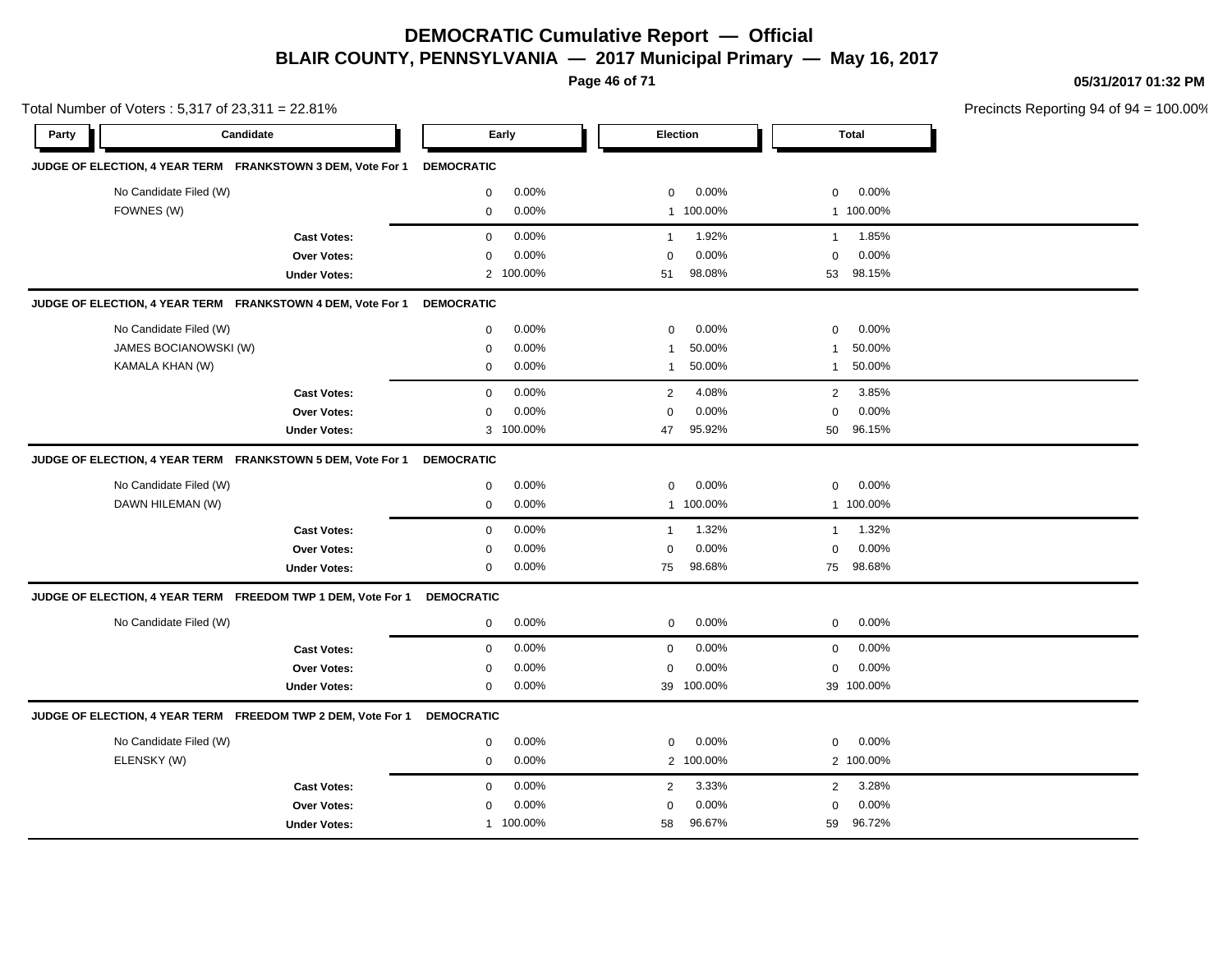# DEMOCRATIC Cumulative Report — Official

## BLAIR COUNTY, PENNSYLVANIA — 2017 Municipal Primary — May 16, 2017

05/31/2017 01:32 PM

Total Number of Voters : 5,317 of 23,311 = 22.81%

Precincts Reporting 94 of 94 = 100.00%

| Party | Candidate | Early | | Election | | Total | |
|---|---|---|---|---|---|---|---|
| **JUDGE OF ELECTION, 4 YEAR TERM FRANKSTOWN 3 DEM, Vote For 1** | | **DEMOCRATIC** | | | | | |
| | No Candidate Filed (W) | 0 | 0.00% | 0 | 0.00% | 0 | 0.00% |
| | FOWNES (W) | 0 | 0.00% | 1 | 100.00% | 1 | 100.00% |
| | **Cast Votes:** | 0 | 0.00% | 1 | 1.92% | 1 | 1.85% |
| | **Over Votes:** | 0 | 0.00% | 0 | 0.00% | 0 | 0.00% |
| | **Under Votes:** | 2 | 100.00% | 51 | 98.08% | 53 | 98.15% |
| **JUDGE OF ELECTION, 4 YEAR TERM FRANKSTOWN 4 DEM, Vote For 1** | | **DEMOCRATIC** | | | | | |
| | No Candidate Filed (W) | 0 | 0.00% | 0 | 0.00% | 0 | 0.00% |
| | JAMES BOCIANOWSKI (W) | 0 | 0.00% | 1 | 50.00% | 1 | 50.00% |
| | KAMALA KHAN (W) | 0 | 0.00% | 1 | 50.00% | 1 | 50.00% |
| | **Cast Votes:** | 0 | 0.00% | 2 | 4.08% | 2 | 3.85% |
| | **Over Votes:** | 0 | 0.00% | 0 | 0.00% | 0 | 0.00% |
| | **Under Votes:** | 3 | 100.00% | 47 | 95.92% | 50 | 96.15% |
| **JUDGE OF ELECTION, 4 YEAR TERM FRANKSTOWN 5 DEM, Vote For 1** | | **DEMOCRATIC** | | | | | |
| | No Candidate Filed (W) | 0 | 0.00% | 0 | 0.00% | 0 | 0.00% |
| | DAWN HILEMAN (W) | 0 | 0.00% | 1 | 100.00% | 1 | 100.00% |
| | **Cast Votes:** | 0 | 0.00% | 1 | 1.32% | 1 | 1.32% |
| | **Over Votes:** | 0 | 0.00% | 0 | 0.00% | 0 | 0.00% |
| | **Under Votes:** | 0 | 0.00% | 75 | 98.68% | 75 | 98.68% |
| **JUDGE OF ELECTION, 4 YEAR TERM FREEDOM TWP 1 DEM, Vote For 1** | | **DEMOCRATIC** | | | | | |
| | No Candidate Filed (W) | 0 | 0.00% | 0 | 0.00% | 0 | 0.00% |
| | **Cast Votes:** | 0 | 0.00% | 0 | 0.00% | 0 | 0.00% |
| | **Over Votes:** | 0 | 0.00% | 0 | 0.00% | 0 | 0.00% |
| | **Under Votes:** | 0 | 0.00% | 39 | 100.00% | 39 | 100.00% |
| **JUDGE OF ELECTION, 4 YEAR TERM FREEDOM TWP 2 DEM, Vote For 1** | | **DEMOCRATIC** | | | | | |
| | No Candidate Filed (W) | 0 | 0.00% | 0 | 0.00% | 0 | 0.00% |
| | ELENSKY (W) | 0 | 0.00% | 2 | 100.00% | 2 | 100.00% |
| | **Cast Votes:** | 0 | 0.00% | 2 | 3.33% | 2 | 3.28% |
| | **Over Votes:** | 0 | 0.00% | 0 | 0.00% | 0 | 0.00% |
| | **Under Votes:** | 1 | 100.00% | 58 | 96.67% | 59 | 96.72% |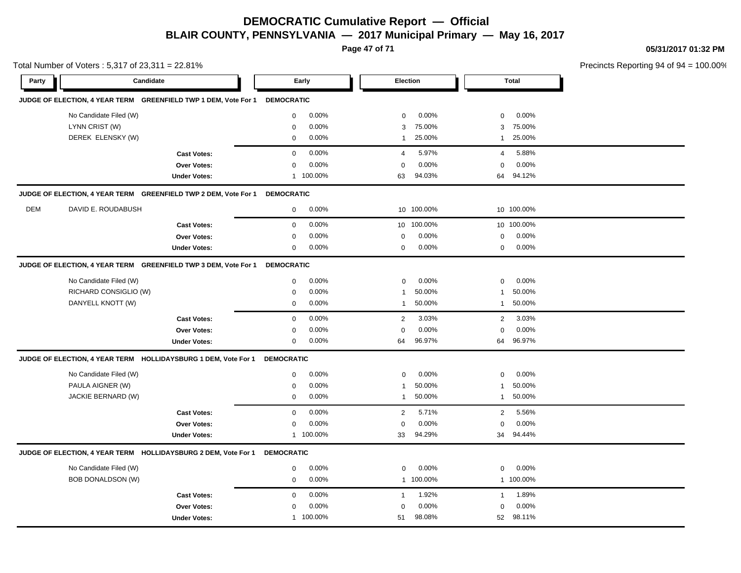# DEMOCRATIC Cumulative Report — Official

## BLAIR COUNTY, PENNSYLVANIA — 2017 Municipal Primary — May 16, 2017

05/31/2017 01:32 PM

Total Number of Voters : 5,317 of 23,311 = 22.81%

Precincts Reporting 94 of 94 = 100.00%

### JUDGE OF ELECTION, 4 YEAR TERM GREENFIELD TWP 1 DEM, Vote For 1 — DEMOCRATIC

| Party | Candidate | Early | | Election | | Total | |
|---|---|---|---|---|---|---|---|
| | No Candidate Filed (W) | 0 | 0.00% | 0 | 0.00% | 0 | 0.00% |
| | LYNN CRIST (W) | 0 | 0.00% | 3 | 75.00% | 3 | 75.00% |
| | DEREK ELENSKY (W) | 0 | 0.00% | 1 | 25.00% | 1 | 25.00% |
| | **Cast Votes:** | 0 | 0.00% | 4 | 5.97% | 4 | 5.88% |
| | **Over Votes:** | 0 | 0.00% | 0 | 0.00% | 0 | 0.00% |
| | **Under Votes:** | 1 | 100.00% | 63 | 94.03% | 64 | 94.12% |

### JUDGE OF ELECTION, 4 YEAR TERM GREENFIELD TWP 2 DEM, Vote For 1 — DEMOCRATIC

| Party | Candidate | Early | | Election | | Total | |
|---|---|---|---|---|---|---|---|
| DEM | DAVID E. ROUDABUSH | 0 | 0.00% | 10 | 100.00% | 10 | 100.00% |
| | **Cast Votes:** | 0 | 0.00% | 10 | 100.00% | 10 | 100.00% |
| | **Over Votes:** | 0 | 0.00% | 0 | 0.00% | 0 | 0.00% |
| | **Under Votes:** | 0 | 0.00% | 0 | 0.00% | 0 | 0.00% |

### JUDGE OF ELECTION, 4 YEAR TERM GREENFIELD TWP 3 DEM, Vote For 1 — DEMOCRATIC

| Party | Candidate | Early | | Election | | Total | |
|---|---|---|---|---|---|---|---|
| | No Candidate Filed (W) | 0 | 0.00% | 0 | 0.00% | 0 | 0.00% |
| | RICHARD CONSIGLIO (W) | 0 | 0.00% | 1 | 50.00% | 1 | 50.00% |
| | DANYELL KNOTT (W) | 0 | 0.00% | 1 | 50.00% | 1 | 50.00% |
| | **Cast Votes:** | 0 | 0.00% | 2 | 3.03% | 2 | 3.03% |
| | **Over Votes:** | 0 | 0.00% | 0 | 0.00% | 0 | 0.00% |
| | **Under Votes:** | 0 | 0.00% | 64 | 96.97% | 64 | 96.97% |

### JUDGE OF ELECTION, 4 YEAR TERM HOLLIDAYSBURG 1 DEM, Vote For 1 — DEMOCRATIC

| Party | Candidate | Early | | Election | | Total | |
|---|---|---|---|---|---|---|---|
| | No Candidate Filed (W) | 0 | 0.00% | 0 | 0.00% | 0 | 0.00% |
| | PAULA AIGNER (W) | 0 | 0.00% | 1 | 50.00% | 1 | 50.00% |
| | JACKIE BERNARD (W) | 0 | 0.00% | 1 | 50.00% | 1 | 50.00% |
| | **Cast Votes:** | 0 | 0.00% | 2 | 5.71% | 2 | 5.56% |
| | **Over Votes:** | 0 | 0.00% | 0 | 0.00% | 0 | 0.00% |
| | **Under Votes:** | 1 | 100.00% | 33 | 94.29% | 34 | 94.44% |

### JUDGE OF ELECTION, 4 YEAR TERM HOLLIDAYSBURG 2 DEM, Vote For 1 — DEMOCRATIC

| Party | Candidate | Early | | Election | | Total | |
|---|---|---|---|---|---|---|---|
| | No Candidate Filed (W) | 0 | 0.00% | 0 | 0.00% | 0 | 0.00% |
| | BOB DONALDSON (W) | 0 | 0.00% | 1 | 100.00% | 1 | 100.00% |
| | **Cast Votes:** | 0 | 0.00% | 1 | 1.92% | 1 | 1.89% |
| | **Over Votes:** | 0 | 0.00% | 0 | 0.00% | 0 | 0.00% |
| | **Under Votes:** | 1 | 100.00% | 51 | 98.08% | 52 | 98.11% |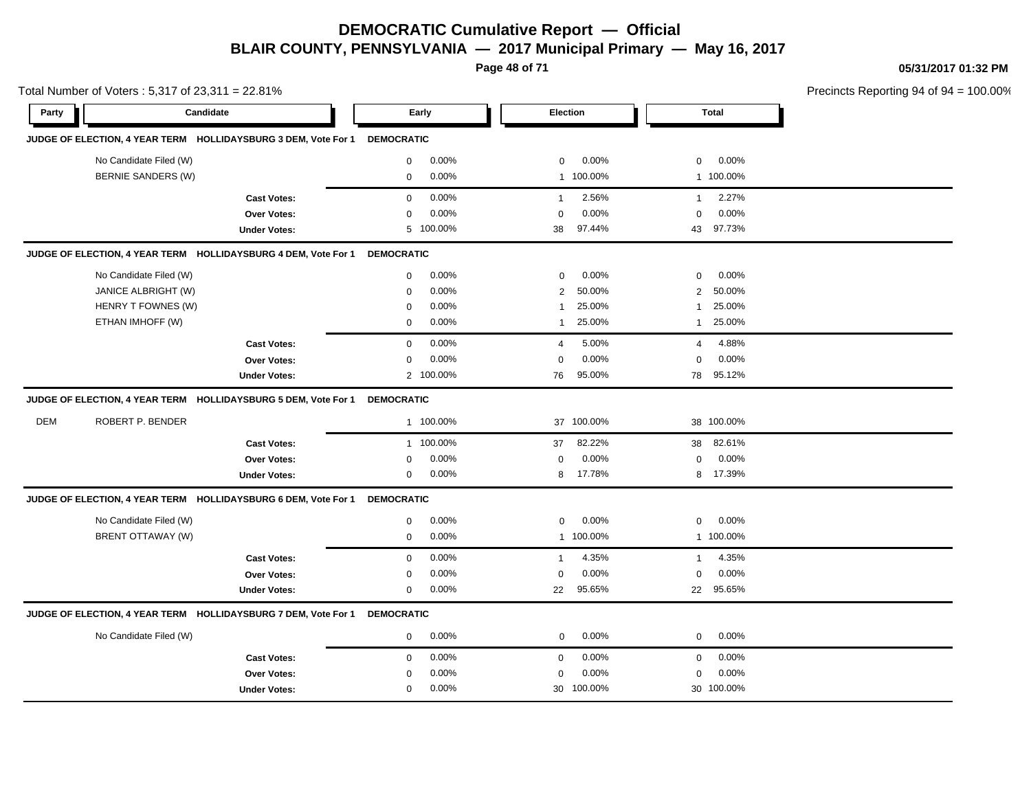# DEMOCRATIC Cumulative Report — Official

## BLAIR COUNTY, PENNSYLVANIA — 2017 Municipal Primary — May 16, 2017

05/31/2017 01:32 PM

Total Number of Voters : 5,317 of 23,311 = 22.81%

Precincts Reporting 94 of 94 = 100.00%

| Party | Candidate | Early | | Election | | Total | |
|---|---|---|---|---|---|---|---|
| **JUDGE OF ELECTION, 4 YEAR TERM HOLLIDAYSBURG 3 DEM, Vote For 1** | | **DEMOCRATIC** | | | | | |
| | No Candidate Filed (W) | 0 | 0.00% | 0 | 0.00% | 0 | 0.00% |
| | BERNIE SANDERS (W) | 0 | 0.00% | 1 | 100.00% | 1 | 100.00% |
| | **Cast Votes:** | 0 | 0.00% | 1 | 2.56% | 1 | 2.27% |
| | **Over Votes:** | 0 | 0.00% | 0 | 0.00% | 0 | 0.00% |
| | **Under Votes:** | 5 | 100.00% | 38 | 97.44% | 43 | 97.73% |
| **JUDGE OF ELECTION, 4 YEAR TERM HOLLIDAYSBURG 4 DEM, Vote For 1** | | **DEMOCRATIC** | | | | | |
| | No Candidate Filed (W) | 0 | 0.00% | 0 | 0.00% | 0 | 0.00% |
| | JANICE ALBRIGHT (W) | 0 | 0.00% | 2 | 50.00% | 2 | 50.00% |
| | HENRY T FOWNES (W) | 0 | 0.00% | 1 | 25.00% | 1 | 25.00% |
| | ETHAN IMHOFF (W) | 0 | 0.00% | 1 | 25.00% | 1 | 25.00% |
| | **Cast Votes:** | 0 | 0.00% | 4 | 5.00% | 4 | 4.88% |
| | **Over Votes:** | 0 | 0.00% | 0 | 0.00% | 0 | 0.00% |
| | **Under Votes:** | 2 | 100.00% | 76 | 95.00% | 78 | 95.12% |
| **JUDGE OF ELECTION, 4 YEAR TERM HOLLIDAYSBURG 5 DEM, Vote For 1** | | **DEMOCRATIC** | | | | | |
| DEM | ROBERT P. BENDER | 1 | 100.00% | 37 | 100.00% | 38 | 100.00% |
| | **Cast Votes:** | 1 | 100.00% | 37 | 82.22% | 38 | 82.61% |
| | **Over Votes:** | 0 | 0.00% | 0 | 0.00% | 0 | 0.00% |
| | **Under Votes:** | 0 | 0.00% | 8 | 17.78% | 8 | 17.39% |
| **JUDGE OF ELECTION, 4 YEAR TERM HOLLIDAYSBURG 6 DEM, Vote For 1** | | **DEMOCRATIC** | | | | | |
| | No Candidate Filed (W) | 0 | 0.00% | 0 | 0.00% | 0 | 0.00% |
| | BRENT OTTAWAY (W) | 0 | 0.00% | 1 | 100.00% | 1 | 100.00% |
| | **Cast Votes:** | 0 | 0.00% | 1 | 4.35% | 1 | 4.35% |
| | **Over Votes:** | 0 | 0.00% | 0 | 0.00% | 0 | 0.00% |
| | **Under Votes:** | 0 | 0.00% | 22 | 95.65% | 22 | 95.65% |
| **JUDGE OF ELECTION, 4 YEAR TERM HOLLIDAYSBURG 7 DEM, Vote For 1** | | **DEMOCRATIC** | | | | | |
| | No Candidate Filed (W) | 0 | 0.00% | 0 | 0.00% | 0 | 0.00% |
| | **Cast Votes:** | 0 | 0.00% | 0 | 0.00% | 0 | 0.00% |
| | **Over Votes:** | 0 | 0.00% | 0 | 0.00% | 0 | 0.00% |
| | **Under Votes:** | 0 | 0.00% | 30 | 100.00% | 30 | 100.00% |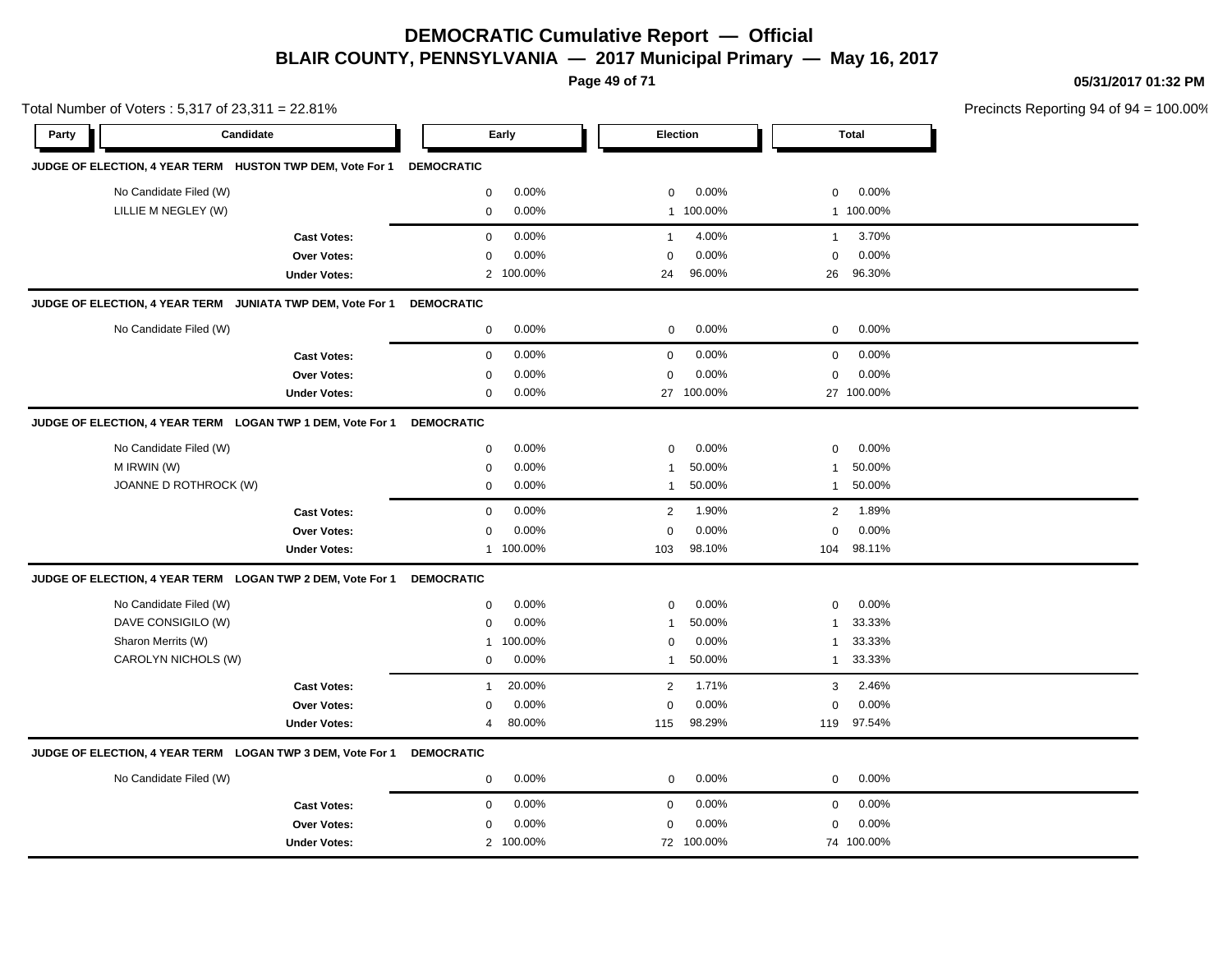# DEMOCRATIC Cumulative Report — Official
## BLAIR COUNTY, PENNSYLVANIA — 2017 Municipal Primary — May 16, 2017

05/31/2017 01:32 PM

Total Number of Voters : 5,317 of 23,311 = 22.81%

Precincts Reporting 94 of 94 = 100.00%

| Party | Candidate | Early | | Election | | Total | |
|---|---|---|---|---|---|---|---|
| **JUDGE OF ELECTION, 4 YEAR TERM HUSTON TWP DEM, Vote For 1** | | **DEMOCRATIC** | | | | | |
| | No Candidate Filed (W) | 0 | 0.00% | 0 | 0.00% | 0 | 0.00% |
| | LILLIE M NEGLEY (W) | 0 | 0.00% | 1 | 100.00% | 1 | 100.00% |
| | **Cast Votes:** | 0 | 0.00% | 1 | 4.00% | 1 | 3.70% |
| | **Over Votes:** | 0 | 0.00% | 0 | 0.00% | 0 | 0.00% |
| | **Under Votes:** | 2 | 100.00% | 24 | 96.00% | 26 | 96.30% |
| **JUDGE OF ELECTION, 4 YEAR TERM JUNIATA TWP DEM, Vote For 1** | | **DEMOCRATIC** | | | | | |
| | No Candidate Filed (W) | 0 | 0.00% | 0 | 0.00% | 0 | 0.00% |
| | **Cast Votes:** | 0 | 0.00% | 0 | 0.00% | 0 | 0.00% |
| | **Over Votes:** | 0 | 0.00% | 0 | 0.00% | 0 | 0.00% |
| | **Under Votes:** | 0 | 0.00% | 27 | 100.00% | 27 | 100.00% |
| **JUDGE OF ELECTION, 4 YEAR TERM LOGAN TWP 1 DEM, Vote For 1** | | **DEMOCRATIC** | | | | | |
| | No Candidate Filed (W) | 0 | 0.00% | 0 | 0.00% | 0 | 0.00% |
| | M IRWIN (W) | 0 | 0.00% | 1 | 50.00% | 1 | 50.00% |
| | JOANNE D ROTHROCK (W) | 0 | 0.00% | 1 | 50.00% | 1 | 50.00% |
| | **Cast Votes:** | 0 | 0.00% | 2 | 1.90% | 2 | 1.89% |
| | **Over Votes:** | 0 | 0.00% | 0 | 0.00% | 0 | 0.00% |
| | **Under Votes:** | 1 | 100.00% | 103 | 98.10% | 104 | 98.11% |
| **JUDGE OF ELECTION, 4 YEAR TERM LOGAN TWP 2 DEM, Vote For 1** | | **DEMOCRATIC** | | | | | |
| | No Candidate Filed (W) | 0 | 0.00% | 0 | 0.00% | 0 | 0.00% |
| | DAVE CONSIGILO (W) | 0 | 0.00% | 1 | 50.00% | 1 | 33.33% |
| | Sharon Merrits (W) | 1 | 100.00% | 0 | 0.00% | 1 | 33.33% |
| | CAROLYN NICHOLS (W) | 0 | 0.00% | 1 | 50.00% | 1 | 33.33% |
| | **Cast Votes:** | 1 | 20.00% | 2 | 1.71% | 3 | 2.46% |
| | **Over Votes:** | 0 | 0.00% | 0 | 0.00% | 0 | 0.00% |
| | **Under Votes:** | 4 | 80.00% | 115 | 98.29% | 119 | 97.54% |
| **JUDGE OF ELECTION, 4 YEAR TERM LOGAN TWP 3 DEM, Vote For 1** | | **DEMOCRATIC** | | | | | |
| | No Candidate Filed (W) | 0 | 0.00% | 0 | 0.00% | 0 | 0.00% |
| | **Cast Votes:** | 0 | 0.00% | 0 | 0.00% | 0 | 0.00% |
| | **Over Votes:** | 0 | 0.00% | 0 | 0.00% | 0 | 0.00% |
| | **Under Votes:** | 2 | 100.00% | 72 | 100.00% | 74 | 100.00% |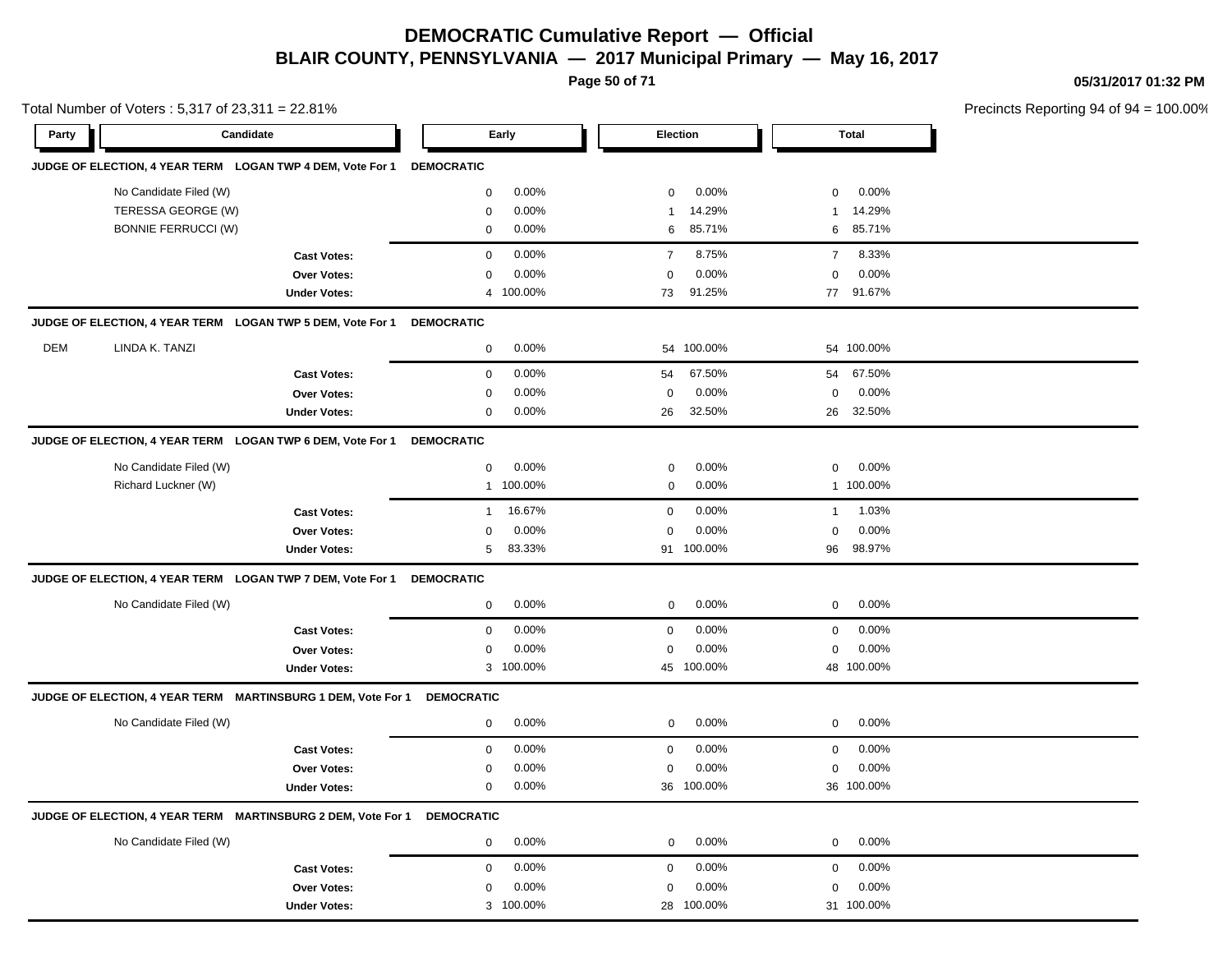# DEMOCRATIC Cumulative Report — Official

## BLAIR COUNTY, PENNSYLVANIA — 2017 Municipal Primary — May 16, 2017

05/31/2017 01:32 PM

Total Number of Voters : 5,317 of 23,311 = 22.81%

Precincts Reporting 94 of 94 = 100.00%

| Party | Candidate | Early | | Election | | Total | |
|---|---|---|---|---|---|---|---|
| **JUDGE OF ELECTION, 4 YEAR TERM LOGAN TWP 4 DEM, Vote For 1** | **DEMOCRATIC** | | | | | | |
| | No Candidate Filed (W) | 0 | 0.00% | 0 | 0.00% | 0 | 0.00% |
| | TERESSA GEORGE (W) | 0 | 0.00% | 1 | 14.29% | 1 | 14.29% |
| | BONNIE FERRUCCI (W) | 0 | 0.00% | 6 | 85.71% | 6 | 85.71% |
| | **Cast Votes:** | 0 | 0.00% | 7 | 8.75% | 7 | 8.33% |
| | **Over Votes:** | 0 | 0.00% | 0 | 0.00% | 0 | 0.00% |
| | **Under Votes:** | 4 | 100.00% | 73 | 91.25% | 77 | 91.67% |
| **JUDGE OF ELECTION, 4 YEAR TERM LOGAN TWP 5 DEM, Vote For 1** | **DEMOCRATIC** | | | | | | |
| DEM | LINDA K. TANZI | 0 | 0.00% | 54 | 100.00% | 54 | 100.00% |
| | **Cast Votes:** | 0 | 0.00% | 54 | 67.50% | 54 | 67.50% |
| | **Over Votes:** | 0 | 0.00% | 0 | 0.00% | 0 | 0.00% |
| | **Under Votes:** | 0 | 0.00% | 26 | 32.50% | 26 | 32.50% |
| **JUDGE OF ELECTION, 4 YEAR TERM LOGAN TWP 6 DEM, Vote For 1** | **DEMOCRATIC** | | | | | | |
| | No Candidate Filed (W) | 0 | 0.00% | 0 | 0.00% | 0 | 0.00% |
| | Richard Luckner (W) | 1 | 100.00% | 0 | 0.00% | 1 | 100.00% |
| | **Cast Votes:** | 1 | 16.67% | 0 | 0.00% | 1 | 1.03% |
| | **Over Votes:** | 0 | 0.00% | 0 | 0.00% | 0 | 0.00% |
| | **Under Votes:** | 5 | 83.33% | 91 | 100.00% | 96 | 98.97% |
| **JUDGE OF ELECTION, 4 YEAR TERM LOGAN TWP 7 DEM, Vote For 1** | **DEMOCRATIC** | | | | | | |
| | No Candidate Filed (W) | 0 | 0.00% | 0 | 0.00% | 0 | 0.00% |
| | **Cast Votes:** | 0 | 0.00% | 0 | 0.00% | 0 | 0.00% |
| | **Over Votes:** | 0 | 0.00% | 0 | 0.00% | 0 | 0.00% |
| | **Under Votes:** | 3 | 100.00% | 45 | 100.00% | 48 | 100.00% |
| **JUDGE OF ELECTION, 4 YEAR TERM MARTINSBURG 1 DEM, Vote For 1** | **DEMOCRATIC** | | | | | | |
| | No Candidate Filed (W) | 0 | 0.00% | 0 | 0.00% | 0 | 0.00% |
| | **Cast Votes:** | 0 | 0.00% | 0 | 0.00% | 0 | 0.00% |
| | **Over Votes:** | 0 | 0.00% | 0 | 0.00% | 0 | 0.00% |
| | **Under Votes:** | 0 | 0.00% | 36 | 100.00% | 36 | 100.00% |
| **JUDGE OF ELECTION, 4 YEAR TERM MARTINSBURG 2 DEM, Vote For 1** | **DEMOCRATIC** | | | | | | |
| | No Candidate Filed (W) | 0 | 0.00% | 0 | 0.00% | 0 | 0.00% |
| | **Cast Votes:** | 0 | 0.00% | 0 | 0.00% | 0 | 0.00% |
| | **Over Votes:** | 0 | 0.00% | 0 | 0.00% | 0 | 0.00% |
| | **Under Votes:** | 3 | 100.00% | 28 | 100.00% | 31 | 100.00% |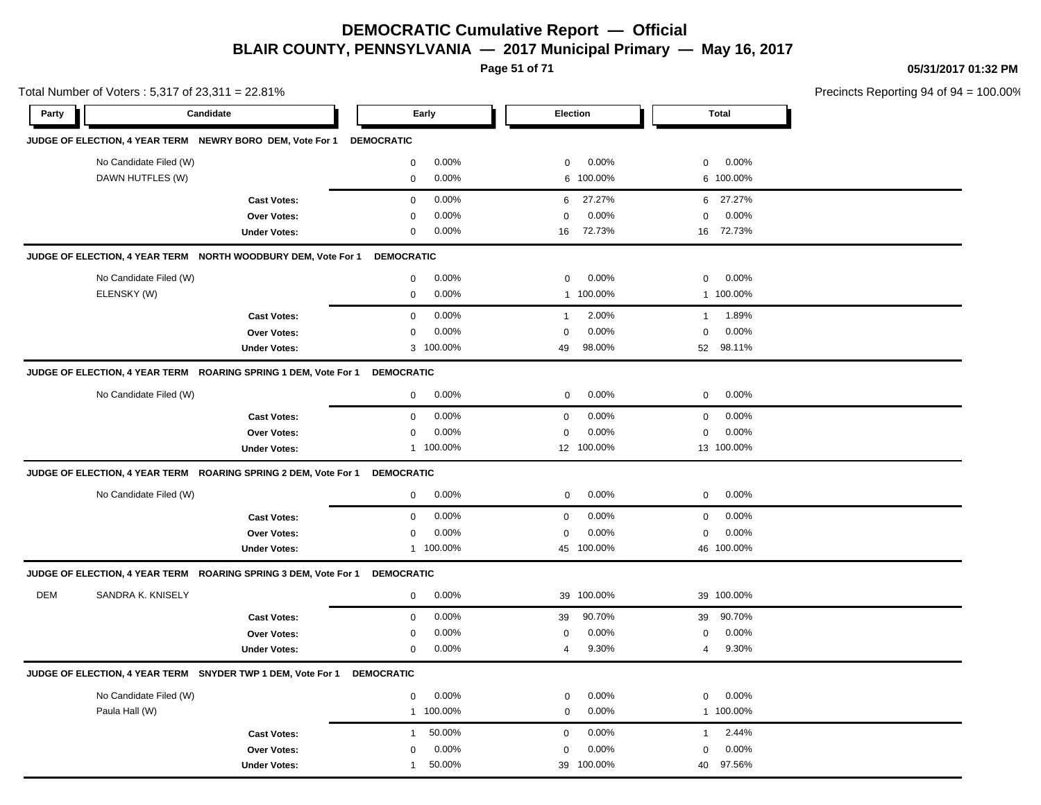# DEMOCRATIC Cumulative Report — Official

## BLAIR COUNTY, PENNSYLVANIA — 2017 Municipal Primary — May 16, 2017

05/31/2017 01:32 PM

Total Number of Voters : 5,317 of 23,311 = 22.81%

Precincts Reporting 94 of 94 = 100.00%

| Party | Candidate | Early | | Election | | Total | |
|---|---|---|---|---|---|---|---|
| **JUDGE OF ELECTION, 4 YEAR TERM NEWRY BORO DEM, Vote For 1** | **DEMOCRATIC** | | | | | | |
| | No Candidate Filed (W) | 0 | 0.00% | 0 | 0.00% | 0 | 0.00% |
| | DAWN HUTFLES (W) | 0 | 0.00% | 6 | 100.00% | 6 | 100.00% |
| | **Cast Votes:** | 0 | 0.00% | 6 | 27.27% | 6 | 27.27% |
| | **Over Votes:** | 0 | 0.00% | 0 | 0.00% | 0 | 0.00% |
| | **Under Votes:** | 0 | 0.00% | 16 | 72.73% | 16 | 72.73% |
| **JUDGE OF ELECTION, 4 YEAR TERM NORTH WOODBURY DEM, Vote For 1** | **DEMOCRATIC** | | | | | | |
| | No Candidate Filed (W) | 0 | 0.00% | 0 | 0.00% | 0 | 0.00% |
| | ELENSKY (W) | 0 | 0.00% | 1 | 100.00% | 1 | 100.00% |
| | **Cast Votes:** | 0 | 0.00% | 1 | 2.00% | 1 | 1.89% |
| | **Over Votes:** | 0 | 0.00% | 0 | 0.00% | 0 | 0.00% |
| | **Under Votes:** | 3 | 100.00% | 49 | 98.00% | 52 | 98.11% |
| **JUDGE OF ELECTION, 4 YEAR TERM ROARING SPRING 1 DEM, Vote For 1** | **DEMOCRATIC** | | | | | | |
| | No Candidate Filed (W) | 0 | 0.00% | 0 | 0.00% | 0 | 0.00% |
| | **Cast Votes:** | 0 | 0.00% | 0 | 0.00% | 0 | 0.00% |
| | **Over Votes:** | 0 | 0.00% | 0 | 0.00% | 0 | 0.00% |
| | **Under Votes:** | 1 | 100.00% | 12 | 100.00% | 13 | 100.00% |
| **JUDGE OF ELECTION, 4 YEAR TERM ROARING SPRING 2 DEM, Vote For 1** | **DEMOCRATIC** | | | | | | |
| | No Candidate Filed (W) | 0 | 0.00% | 0 | 0.00% | 0 | 0.00% |
| | **Cast Votes:** | 0 | 0.00% | 0 | 0.00% | 0 | 0.00% |
| | **Over Votes:** | 0 | 0.00% | 0 | 0.00% | 0 | 0.00% |
| | **Under Votes:** | 1 | 100.00% | 45 | 100.00% | 46 | 100.00% |
| **JUDGE OF ELECTION, 4 YEAR TERM ROARING SPRING 3 DEM, Vote For 1** | **DEMOCRATIC** | | | | | | |
| DEM | SANDRA K. KNISELY | 0 | 0.00% | 39 | 100.00% | 39 | 100.00% |
| | **Cast Votes:** | 0 | 0.00% | 39 | 90.70% | 39 | 90.70% |
| | **Over Votes:** | 0 | 0.00% | 0 | 0.00% | 0 | 0.00% |
| | **Under Votes:** | 0 | 0.00% | 4 | 9.30% | 4 | 9.30% |
| **JUDGE OF ELECTION, 4 YEAR TERM SNYDER TWP 1 DEM, Vote For 1** | **DEMOCRATIC** | | | | | | |
| | No Candidate Filed (W) | 0 | 0.00% | 0 | 0.00% | 0 | 0.00% |
| | Paula Hall (W) | 1 | 100.00% | 0 | 0.00% | 1 | 100.00% |
| | **Cast Votes:** | 1 | 50.00% | 0 | 0.00% | 1 | 2.44% |
| | **Over Votes:** | 0 | 0.00% | 0 | 0.00% | 0 | 0.00% |
| | **Under Votes:** | 1 | 50.00% | 39 | 100.00% | 40 | 97.56% |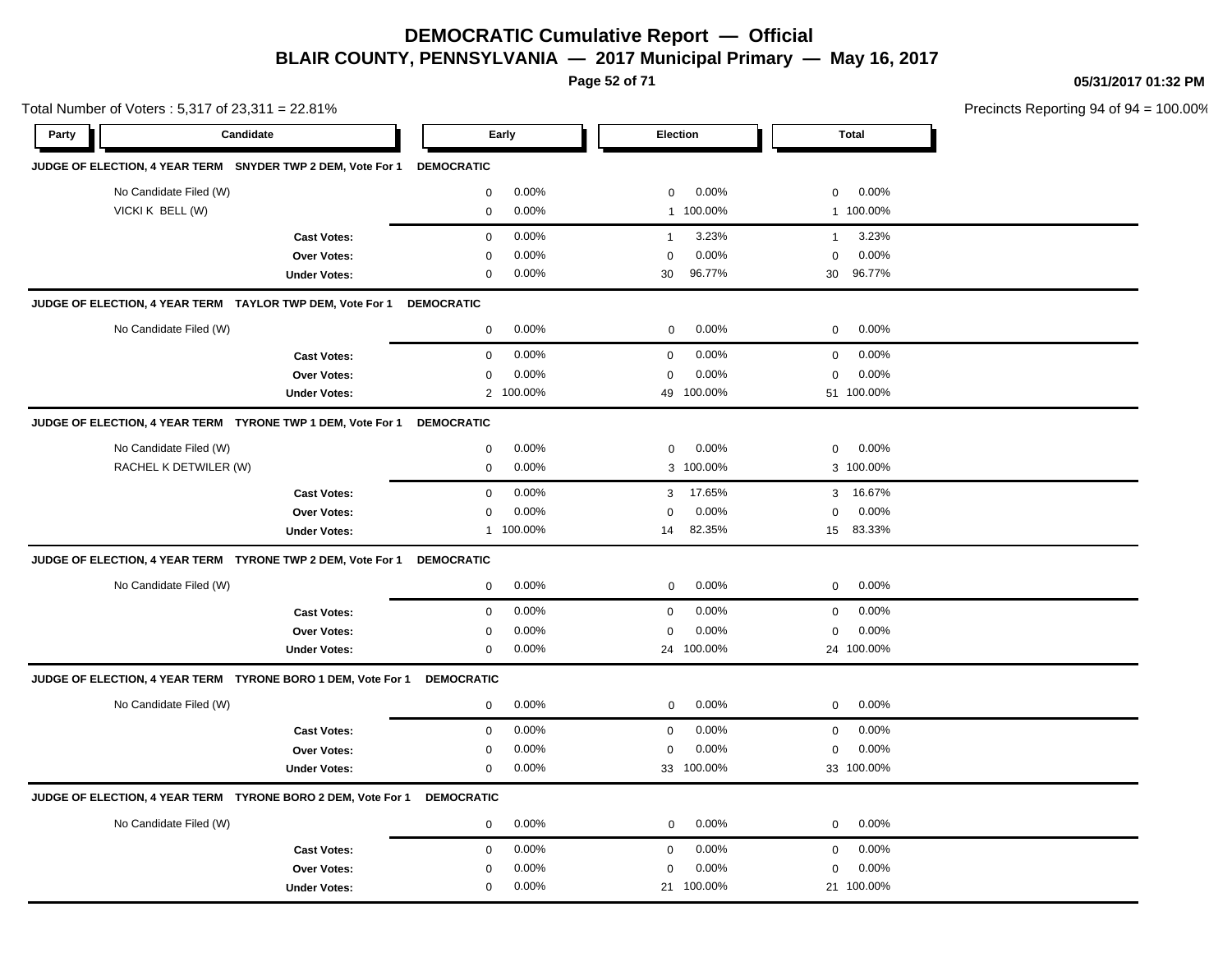# DEMOCRATIC Cumulative Report — Official

## BLAIR COUNTY, PENNSYLVANIA — 2017 Municipal Primary — May 16, 2017

05/31/2017 01:32 PM

Total Number of Voters : 5,317 of 23,311 = 22.81%

Precincts Reporting 94 of 94 = 100.00%

### JUDGE OF ELECTION, 4 YEAR TERM SNYDER TWP 2 DEM, Vote For 1 — DEMOCRATIC

| Party | Candidate | Early | | Election | | Total | |
|---|---|---|---|---|---|---|---|
| | No Candidate Filed (W) | 0 | 0.00% | 0 | 0.00% | 0 | 0.00% |
| | VICKI K BELL (W) | 0 | 0.00% | 1 | 100.00% | 1 | 100.00% |
| | **Cast Votes:** | 0 | 0.00% | 1 | 3.23% | 1 | 3.23% |
| | **Over Votes:** | 0 | 0.00% | 0 | 0.00% | 0 | 0.00% |
| | **Under Votes:** | 0 | 0.00% | 30 | 96.77% | 30 | 96.77% |

### JUDGE OF ELECTION, 4 YEAR TERM TAYLOR TWP DEM, Vote For 1 — DEMOCRATIC

| Party | Candidate | Early | | Election | | Total | |
|---|---|---|---|---|---|---|---|
| | No Candidate Filed (W) | 0 | 0.00% | 0 | 0.00% | 0 | 0.00% |
| | **Cast Votes:** | 0 | 0.00% | 0 | 0.00% | 0 | 0.00% |
| | **Over Votes:** | 0 | 0.00% | 0 | 0.00% | 0 | 0.00% |
| | **Under Votes:** | 2 | 100.00% | 49 | 100.00% | 51 | 100.00% |

### JUDGE OF ELECTION, 4 YEAR TERM TYRONE TWP 1 DEM, Vote For 1 — DEMOCRATIC

| Party | Candidate | Early | | Election | | Total | |
|---|---|---|---|---|---|---|---|
| | No Candidate Filed (W) | 0 | 0.00% | 0 | 0.00% | 0 | 0.00% |
| | RACHEL K DETWILER (W) | 0 | 0.00% | 3 | 100.00% | 3 | 100.00% |
| | **Cast Votes:** | 0 | 0.00% | 3 | 17.65% | 3 | 16.67% |
| | **Over Votes:** | 0 | 0.00% | 0 | 0.00% | 0 | 0.00% |
| | **Under Votes:** | 1 | 100.00% | 14 | 82.35% | 15 | 83.33% |

### JUDGE OF ELECTION, 4 YEAR TERM TYRONE TWP 2 DEM, Vote For 1 — DEMOCRATIC

| Party | Candidate | Early | | Election | | Total | |
|---|---|---|---|---|---|---|---|
| | No Candidate Filed (W) | 0 | 0.00% | 0 | 0.00% | 0 | 0.00% |
| | **Cast Votes:** | 0 | 0.00% | 0 | 0.00% | 0 | 0.00% |
| | **Over Votes:** | 0 | 0.00% | 0 | 0.00% | 0 | 0.00% |
| | **Under Votes:** | 0 | 0.00% | 24 | 100.00% | 24 | 100.00% |

### JUDGE OF ELECTION, 4 YEAR TERM TYRONE BORO 1 DEM, Vote For 1 — DEMOCRATIC

| Party | Candidate | Early | | Election | | Total | |
|---|---|---|---|---|---|---|---|
| | No Candidate Filed (W) | 0 | 0.00% | 0 | 0.00% | 0 | 0.00% |
| | **Cast Votes:** | 0 | 0.00% | 0 | 0.00% | 0 | 0.00% |
| | **Over Votes:** | 0 | 0.00% | 0 | 0.00% | 0 | 0.00% |
| | **Under Votes:** | 0 | 0.00% | 33 | 100.00% | 33 | 100.00% |

### JUDGE OF ELECTION, 4 YEAR TERM TYRONE BORO 2 DEM, Vote For 1 — DEMOCRATIC

| Party | Candidate | Early | | Election | | Total | |
|---|---|---|---|---|---|---|---|
| | No Candidate Filed (W) | 0 | 0.00% | 0 | 0.00% | 0 | 0.00% |
| | **Cast Votes:** | 0 | 0.00% | 0 | 0.00% | 0 | 0.00% |
| | **Over Votes:** | 0 | 0.00% | 0 | 0.00% | 0 | 0.00% |
| | **Under Votes:** | 0 | 0.00% | 21 | 100.00% | 21 | 100.00% |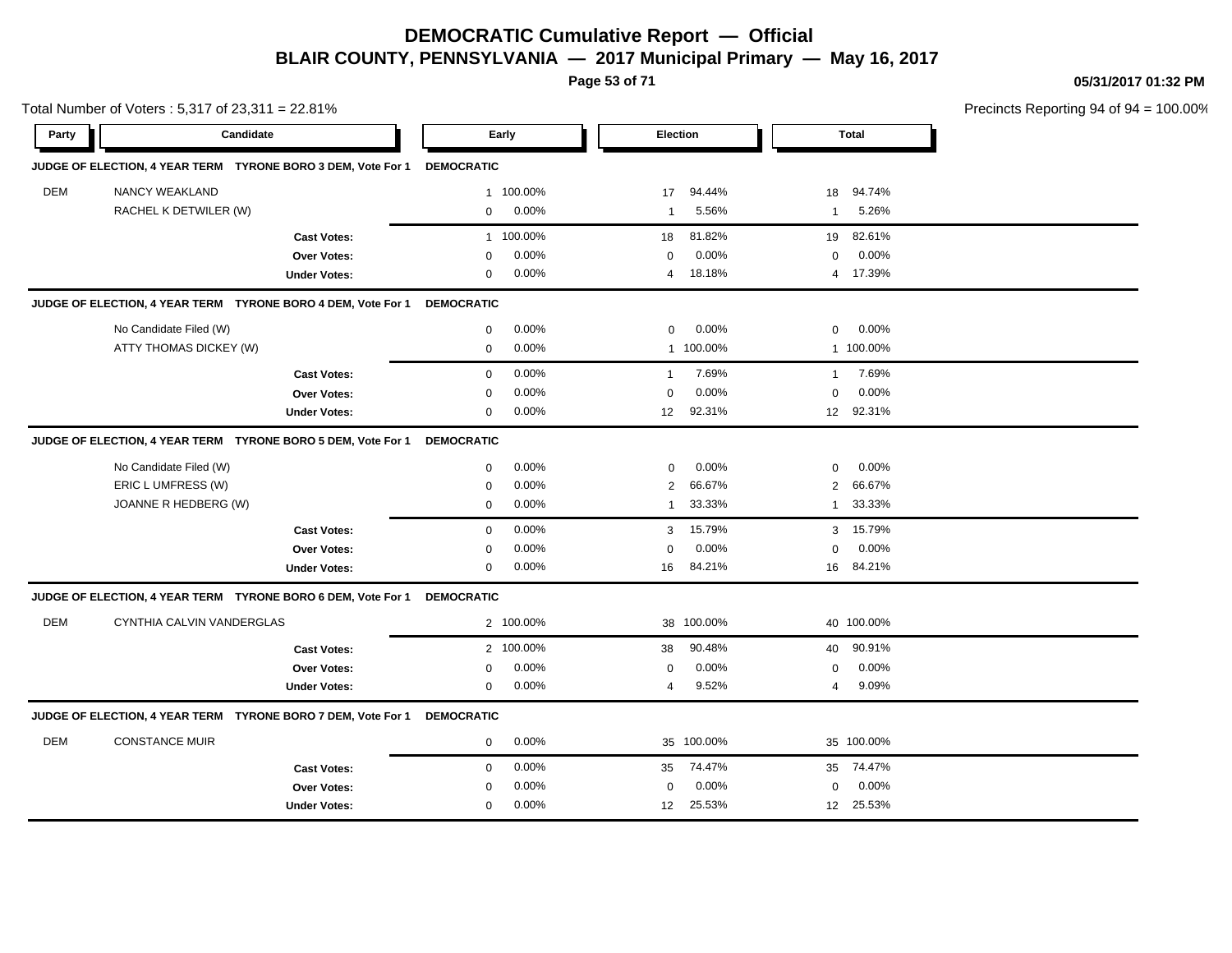# DEMOCRATIC Cumulative Report — Official

## BLAIR COUNTY, PENNSYLVANIA — 2017 Municipal Primary — May 16, 2017

05/31/2017 01:32 PM

Total Number of Voters : 5,317 of 23,311 = 22.81%

Precincts Reporting 94 of 94 = 100.00%

| Party | Candidate | Early | | Election | | Total | |
|---|---|---|---|---|---|---|---|
| **JUDGE OF ELECTION, 4 YEAR TERM TYRONE BORO 3 DEM, Vote For 1** | | **DEMOCRATIC** | | | | | |
| DEM | NANCY WEAKLAND | 1 | 100.00% | 17 | 94.44% | 18 | 94.74% |
| | RACHEL K DETWILER (W) | 0 | 0.00% | 1 | 5.56% | 1 | 5.26% |
| | **Cast Votes:** | 1 | 100.00% | 18 | 81.82% | 19 | 82.61% |
| | **Over Votes:** | 0 | 0.00% | 0 | 0.00% | 0 | 0.00% |
| | **Under Votes:** | 0 | 0.00% | 4 | 18.18% | 4 | 17.39% |
| **JUDGE OF ELECTION, 4 YEAR TERM TYRONE BORO 4 DEM, Vote For 1** | | **DEMOCRATIC** | | | | | |
| | No Candidate Filed (W) | 0 | 0.00% | 0 | 0.00% | 0 | 0.00% |
| | ATTY THOMAS DICKEY (W) | 0 | 0.00% | 1 | 100.00% | 1 | 100.00% |
| | **Cast Votes:** | 0 | 0.00% | 1 | 7.69% | 1 | 7.69% |
| | **Over Votes:** | 0 | 0.00% | 0 | 0.00% | 0 | 0.00% |
| | **Under Votes:** | 0 | 0.00% | 12 | 92.31% | 12 | 92.31% |
| **JUDGE OF ELECTION, 4 YEAR TERM TYRONE BORO 5 DEM, Vote For 1** | | **DEMOCRATIC** | | | | | |
| | No Candidate Filed (W) | 0 | 0.00% | 0 | 0.00% | 0 | 0.00% |
| | ERIC L UMFRESS (W) | 0 | 0.00% | 2 | 66.67% | 2 | 66.67% |
| | JOANNE R HEDBERG (W) | 0 | 0.00% | 1 | 33.33% | 1 | 33.33% |
| | **Cast Votes:** | 0 | 0.00% | 3 | 15.79% | 3 | 15.79% |
| | **Over Votes:** | 0 | 0.00% | 0 | 0.00% | 0 | 0.00% |
| | **Under Votes:** | 0 | 0.00% | 16 | 84.21% | 16 | 84.21% |
| **JUDGE OF ELECTION, 4 YEAR TERM TYRONE BORO 6 DEM, Vote For 1** | | **DEMOCRATIC** | | | | | |
| DEM | CYNTHIA CALVIN VANDERGLAS | 2 | 100.00% | 38 | 100.00% | 40 | 100.00% |
| | **Cast Votes:** | 2 | 100.00% | 38 | 90.48% | 40 | 90.91% |
| | **Over Votes:** | 0 | 0.00% | 0 | 0.00% | 0 | 0.00% |
| | **Under Votes:** | 0 | 0.00% | 4 | 9.52% | 4 | 9.09% |
| **JUDGE OF ELECTION, 4 YEAR TERM TYRONE BORO 7 DEM, Vote For 1** | | **DEMOCRATIC** | | | | | |
| DEM | CONSTANCE MUIR | 0 | 0.00% | 35 | 100.00% | 35 | 100.00% |
| | **Cast Votes:** | 0 | 0.00% | 35 | 74.47% | 35 | 74.47% |
| | **Over Votes:** | 0 | 0.00% | 0 | 0.00% | 0 | 0.00% |
| | **Under Votes:** | 0 | 0.00% | 12 | 25.53% | 12 | 25.53% |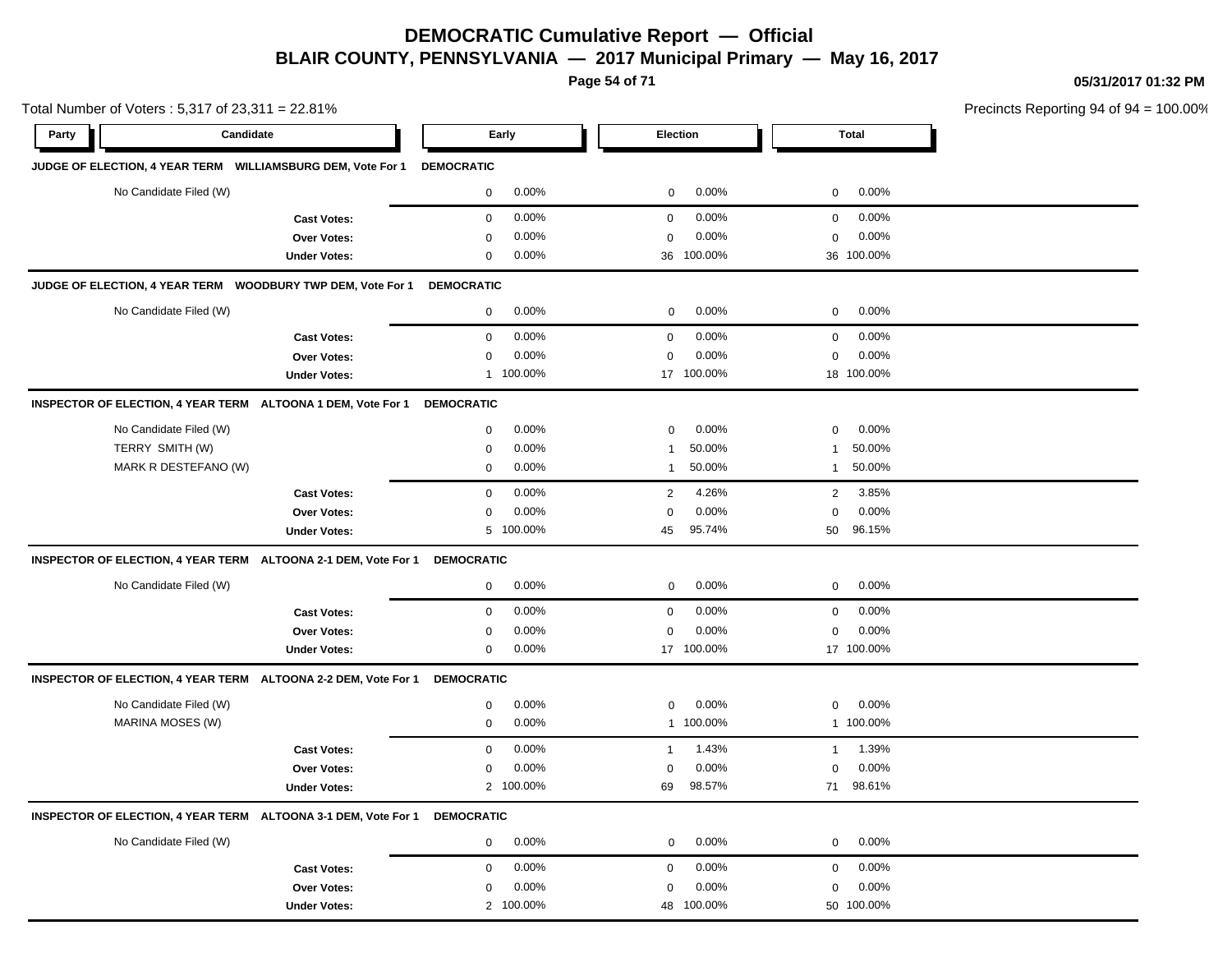# DEMOCRATIC Cumulative Report — Official

## BLAIR COUNTY, PENNSYLVANIA — 2017 Municipal Primary — May 16, 2017

05/31/2017 01:32 PM

Total Number of Voters : 5,317 of 23,311 = 22.81%

Precincts Reporting 94 of 94 = 100.00%

| Party | Candidate | Early | | Election | | Total | |
|---|---|---|---|---|---|---|---|
| **JUDGE OF ELECTION, 4 YEAR TERM WILLIAMSBURG DEM, Vote For 1** | | **DEMOCRATIC** | | | | | |
| | No Candidate Filed (W) | 0 | 0.00% | 0 | 0.00% | 0 | 0.00% |
| | **Cast Votes:** | 0 | 0.00% | 0 | 0.00% | 0 | 0.00% |
| | **Over Votes:** | 0 | 0.00% | 0 | 0.00% | 0 | 0.00% |
| | **Under Votes:** | 0 | 0.00% | 36 | 100.00% | 36 | 100.00% |
| **JUDGE OF ELECTION, 4 YEAR TERM WOODBURY TWP DEM, Vote For 1** | | **DEMOCRATIC** | | | | | |
| | No Candidate Filed (W) | 0 | 0.00% | 0 | 0.00% | 0 | 0.00% |
| | **Cast Votes:** | 0 | 0.00% | 0 | 0.00% | 0 | 0.00% |
| | **Over Votes:** | 0 | 0.00% | 0 | 0.00% | 0 | 0.00% |
| | **Under Votes:** | 1 | 100.00% | 17 | 100.00% | 18 | 100.00% |
| **INSPECTOR OF ELECTION, 4 YEAR TERM ALTOONA 1 DEM, Vote For 1** | | **DEMOCRATIC** | | | | | |
| | No Candidate Filed (W) | 0 | 0.00% | 0 | 0.00% | 0 | 0.00% |
| | TERRY SMITH (W) | 0 | 0.00% | 1 | 50.00% | 1 | 50.00% |
| | MARK R DESTEFANO (W) | 0 | 0.00% | 1 | 50.00% | 1 | 50.00% |
| | **Cast Votes:** | 0 | 0.00% | 2 | 4.26% | 2 | 3.85% |
| | **Over Votes:** | 0 | 0.00% | 0 | 0.00% | 0 | 0.00% |
| | **Under Votes:** | 5 | 100.00% | 45 | 95.74% | 50 | 96.15% |
| **INSPECTOR OF ELECTION, 4 YEAR TERM ALTOONA 2-1 DEM, Vote For 1** | | **DEMOCRATIC** | | | | | |
| | No Candidate Filed (W) | 0 | 0.00% | 0 | 0.00% | 0 | 0.00% |
| | **Cast Votes:** | 0 | 0.00% | 0 | 0.00% | 0 | 0.00% |
| | **Over Votes:** | 0 | 0.00% | 0 | 0.00% | 0 | 0.00% |
| | **Under Votes:** | 0 | 0.00% | 17 | 100.00% | 17 | 100.00% |
| **INSPECTOR OF ELECTION, 4 YEAR TERM ALTOONA 2-2 DEM, Vote For 1** | | **DEMOCRATIC** | | | | | |
| | No Candidate Filed (W) | 0 | 0.00% | 0 | 0.00% | 0 | 0.00% |
| | MARINA MOSES (W) | 0 | 0.00% | 1 | 100.00% | 1 | 100.00% |
| | **Cast Votes:** | 0 | 0.00% | 1 | 1.43% | 1 | 1.39% |
| | **Over Votes:** | 0 | 0.00% | 0 | 0.00% | 0 | 0.00% |
| | **Under Votes:** | 2 | 100.00% | 69 | 98.57% | 71 | 98.61% |
| **INSPECTOR OF ELECTION, 4 YEAR TERM ALTOONA 3-1 DEM, Vote For 1** | | **DEMOCRATIC** | | | | | |
| | No Candidate Filed (W) | 0 | 0.00% | 0 | 0.00% | 0 | 0.00% |
| | **Cast Votes:** | 0 | 0.00% | 0 | 0.00% | 0 | 0.00% |
| | **Over Votes:** | 0 | 0.00% | 0 | 0.00% | 0 | 0.00% |
| | **Under Votes:** | 2 | 100.00% | 48 | 100.00% | 50 | 100.00% |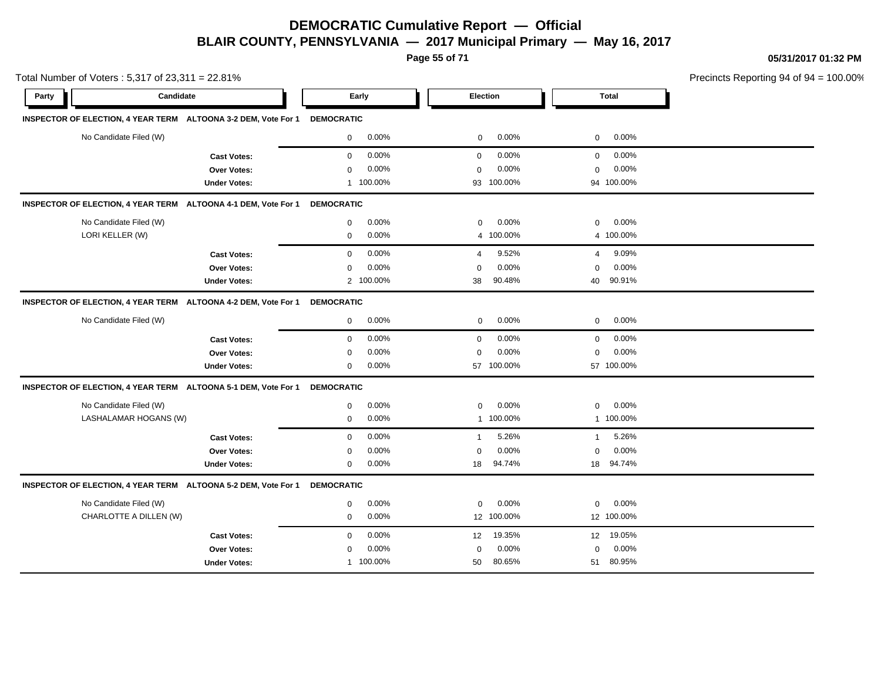# DEMOCRATIC Cumulative Report — Official

## BLAIR COUNTY, PENNSYLVANIA — 2017 Municipal Primary — May 16, 2017

05/31/2017 01:32 PM

Total Number of Voters : 5,317 of 23,311 = 22.81%

Precincts Reporting 94 of 94 = 100.00%

| Party | Candidate | | Early | | Election | | Total | |
|---|---|---|---|---|---|---|---|---|
| **INSPECTOR OF ELECTION, 4 YEAR TERM ALTOONA 3-2 DEM, Vote For 1** | | **DEMOCRATIC** | | | | | | |
| | No Candidate Filed (W) | | 0 | 0.00% | 0 | 0.00% | 0 | 0.00% |
| | | **Cast Votes:** | 0 | 0.00% | 0 | 0.00% | 0 | 0.00% |
| | | **Over Votes:** | 0 | 0.00% | 0 | 0.00% | 0 | 0.00% |
| | | **Under Votes:** | 1 | 100.00% | 93 | 100.00% | 94 | 100.00% |
| **INSPECTOR OF ELECTION, 4 YEAR TERM ALTOONA 4-1 DEM, Vote For 1** | | **DEMOCRATIC** | | | | | | |
| | No Candidate Filed (W) | | 0 | 0.00% | 0 | 0.00% | 0 | 0.00% |
| | LORI KELLER (W) | | 0 | 0.00% | 4 | 100.00% | 4 | 100.00% |
| | | **Cast Votes:** | 0 | 0.00% | 4 | 9.52% | 4 | 9.09% |
| | | **Over Votes:** | 0 | 0.00% | 0 | 0.00% | 0 | 0.00% |
| | | **Under Votes:** | 2 | 100.00% | 38 | 90.48% | 40 | 90.91% |
| **INSPECTOR OF ELECTION, 4 YEAR TERM ALTOONA 4-2 DEM, Vote For 1** | | **DEMOCRATIC** | | | | | | |
| | No Candidate Filed (W) | | 0 | 0.00% | 0 | 0.00% | 0 | 0.00% |
| | | **Cast Votes:** | 0 | 0.00% | 0 | 0.00% | 0 | 0.00% |
| | | **Over Votes:** | 0 | 0.00% | 0 | 0.00% | 0 | 0.00% |
| | | **Under Votes:** | 0 | 0.00% | 57 | 100.00% | 57 | 100.00% |
| **INSPECTOR OF ELECTION, 4 YEAR TERM ALTOONA 5-1 DEM, Vote For 1** | | **DEMOCRATIC** | | | | | | |
| | No Candidate Filed (W) | | 0 | 0.00% | 0 | 0.00% | 0 | 0.00% |
| | LASHALAMAR HOGANS (W) | | 0 | 0.00% | 1 | 100.00% | 1 | 100.00% |
| | | **Cast Votes:** | 0 | 0.00% | 1 | 5.26% | 1 | 5.26% |
| | | **Over Votes:** | 0 | 0.00% | 0 | 0.00% | 0 | 0.00% |
| | | **Under Votes:** | 0 | 0.00% | 18 | 94.74% | 18 | 94.74% |
| **INSPECTOR OF ELECTION, 4 YEAR TERM ALTOONA 5-2 DEM, Vote For 1** | | **DEMOCRATIC** | | | | | | |
| | No Candidate Filed (W) | | 0 | 0.00% | 0 | 0.00% | 0 | 0.00% |
| | CHARLOTTE A DILLEN (W) | | 0 | 0.00% | 12 | 100.00% | 12 | 100.00% |
| | | **Cast Votes:** | 0 | 0.00% | 12 | 19.35% | 12 | 19.05% |
| | | **Over Votes:** | 0 | 0.00% | 0 | 0.00% | 0 | 0.00% |
| | | **Under Votes:** | 1 | 100.00% | 50 | 80.65% | 51 | 80.95% |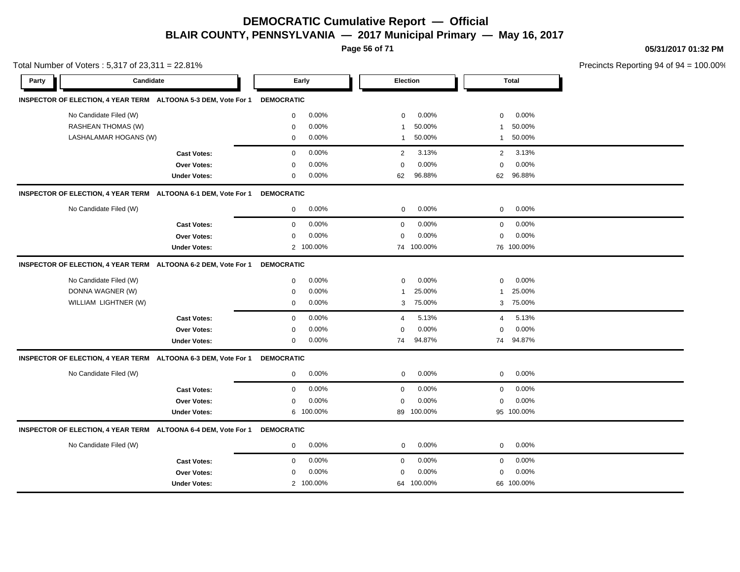# DEMOCRATIC Cumulative Report — Official

## BLAIR COUNTY, PENNSYLVANIA — 2017 Municipal Primary — May 16, 2017

05/31/2017 01:32 PM

Total Number of Voters : 5,317 of 23,311 = 22.81%

Precincts Reporting 94 of 94 = 100.00%

| Party | Candidate | Early | | Election | | Total | |
|---|---|---|---|---|---|---|---|
| **INSPECTOR OF ELECTION, 4 YEAR TERM ALTOONA 5-3 DEM, Vote For 1** | | **DEMOCRATIC** | | | | | |
| | No Candidate Filed (W) | 0 | 0.00% | 0 | 0.00% | 0 | 0.00% |
| | RASHEAN THOMAS (W) | 0 | 0.00% | 1 | 50.00% | 1 | 50.00% |
| | LASHALAMAR HOGANS (W) | 0 | 0.00% | 1 | 50.00% | 1 | 50.00% |
| | **Cast Votes:** | 0 | 0.00% | 2 | 3.13% | 2 | 3.13% |
| | **Over Votes:** | 0 | 0.00% | 0 | 0.00% | 0 | 0.00% |
| | **Under Votes:** | 0 | 0.00% | 62 | 96.88% | 62 | 96.88% |
| **INSPECTOR OF ELECTION, 4 YEAR TERM ALTOONA 6-1 DEM, Vote For 1** | | **DEMOCRATIC** | | | | | |
| | No Candidate Filed (W) | 0 | 0.00% | 0 | 0.00% | 0 | 0.00% |
| | **Cast Votes:** | 0 | 0.00% | 0 | 0.00% | 0 | 0.00% |
| | **Over Votes:** | 0 | 0.00% | 0 | 0.00% | 0 | 0.00% |
| | **Under Votes:** | 2 | 100.00% | 74 | 100.00% | 76 | 100.00% |
| **INSPECTOR OF ELECTION, 4 YEAR TERM ALTOONA 6-2 DEM, Vote For 1** | | **DEMOCRATIC** | | | | | |
| | No Candidate Filed (W) | 0 | 0.00% | 0 | 0.00% | 0 | 0.00% |
| | DONNA WAGNER (W) | 0 | 0.00% | 1 | 25.00% | 1 | 25.00% |
| | WILLIAM LIGHTNER (W) | 0 | 0.00% | 3 | 75.00% | 3 | 75.00% |
| | **Cast Votes:** | 0 | 0.00% | 4 | 5.13% | 4 | 5.13% |
| | **Over Votes:** | 0 | 0.00% | 0 | 0.00% | 0 | 0.00% |
| | **Under Votes:** | 0 | 0.00% | 74 | 94.87% | 74 | 94.87% |
| **INSPECTOR OF ELECTION, 4 YEAR TERM ALTOONA 6-3 DEM, Vote For 1** | | **DEMOCRATIC** | | | | | |
| | No Candidate Filed (W) | 0 | 0.00% | 0 | 0.00% | 0 | 0.00% |
| | **Cast Votes:** | 0 | 0.00% | 0 | 0.00% | 0 | 0.00% |
| | **Over Votes:** | 0 | 0.00% | 0 | 0.00% | 0 | 0.00% |
| | **Under Votes:** | 6 | 100.00% | 89 | 100.00% | 95 | 100.00% |
| **INSPECTOR OF ELECTION, 4 YEAR TERM ALTOONA 6-4 DEM, Vote For 1** | | **DEMOCRATIC** | | | | | |
| | No Candidate Filed (W) | 0 | 0.00% | 0 | 0.00% | 0 | 0.00% |
| | **Cast Votes:** | 0 | 0.00% | 0 | 0.00% | 0 | 0.00% |
| | **Over Votes:** | 0 | 0.00% | 0 | 0.00% | 0 | 0.00% |
| | **Under Votes:** | 2 | 100.00% | 64 | 100.00% | 66 | 100.00% |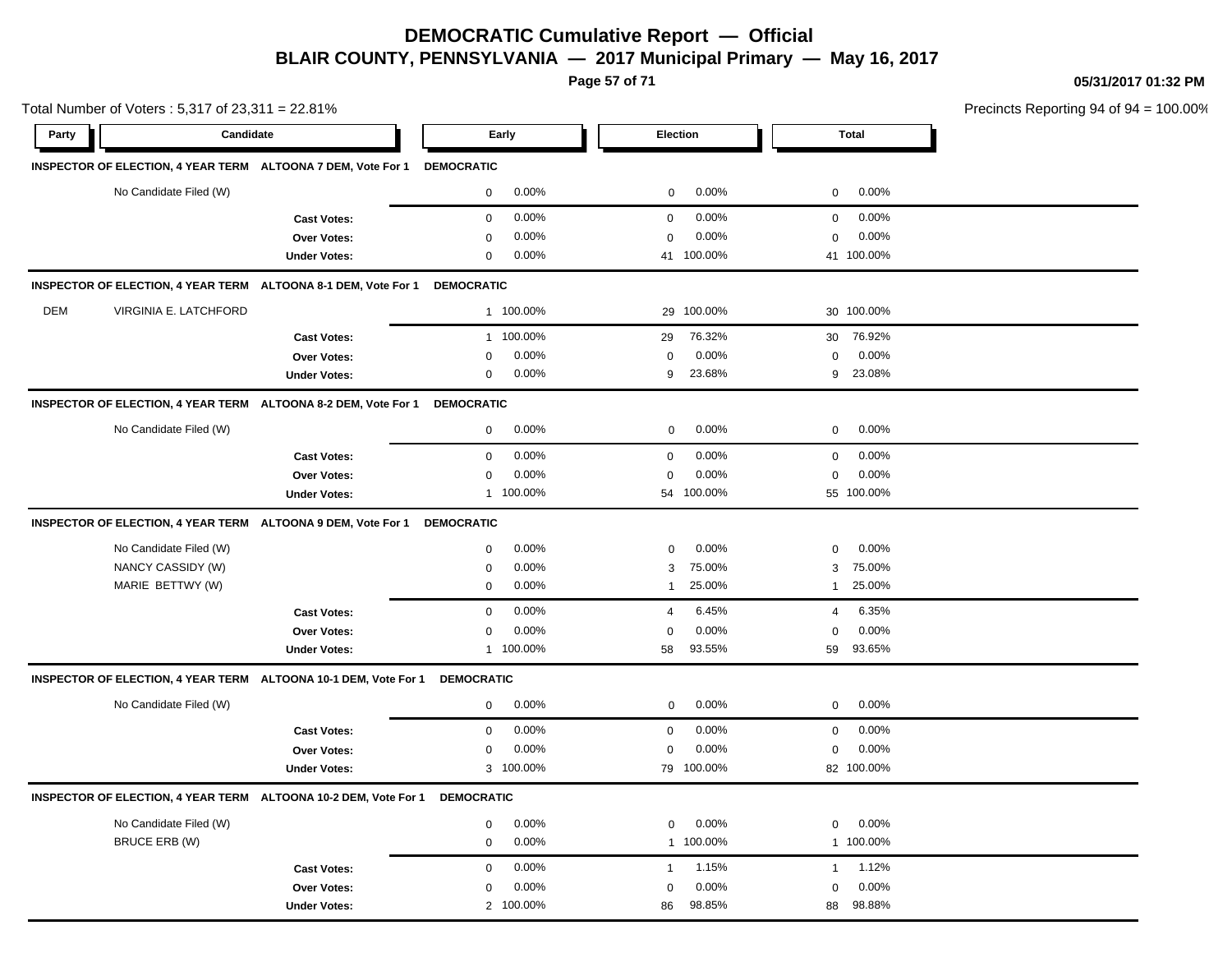# DEMOCRATIC Cumulative Report — Official

## BLAIR COUNTY, PENNSYLVANIA — 2017 Municipal Primary — May 16, 2017

05/31/2017 01:32 PM

Total Number of Voters : 5,317 of 23,311 = 22.81%

Precincts Reporting 94 of 94 = 100.00%

| Party | Candidate | | Early | | Election | | Total | |
|---|---|---|---|---|---|---|---|---|
| **INSPECTOR OF ELECTION, 4 YEAR TERM ALTOONA 7 DEM, Vote For 1** | | **DEMOCRATIC** | | | | | | |
| | No Candidate Filed (W) | | 0 | 0.00% | 0 | 0.00% | 0 | 0.00% |
| | | **Cast Votes:** | 0 | 0.00% | 0 | 0.00% | 0 | 0.00% |
| | | **Over Votes:** | 0 | 0.00% | 0 | 0.00% | 0 | 0.00% |
| | | **Under Votes:** | 0 | 0.00% | 41 | 100.00% | 41 | 100.00% |
| **INSPECTOR OF ELECTION, 4 YEAR TERM ALTOONA 8-1 DEM, Vote For 1** | | **DEMOCRATIC** | | | | | | |
| DEM | VIRGINIA E. LATCHFORD | | 1 | 100.00% | 29 | 100.00% | 30 | 100.00% |
| | | **Cast Votes:** | 1 | 100.00% | 29 | 76.32% | 30 | 76.92% |
| | | **Over Votes:** | 0 | 0.00% | 0 | 0.00% | 0 | 0.00% |
| | | **Under Votes:** | 0 | 0.00% | 9 | 23.68% | 9 | 23.08% |
| **INSPECTOR OF ELECTION, 4 YEAR TERM ALTOONA 8-2 DEM, Vote For 1** | | **DEMOCRATIC** | | | | | | |
| | No Candidate Filed (W) | | 0 | 0.00% | 0 | 0.00% | 0 | 0.00% |
| | | **Cast Votes:** | 0 | 0.00% | 0 | 0.00% | 0 | 0.00% |
| | | **Over Votes:** | 0 | 0.00% | 0 | 0.00% | 0 | 0.00% |
| | | **Under Votes:** | 1 | 100.00% | 54 | 100.00% | 55 | 100.00% |
| **INSPECTOR OF ELECTION, 4 YEAR TERM ALTOONA 9 DEM, Vote For 1** | | **DEMOCRATIC** | | | | | | |
| | No Candidate Filed (W) | | 0 | 0.00% | 0 | 0.00% | 0 | 0.00% |
| | NANCY CASSIDY (W) | | 0 | 0.00% | 3 | 75.00% | 3 | 75.00% |
| | MARIE BETTWY (W) | | 0 | 0.00% | 1 | 25.00% | 1 | 25.00% |
| | | **Cast Votes:** | 0 | 0.00% | 4 | 6.45% | 4 | 6.35% |
| | | **Over Votes:** | 0 | 0.00% | 0 | 0.00% | 0 | 0.00% |
| | | **Under Votes:** | 1 | 100.00% | 58 | 93.55% | 59 | 93.65% |
| **INSPECTOR OF ELECTION, 4 YEAR TERM ALTOONA 10-1 DEM, Vote For 1** | | **DEMOCRATIC** | | | | | | |
| | No Candidate Filed (W) | | 0 | 0.00% | 0 | 0.00% | 0 | 0.00% |
| | | **Cast Votes:** | 0 | 0.00% | 0 | 0.00% | 0 | 0.00% |
| | | **Over Votes:** | 0 | 0.00% | 0 | 0.00% | 0 | 0.00% |
| | | **Under Votes:** | 3 | 100.00% | 79 | 100.00% | 82 | 100.00% |
| **INSPECTOR OF ELECTION, 4 YEAR TERM ALTOONA 10-2 DEM, Vote For 1** | | **DEMOCRATIC** | | | | | | |
| | No Candidate Filed (W) | | 0 | 0.00% | 0 | 0.00% | 0 | 0.00% |
| | BRUCE ERB (W) | | 0 | 0.00% | 1 | 100.00% | 1 | 100.00% |
| | | **Cast Votes:** | 0 | 0.00% | 1 | 1.15% | 1 | 1.12% |
| | | **Over Votes:** | 0 | 0.00% | 0 | 0.00% | 0 | 0.00% |
| | | **Under Votes:** | 2 | 100.00% | 86 | 98.85% | 88 | 98.88% |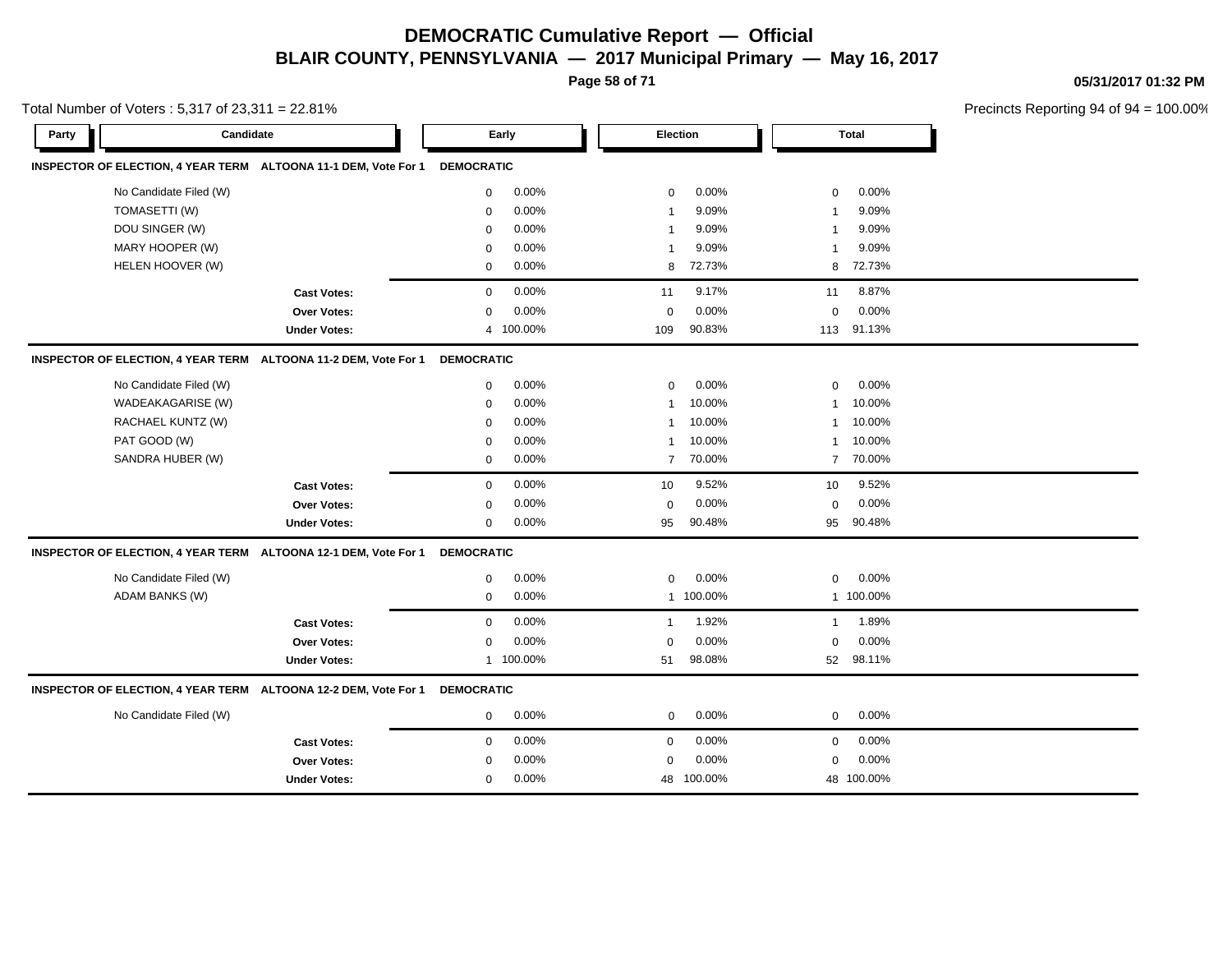# DEMOCRATIC Cumulative Report — Official

## BLAIR COUNTY, PENNSYLVANIA — 2017 Municipal Primary — May 16, 2017

05/31/2017 01:32 PM

Total Number of Voters : 5,317 of 23,311 = 22.81%

Precincts Reporting 94 of 94 = 100.00%

| Party | Candidate | Early | | Election | | Total | |
|---|---|---|---|---|---|---|---|
| **INSPECTOR OF ELECTION, 4 YEAR TERM ALTOONA 11-1 DEM, Vote For 1** | | **DEMOCRATIC** | | | | | |
| | No Candidate Filed (W) | 0 | 0.00% | 0 | 0.00% | 0 | 0.00% |
| | TOMASETTI (W) | 0 | 0.00% | 1 | 9.09% | 1 | 9.09% |
| | DOU SINGER (W) | 0 | 0.00% | 1 | 9.09% | 1 | 9.09% |
| | MARY HOOPER (W) | 0 | 0.00% | 1 | 9.09% | 1 | 9.09% |
| | HELEN HOOVER (W) | 0 | 0.00% | 8 | 72.73% | 8 | 72.73% |
| | **Cast Votes:** | 0 | 0.00% | 11 | 9.17% | 11 | 8.87% |
| | **Over Votes:** | 0 | 0.00% | 0 | 0.00% | 0 | 0.00% |
| | **Under Votes:** | 4 | 100.00% | 109 | 90.83% | 113 | 91.13% |
| **INSPECTOR OF ELECTION, 4 YEAR TERM ALTOONA 11-2 DEM, Vote For 1** | | **DEMOCRATIC** | | | | | |
| | No Candidate Filed (W) | 0 | 0.00% | 0 | 0.00% | 0 | 0.00% |
| | WADEAKAGARISE (W) | 0 | 0.00% | 1 | 10.00% | 1 | 10.00% |
| | RACHAEL KUNTZ (W) | 0 | 0.00% | 1 | 10.00% | 1 | 10.00% |
| | PAT GOOD (W) | 0 | 0.00% | 1 | 10.00% | 1 | 10.00% |
| | SANDRA HUBER (W) | 0 | 0.00% | 7 | 70.00% | 7 | 70.00% |
| | **Cast Votes:** | 0 | 0.00% | 10 | 9.52% | 10 | 9.52% |
| | **Over Votes:** | 0 | 0.00% | 0 | 0.00% | 0 | 0.00% |
| | **Under Votes:** | 0 | 0.00% | 95 | 90.48% | 95 | 90.48% |
| **INSPECTOR OF ELECTION, 4 YEAR TERM ALTOONA 12-1 DEM, Vote For 1** | | **DEMOCRATIC** | | | | | |
| | No Candidate Filed (W) | 0 | 0.00% | 0 | 0.00% | 0 | 0.00% |
| | ADAM BANKS (W) | 0 | 0.00% | 1 | 100.00% | 1 | 100.00% |
| | **Cast Votes:** | 0 | 0.00% | 1 | 1.92% | 1 | 1.89% |
| | **Over Votes:** | 0 | 0.00% | 0 | 0.00% | 0 | 0.00% |
| | **Under Votes:** | 1 | 100.00% | 51 | 98.08% | 52 | 98.11% |
| **INSPECTOR OF ELECTION, 4 YEAR TERM ALTOONA 12-2 DEM, Vote For 1** | | **DEMOCRATIC** | | | | | |
| | No Candidate Filed (W) | 0 | 0.00% | 0 | 0.00% | 0 | 0.00% |
| | **Cast Votes:** | 0 | 0.00% | 0 | 0.00% | 0 | 0.00% |
| | **Over Votes:** | 0 | 0.00% | 0 | 0.00% | 0 | 0.00% |
| | **Under Votes:** | 0 | 0.00% | 48 | 100.00% | 48 | 100.00% |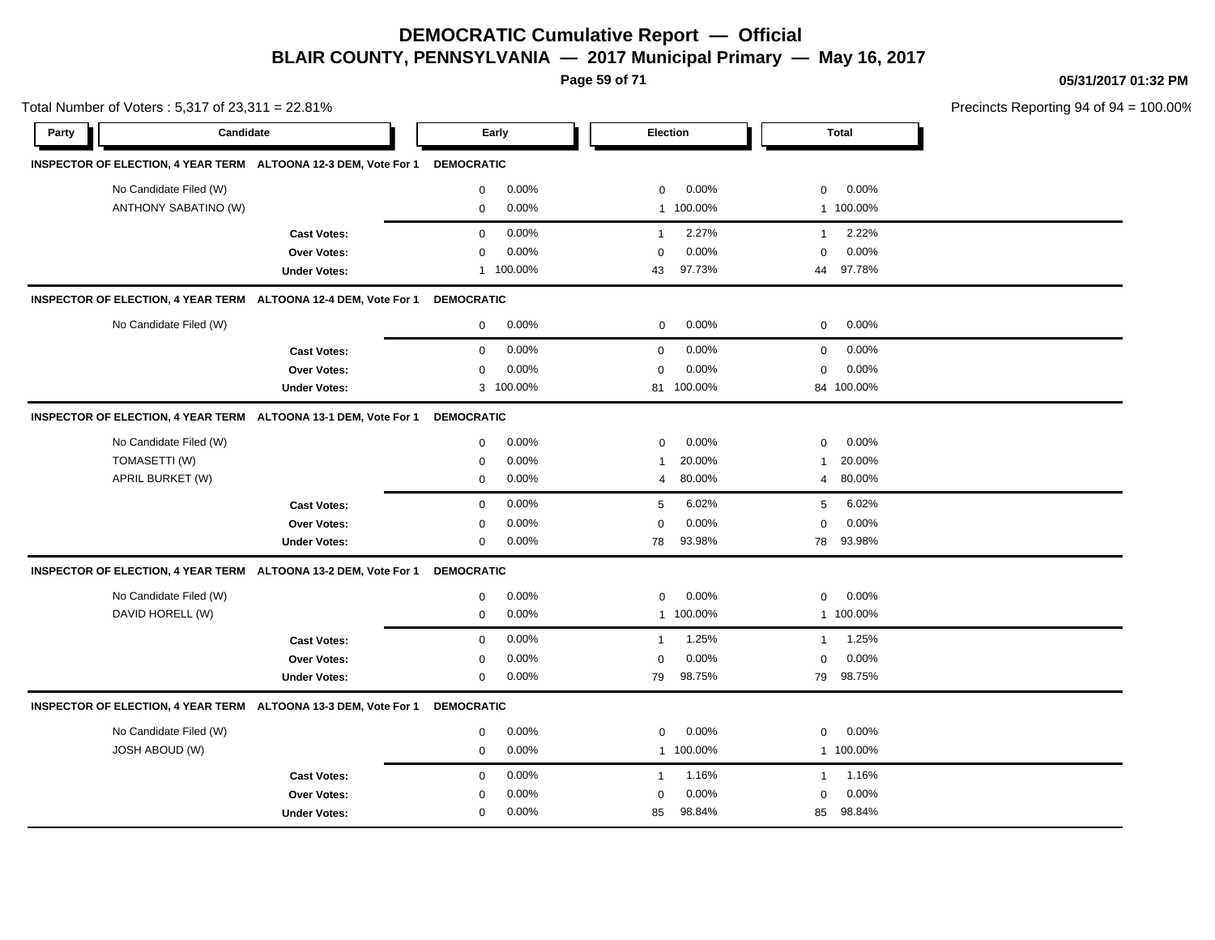# DEMOCRATIC Cumulative Report — Official

## BLAIR COUNTY, PENNSYLVANIA — 2017 Municipal Primary — May 16, 2017

05/31/2017 01:32 PM

Total Number of Voters : 5,317 of 23,311 = 22.81%

Precincts Reporting 94 of 94 = 100.00%

| Party | Candidate | Early | | Election | | Total | |
|---|---|---|---|---|---|---|---|
| **INSPECTOR OF ELECTION, 4 YEAR TERM ALTOONA 12-3 DEM, Vote For 1** | **DEMOCRATIC** | | | | | | |
| | No Candidate Filed (W) | 0 | 0.00% | 0 | 0.00% | 0 | 0.00% |
| | ANTHONY SABATINO (W) | 0 | 0.00% | 1 | 100.00% | 1 | 100.00% |
| | **Cast Votes:** | 0 | 0.00% | 1 | 2.27% | 1 | 2.22% |
| | **Over Votes:** | 0 | 0.00% | 0 | 0.00% | 0 | 0.00% |
| | **Under Votes:** | 1 | 100.00% | 43 | 97.73% | 44 | 97.78% |
| **INSPECTOR OF ELECTION, 4 YEAR TERM ALTOONA 12-4 DEM, Vote For 1** | **DEMOCRATIC** | | | | | | |
| | No Candidate Filed (W) | 0 | 0.00% | 0 | 0.00% | 0 | 0.00% |
| | **Cast Votes:** | 0 | 0.00% | 0 | 0.00% | 0 | 0.00% |
| | **Over Votes:** | 0 | 0.00% | 0 | 0.00% | 0 | 0.00% |
| | **Under Votes:** | 3 | 100.00% | 81 | 100.00% | 84 | 100.00% |
| **INSPECTOR OF ELECTION, 4 YEAR TERM ALTOONA 13-1 DEM, Vote For 1** | **DEMOCRATIC** | | | | | | |
| | No Candidate Filed (W) | 0 | 0.00% | 0 | 0.00% | 0 | 0.00% |
| | TOMASETTI (W) | 0 | 0.00% | 1 | 20.00% | 1 | 20.00% |
| | APRIL BURKET (W) | 0 | 0.00% | 4 | 80.00% | 4 | 80.00% |
| | **Cast Votes:** | 0 | 0.00% | 5 | 6.02% | 5 | 6.02% |
| | **Over Votes:** | 0 | 0.00% | 0 | 0.00% | 0 | 0.00% |
| | **Under Votes:** | 0 | 0.00% | 78 | 93.98% | 78 | 93.98% |
| **INSPECTOR OF ELECTION, 4 YEAR TERM ALTOONA 13-2 DEM, Vote For 1** | **DEMOCRATIC** | | | | | | |
| | No Candidate Filed (W) | 0 | 0.00% | 0 | 0.00% | 0 | 0.00% |
| | DAVID HORELL (W) | 0 | 0.00% | 1 | 100.00% | 1 | 100.00% |
| | **Cast Votes:** | 0 | 0.00% | 1 | 1.25% | 1 | 1.25% |
| | **Over Votes:** | 0 | 0.00% | 0 | 0.00% | 0 | 0.00% |
| | **Under Votes:** | 0 | 0.00% | 79 | 98.75% | 79 | 98.75% |
| **INSPECTOR OF ELECTION, 4 YEAR TERM ALTOONA 13-3 DEM, Vote For 1** | **DEMOCRATIC** | | | | | | |
| | No Candidate Filed (W) | 0 | 0.00% | 0 | 0.00% | 0 | 0.00% |
| | JOSH ABOUD (W) | 0 | 0.00% | 1 | 100.00% | 1 | 100.00% |
| | **Cast Votes:** | 0 | 0.00% | 1 | 1.16% | 1 | 1.16% |
| | **Over Votes:** | 0 | 0.00% | 0 | 0.00% | 0 | 0.00% |
| | **Under Votes:** | 0 | 0.00% | 85 | 98.84% | 85 | 98.84% |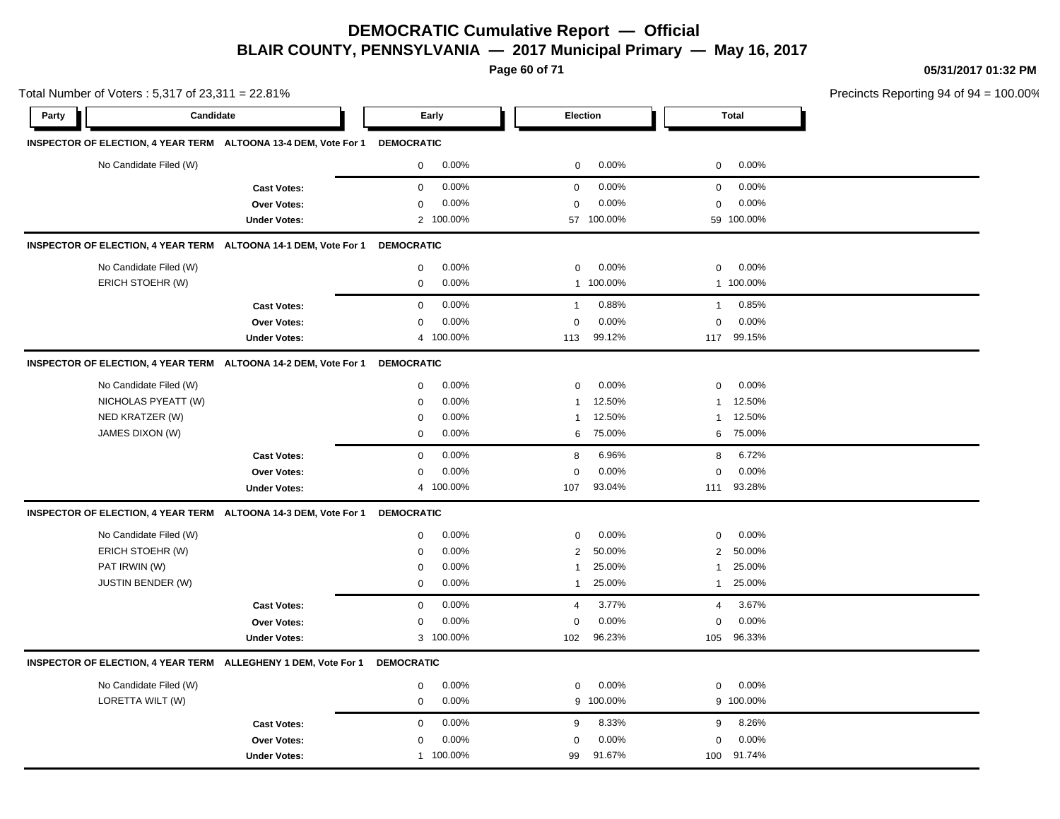# DEMOCRATIC Cumulative Report — Official

## BLAIR COUNTY, PENNSYLVANIA — 2017 Municipal Primary — May 16, 2017

05/31/2017 01:32 PM

Total Number of Voters : 5,317 of 23,311 = 22.81%

Precincts Reporting 94 of 94 = 100.00%

| Party | Candidate | | Early | | Election | | Total | |
|---|---|---|---|---|---|---|---|---|
| **INSPECTOR OF ELECTION, 4 YEAR TERM ALTOONA 13-4 DEM, Vote For 1** | | **DEMOCRATIC** | | | | | | |
| | No Candidate Filed (W) | | 0 | 0.00% | 0 | 0.00% | 0 | 0.00% |
| | | **Cast Votes:** | 0 | 0.00% | 0 | 0.00% | 0 | 0.00% |
| | | **Over Votes:** | 0 | 0.00% | 0 | 0.00% | 0 | 0.00% |
| | | **Under Votes:** | 2 | 100.00% | 57 | 100.00% | 59 | 100.00% |
| **INSPECTOR OF ELECTION, 4 YEAR TERM ALTOONA 14-1 DEM, Vote For 1** | | **DEMOCRATIC** | | | | | | |
| | No Candidate Filed (W) | | 0 | 0.00% | 0 | 0.00% | 0 | 0.00% |
| | ERICH STOEHR (W) | | 0 | 0.00% | 1 | 100.00% | 1 | 100.00% |
| | | **Cast Votes:** | 0 | 0.00% | 1 | 0.88% | 1 | 0.85% |
| | | **Over Votes:** | 0 | 0.00% | 0 | 0.00% | 0 | 0.00% |
| | | **Under Votes:** | 4 | 100.00% | 113 | 99.12% | 117 | 99.15% |
| **INSPECTOR OF ELECTION, 4 YEAR TERM ALTOONA 14-2 DEM, Vote For 1** | | **DEMOCRATIC** | | | | | | |
| | No Candidate Filed (W) | | 0 | 0.00% | 0 | 0.00% | 0 | 0.00% |
| | NICHOLAS PYEATT (W) | | 0 | 0.00% | 1 | 12.50% | 1 | 12.50% |
| | NED KRATZER (W) | | 0 | 0.00% | 1 | 12.50% | 1 | 12.50% |
| | JAMES DIXON (W) | | 0 | 0.00% | 6 | 75.00% | 6 | 75.00% |
| | | **Cast Votes:** | 0 | 0.00% | 8 | 6.96% | 8 | 6.72% |
| | | **Over Votes:** | 0 | 0.00% | 0 | 0.00% | 0 | 0.00% |
| | | **Under Votes:** | 4 | 100.00% | 107 | 93.04% | 111 | 93.28% |
| **INSPECTOR OF ELECTION, 4 YEAR TERM ALTOONA 14-3 DEM, Vote For 1** | | **DEMOCRATIC** | | | | | | |
| | No Candidate Filed (W) | | 0 | 0.00% | 0 | 0.00% | 0 | 0.00% |
| | ERICH STOEHR (W) | | 0 | 0.00% | 2 | 50.00% | 2 | 50.00% |
| | PAT IRWIN (W) | | 0 | 0.00% | 1 | 25.00% | 1 | 25.00% |
| | JUSTIN BENDER (W) | | 0 | 0.00% | 1 | 25.00% | 1 | 25.00% |
| | | **Cast Votes:** | 0 | 0.00% | 4 | 3.77% | 4 | 3.67% |
| | | **Over Votes:** | 0 | 0.00% | 0 | 0.00% | 0 | 0.00% |
| | | **Under Votes:** | 3 | 100.00% | 102 | 96.23% | 105 | 96.33% |
| **INSPECTOR OF ELECTION, 4 YEAR TERM ALLEGHENY 1 DEM, Vote For 1** | | **DEMOCRATIC** | | | | | | |
| | No Candidate Filed (W) | | 0 | 0.00% | 0 | 0.00% | 0 | 0.00% |
| | LORETTA WILT (W) | | 0 | 0.00% | 9 | 100.00% | 9 | 100.00% |
| | | **Cast Votes:** | 0 | 0.00% | 9 | 8.33% | 9 | 8.26% |
| | | **Over Votes:** | 0 | 0.00% | 0 | 0.00% | 0 | 0.00% |
| | | **Under Votes:** | 1 | 100.00% | 99 | 91.67% | 100 | 91.74% |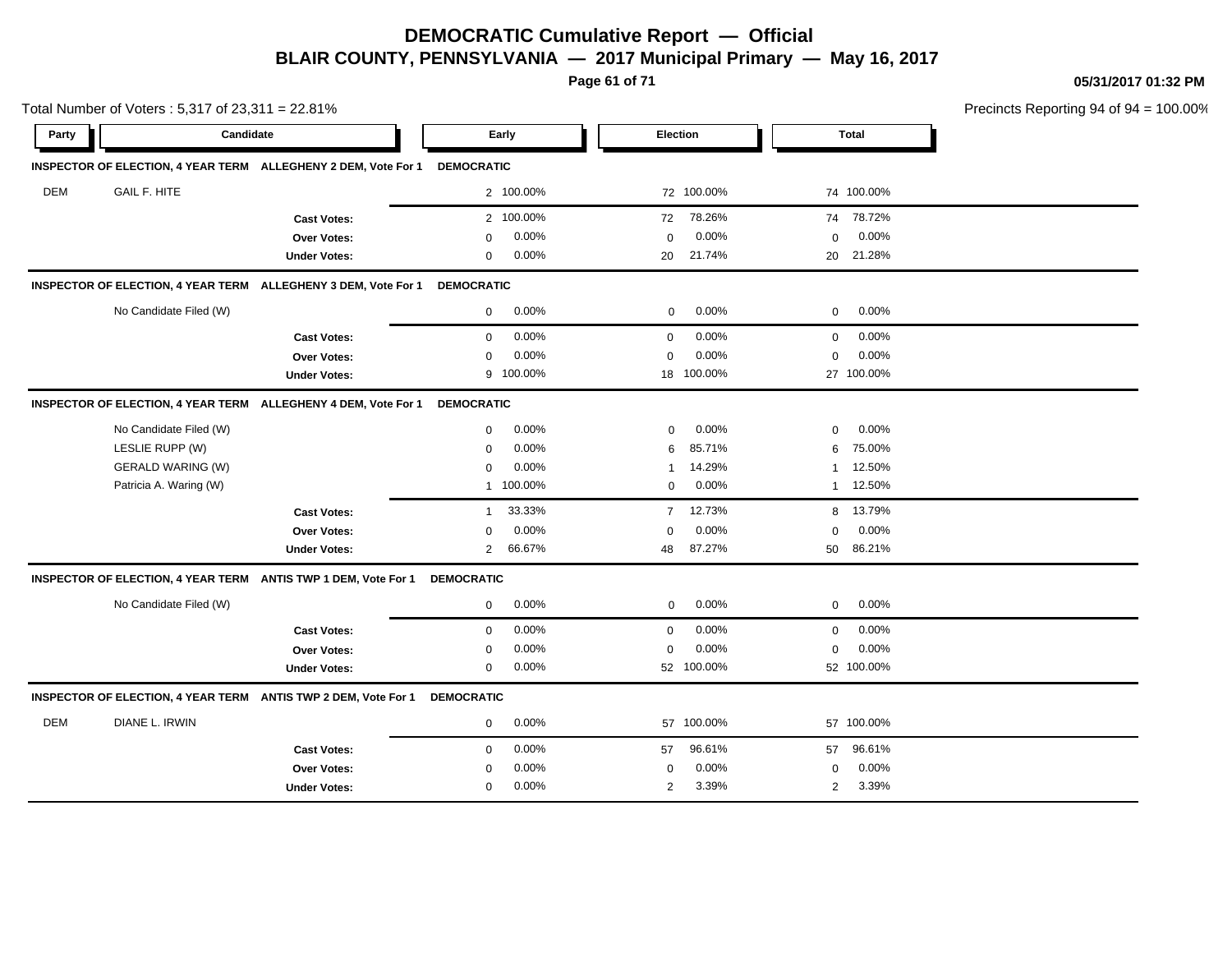# DEMOCRATIC Cumulative Report — Official

## BLAIR COUNTY, PENNSYLVANIA — 2017 Municipal Primary — May 16, 2017

05/31/2017 01:32 PM

Total Number of Voters : 5,317 of 23,311 = 22.81%

Precincts Reporting 94 of 94 = 100.00%

| Party | Candidate | | Early | | Election | | Total | |
|---|---|---|---|---|---|---|---|---|
| **INSPECTOR OF ELECTION, 4 YEAR TERM** | **ALLEGHENY 2 DEM, Vote For 1** | **DEMOCRATIC** | | | | | | |
| DEM | GAIL F. HITE | | 2 | 100.00% | 72 | 100.00% | 74 | 100.00% |
| | | **Cast Votes:** | 2 | 100.00% | 72 | 78.26% | 74 | 78.72% |
| | | **Over Votes:** | 0 | 0.00% | 0 | 0.00% | 0 | 0.00% |
| | | **Under Votes:** | 0 | 0.00% | 20 | 21.74% | 20 | 21.28% |
| **INSPECTOR OF ELECTION, 4 YEAR TERM** | **ALLEGHENY 3 DEM, Vote For 1** | **DEMOCRATIC** | | | | | | |
| | No Candidate Filed (W) | | 0 | 0.00% | 0 | 0.00% | 0 | 0.00% |
| | | **Cast Votes:** | 0 | 0.00% | 0 | 0.00% | 0 | 0.00% |
| | | **Over Votes:** | 0 | 0.00% | 0 | 0.00% | 0 | 0.00% |
| | | **Under Votes:** | 9 | 100.00% | 18 | 100.00% | 27 | 100.00% |
| **INSPECTOR OF ELECTION, 4 YEAR TERM** | **ALLEGHENY 4 DEM, Vote For 1** | **DEMOCRATIC** | | | | | | |
| | No Candidate Filed (W) | | 0 | 0.00% | 0 | 0.00% | 0 | 0.00% |
| | LESLIE RUPP (W) | | 0 | 0.00% | 6 | 85.71% | 6 | 75.00% |
| | GERALD WARING (W) | | 0 | 0.00% | 1 | 14.29% | 1 | 12.50% |
| | Patricia A. Waring (W) | | 1 | 100.00% | 0 | 0.00% | 1 | 12.50% |
| | | **Cast Votes:** | 1 | 33.33% | 7 | 12.73% | 8 | 13.79% |
| | | **Over Votes:** | 0 | 0.00% | 0 | 0.00% | 0 | 0.00% |
| | | **Under Votes:** | 2 | 66.67% | 48 | 87.27% | 50 | 86.21% |
| **INSPECTOR OF ELECTION, 4 YEAR TERM** | **ANTIS TWP 1 DEM, Vote For 1** | **DEMOCRATIC** | | | | | | |
| | No Candidate Filed (W) | | 0 | 0.00% | 0 | 0.00% | 0 | 0.00% |
| | | **Cast Votes:** | 0 | 0.00% | 0 | 0.00% | 0 | 0.00% |
| | | **Over Votes:** | 0 | 0.00% | 0 | 0.00% | 0 | 0.00% |
| | | **Under Votes:** | 0 | 0.00% | 52 | 100.00% | 52 | 100.00% |
| **INSPECTOR OF ELECTION, 4 YEAR TERM** | **ANTIS TWP 2 DEM, Vote For 1** | **DEMOCRATIC** | | | | | | |
| DEM | DIANE L. IRWIN | | 0 | 0.00% | 57 | 100.00% | 57 | 100.00% |
| | | **Cast Votes:** | 0 | 0.00% | 57 | 96.61% | 57 | 96.61% |
| | | **Over Votes:** | 0 | 0.00% | 0 | 0.00% | 0 | 0.00% |
| | | **Under Votes:** | 0 | 0.00% | 2 | 3.39% | 2 | 3.39% |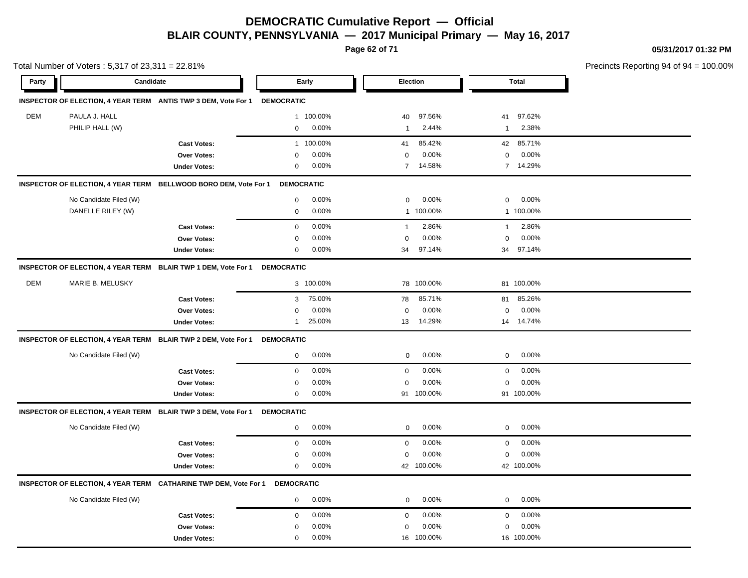# DEMOCRATIC Cumulative Report — Official

## BLAIR COUNTY, PENNSYLVANIA — 2017 Municipal Primary — May 16, 2017

05/31/2017 01:32 PM

Total Number of Voters : 5,317 of 23,311 = 22.81%

Precincts Reporting 94 of 94 = 100.00%

| Party | Candidate | | Early | | Election | | Total | |
|---|---|---|---|---|---|---|---|---|
| **INSPECTOR OF ELECTION, 4 YEAR TERM** | **ANTIS TWP 3 DEM, Vote For 1** | **DEMOCRATIC** | | | | | | |
| DEM | PAULA J. HALL | | 1 | 100.00% | 40 | 97.56% | 41 | 97.62% |
| | PHILIP HALL (W) | | 0 | 0.00% | 1 | 2.44% | 1 | 2.38% |
| | | **Cast Votes:** | 1 | 100.00% | 41 | 85.42% | 42 | 85.71% |
| | | **Over Votes:** | 0 | 0.00% | 0 | 0.00% | 0 | 0.00% |
| | | **Under Votes:** | 0 | 0.00% | 7 | 14.58% | 7 | 14.29% |
| **INSPECTOR OF ELECTION, 4 YEAR TERM** | **BELLWOOD BORO DEM, Vote For 1** | **DEMOCRATIC** | | | | | | |
| | No Candidate Filed (W) | | 0 | 0.00% | 0 | 0.00% | 0 | 0.00% |
| | DANELLE RILEY (W) | | 0 | 0.00% | 1 | 100.00% | 1 | 100.00% |
| | | **Cast Votes:** | 0 | 0.00% | 1 | 2.86% | 1 | 2.86% |
| | | **Over Votes:** | 0 | 0.00% | 0 | 0.00% | 0 | 0.00% |
| | | **Under Votes:** | 0 | 0.00% | 34 | 97.14% | 34 | 97.14% |
| **INSPECTOR OF ELECTION, 4 YEAR TERM** | **BLAIR TWP 1 DEM, Vote For 1** | **DEMOCRATIC** | | | | | | |
| DEM | MARIE B. MELUSKY | | 3 | 100.00% | 78 | 100.00% | 81 | 100.00% |
| | | **Cast Votes:** | 3 | 75.00% | 78 | 85.71% | 81 | 85.26% |
| | | **Over Votes:** | 0 | 0.00% | 0 | 0.00% | 0 | 0.00% |
| | | **Under Votes:** | 1 | 25.00% | 13 | 14.29% | 14 | 14.74% |
| **INSPECTOR OF ELECTION, 4 YEAR TERM** | **BLAIR TWP 2 DEM, Vote For 1** | **DEMOCRATIC** | | | | | | |
| | No Candidate Filed (W) | | 0 | 0.00% | 0 | 0.00% | 0 | 0.00% |
| | | **Cast Votes:** | 0 | 0.00% | 0 | 0.00% | 0 | 0.00% |
| | | **Over Votes:** | 0 | 0.00% | 0 | 0.00% | 0 | 0.00% |
| | | **Under Votes:** | 0 | 0.00% | 91 | 100.00% | 91 | 100.00% |
| **INSPECTOR OF ELECTION, 4 YEAR TERM** | **BLAIR TWP 3 DEM, Vote For 1** | **DEMOCRATIC** | | | | | | |
| | No Candidate Filed (W) | | 0 | 0.00% | 0 | 0.00% | 0 | 0.00% |
| | | **Cast Votes:** | 0 | 0.00% | 0 | 0.00% | 0 | 0.00% |
| | | **Over Votes:** | 0 | 0.00% | 0 | 0.00% | 0 | 0.00% |
| | | **Under Votes:** | 0 | 0.00% | 42 | 100.00% | 42 | 100.00% |
| **INSPECTOR OF ELECTION, 4 YEAR TERM** | **CATHARINE TWP DEM, Vote For 1** | **DEMOCRATIC** | | | | | | |
| | No Candidate Filed (W) | | 0 | 0.00% | 0 | 0.00% | 0 | 0.00% |
| | | **Cast Votes:** | 0 | 0.00% | 0 | 0.00% | 0 | 0.00% |
| | | **Over Votes:** | 0 | 0.00% | 0 | 0.00% | 0 | 0.00% |
| | | **Under Votes:** | 0 | 0.00% | 16 | 100.00% | 16 | 100.00% |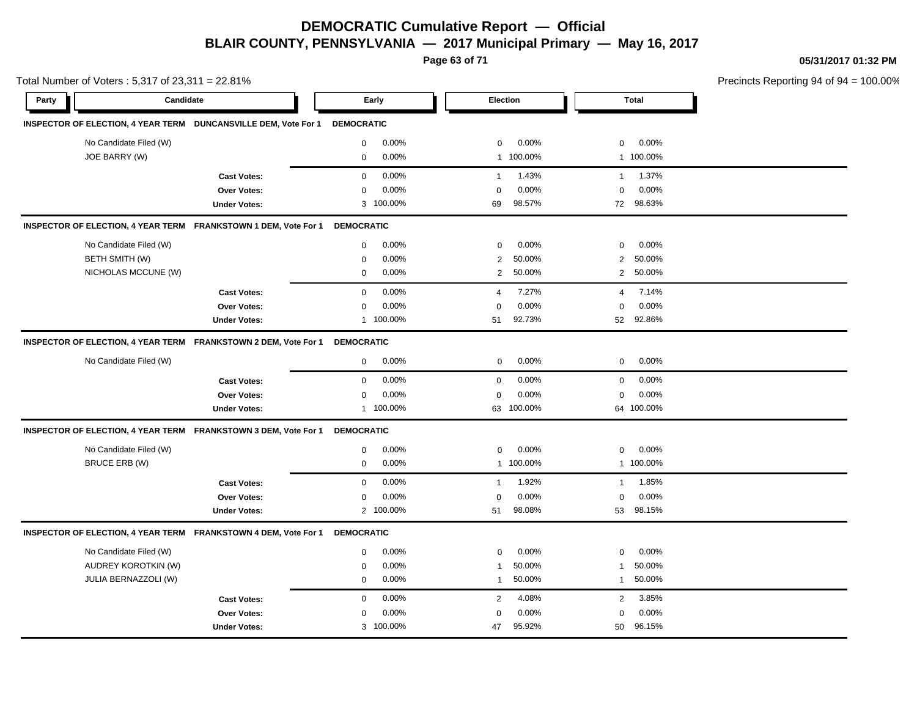# DEMOCRATIC Cumulative Report — Official

## BLAIR COUNTY, PENNSYLVANIA — 2017 Municipal Primary — May 16, 2017

05/31/2017 01:32 PM

Total Number of Voters : 5,317 of 23,311 = 22.81%

Precincts Reporting 94 of 94 = 100.00%

| Party | Candidate | | Early | | Election | | Total | |
|---|---|---|---|---|---|---|---|---|
| **INSPECTOR OF ELECTION, 4 YEAR TERM DUNCANSVILLE DEM, Vote For 1** | | **DEMOCRATIC** | | | | | | |
| | No Candidate Filed (W) | | 0 | 0.00% | 0 | 0.00% | 0 | 0.00% |
| | JOE BARRY (W) | | 0 | 0.00% | 1 | 100.00% | 1 | 100.00% |
| | | **Cast Votes:** | 0 | 0.00% | 1 | 1.43% | 1 | 1.37% |
| | | **Over Votes:** | 0 | 0.00% | 0 | 0.00% | 0 | 0.00% |
| | | **Under Votes:** | 3 | 100.00% | 69 | 98.57% | 72 | 98.63% |
| **INSPECTOR OF ELECTION, 4 YEAR TERM FRANKSTOWN 1 DEM, Vote For 1** | | **DEMOCRATIC** | | | | | | |
| | No Candidate Filed (W) | | 0 | 0.00% | 0 | 0.00% | 0 | 0.00% |
| | BETH SMITH (W) | | 0 | 0.00% | 2 | 50.00% | 2 | 50.00% |
| | NICHOLAS MCCUNE (W) | | 0 | 0.00% | 2 | 50.00% | 2 | 50.00% |
| | | **Cast Votes:** | 0 | 0.00% | 4 | 7.27% | 4 | 7.14% |
| | | **Over Votes:** | 0 | 0.00% | 0 | 0.00% | 0 | 0.00% |
| | | **Under Votes:** | 1 | 100.00% | 51 | 92.73% | 52 | 92.86% |
| **INSPECTOR OF ELECTION, 4 YEAR TERM FRANKSTOWN 2 DEM, Vote For 1** | | **DEMOCRATIC** | | | | | | |
| | No Candidate Filed (W) | | 0 | 0.00% | 0 | 0.00% | 0 | 0.00% |
| | | **Cast Votes:** | 0 | 0.00% | 0 | 0.00% | 0 | 0.00% |
| | | **Over Votes:** | 0 | 0.00% | 0 | 0.00% | 0 | 0.00% |
| | | **Under Votes:** | 1 | 100.00% | 63 | 100.00% | 64 | 100.00% |
| **INSPECTOR OF ELECTION, 4 YEAR TERM FRANKSTOWN 3 DEM, Vote For 1** | | **DEMOCRATIC** | | | | | | |
| | No Candidate Filed (W) | | 0 | 0.00% | 0 | 0.00% | 0 | 0.00% |
| | BRUCE ERB (W) | | 0 | 0.00% | 1 | 100.00% | 1 | 100.00% |
| | | **Cast Votes:** | 0 | 0.00% | 1 | 1.92% | 1 | 1.85% |
| | | **Over Votes:** | 0 | 0.00% | 0 | 0.00% | 0 | 0.00% |
| | | **Under Votes:** | 2 | 100.00% | 51 | 98.08% | 53 | 98.15% |
| **INSPECTOR OF ELECTION, 4 YEAR TERM FRANKSTOWN 4 DEM, Vote For 1** | | **DEMOCRATIC** | | | | | | |
| | No Candidate Filed (W) | | 0 | 0.00% | 0 | 0.00% | 0 | 0.00% |
| | AUDREY KOROTKIN (W) | | 0 | 0.00% | 1 | 50.00% | 1 | 50.00% |
| | JULIA BERNAZZOLI (W) | | 0 | 0.00% | 1 | 50.00% | 1 | 50.00% |
| | | **Cast Votes:** | 0 | 0.00% | 2 | 4.08% | 2 | 3.85% |
| | | **Over Votes:** | 0 | 0.00% | 0 | 0.00% | 0 | 0.00% |
| | | **Under Votes:** | 3 | 100.00% | 47 | 95.92% | 50 | 96.15% |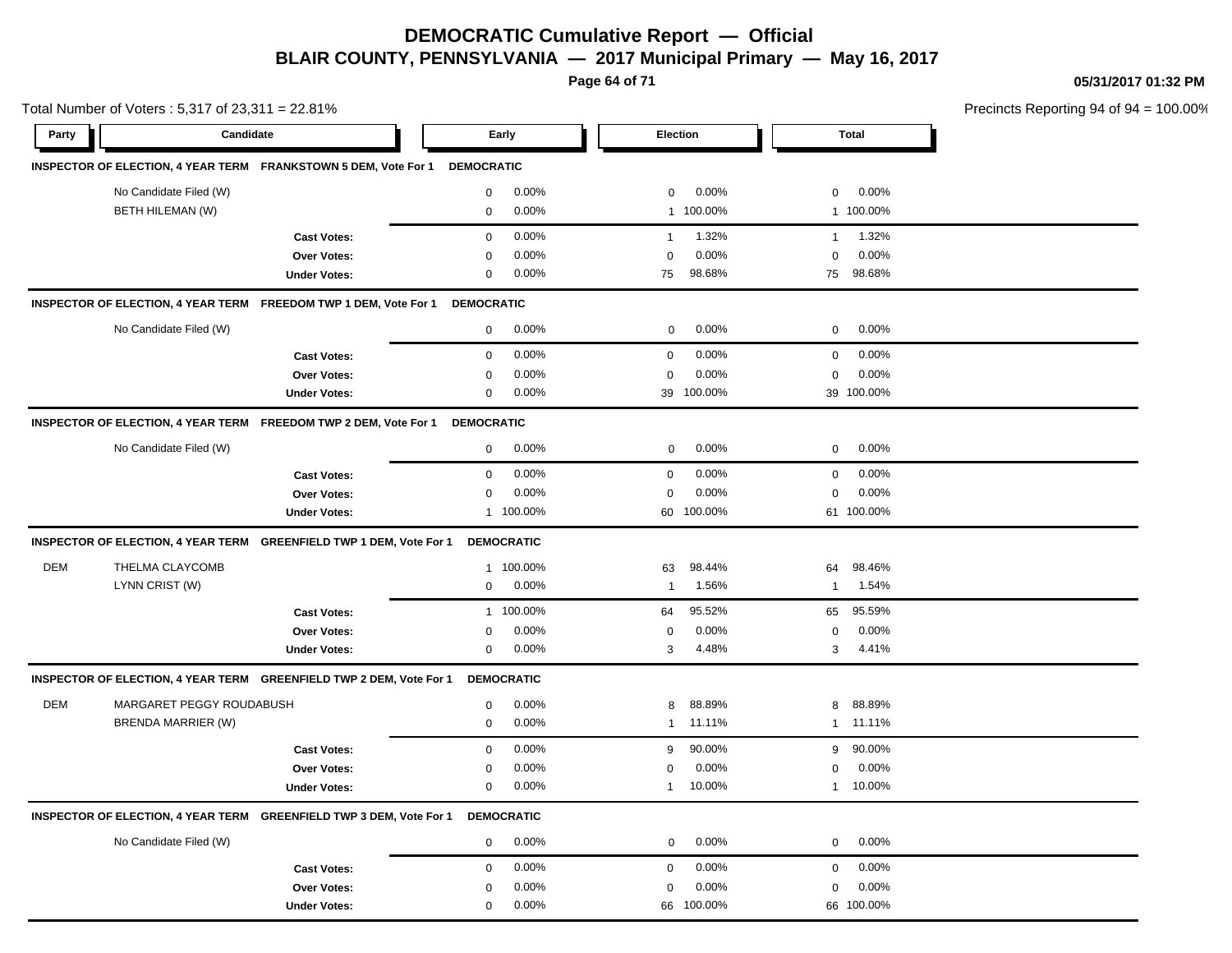# DEMOCRATIC Cumulative Report — Official

## BLAIR COUNTY, PENNSYLVANIA — 2017 Municipal Primary — May 16, 2017

05/31/2017 01:32 PM

Total Number of Voters : 5,317 of 23,311 = 22.81%

Precincts Reporting 94 of 94 = 100.00%

### INSPECTOR OF ELECTION, 4 YEAR TERM FRANKSTOWN 5 DEM, Vote For 1 DEMOCRATIC

| Party | Candidate | Early | | Election | | Total | |
|---|---|---|---|---|---|---|---|
| | No Candidate Filed (W) | 0 | 0.00% | 0 | 0.00% | 0 | 0.00% |
| | BETH HILEMAN (W) | 0 | 0.00% | 1 | 100.00% | 1 | 100.00% |
| | **Cast Votes:** | 0 | 0.00% | 1 | 1.32% | 1 | 1.32% |
| | **Over Votes:** | 0 | 0.00% | 0 | 0.00% | 0 | 0.00% |
| | **Under Votes:** | 0 | 0.00% | 75 | 98.68% | 75 | 98.68% |

### INSPECTOR OF ELECTION, 4 YEAR TERM FREEDOM TWP 1 DEM, Vote For 1 DEMOCRATIC

| Party | Candidate | Early | | Election | | Total | |
|---|---|---|---|---|---|---|---|
| | No Candidate Filed (W) | 0 | 0.00% | 0 | 0.00% | 0 | 0.00% |
| | **Cast Votes:** | 0 | 0.00% | 0 | 0.00% | 0 | 0.00% |
| | **Over Votes:** | 0 | 0.00% | 0 | 0.00% | 0 | 0.00% |
| | **Under Votes:** | 0 | 0.00% | 39 | 100.00% | 39 | 100.00% |

### INSPECTOR OF ELECTION, 4 YEAR TERM FREEDOM TWP 2 DEM, Vote For 1 DEMOCRATIC

| Party | Candidate | Early | | Election | | Total | |
|---|---|---|---|---|---|---|---|
| | No Candidate Filed (W) | 0 | 0.00% | 0 | 0.00% | 0 | 0.00% |
| | **Cast Votes:** | 0 | 0.00% | 0 | 0.00% | 0 | 0.00% |
| | **Over Votes:** | 0 | 0.00% | 0 | 0.00% | 0 | 0.00% |
| | **Under Votes:** | 1 | 100.00% | 60 | 100.00% | 61 | 100.00% |

### INSPECTOR OF ELECTION, 4 YEAR TERM GREENFIELD TWP 1 DEM, Vote For 1 DEMOCRATIC

| Party | Candidate | Early | | Election | | Total | |
|---|---|---|---|---|---|---|---|
| DEM | THELMA CLAYCOMB | 1 | 100.00% | 63 | 98.44% | 64 | 98.46% |
| | LYNN CRIST (W) | 0 | 0.00% | 1 | 1.56% | 1 | 1.54% |
| | **Cast Votes:** | 1 | 100.00% | 64 | 95.52% | 65 | 95.59% |
| | **Over Votes:** | 0 | 0.00% | 0 | 0.00% | 0 | 0.00% |
| | **Under Votes:** | 0 | 0.00% | 3 | 4.48% | 3 | 4.41% |

### INSPECTOR OF ELECTION, 4 YEAR TERM GREENFIELD TWP 2 DEM, Vote For 1 DEMOCRATIC

| Party | Candidate | Early | | Election | | Total | |
|---|---|---|---|---|---|---|---|
| DEM | MARGARET PEGGY ROUDABUSH | 0 | 0.00% | 8 | 88.89% | 8 | 88.89% |
| | BRENDA MARRIER (W) | 0 | 0.00% | 1 | 11.11% | 1 | 11.11% |
| | **Cast Votes:** | 0 | 0.00% | 9 | 90.00% | 9 | 90.00% |
| | **Over Votes:** | 0 | 0.00% | 0 | 0.00% | 0 | 0.00% |
| | **Under Votes:** | 0 | 0.00% | 1 | 10.00% | 1 | 10.00% |

### INSPECTOR OF ELECTION, 4 YEAR TERM GREENFIELD TWP 3 DEM, Vote For 1 DEMOCRATIC

| Party | Candidate | Early | | Election | | Total | |
|---|---|---|---|---|---|---|---|
| | No Candidate Filed (W) | 0 | 0.00% | 0 | 0.00% | 0 | 0.00% |
| | **Cast Votes:** | 0 | 0.00% | 0 | 0.00% | 0 | 0.00% |
| | **Over Votes:** | 0 | 0.00% | 0 | 0.00% | 0 | 0.00% |
| | **Under Votes:** | 0 | 0.00% | 66 | 100.00% | 66 | 100.00% |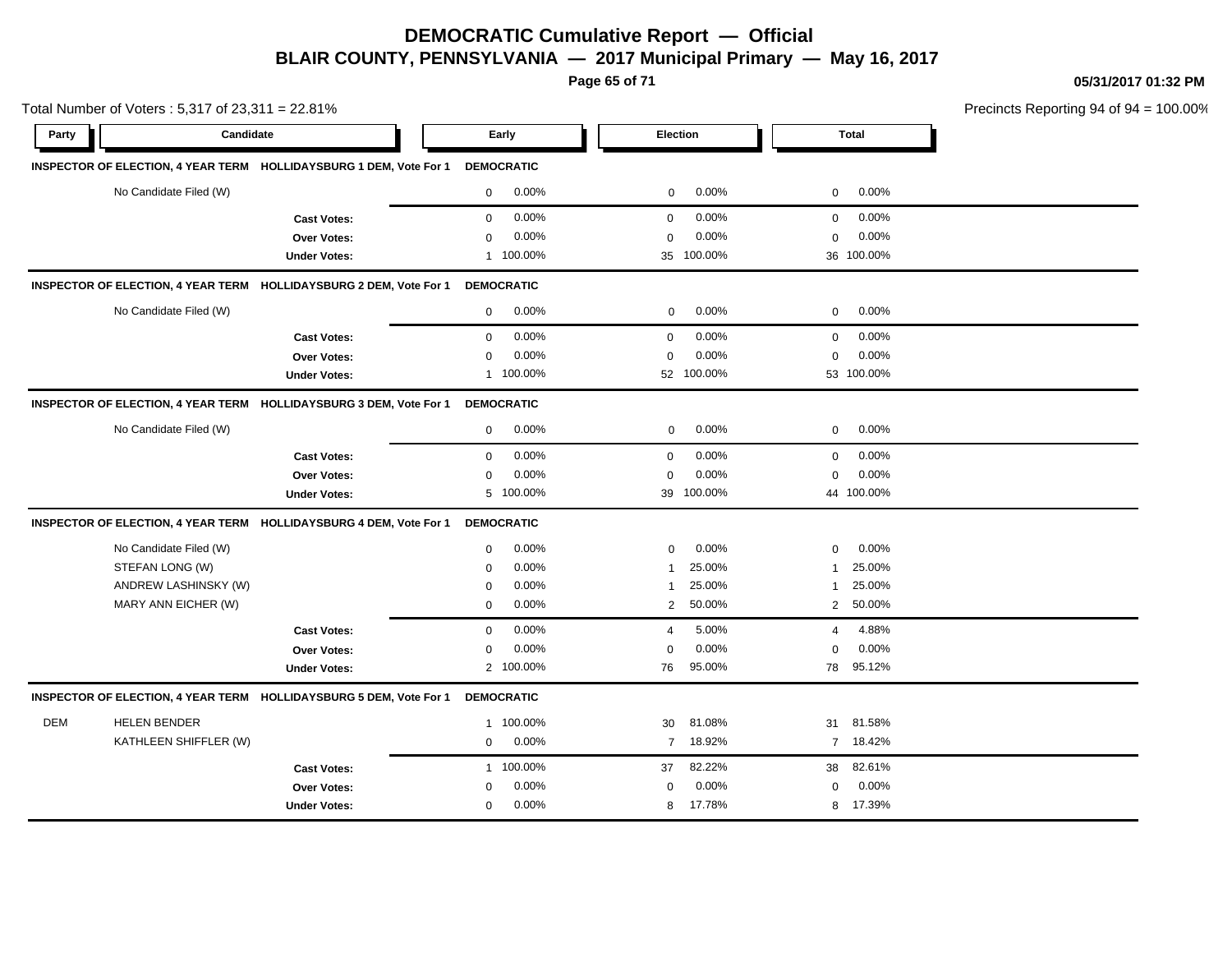# DEMOCRATIC Cumulative Report — Official

## BLAIR COUNTY, PENNSYLVANIA — 2017 Municipal Primary — May 16, 2017

05/31/2017 01:32 PM

Total Number of Voters : 5,317 of 23,311 = 22.81%

Precincts Reporting 94 of 94 = 100.00%

| Party | Candidate | Early | | Election | | Total | |
|---|---|---|---|---|---|---|---|
| **INSPECTOR OF ELECTION, 4 YEAR TERM HOLLIDAYSBURG 1 DEM, Vote For 1** | | **DEMOCRATIC** | | | | | |
| | No Candidate Filed (W) | 0 | 0.00% | 0 | 0.00% | 0 | 0.00% |
| | **Cast Votes:** | 0 | 0.00% | 0 | 0.00% | 0 | 0.00% |
| | **Over Votes:** | 0 | 0.00% | 0 | 0.00% | 0 | 0.00% |
| | **Under Votes:** | 1 | 100.00% | 35 | 100.00% | 36 | 100.00% |
| **INSPECTOR OF ELECTION, 4 YEAR TERM HOLLIDAYSBURG 2 DEM, Vote For 1** | | **DEMOCRATIC** | | | | | |
| | No Candidate Filed (W) | 0 | 0.00% | 0 | 0.00% | 0 | 0.00% |
| | **Cast Votes:** | 0 | 0.00% | 0 | 0.00% | 0 | 0.00% |
| | **Over Votes:** | 0 | 0.00% | 0 | 0.00% | 0 | 0.00% |
| | **Under Votes:** | 1 | 100.00% | 52 | 100.00% | 53 | 100.00% |
| **INSPECTOR OF ELECTION, 4 YEAR TERM HOLLIDAYSBURG 3 DEM, Vote For 1** | | **DEMOCRATIC** | | | | | |
| | No Candidate Filed (W) | 0 | 0.00% | 0 | 0.00% | 0 | 0.00% |
| | **Cast Votes:** | 0 | 0.00% | 0 | 0.00% | 0 | 0.00% |
| | **Over Votes:** | 0 | 0.00% | 0 | 0.00% | 0 | 0.00% |
| | **Under Votes:** | 5 | 100.00% | 39 | 100.00% | 44 | 100.00% |
| **INSPECTOR OF ELECTION, 4 YEAR TERM HOLLIDAYSBURG 4 DEM, Vote For 1** | | **DEMOCRATIC** | | | | | |
| | No Candidate Filed (W) | 0 | 0.00% | 0 | 0.00% | 0 | 0.00% |
| | STEFAN LONG (W) | 0 | 0.00% | 1 | 25.00% | 1 | 25.00% |
| | ANDREW LASHINSKY (W) | 0 | 0.00% | 1 | 25.00% | 1 | 25.00% |
| | MARY ANN EICHER (W) | 0 | 0.00% | 2 | 50.00% | 2 | 50.00% |
| | **Cast Votes:** | 0 | 0.00% | 4 | 5.00% | 4 | 4.88% |
| | **Over Votes:** | 0 | 0.00% | 0 | 0.00% | 0 | 0.00% |
| | **Under Votes:** | 2 | 100.00% | 76 | 95.00% | 78 | 95.12% |
| **INSPECTOR OF ELECTION, 4 YEAR TERM HOLLIDAYSBURG 5 DEM, Vote For 1** | | **DEMOCRATIC** | | | | | |
| DEM | HELEN BENDER | 1 | 100.00% | 30 | 81.08% | 31 | 81.58% |
| | KATHLEEN SHIFFLER (W) | 0 | 0.00% | 7 | 18.92% | 7 | 18.42% |
| | **Cast Votes:** | 1 | 100.00% | 37 | 82.22% | 38 | 82.61% |
| | **Over Votes:** | 0 | 0.00% | 0 | 0.00% | 0 | 0.00% |
| | **Under Votes:** | 0 | 0.00% | 8 | 17.78% | 8 | 17.39% |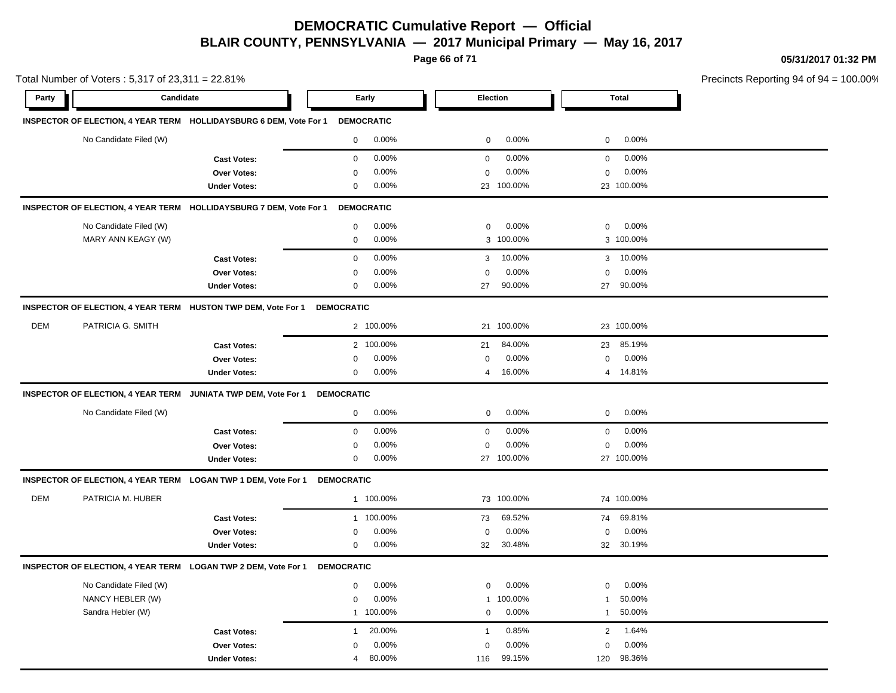# DEMOCRATIC Cumulative Report — Official

## BLAIR COUNTY, PENNSYLVANIA — 2017 Municipal Primary — May 16, 2017

05/31/2017 01:32 PM

Total Number of Voters : 5,317 of 23,311 = 22.81%

Precincts Reporting 94 of 94 = 100.00%

| Party | Candidate | | Early | | Election | | Total | |
|---|---|---|---|---|---|---|---|---|
| **INSPECTOR OF ELECTION, 4 YEAR TERM HOLLIDAYSBURG 6 DEM, Vote For 1 DEMOCRATIC** | | | | | | | | |
| | No Candidate Filed (W) | | 0 | 0.00% | 0 | 0.00% | 0 | 0.00% |
| | | **Cast Votes:** | 0 | 0.00% | 0 | 0.00% | 0 | 0.00% |
| | | **Over Votes:** | 0 | 0.00% | 0 | 0.00% | 0 | 0.00% |
| | | **Under Votes:** | 0 | 0.00% | 23 | 100.00% | 23 | 100.00% |
| **INSPECTOR OF ELECTION, 4 YEAR TERM HOLLIDAYSBURG 7 DEM, Vote For 1 DEMOCRATIC** | | | | | | | | |
| | No Candidate Filed (W) | | 0 | 0.00% | 0 | 0.00% | 0 | 0.00% |
| | MARY ANN KEAGY (W) | | 0 | 0.00% | 3 | 100.00% | 3 | 100.00% |
| | | **Cast Votes:** | 0 | 0.00% | 3 | 10.00% | 3 | 10.00% |
| | | **Over Votes:** | 0 | 0.00% | 0 | 0.00% | 0 | 0.00% |
| | | **Under Votes:** | 0 | 0.00% | 27 | 90.00% | 27 | 90.00% |
| **INSPECTOR OF ELECTION, 4 YEAR TERM HUSTON TWP DEM, Vote For 1 DEMOCRATIC** | | | | | | | | |
| DEM | PATRICIA G. SMITH | | 2 | 100.00% | 21 | 100.00% | 23 | 100.00% |
| | | **Cast Votes:** | 2 | 100.00% | 21 | 84.00% | 23 | 85.19% |
| | | **Over Votes:** | 0 | 0.00% | 0 | 0.00% | 0 | 0.00% |
| | | **Under Votes:** | 0 | 0.00% | 4 | 16.00% | 4 | 14.81% |
| **INSPECTOR OF ELECTION, 4 YEAR TERM JUNIATA TWP DEM, Vote For 1 DEMOCRATIC** | | | | | | | | |
| | No Candidate Filed (W) | | 0 | 0.00% | 0 | 0.00% | 0 | 0.00% |
| | | **Cast Votes:** | 0 | 0.00% | 0 | 0.00% | 0 | 0.00% |
| | | **Over Votes:** | 0 | 0.00% | 0 | 0.00% | 0 | 0.00% |
| | | **Under Votes:** | 0 | 0.00% | 27 | 100.00% | 27 | 100.00% |
| **INSPECTOR OF ELECTION, 4 YEAR TERM LOGAN TWP 1 DEM, Vote For 1 DEMOCRATIC** | | | | | | | | |
| DEM | PATRICIA M. HUBER | | 1 | 100.00% | 73 | 100.00% | 74 | 100.00% |
| | | **Cast Votes:** | 1 | 100.00% | 73 | 69.52% | 74 | 69.81% |
| | | **Over Votes:** | 0 | 0.00% | 0 | 0.00% | 0 | 0.00% |
| | | **Under Votes:** | 0 | 0.00% | 32 | 30.48% | 32 | 30.19% |
| **INSPECTOR OF ELECTION, 4 YEAR TERM LOGAN TWP 2 DEM, Vote For 1 DEMOCRATIC** | | | | | | | | |
| | No Candidate Filed (W) | | 0 | 0.00% | 0 | 0.00% | 0 | 0.00% |
| | NANCY HEBLER (W) | | 0 | 0.00% | 1 | 100.00% | 1 | 50.00% |
| | Sandra Hebler (W) | | 1 | 100.00% | 0 | 0.00% | 1 | 50.00% |
| | | **Cast Votes:** | 1 | 20.00% | 1 | 0.85% | 2 | 1.64% |
| | | **Over Votes:** | 0 | 0.00% | 0 | 0.00% | 0 | 0.00% |
| | | **Under Votes:** | 4 | 80.00% | 116 | 99.15% | 120 | 98.36% |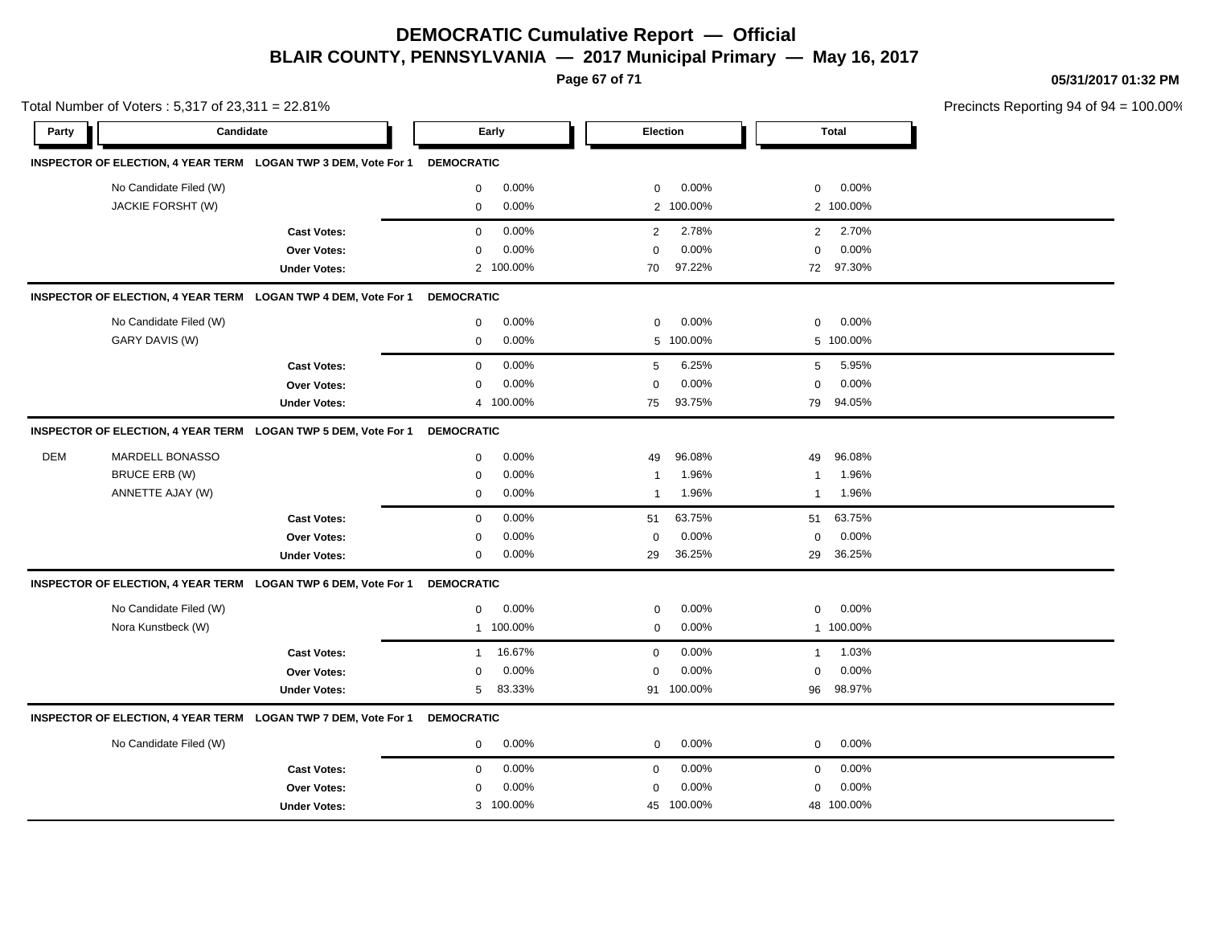# DEMOCRATIC Cumulative Report — Official

## BLAIR COUNTY, PENNSYLVANIA — 2017 Municipal Primary — May 16, 2017

05/31/2017 01:32 PM

Total Number of Voters : 5,317 of 23,311 = 22.81%

Precincts Reporting 94 of 94 = 100.00%

| Party | Candidate | | Early | | Election | | Total | |
|---|---|---|---|---|---|---|---|---|
| **INSPECTOR OF ELECTION, 4 YEAR TERM** | **LOGAN TWP 3 DEM, Vote For 1** | **DEMOCRATIC** | | | | | | |
| | No Candidate Filed (W) | | 0 | 0.00% | 0 | 0.00% | 0 | 0.00% |
| | JACKIE FORSHT (W) | | 0 | 0.00% | 2 | 100.00% | 2 | 100.00% |
| | | **Cast Votes:** | 0 | 0.00% | 2 | 2.78% | 2 | 2.70% |
| | | **Over Votes:** | 0 | 0.00% | 0 | 0.00% | 0 | 0.00% |
| | | **Under Votes:** | 2 | 100.00% | 70 | 97.22% | 72 | 97.30% |
| **INSPECTOR OF ELECTION, 4 YEAR TERM** | **LOGAN TWP 4 DEM, Vote For 1** | **DEMOCRATIC** | | | | | | |
| | No Candidate Filed (W) | | 0 | 0.00% | 0 | 0.00% | 0 | 0.00% |
| | GARY DAVIS (W) | | 0 | 0.00% | 5 | 100.00% | 5 | 100.00% |
| | | **Cast Votes:** | 0 | 0.00% | 5 | 6.25% | 5 | 5.95% |
| | | **Over Votes:** | 0 | 0.00% | 0 | 0.00% | 0 | 0.00% |
| | | **Under Votes:** | 4 | 100.00% | 75 | 93.75% | 79 | 94.05% |
| **INSPECTOR OF ELECTION, 4 YEAR TERM** | **LOGAN TWP 5 DEM, Vote For 1** | **DEMOCRATIC** | | | | | | |
| DEM | MARDELL BONASSO | | 0 | 0.00% | 49 | 96.08% | 49 | 96.08% |
| | BRUCE ERB (W) | | 0 | 0.00% | 1 | 1.96% | 1 | 1.96% |
| | ANNETTE AJAY (W) | | 0 | 0.00% | 1 | 1.96% | 1 | 1.96% |
| | | **Cast Votes:** | 0 | 0.00% | 51 | 63.75% | 51 | 63.75% |
| | | **Over Votes:** | 0 | 0.00% | 0 | 0.00% | 0 | 0.00% |
| | | **Under Votes:** | 0 | 0.00% | 29 | 36.25% | 29 | 36.25% |
| **INSPECTOR OF ELECTION, 4 YEAR TERM** | **LOGAN TWP 6 DEM, Vote For 1** | **DEMOCRATIC** | | | | | | |
| | No Candidate Filed (W) | | 0 | 0.00% | 0 | 0.00% | 0 | 0.00% |
| | Nora Kunstbeck (W) | | 1 | 100.00% | 0 | 0.00% | 1 | 100.00% |
| | | **Cast Votes:** | 1 | 16.67% | 0 | 0.00% | 1 | 1.03% |
| | | **Over Votes:** | 0 | 0.00% | 0 | 0.00% | 0 | 0.00% |
| | | **Under Votes:** | 5 | 83.33% | 91 | 100.00% | 96 | 98.97% |
| **INSPECTOR OF ELECTION, 4 YEAR TERM** | **LOGAN TWP 7 DEM, Vote For 1** | **DEMOCRATIC** | | | | | | |
| | No Candidate Filed (W) | | 0 | 0.00% | 0 | 0.00% | 0 | 0.00% |
| | | **Cast Votes:** | 0 | 0.00% | 0 | 0.00% | 0 | 0.00% |
| | | **Over Votes:** | 0 | 0.00% | 0 | 0.00% | 0 | 0.00% |
| | | **Under Votes:** | 3 | 100.00% | 45 | 100.00% | 48 | 100.00% |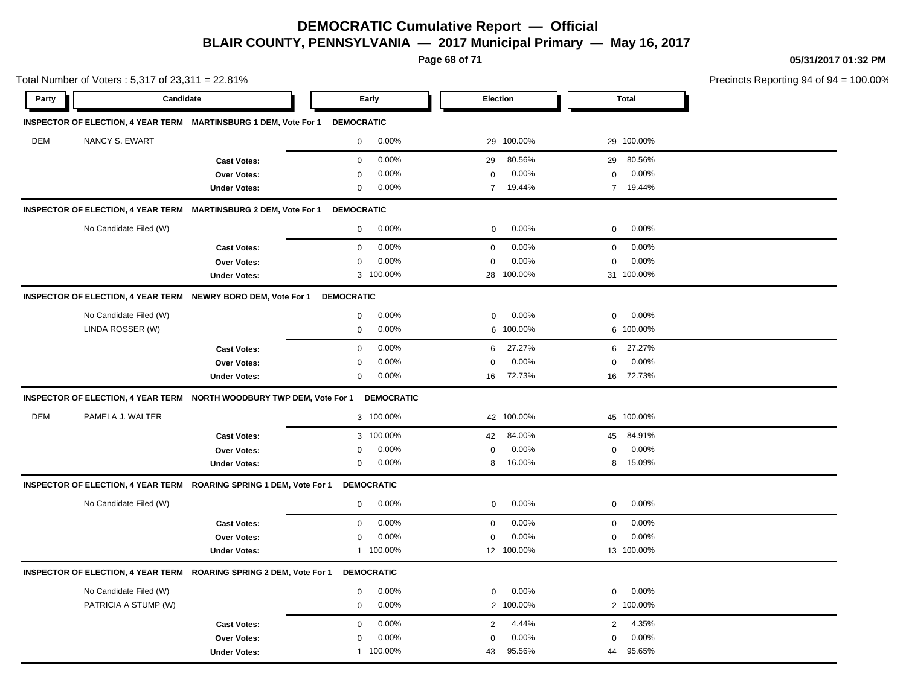# DEMOCRATIC Cumulative Report — Official

## BLAIR COUNTY, PENNSYLVANIA — 2017 Municipal Primary — May 16, 2017

05/31/2017 01:32 PM

Total Number of Voters : 5,317 of 23,311 = 22.81%

Precincts Reporting 94 of 94 = 100.00%

| Party | Candidate | | Early | | Election | | Total | |
|---|---|---|---|---|---|---|---|---|
| **INSPECTOR OF ELECTION, 4 YEAR TERM MARTINSBURG 1 DEM, Vote For 1 DEMOCRATIC** | | | | | | | | |
| DEM | NANCY S. EWART | | 0 | 0.00% | 29 | 100.00% | 29 | 100.00% |
| | | **Cast Votes:** | 0 | 0.00% | 29 | 80.56% | 29 | 80.56% |
| | | **Over Votes:** | 0 | 0.00% | 0 | 0.00% | 0 | 0.00% |
| | | **Under Votes:** | 0 | 0.00% | 7 | 19.44% | 7 | 19.44% |
| **INSPECTOR OF ELECTION, 4 YEAR TERM MARTINSBURG 2 DEM, Vote For 1 DEMOCRATIC** | | | | | | | | |
| | No Candidate Filed (W) | | 0 | 0.00% | 0 | 0.00% | 0 | 0.00% |
| | | **Cast Votes:** | 0 | 0.00% | 0 | 0.00% | 0 | 0.00% |
| | | **Over Votes:** | 0 | 0.00% | 0 | 0.00% | 0 | 0.00% |
| | | **Under Votes:** | 3 | 100.00% | 28 | 100.00% | 31 | 100.00% |
| **INSPECTOR OF ELECTION, 4 YEAR TERM NEWRY BORO DEM, Vote For 1 DEMOCRATIC** | | | | | | | | |
| | No Candidate Filed (W) | | 0 | 0.00% | 0 | 0.00% | 0 | 0.00% |
| | LINDA ROSSER (W) | | 0 | 0.00% | 6 | 100.00% | 6 | 100.00% |
| | | **Cast Votes:** | 0 | 0.00% | 6 | 27.27% | 6 | 27.27% |
| | | **Over Votes:** | 0 | 0.00% | 0 | 0.00% | 0 | 0.00% |
| | | **Under Votes:** | 0 | 0.00% | 16 | 72.73% | 16 | 72.73% |
| **INSPECTOR OF ELECTION, 4 YEAR TERM NORTH WOODBURY TWP DEM, Vote For 1 DEMOCRATIC** | | | | | | | | |
| DEM | PAMELA J. WALTER | | 3 | 100.00% | 42 | 100.00% | 45 | 100.00% |
| | | **Cast Votes:** | 3 | 100.00% | 42 | 84.00% | 45 | 84.91% |
| | | **Over Votes:** | 0 | 0.00% | 0 | 0.00% | 0 | 0.00% |
| | | **Under Votes:** | 0 | 0.00% | 8 | 16.00% | 8 | 15.09% |
| **INSPECTOR OF ELECTION, 4 YEAR TERM ROARING SPRING 1 DEM, Vote For 1 DEMOCRATIC** | | | | | | | | |
| | No Candidate Filed (W) | | 0 | 0.00% | 0 | 0.00% | 0 | 0.00% |
| | | **Cast Votes:** | 0 | 0.00% | 0 | 0.00% | 0 | 0.00% |
| | | **Over Votes:** | 0 | 0.00% | 0 | 0.00% | 0 | 0.00% |
| | | **Under Votes:** | 1 | 100.00% | 12 | 100.00% | 13 | 100.00% |
| **INSPECTOR OF ELECTION, 4 YEAR TERM ROARING SPRING 2 DEM, Vote For 1 DEMOCRATIC** | | | | | | | | |
| | No Candidate Filed (W) | | 0 | 0.00% | 0 | 0.00% | 0 | 0.00% |
| | PATRICIA A STUMP (W) | | 0 | 0.00% | 2 | 100.00% | 2 | 100.00% |
| | | **Cast Votes:** | 0 | 0.00% | 2 | 4.44% | 2 | 4.35% |
| | | **Over Votes:** | 0 | 0.00% | 0 | 0.00% | 0 | 0.00% |
| | | **Under Votes:** | 1 | 100.00% | 43 | 95.56% | 44 | 95.65% |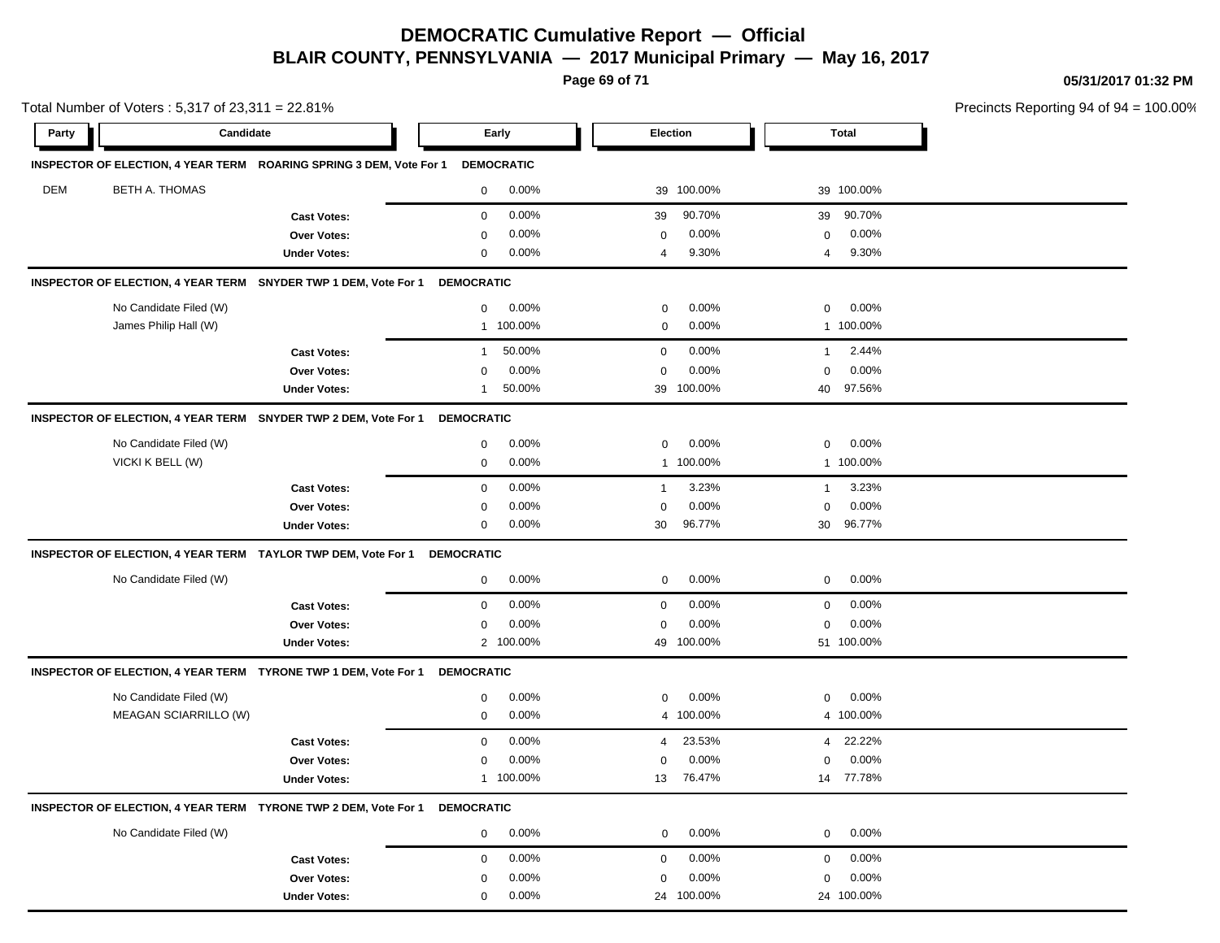# DEMOCRATIC Cumulative Report — Official

## BLAIR COUNTY, PENNSYLVANIA — 2017 Municipal Primary — May 16, 2017

05/31/2017 01:32 PM

Total Number of Voters : 5,317 of 23,311 = 22.81%

Precincts Reporting 94 of 94 = 100.00%

| Party | Candidate | | Early | | Election | | Total | |
|---|---|---|---|---|---|---|---|---|
| **INSPECTOR OF ELECTION, 4 YEAR TERM ROARING SPRING 3 DEM, Vote For 1 DEMOCRATIC** | | | | | | | | |
| DEM | BETH A. THOMAS | | 0 | 0.00% | 39 | 100.00% | 39 | 100.00% |
| | | **Cast Votes:** | 0 | 0.00% | 39 | 90.70% | 39 | 90.70% |
| | | **Over Votes:** | 0 | 0.00% | 0 | 0.00% | 0 | 0.00% |
| | | **Under Votes:** | 0 | 0.00% | 4 | 9.30% | 4 | 9.30% |
| **INSPECTOR OF ELECTION, 4 YEAR TERM SNYDER TWP 1 DEM, Vote For 1 DEMOCRATIC** | | | | | | | | |
| | No Candidate Filed (W) | | 0 | 0.00% | 0 | 0.00% | 0 | 0.00% |
| | James Philip Hall (W) | | 1 | 100.00% | 0 | 0.00% | 1 | 100.00% |
| | | **Cast Votes:** | 1 | 50.00% | 0 | 0.00% | 1 | 2.44% |
| | | **Over Votes:** | 0 | 0.00% | 0 | 0.00% | 0 | 0.00% |
| | | **Under Votes:** | 1 | 50.00% | 39 | 100.00% | 40 | 97.56% |
| **INSPECTOR OF ELECTION, 4 YEAR TERM SNYDER TWP 2 DEM, Vote For 1 DEMOCRATIC** | | | | | | | | |
| | No Candidate Filed (W) | | 0 | 0.00% | 0 | 0.00% | 0 | 0.00% |
| | VICKI K BELL (W) | | 0 | 0.00% | 1 | 100.00% | 1 | 100.00% |
| | | **Cast Votes:** | 0 | 0.00% | 1 | 3.23% | 1 | 3.23% |
| | | **Over Votes:** | 0 | 0.00% | 0 | 0.00% | 0 | 0.00% |
| | | **Under Votes:** | 0 | 0.00% | 30 | 96.77% | 30 | 96.77% |
| **INSPECTOR OF ELECTION, 4 YEAR TERM TAYLOR TWP DEM, Vote For 1 DEMOCRATIC** | | | | | | | | |
| | No Candidate Filed (W) | | 0 | 0.00% | 0 | 0.00% | 0 | 0.00% |
| | | **Cast Votes:** | 0 | 0.00% | 0 | 0.00% | 0 | 0.00% |
| | | **Over Votes:** | 0 | 0.00% | 0 | 0.00% | 0 | 0.00% |
| | | **Under Votes:** | 2 | 100.00% | 49 | 100.00% | 51 | 100.00% |
| **INSPECTOR OF ELECTION, 4 YEAR TERM TYRONE TWP 1 DEM, Vote For 1 DEMOCRATIC** | | | | | | | | |
| | No Candidate Filed (W) | | 0 | 0.00% | 0 | 0.00% | 0 | 0.00% |
| | MEAGAN SCIARRILLO (W) | | 0 | 0.00% | 4 | 100.00% | 4 | 100.00% |
| | | **Cast Votes:** | 0 | 0.00% | 4 | 23.53% | 4 | 22.22% |
| | | **Over Votes:** | 0 | 0.00% | 0 | 0.00% | 0 | 0.00% |
| | | **Under Votes:** | 1 | 100.00% | 13 | 76.47% | 14 | 77.78% |
| **INSPECTOR OF ELECTION, 4 YEAR TERM TYRONE TWP 2 DEM, Vote For 1 DEMOCRATIC** | | | | | | | | |
| | No Candidate Filed (W) | | 0 | 0.00% | 0 | 0.00% | 0 | 0.00% |
| | | **Cast Votes:** | 0 | 0.00% | 0 | 0.00% | 0 | 0.00% |
| | | **Over Votes:** | 0 | 0.00% | 0 | 0.00% | 0 | 0.00% |
| | | **Under Votes:** | 0 | 0.00% | 24 | 100.00% | 24 | 100.00% |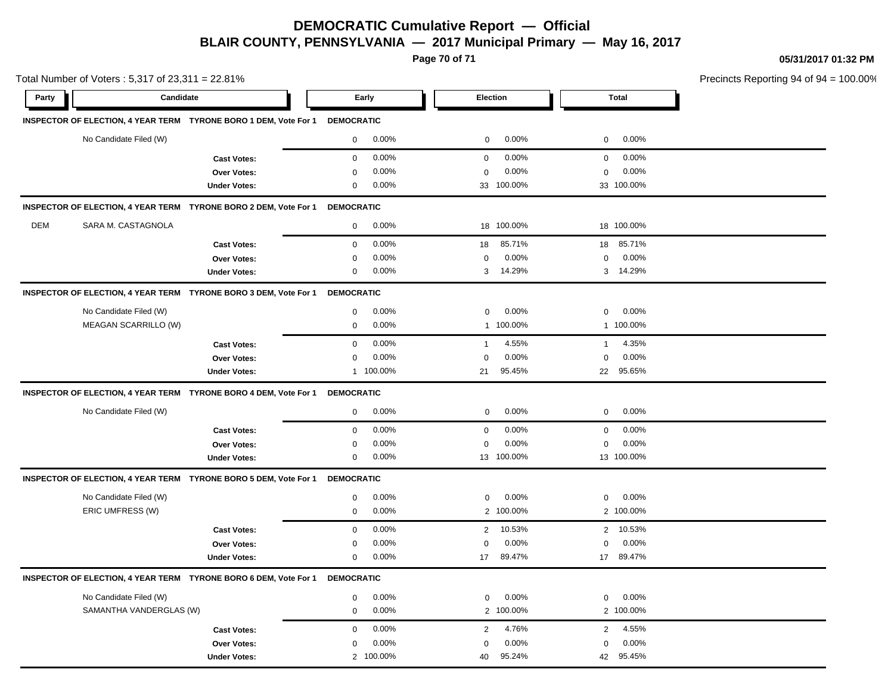# DEMOCRATIC Cumulative Report — Official

## BLAIR COUNTY, PENNSYLVANIA — 2017 Municipal Primary — May 16, 2017

05/31/2017 01:32 PM

Total Number of Voters : 5,317 of 23,311 = 22.81%

Precincts Reporting 94 of 94 = 100.00%

| Party | Candidate | | Early | | Election | | Total | |
|---|---|---|---|---|---|---|---|---|
| **INSPECTOR OF ELECTION, 4 YEAR TERM** | **TYRONE BORO 1 DEM, Vote For 1** | **DEMOCRATIC** | | | | | | |
| | No Candidate Filed (W) | | 0 | 0.00% | 0 | 0.00% | 0 | 0.00% |
| | | **Cast Votes:** | 0 | 0.00% | 0 | 0.00% | 0 | 0.00% |
| | | **Over Votes:** | 0 | 0.00% | 0 | 0.00% | 0 | 0.00% |
| | | **Under Votes:** | 0 | 0.00% | 33 | 100.00% | 33 | 100.00% |
| **INSPECTOR OF ELECTION, 4 YEAR TERM** | **TYRONE BORO 2 DEM, Vote For 1** | **DEMOCRATIC** | | | | | | |
| DEM | SARA M. CASTAGNOLA | | 0 | 0.00% | 18 | 100.00% | 18 | 100.00% |
| | | **Cast Votes:** | 0 | 0.00% | 18 | 85.71% | 18 | 85.71% |
| | | **Over Votes:** | 0 | 0.00% | 0 | 0.00% | 0 | 0.00% |
| | | **Under Votes:** | 0 | 0.00% | 3 | 14.29% | 3 | 14.29% |
| **INSPECTOR OF ELECTION, 4 YEAR TERM** | **TYRONE BORO 3 DEM, Vote For 1** | **DEMOCRATIC** | | | | | | |
| | No Candidate Filed (W) | | 0 | 0.00% | 0 | 0.00% | 0 | 0.00% |
| | MEAGAN SCARRILLO (W) | | 0 | 0.00% | 1 | 100.00% | 1 | 100.00% |
| | | **Cast Votes:** | 0 | 0.00% | 1 | 4.55% | 1 | 4.35% |
| | | **Over Votes:** | 0 | 0.00% | 0 | 0.00% | 0 | 0.00% |
| | | **Under Votes:** | 1 | 100.00% | 21 | 95.45% | 22 | 95.65% |
| **INSPECTOR OF ELECTION, 4 YEAR TERM** | **TYRONE BORO 4 DEM, Vote For 1** | **DEMOCRATIC** | | | | | | |
| | No Candidate Filed (W) | | 0 | 0.00% | 0 | 0.00% | 0 | 0.00% |
| | | **Cast Votes:** | 0 | 0.00% | 0 | 0.00% | 0 | 0.00% |
| | | **Over Votes:** | 0 | 0.00% | 0 | 0.00% | 0 | 0.00% |
| | | **Under Votes:** | 0 | 0.00% | 13 | 100.00% | 13 | 100.00% |
| **INSPECTOR OF ELECTION, 4 YEAR TERM** | **TYRONE BORO 5 DEM, Vote For 1** | **DEMOCRATIC** | | | | | | |
| | No Candidate Filed (W) | | 0 | 0.00% | 0 | 0.00% | 0 | 0.00% |
| | ERIC UMFRESS (W) | | 0 | 0.00% | 2 | 100.00% | 2 | 100.00% |
| | | **Cast Votes:** | 0 | 0.00% | 2 | 10.53% | 2 | 10.53% |
| | | **Over Votes:** | 0 | 0.00% | 0 | 0.00% | 0 | 0.00% |
| | | **Under Votes:** | 0 | 0.00% | 17 | 89.47% | 17 | 89.47% |
| **INSPECTOR OF ELECTION, 4 YEAR TERM** | **TYRONE BORO 6 DEM, Vote For 1** | **DEMOCRATIC** | | | | | | |
| | No Candidate Filed (W) | | 0 | 0.00% | 0 | 0.00% | 0 | 0.00% |
| | SAMANTHA VANDERGLAS (W) | | 0 | 0.00% | 2 | 100.00% | 2 | 100.00% |
| | | **Cast Votes:** | 0 | 0.00% | 2 | 4.76% | 2 | 4.55% |
| | | **Over Votes:** | 0 | 0.00% | 0 | 0.00% | 0 | 0.00% |
| | | **Under Votes:** | 2 | 100.00% | 40 | 95.24% | 42 | 95.45% |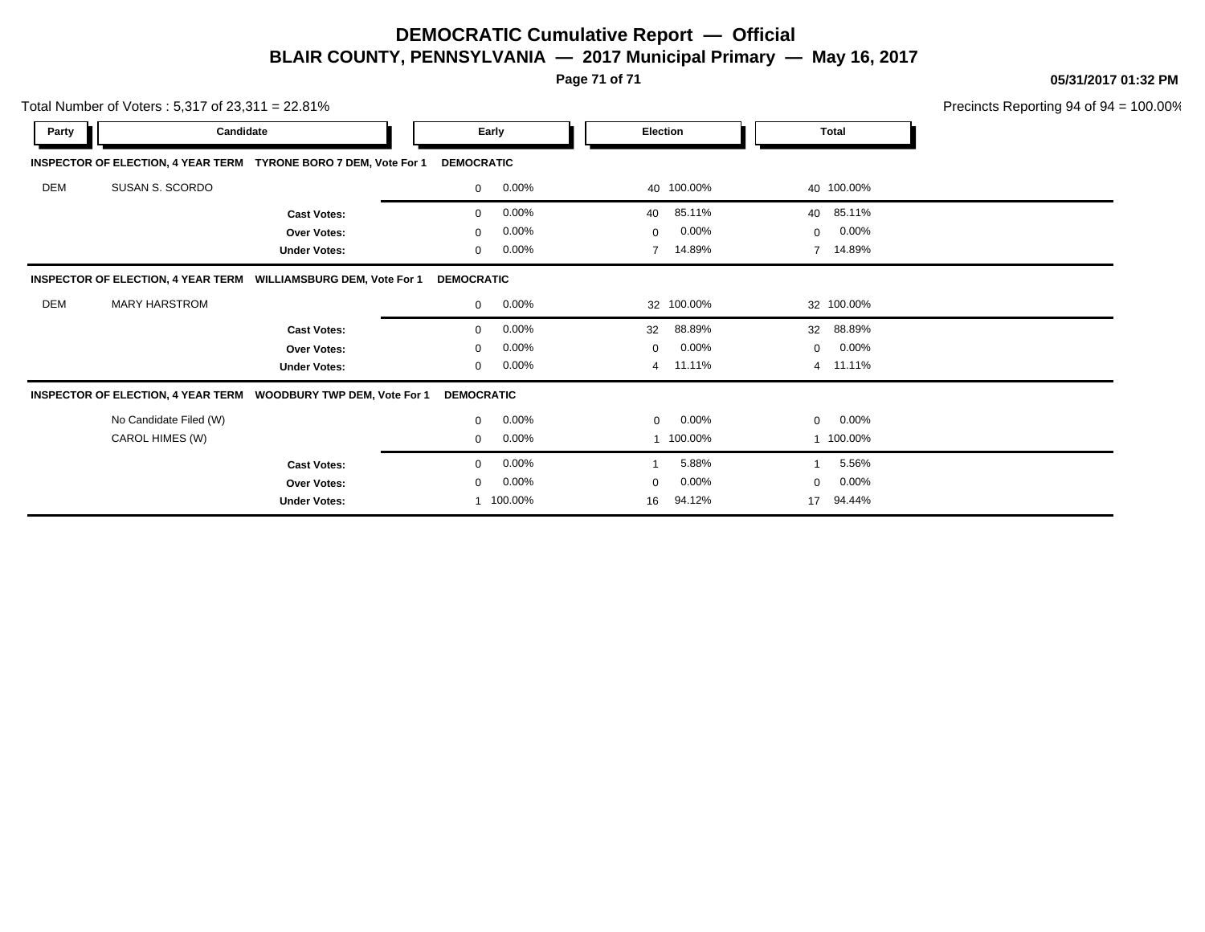# DEMOCRATIC Cumulative Report — Official

## BLAIR COUNTY, PENNSYLVANIA — 2017 Municipal Primary — May 16, 2017

**05/31/2017 01:32 PM**

Total Number of Voters : 5,317 of 23,311 = 22.81%

Precincts Reporting 94 of 94 = 100.00%

| Party | Candidate | Early | | Election | | Total | |
|---|---|---|---|---|---|---|---|
| **INSPECTOR OF ELECTION, 4 YEAR TERM** | **TYRONE BORO 7 DEM, Vote For 1** | **DEMOCRATIC** | | | | | |
| DEM | SUSAN S. SCORDO | 0 | 0.00% | 40 | 100.00% | 40 | 100.00% |
| | **Cast Votes:** | 0 | 0.00% | 40 | 85.11% | 40 | 85.11% |
| | **Over Votes:** | 0 | 0.00% | 0 | 0.00% | 0 | 0.00% |
| | **Under Votes:** | 0 | 0.00% | 7 | 14.89% | 7 | 14.89% |
| **INSPECTOR OF ELECTION, 4 YEAR TERM** | **WILLIAMSBURG DEM, Vote For 1** | **DEMOCRATIC** | | | | | |
| DEM | MARY HARSTROM | 0 | 0.00% | 32 | 100.00% | 32 | 100.00% |
| | **Cast Votes:** | 0 | 0.00% | 32 | 88.89% | 32 | 88.89% |
| | **Over Votes:** | 0 | 0.00% | 0 | 0.00% | 0 | 0.00% |
| | **Under Votes:** | 0 | 0.00% | 4 | 11.11% | 4 | 11.11% |
| **INSPECTOR OF ELECTION, 4 YEAR TERM** | **WOODBURY TWP DEM, Vote For 1** | **DEMOCRATIC** | | | | | |
| | No Candidate Filed (W) | 0 | 0.00% | 0 | 0.00% | 0 | 0.00% |
| | CAROL HIMES (W) | 0 | 0.00% | 1 | 100.00% | 1 | 100.00% |
| | **Cast Votes:** | 0 | 0.00% | 1 | 5.88% | 1 | 5.56% |
| | **Over Votes:** | 0 | 0.00% | 0 | 0.00% | 0 | 0.00% |
| | **Under Votes:** | 1 | 100.00% | 16 | 94.12% | 17 | 94.44% |